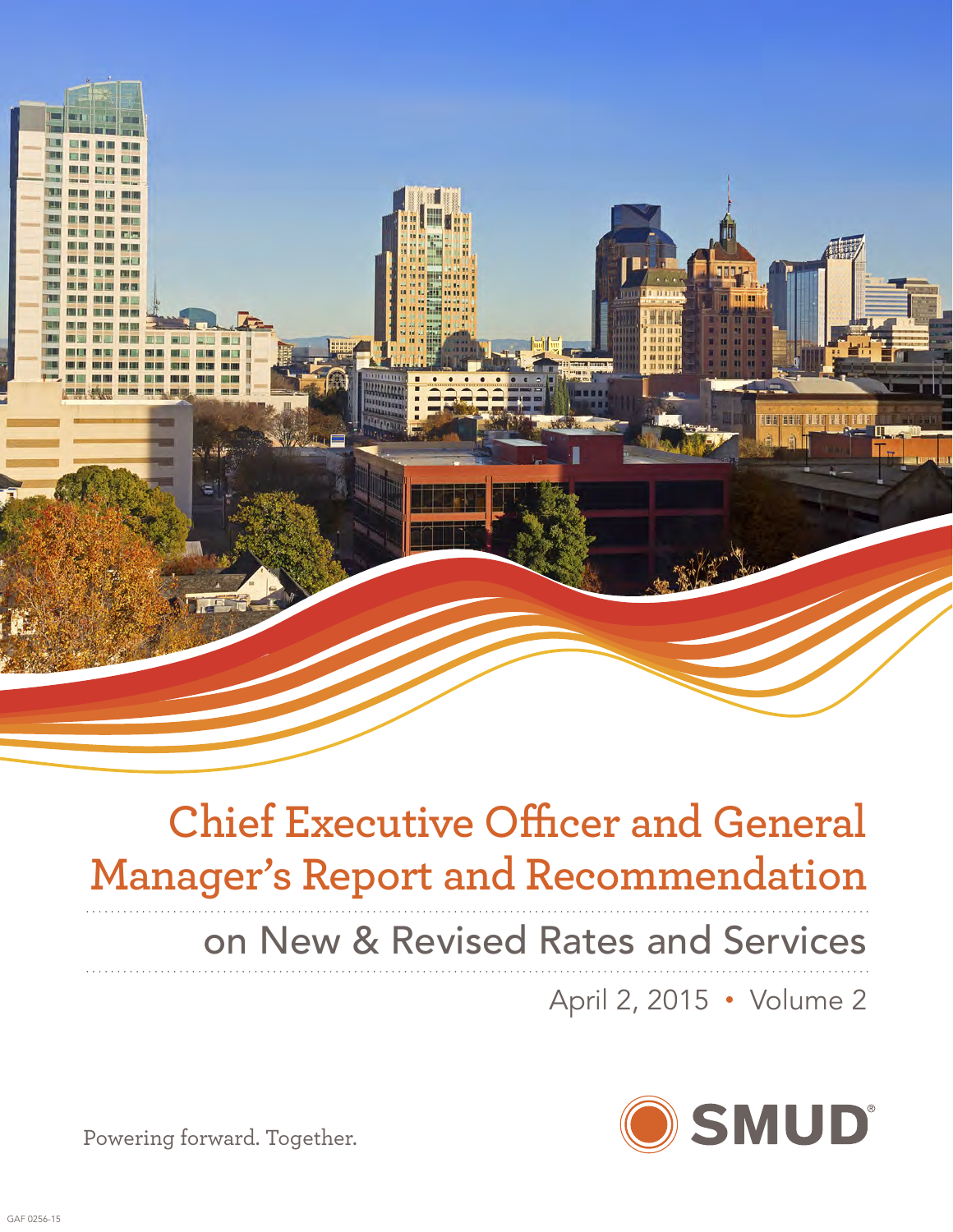# Chief Executive Officer and General Manager's Report and Recommendation

## on New & Revised Rates and Services

April 2, 2015 • Volume 2

SMUD®

Powering forward. Together.

GAF 0256-15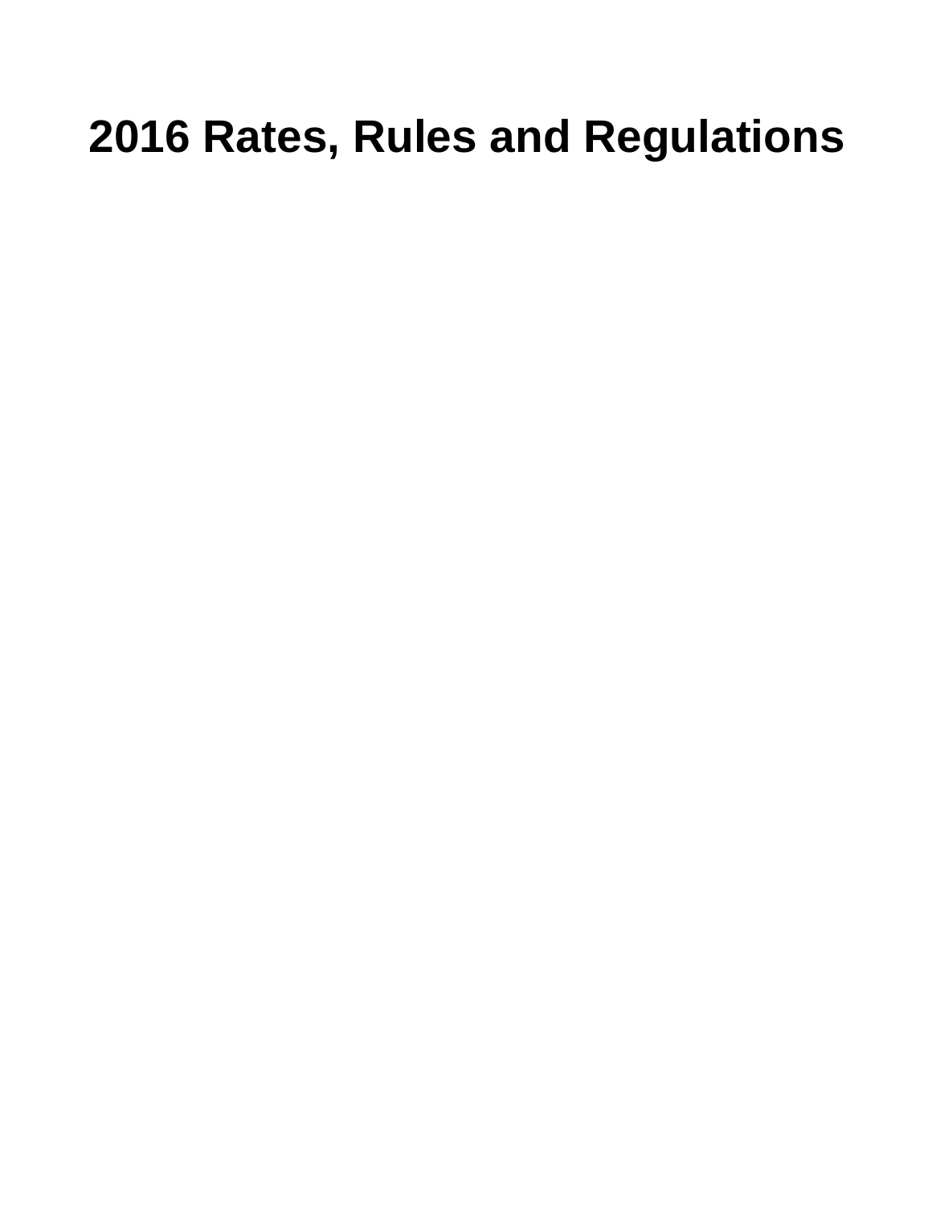# 2016 Rates, Rules and Regulations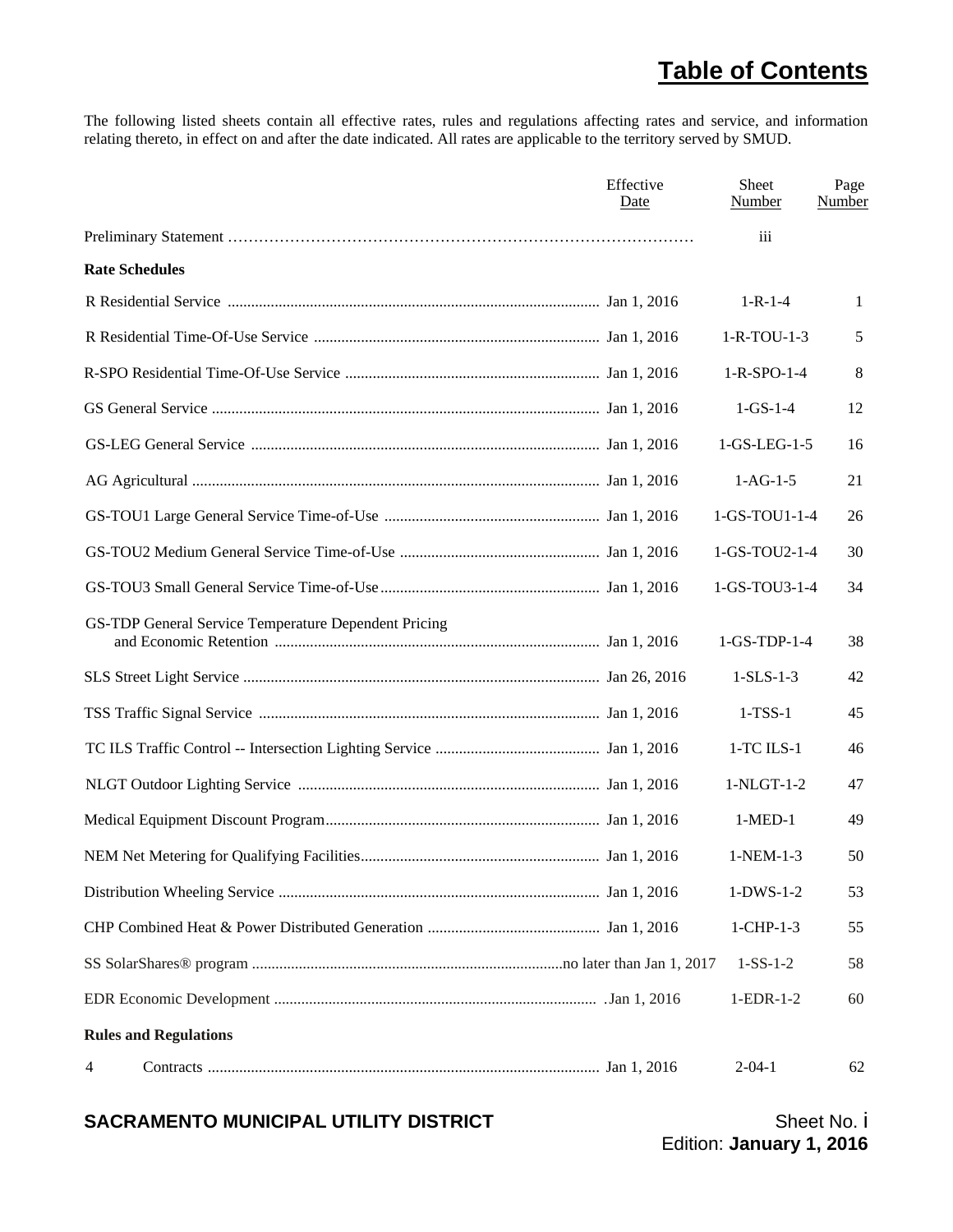# Table of Contents

The following listed sheets contain all effective rates, rules and regulations affecting rates and service, and information relating thereto, in effect on and after the date indicated. All rates are applicable to the territory served by SMUD.

| | Effective Date | Sheet Number | Page Number |
|---|---|---|---|
| Preliminary Statement | | iii | |
| **Rate Schedules** | | | |
| R Residential Service | Jan 1, 2016 | 1-R-1-4 | 1 |
| R Residential Time-Of-Use Service | Jan 1, 2016 | 1-R-TOU-1-3 | 5 |
| R-SPO Residential Time-Of-Use Service | Jan 1, 2016 | 1-R-SPO-1-4 | 8 |
| GS General Service | Jan 1, 2016 | 1-GS-1-4 | 12 |
| GS-LEG General Service | Jan 1, 2016 | 1-GS-LEG-1-5 | 16 |
| AG Agricultural | Jan 1, 2016 | 1-AG-1-5 | 21 |
| GS-TOU1 Large General Service Time-of-Use | Jan 1, 2016 | 1-GS-TOU1-1-4 | 26 |
| GS-TOU2 Medium General Service Time-of-Use | Jan 1, 2016 | 1-GS-TOU2-1-4 | 30 |
| GS-TOU3 Small General Service Time-of-Use | Jan 1, 2016 | 1-GS-TOU3-1-4 | 34 |
| GS-TDP General Service Temperature Dependent Pricing and Economic Retention | Jan 1, 2016 | 1-GS-TDP-1-4 | 38 |
| SLS Street Light Service | Jan 26, 2016 | 1-SLS-1-3 | 42 |
| TSS Traffic Signal Service | Jan 1, 2016 | 1-TSS-1 | 45 |
| TC ILS Traffic Control -- Intersection Lighting Service | Jan 1, 2016 | 1-TC ILS-1 | 46 |
| NLGT Outdoor Lighting Service | Jan 1, 2016 | 1-NLGT-1-2 | 47 |
| Medical Equipment Discount Program | Jan 1, 2016 | 1-MED-1 | 49 |
| NEM Net Metering for Qualifying Facilities | Jan 1, 2016 | 1-NEM-1-3 | 50 |
| Distribution Wheeling Service | Jan 1, 2016 | 1-DWS-1-2 | 53 |
| CHP Combined Heat & Power Distributed Generation | Jan 1, 2016 | 1-CHP-1-3 | 55 |
| SS SolarShares® program | no later than Jan 1, 2017 | 1-SS-1-2 | 58 |
| EDR Economic Development | Jan 1, 2016 | 1-EDR-1-2 | 60 |
| **Rules and Regulations** | | | |
| 4 Contracts | Jan 1, 2016 | 2-04-1 | 62 |

**SACRAMENTO MUNICIPAL UTILITY DISTRICT** Sheet No. i
Edition: **January 1, 2016**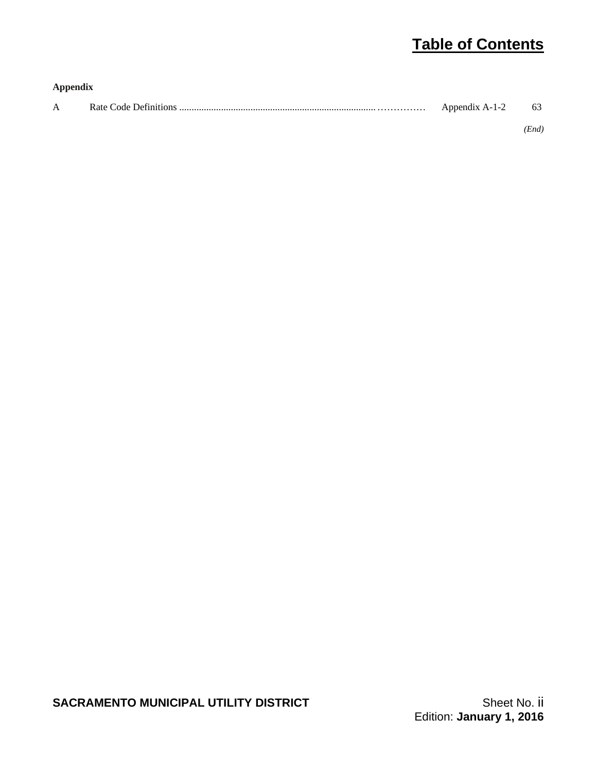# Table of Contents

**Appendix**

| | | | |
|---|---|---|---|
| A | Rate Code Definitions ............................................................................................. | Appendix A-1-2 | 63 |

*(End)*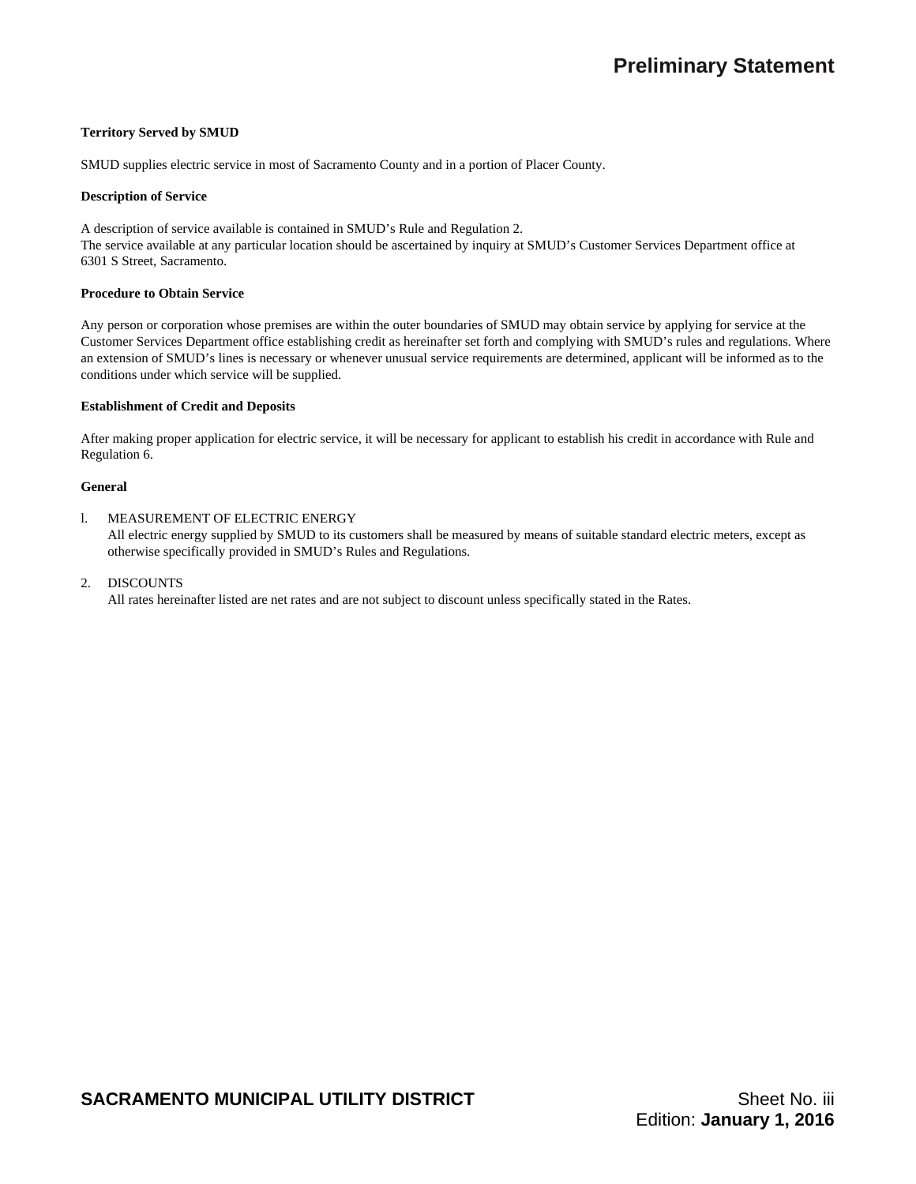# Preliminary Statement

**Territory Served by SMUD**

SMUD supplies electric service in most of Sacramento County and in a portion of Placer County.

**Description of Service**

A description of service available is contained in SMUD's Rule and Regulation 2.
The service available at any particular location should be ascertained by inquiry at SMUD's Customer Services Department office at 6301 S Street, Sacramento.

**Procedure to Obtain Service**

Any person or corporation whose premises are within the outer boundaries of SMUD may obtain service by applying for service at the Customer Services Department office establishing credit as hereinafter set forth and complying with SMUD's rules and regulations. Where an extension of SMUD's lines is necessary or whenever unusual service requirements are determined, applicant will be informed as to the conditions under which service will be supplied.

**Establishment of Credit and Deposits**

After making proper application for electric service, it will be necessary for applicant to establish his credit in accordance with Rule and Regulation 6.

**General**

l. MEASUREMENT OF ELECTRIC ENERGY
   All electric energy supplied by SMUD to its customers shall be measured by means of suitable standard electric meters, except as otherwise specifically provided in SMUD's Rules and Regulations.

2. DISCOUNTS
   All rates hereinafter listed are net rates and are not subject to discount unless specifically stated in the Rates.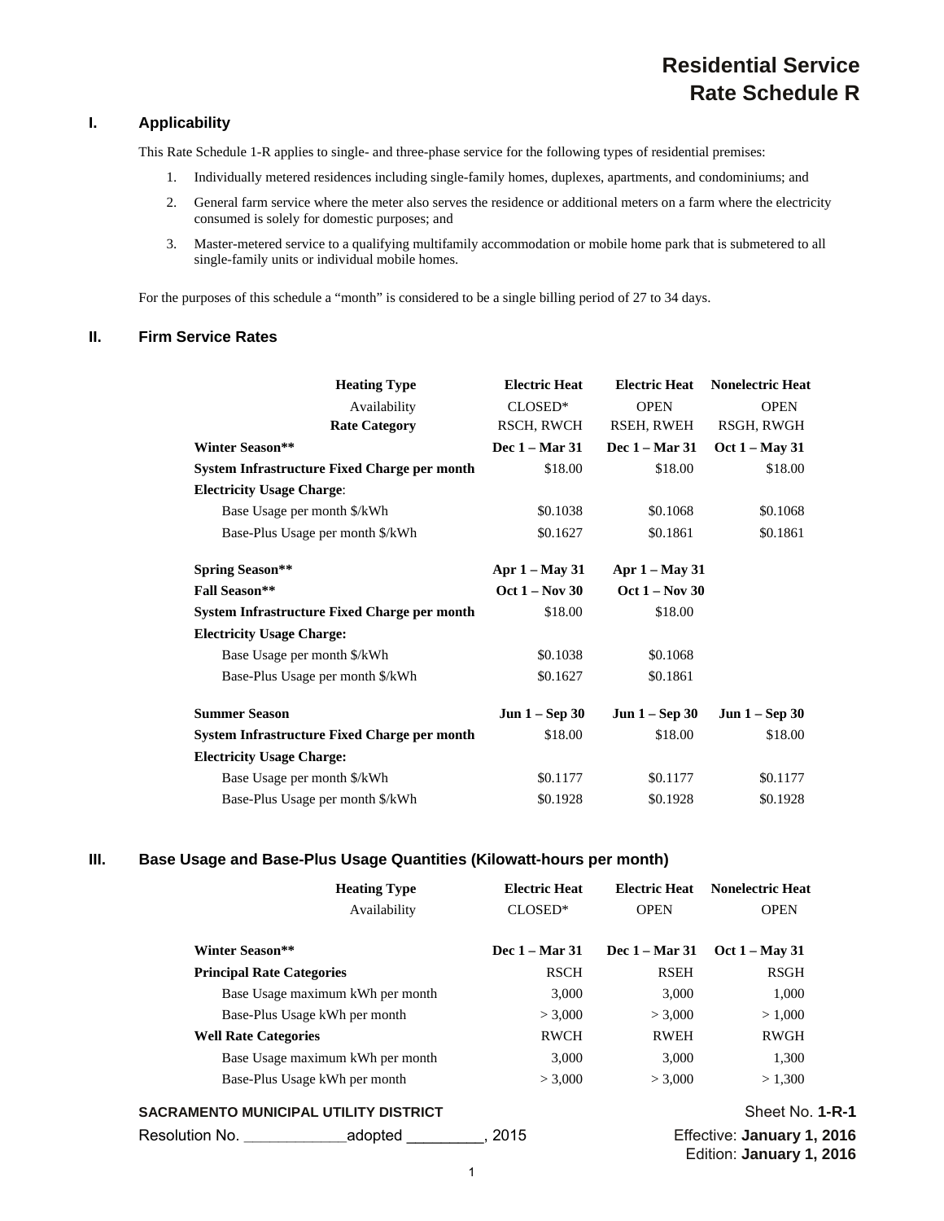# Residential Service
# Rate Schedule R

## I. Applicability

This Rate Schedule 1-R applies to single- and three-phase service for the following types of residential premises:

1. Individually metered residences including single-family homes, duplexes, apartments, and condominiums; and
2. General farm service where the meter also serves the residence or additional meters on a farm where the electricity consumed is solely for domestic purposes; and
3. Master-metered service to a qualifying multifamily accommodation or mobile home park that is submetered to all single-family units or individual mobile homes.

For the purposes of this schedule a "month" is considered to be a single billing period of 27 to 34 days.

## II. Firm Service Rates

| **Heating Type** | **Electric Heat** | **Electric Heat** | **Nonelectric Heat** |
|---|---|---|---|
| Availability | CLOSED* | OPEN | OPEN |
| **Rate Category** | RSCH, RWCH | RSEH, RWEH | RSGH, RWGH |
| **Winter Season**** | **Dec 1 – Mar 31** | **Dec 1 – Mar 31** | **Oct 1 – May 31** |
| **System Infrastructure Fixed Charge per month** | $18.00 | $18.00 | $18.00 |
| **Electricity Usage Charge**: | | | |
| Base Usage per month $/kWh | $0.1038 | $0.1068 | $0.1068 |
| Base-Plus Usage per month $/kWh | $0.1627 | $0.1861 | $0.1861 |
| **Spring Season**** | **Apr 1 – May 31** | **Apr 1 – May 31** | |
| **Fall Season**** | **Oct 1 – Nov 30** | **Oct 1 – Nov 30** | |
| **System Infrastructure Fixed Charge per month** | $18.00 | $18.00 | |
| **Electricity Usage Charge:** | | | |
| Base Usage per month $/kWh | $0.1038 | $0.1068 | |
| Base-Plus Usage per month $/kWh | $0.1627 | $0.1861 | |
| **Summer Season** | **Jun 1 – Sep 30** | **Jun 1 – Sep 30** | **Jun 1 – Sep 30** |
| **System Infrastructure Fixed Charge per month** | $18.00 | $18.00 | $18.00 |
| **Electricity Usage Charge:** | | | |
| Base Usage per month $/kWh | $0.1177 | $0.1177 | $0.1177 |
| Base-Plus Usage per month $/kWh | $0.1928 | $0.1928 | $0.1928 |

## III. Base Usage and Base-Plus Usage Quantities (Kilowatt-hours per month)

| **Heating Type** | **Electric Heat** | **Electric Heat** | **Nonelectric Heat** |
|---|---|---|---|
| Availability | CLOSED* | OPEN | OPEN |
| **Winter Season**** | **Dec 1 – Mar 31** | **Dec 1 – Mar 31** | **Oct 1 – May 31** |
| **Principal Rate Categories** | RSCH | RSEH | RSGH |
| Base Usage maximum kWh per month | 3,000 | 3,000 | 1,000 |
| Base-Plus Usage kWh per month | > 3,000 | > 3,000 | > 1,000 |
| **Well Rate Categories** | RWCH | RWEH | RWGH |
| Base Usage maximum kWh per month | 3,000 | 3,000 | 1,300 |
| Base-Plus Usage kWh per month | > 3,000 | > 3,000 | > 1,300 |

**SACRAMENTO MUNICIPAL UTILITY DISTRICT** Sheet No. **1-R-1**

Resolution No. ____________adopted _________, 2015 Effective: **January 1, 2016** Edition: **January 1, 2016**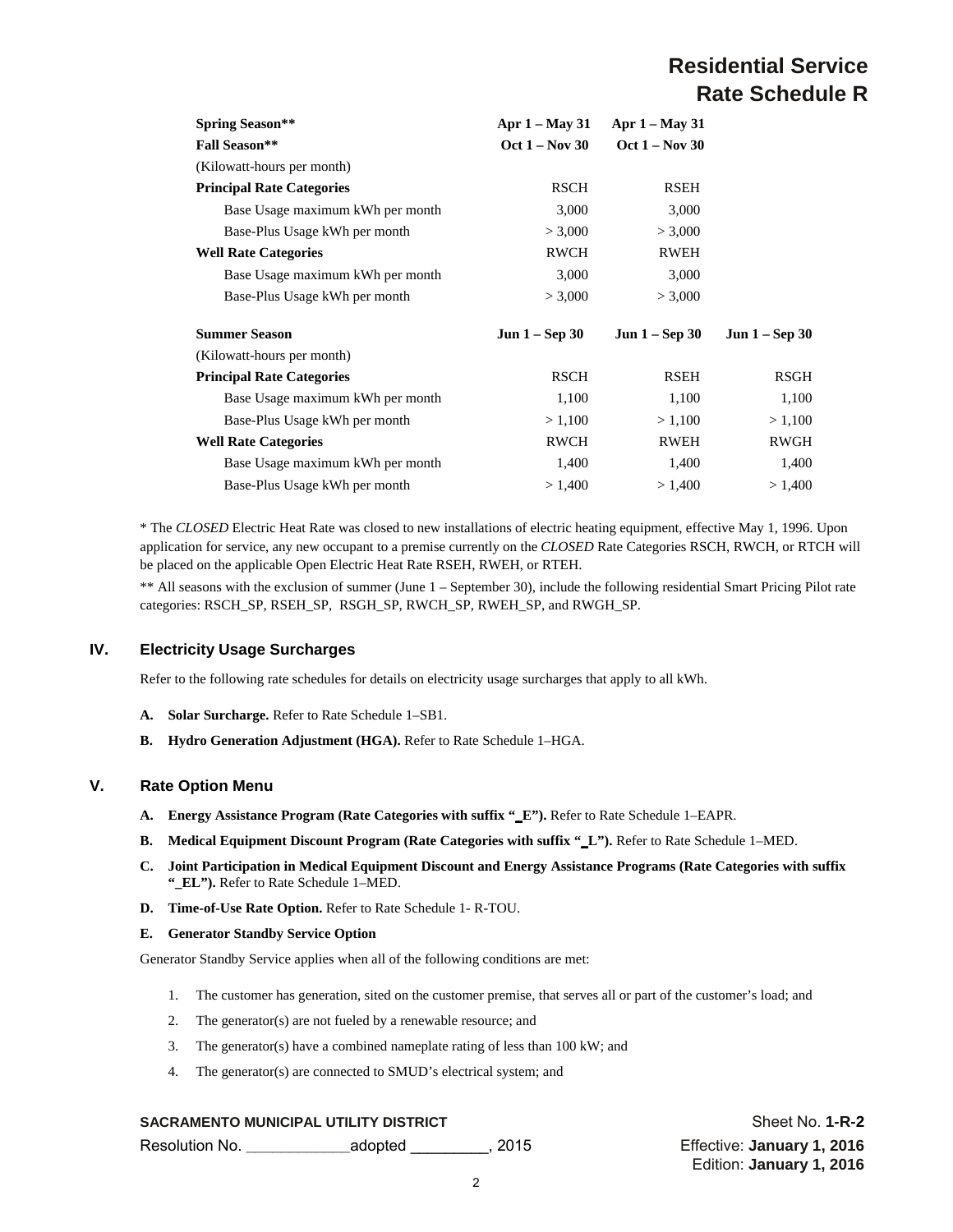| | | | |
|---|---|---|---|
| **Spring Season**** | **Apr 1 – May 31** | **Apr 1 – May 31** | |
| **Fall Season**** | **Oct 1 – Nov 30** | **Oct 1 – Nov 30** | |
| (Kilowatt-hours per month) | | | |
| **Principal Rate Categories** | RSCH | RSEH | |
| Base Usage maximum kWh per month | 3,000 | 3,000 | |
| Base-Plus Usage kWh per month | > 3,000 | > 3,000 | |
| **Well Rate Categories** | RWCH | RWEH | |
| Base Usage maximum kWh per month | 3,000 | 3,000 | |
| Base-Plus Usage kWh per month | > 3,000 | > 3,000 | |
| | | | |
| **Summer Season** | **Jun 1 – Sep 30** | **Jun 1 – Sep 30** | **Jun 1 – Sep 30** |
| (Kilowatt-hours per month) | | | |
| **Principal Rate Categories** | RSCH | RSEH | RSGH |
| Base Usage maximum kWh per month | 1,100 | 1,100 | 1,100 |
| Base-Plus Usage kWh per month | > 1,100 | > 1,100 | > 1,100 |
| **Well Rate Categories** | RWCH | RWEH | RWGH |
| Base Usage maximum kWh per month | 1,400 | 1,400 | 1,400 |
| Base-Plus Usage kWh per month | > 1,400 | > 1,400 | > 1,400 |

* The *CLOSED* Electric Heat Rate was closed to new installations of electric heating equipment, effective May 1, 1996. Upon application for service, any new occupant to a premise currently on the *CLOSED* Rate Categories RSCH, RWCH, or RTCH will be placed on the applicable Open Electric Heat Rate RSEH, RWEH, or RTEH.

** All seasons with the exclusion of summer (June 1 – September 30), include the following residential Smart Pricing Pilot rate categories: RSCH_SP, RSEH_SP, RSGH_SP, RWCH_SP, RWEH_SP, and RWGH_SP.

## IV. Electricity Usage Surcharges

Refer to the following rate schedules for details on electricity usage surcharges that apply to all kWh.

**A. Solar Surcharge.** Refer to Rate Schedule 1–SB1.

**B. Hydro Generation Adjustment (HGA).** Refer to Rate Schedule 1–HGA.

## V. Rate Option Menu

**A. Energy Assistance Program (Rate Categories with suffix "_E").** Refer to Rate Schedule 1–EAPR.

**B. Medical Equipment Discount Program (Rate Categories with suffix "_L").** Refer to Rate Schedule 1–MED.

**C. Joint Participation in Medical Equipment Discount and Energy Assistance Programs (Rate Categories with suffix "_EL").** Refer to Rate Schedule 1–MED.

**D. Time-of-Use Rate Option.** Refer to Rate Schedule 1- R-TOU.

**E. Generator Standby Service Option**

Generator Standby Service applies when all of the following conditions are met:

1. The customer has generation, sited on the customer premise, that serves all or part of the customer's load; and
2. The generator(s) are not fueled by a renewable resource; and
3. The generator(s) have a combined nameplate rating of less than 100 kW; and
4. The generator(s) are connected to SMUD's electrical system; and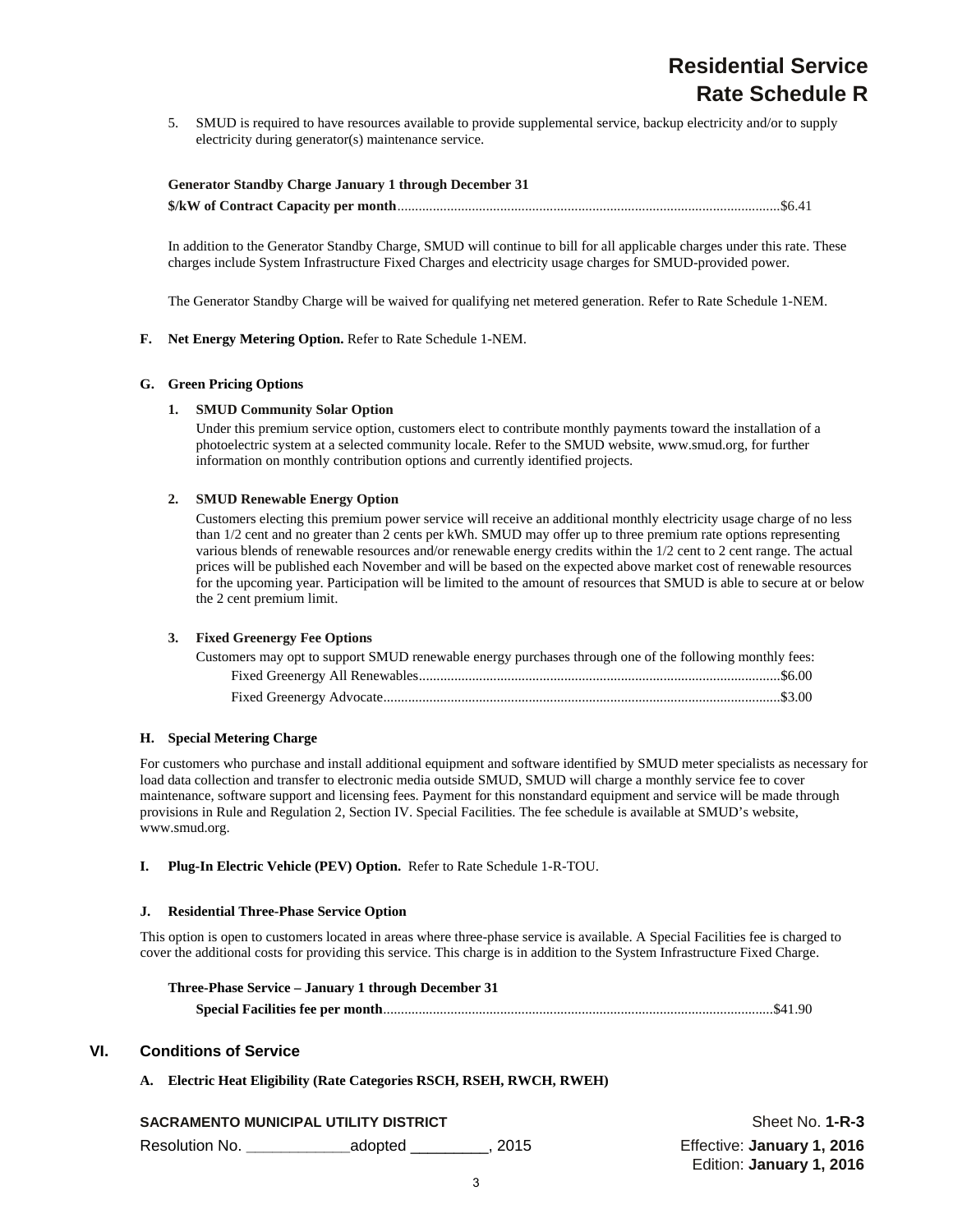5. SMUD is required to have resources available to provide supplemental service, backup electricity and/or to supply electricity during generator(s) maintenance service.

**Generator Standby Charge January 1 through December 31**

**$/kW of Contract Capacity per month**............................................................................................................$6.41

In addition to the Generator Standby Charge, SMUD will continue to bill for all applicable charges under this rate. These charges include System Infrastructure Fixed Charges and electricity usage charges for SMUD-provided power.

The Generator Standby Charge will be waived for qualifying net metered generation. Refer to Rate Schedule 1-NEM.

**F. Net Energy Metering Option.** Refer to Rate Schedule 1-NEM.

**G. Green Pricing Options**

**1. SMUD Community Solar Option**

Under this premium service option, customers elect to contribute monthly payments toward the installation of a photoelectric system at a selected community locale. Refer to the SMUD website, www.smud.org, for further information on monthly contribution options and currently identified projects.

**2. SMUD Renewable Energy Option**

Customers electing this premium power service will receive an additional monthly electricity usage charge of no less than 1/2 cent and no greater than 2 cents per kWh. SMUD may offer up to three premium rate options representing various blends of renewable resources and/or renewable energy credits within the 1/2 cent to 2 cent range. The actual prices will be published each November and will be based on the expected above market cost of renewable resources for the upcoming year. Participation will be limited to the amount of resources that SMUD is able to secure at or below the 2 cent premium limit.

**3. Fixed Greenergy Fee Options**

Customers may opt to support SMUD renewable energy purchases through one of the following monthly fees:

Fixed Greenergy All Renewables......................................................................................................$6.00

Fixed Greenergy Advocate................................................................................................................$3.00

**H. Special Metering Charge**

For customers who purchase and install additional equipment and software identified by SMUD meter specialists as necessary for load data collection and transfer to electronic media outside SMUD, SMUD will charge a monthly service fee to cover maintenance, software support and licensing fees. Payment for this nonstandard equipment and service will be made through provisions in Rule and Regulation 2, Section IV. Special Facilities. The fee schedule is available at SMUD's website, www.smud.org.

**I. Plug-In Electric Vehicle (PEV) Option.** Refer to Rate Schedule 1-R-TOU.

**J. Residential Three-Phase Service Option**

This option is open to customers located in areas where three-phase service is available. A Special Facilities fee is charged to cover the additional costs for providing this service. This charge is in addition to the System Infrastructure Fixed Charge.

**Three-Phase Service – January 1 through December 31**

**Special Facilities fee per month**..............................................................................................................$41.90

## VI. Conditions of Service

**A. Electric Heat Eligibility (Rate Categories RSCH, RSEH, RWCH, RWEH)**

**SACRAMENTO MUNICIPAL UTILITY DISTRICT** Sheet No. **1-R-3**

Resolution No. ____________adopted _________, 2015 Effective: **January 1, 2016**

Edition: **January 1, 2016**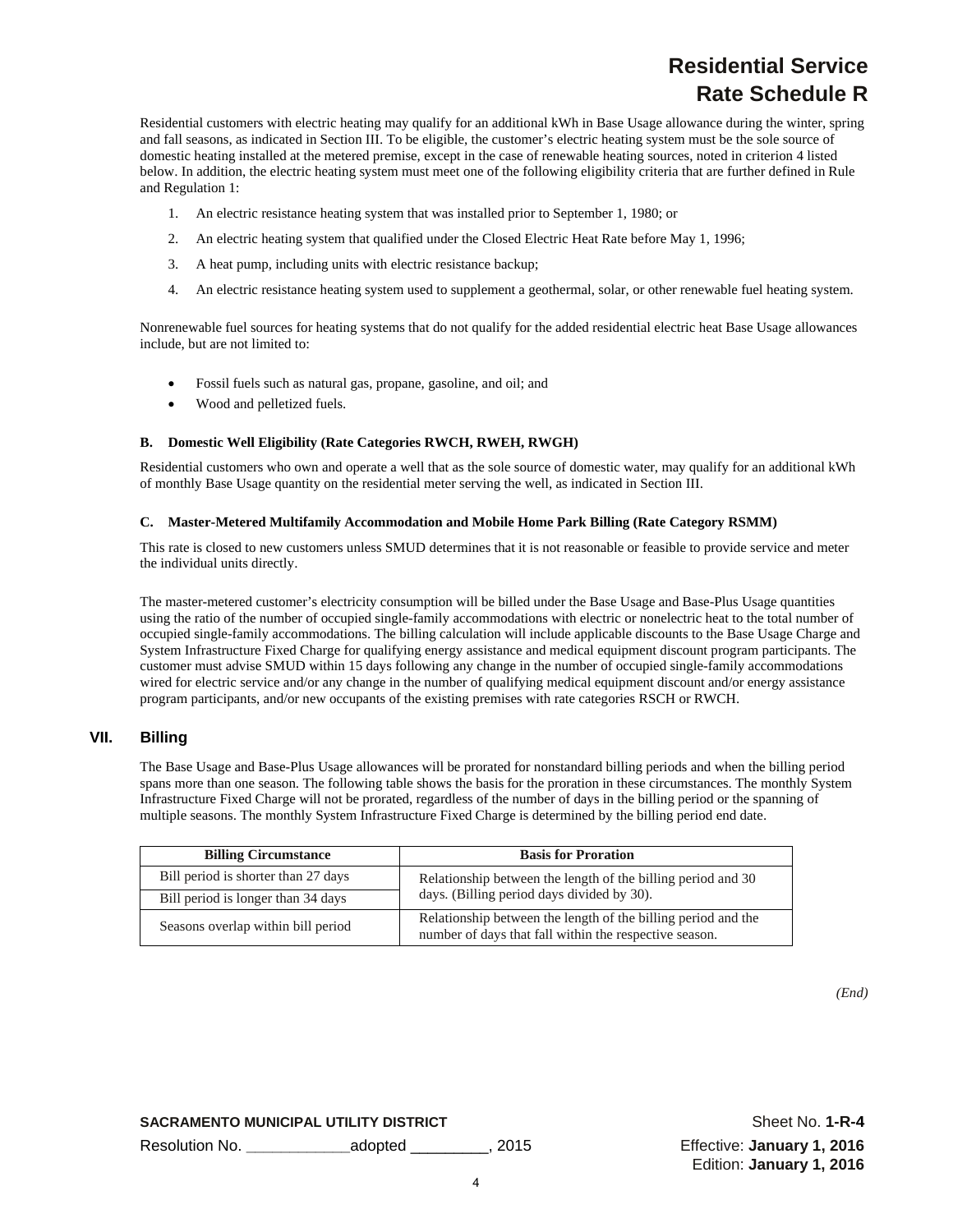Residential customers with electric heating may qualify for an additional kWh in Base Usage allowance during the winter, spring and fall seasons, as indicated in Section III. To be eligible, the customer's electric heating system must be the sole source of domestic heating installed at the metered premise, except in the case of renewable heating sources, noted in criterion 4 listed below. In addition, the electric heating system must meet one of the following eligibility criteria that are further defined in Rule and Regulation 1:

1. An electric resistance heating system that was installed prior to September 1, 1980; or
2. An electric heating system that qualified under the Closed Electric Heat Rate before May 1, 1996;
3. A heat pump, including units with electric resistance backup;
4. An electric resistance heating system used to supplement a geothermal, solar, or other renewable fuel heating system.

Nonrenewable fuel sources for heating systems that do not qualify for the added residential electric heat Base Usage allowances include, but are not limited to:

- Fossil fuels such as natural gas, propane, gasoline, and oil; and
- Wood and pelletized fuels.

#### B. Domestic Well Eligibility (Rate Categories RWCH, RWEH, RWGH)

Residential customers who own and operate a well that as the sole source of domestic water, may qualify for an additional kWh of monthly Base Usage quantity on the residential meter serving the well, as indicated in Section III.

#### C. Master-Metered Multifamily Accommodation and Mobile Home Park Billing (Rate Category RSMM)

This rate is closed to new customers unless SMUD determines that it is not reasonable or feasible to provide service and meter the individual units directly.

The master-metered customer's electricity consumption will be billed under the Base Usage and Base-Plus Usage quantities using the ratio of the number of occupied single-family accommodations with electric or nonelectric heat to the total number of occupied single-family accommodations. The billing calculation will include applicable discounts to the Base Usage Charge and System Infrastructure Fixed Charge for qualifying energy assistance and medical equipment discount program participants. The customer must advise SMUD within 15 days following any change in the number of occupied single-family accommodations wired for electric service and/or any change in the number of qualifying medical equipment discount and/or energy assistance program participants, and/or new occupants of the existing premises with rate categories RSCH or RWCH.

## VII. Billing

The Base Usage and Base-Plus Usage allowances will be prorated for nonstandard billing periods and when the billing period spans more than one season. The following table shows the basis for the proration in these circumstances. The monthly System Infrastructure Fixed Charge will not be prorated, regardless of the number of days in the billing period or the spanning of multiple seasons. The monthly System Infrastructure Fixed Charge is determined by the billing period end date.

| Billing Circumstance | Basis for Proration |
|---|---|
| Bill period is shorter than 27 days | Relationship between the length of the billing period and 30 days. (Billing period days divided by 30). |
| Bill period is longer than 34 days | |
| Seasons overlap within bill period | Relationship between the length of the billing period and the number of days that fall within the respective season. |

*(End)*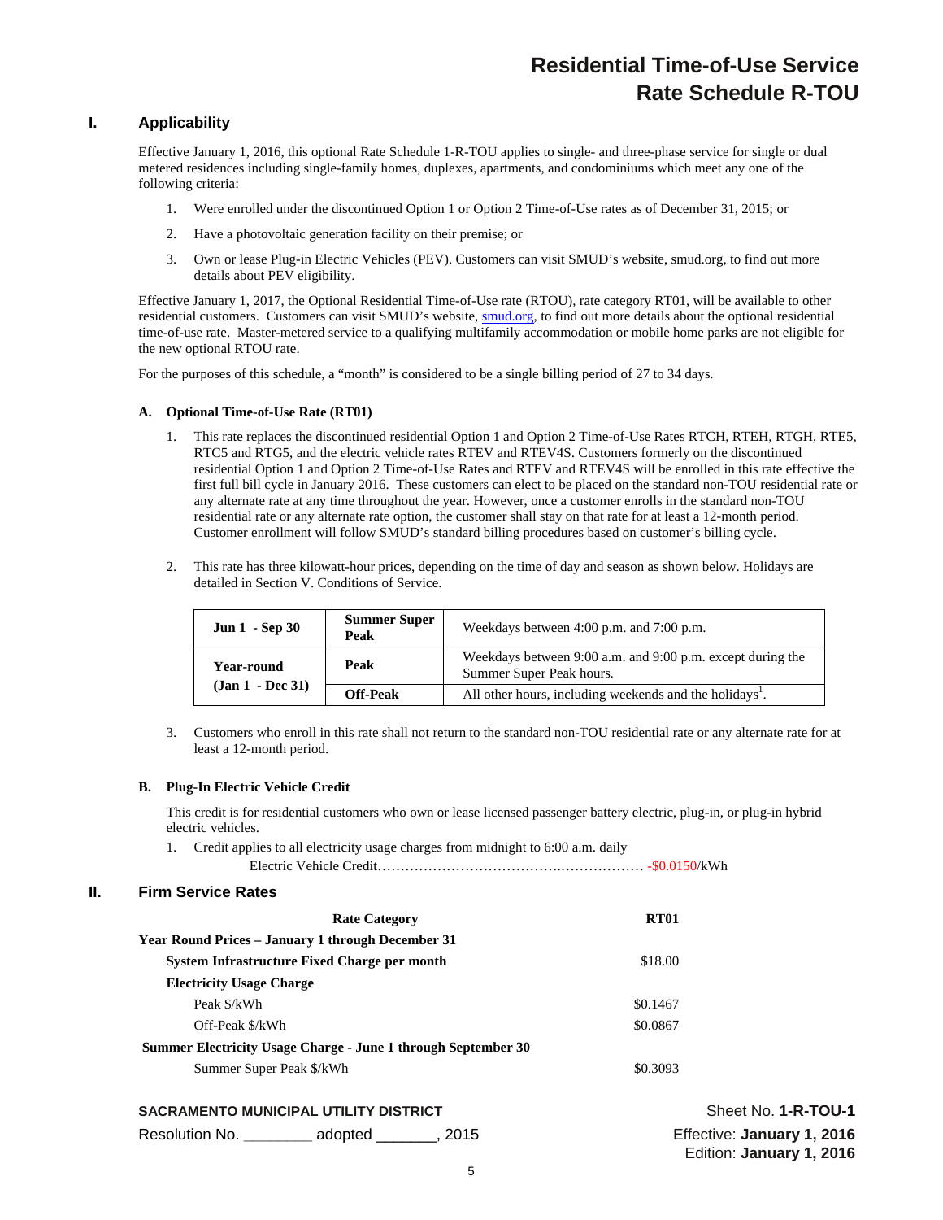# Residential Time-of-Use Service
# Rate Schedule R-TOU

## I. Applicability

Effective January 1, 2016, this optional Rate Schedule 1-R-TOU applies to single- and three-phase service for single or dual metered residences including single-family homes, duplexes, apartments, and condominiums which meet any one of the following criteria:

1. Were enrolled under the discontinued Option 1 or Option 2 Time-of-Use rates as of December 31, 2015; or
2. Have a photovoltaic generation facility on their premise; or
3. Own or lease Plug-in Electric Vehicles (PEV). Customers can visit SMUD's website, smud.org, to find out more details about PEV eligibility.

Effective January 1, 2017, the Optional Residential Time-of-Use rate (RTOU), rate category RT01, will be available to other residential customers. Customers can visit SMUD's website, smud.org, to find out more details about the optional residential time-of-use rate. Master-metered service to a qualifying multifamily accommodation or mobile home parks are not eligible for the new optional RTOU rate.

For the purposes of this schedule, a "month" is considered to be a single billing period of 27 to 34 days.

### A. Optional Time-of-Use Rate (RT01)

1. This rate replaces the discontinued residential Option 1 and Option 2 Time-of-Use Rates RTCH, RTEH, RTGH, RTE5, RTC5 and RTG5, and the electric vehicle rates RTEV and RTEV4S. Customers formerly on the discontinued residential Option 1 and Option 2 Time-of-Use Rates and RTEV and RTEV4S will be enrolled in this rate effective the first full bill cycle in January 2016. These customers can elect to be placed on the standard non-TOU residential rate or any alternate rate at any time throughout the year. However, once a customer enrolls in the standard non-TOU residential rate or any alternate rate option, the customer shall stay on that rate for at least a 12-month period. Customer enrollment will follow SMUD's standard billing procedures based on customer's billing cycle.

2. This rate has three kilowatt-hour prices, depending on the time of day and season as shown below. Holidays are detailed in Section V. Conditions of Service.

| | | |
|---|---|---|
| **Jun 1 - Sep 30** | **Summer Super Peak** | Weekdays between 4:00 p.m. and 7:00 p.m. |
| **Year-round (Jan 1 - Dec 31)** | **Peak** | Weekdays between 9:00 a.m. and 9:00 p.m. except during the Summer Super Peak hours. |
| | **Off-Peak** | All other hours, including weekends and the holidays[1]. |

3. Customers who enroll in this rate shall not return to the standard non-TOU residential rate or any alternate rate for at least a 12-month period.

### B. Plug-In Electric Vehicle Credit

This credit is for residential customers who own or lease licensed passenger battery electric, plug-in, or plug-in hybrid electric vehicles.

1. Credit applies to all electricity usage charges from midnight to 6:00 a.m. daily

   Electric Vehicle Credit……………………………….……………… -$0.0150/kWh

## II. Firm Service Rates

| Rate Category | RT01 |
|---|---|
| **Year Round Prices – January 1 through December 31** | |
| **System Infrastructure Fixed Charge per month** | $18.00 |
| **Electricity Usage Charge** | |
| Peak $/kWh | $0.1467 |
| Off-Peak $/kWh | $0.0867 |
| **Summer Electricity Usage Charge - June 1 through September 30** | |
| Summer Super Peak $/kWh | $0.3093 |

**SACRAMENTO MUNICIPAL UTILITY DISTRICT**

Resolution No. ________ adopted _______, 2015

Sheet No. **1-R-TOU-1**

Effective: **January 1, 2016**

Edition: **January 1, 2016**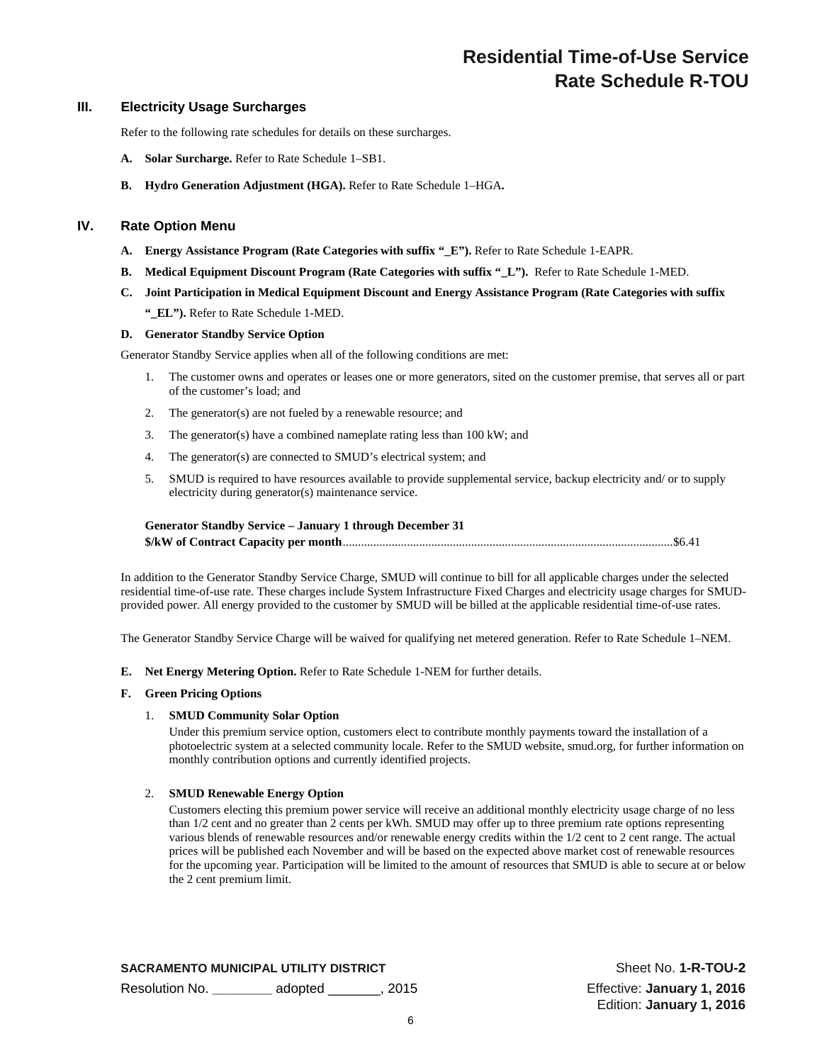## III. Electricity Usage Surcharges

Refer to the following rate schedules for details on these surcharges.

**A. Solar Surcharge.** Refer to Rate Schedule 1–SB1.

**B. Hydro Generation Adjustment (HGA).** Refer to Rate Schedule 1–HGA**.**

## IV. Rate Option Menu

**A. Energy Assistance Program (Rate Categories with suffix "_E").** Refer to Rate Schedule 1-EAPR.

**B. Medical Equipment Discount Program (Rate Categories with suffix "_L").** Refer to Rate Schedule 1-MED.

**C. Joint Participation in Medical Equipment Discount and Energy Assistance Program (Rate Categories with suffix "_EL").** Refer to Rate Schedule 1-MED.

**D. Generator Standby Service Option**

Generator Standby Service applies when all of the following conditions are met:

1. The customer owns and operates or leases one or more generators, sited on the customer premise, that serves all or part of the customer's load; and
2. The generator(s) are not fueled by a renewable resource; and
3. The generator(s) have a combined nameplate rating less than 100 kW; and
4. The generator(s) are connected to SMUD's electrical system; and
5. SMUD is required to have resources available to provide supplemental service, backup electricity and/ or to supply electricity during generator(s) maintenance service.

**Generator Standby Service – January 1 through December 31**
**$/kW of Contract Capacity per month**............................................................................................................$6.41

In addition to the Generator Standby Service Charge, SMUD will continue to bill for all applicable charges under the selected residential time-of-use rate. These charges include System Infrastructure Fixed Charges and electricity usage charges for SMUD-provided power. All energy provided to the customer by SMUD will be billed at the applicable residential time-of-use rates.

The Generator Standby Service Charge will be waived for qualifying net metered generation. Refer to Rate Schedule 1–NEM.

**E. Net Energy Metering Option.** Refer to Rate Schedule 1-NEM for further details.

**F. Green Pricing Options**

1. **SMUD Community Solar Option**

   Under this premium service option, customers elect to contribute monthly payments toward the installation of a photoelectric system at a selected community locale. Refer to the SMUD website, smud.org, for further information on monthly contribution options and currently identified projects.

2. **SMUD Renewable Energy Option**

   Customers electing this premium power service will receive an additional monthly electricity usage charge of no less than 1/2 cent and no greater than 2 cents per kWh. SMUD may offer up to three premium rate options representing various blends of renewable resources and/or renewable energy credits within the 1/2 cent to 2 cent range. The actual prices will be published each November and will be based on the expected above market cost of renewable resources for the upcoming year. Participation will be limited to the amount of resources that SMUD is able to secure at or below the 2 cent premium limit.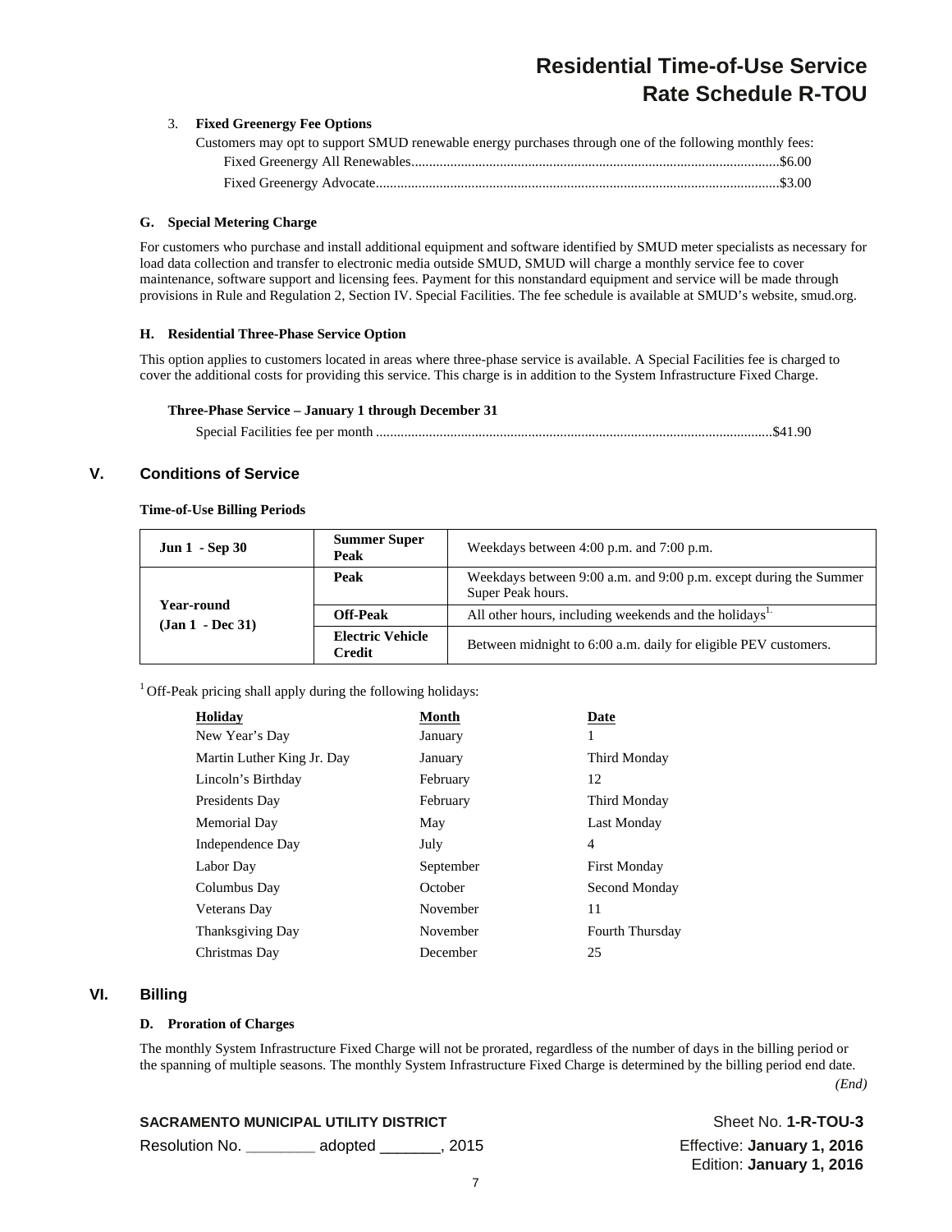3. **Fixed Greenergy Fee Options**

   Customers may opt to support SMUD renewable energy purchases through one of the following monthly fees:

   Fixed Greenergy All Renewables........................................................................................................$6.00

   Fixed Greenergy Advocate.................................................................................................................$3.00

### G. Special Metering Charge

For customers who purchase and install additional equipment and software identified by SMUD meter specialists as necessary for load data collection and transfer to electronic media outside SMUD, SMUD will charge a monthly service fee to cover maintenance, software support and licensing fees. Payment for this nonstandard equipment and service will be made through provisions in Rule and Regulation 2, Section IV. Special Facilities. The fee schedule is available at SMUD's website, smud.org.

### H. Residential Three-Phase Service Option

This option applies to customers located in areas where three-phase service is available. A Special Facilities fee is charged to cover the additional costs for providing this service. This charge is in addition to the System Infrastructure Fixed Charge.

**Three-Phase Service – January 1 through December 31**

Special Facilities fee per month ...............................................................................................................$41.90

## V. Conditions of Service

**Time-of-Use Billing Periods**

| | | |
|---|---|---|
| **Jun 1 - Sep 30** | **Summer Super Peak** | Weekdays between 4:00 p.m. and 7:00 p.m. |
| **Year-round (Jan 1 - Dec 31)** | **Peak** | Weekdays between 9:00 a.m. and 9:00 p.m. except during the Summer Super Peak hours. |
| | **Off-Peak** | All other hours, including weekends and the holidays[1] |
| | **Electric Vehicle Credit** | Between midnight to 6:00 a.m. daily for eligible PEV customers. |

[1] Off-Peak pricing shall apply during the following holidays:

| Holiday | Month | Date |
|---|---|---|
| New Year's Day | January | 1 |
| Martin Luther King Jr. Day | January | Third Monday |
| Lincoln's Birthday | February | 12 |
| Presidents Day | February | Third Monday |
| Memorial Day | May | Last Monday |
| Independence Day | July | 4 |
| Labor Day | September | First Monday |
| Columbus Day | October | Second Monday |
| Veterans Day | November | 11 |
| Thanksgiving Day | November | Fourth Thursday |
| Christmas Day | December | 25 |

## VI. Billing

### D. Proration of Charges

The monthly System Infrastructure Fixed Charge will not be prorated, regardless of the number of days in the billing period or the spanning of multiple seasons. The monthly System Infrastructure Fixed Charge is determined by the billing period end date.

*(End)*

**SACRAMENTO MUNICIPAL UTILITY DISTRICT**

Resolution No. ________ adopted _______, 2015

Sheet No. **1-R-TOU-3**

Effective: **January 1, 2016**

Edition: **January 1, 2016**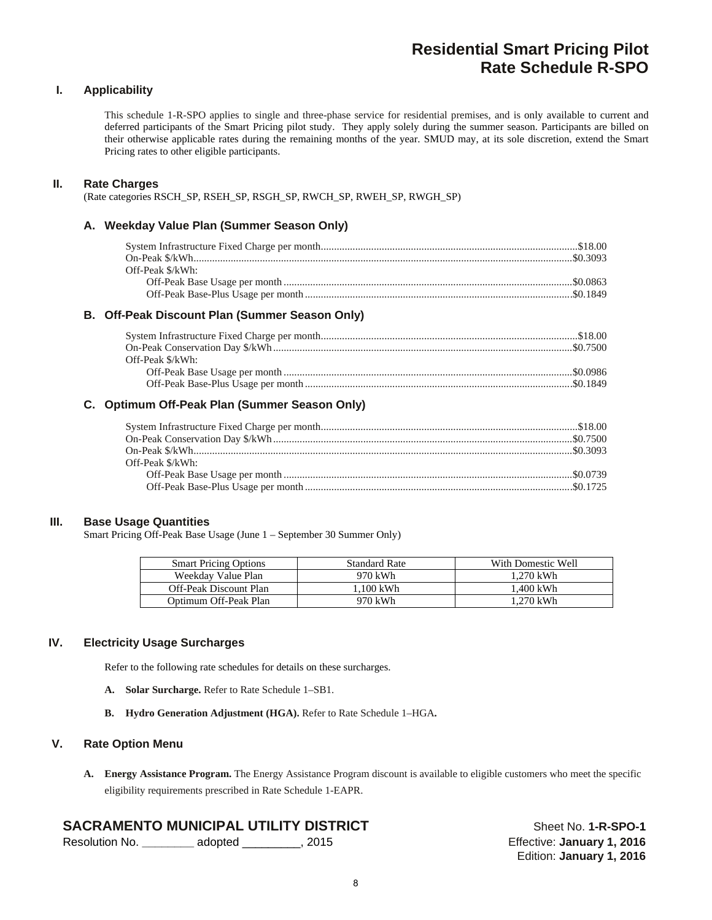# Residential Smart Pricing Pilot
# Rate Schedule R-SPO

## I. Applicability

This schedule 1-R-SPO applies to single and three-phase service for residential premises, and is only available to current and deferred participants of the Smart Pricing pilot study. They apply solely during the summer season. Participants are billed on their otherwise applicable rates during the remaining months of the year. SMUD may, at its sole discretion, extend the Smart Pricing rates to other eligible participants.

## II. Rate Charges

(Rate categories RSCH_SP, RSEH_SP, RSGH_SP, RWCH_SP, RWEH_SP, RWGH_SP)

### A. Weekday Value Plan (Summer Season Only)

System Infrastructure Fixed Charge per month........................................$18.00
On-Peak $/kWh........................................$0.3093
Off-Peak $/kWh:
- Off-Peak Base Usage per month........................................$0.0863
- Off-Peak Base-Plus Usage per month........................................$0.1849

### B. Off-Peak Discount Plan (Summer Season Only)

System Infrastructure Fixed Charge per month........................................$18.00
On-Peak Conservation Day $/kWh........................................$0.7500
Off-Peak $/kWh:
- Off-Peak Base Usage per month........................................$0.0986
- Off-Peak Base-Plus Usage per month........................................$0.1849

### C. Optimum Off-Peak Plan (Summer Season Only)

System Infrastructure Fixed Charge per month........................................$18.00
On-Peak Conservation Day $/kWh........................................$0.7500
On-Peak $/kWh........................................$0.3093
Off-Peak $/kWh:
- Off-Peak Base Usage per month........................................$0.0739
- Off-Peak Base-Plus Usage per month........................................$0.1725

## III. Base Usage Quantities

Smart Pricing Off-Peak Base Usage (June 1 – September 30 Summer Only)

| Smart Pricing Options | Standard Rate | With Domestic Well |
|---|---|---|
| Weekday Value Plan | 970 kWh | 1,270 kWh |
| Off-Peak Discount Plan | 1,100 kWh | 1,400 kWh |
| Optimum Off-Peak Plan | 970 kWh | 1,270 kWh |

## IV. Electricity Usage Surcharges

Refer to the following rate schedules for details on these surcharges.

**A. Solar Surcharge.** Refer to Rate Schedule 1–SB1.

**B. Hydro Generation Adjustment (HGA).** Refer to Rate Schedule 1–HGA**.**

## V. Rate Option Menu

**A. Energy Assistance Program.** The Energy Assistance Program discount is available to eligible customers who meet the specific eligibility requirements prescribed in Rate Schedule 1-EAPR.

**SACRAMENTO MUNICIPAL UTILITY DISTRICT**
Resolution No. ________ adopted _________, 2015

Sheet No. **1-R-SPO-1**
Effective: **January 1, 2016**
Edition: **January 1, 2016**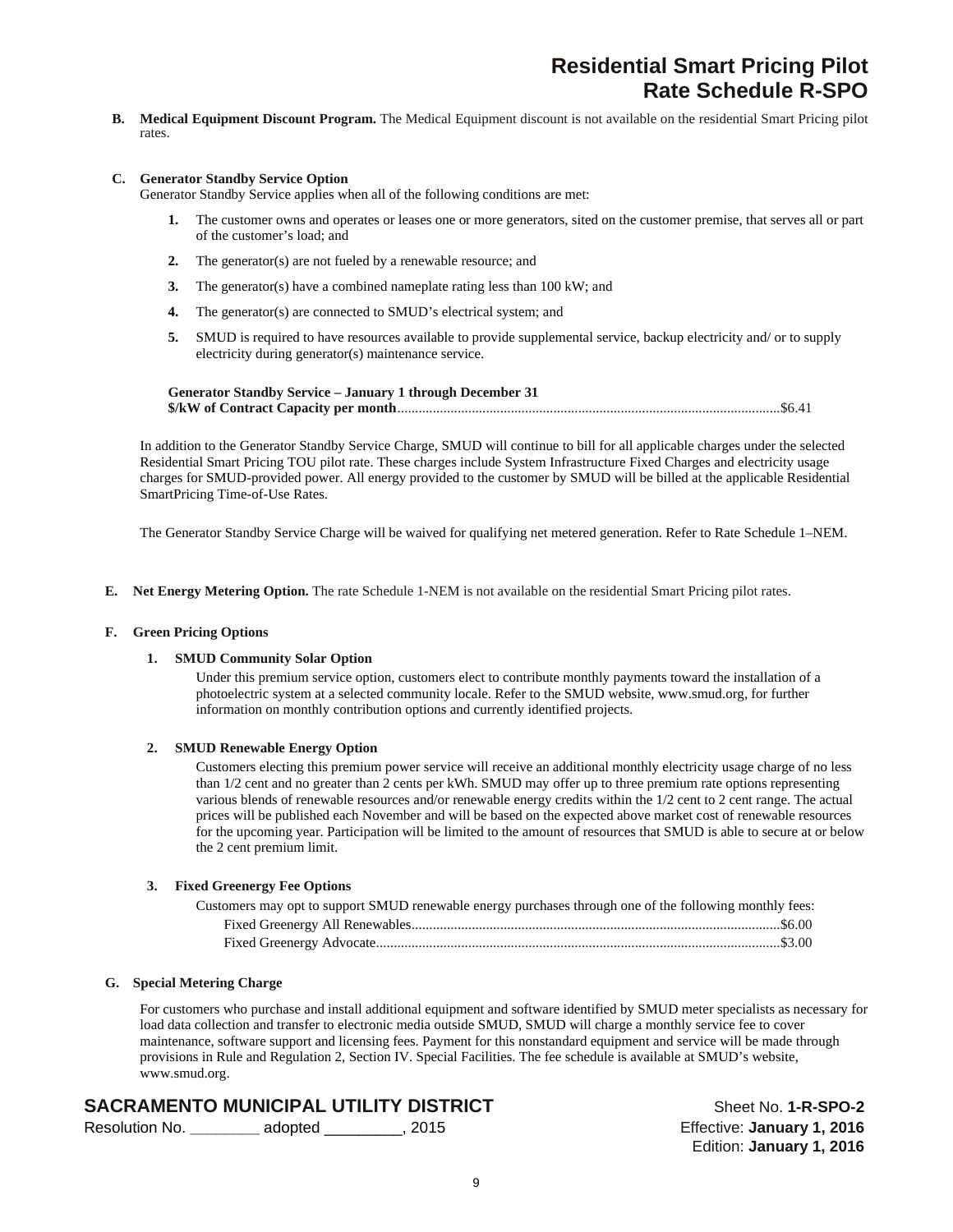**B. Medical Equipment Discount Program.** The Medical Equipment discount is not available on the residential Smart Pricing pilot rates.

**C. Generator Standby Service Option**

Generator Standby Service applies when all of the following conditions are met:

1. The customer owns and operates or leases one or more generators, sited on the customer premise, that serves all or part of the customer's load; and
2. The generator(s) are not fueled by a renewable resource; and
3. The generator(s) have a combined nameplate rating less than 100 kW; and
4. The generator(s) are connected to SMUD's electrical system; and
5. SMUD is required to have resources available to provide supplemental service, backup electricity and/ or to supply electricity during generator(s) maintenance service.

**Generator Standby Service – January 1 through December 31**
**$/kW of Contract Capacity per month**............................................................................................................$6.41

In addition to the Generator Standby Service Charge, SMUD will continue to bill for all applicable charges under the selected Residential Smart Pricing TOU pilot rate. These charges include System Infrastructure Fixed Charges and electricity usage charges for SMUD-provided power. All energy provided to the customer by SMUD will be billed at the applicable Residential SmartPricing Time-of-Use Rates.

The Generator Standby Service Charge will be waived for qualifying net metered generation. Refer to Rate Schedule 1–NEM.

**E. Net Energy Metering Option.** The rate Schedule 1-NEM is not available on the residential Smart Pricing pilot rates.

**F. Green Pricing Options**

**1. SMUD Community Solar Option**

Under this premium service option, customers elect to contribute monthly payments toward the installation of a photoelectric system at a selected community locale. Refer to the SMUD website, www.smud.org, for further information on monthly contribution options and currently identified projects.

**2. SMUD Renewable Energy Option**

Customers electing this premium power service will receive an additional monthly electricity usage charge of no less than 1/2 cent and no greater than 2 cents per kWh. SMUD may offer up to three premium rate options representing various blends of renewable resources and/or renewable energy credits within the 1/2 cent to 2 cent range. The actual prices will be published each November and will be based on the expected above market cost of renewable resources for the upcoming year. Participation will be limited to the amount of resources that SMUD is able to secure at or below the 2 cent premium limit.

**3. Fixed Greenergy Fee Options**

Customers may opt to support SMUD renewable energy purchases through one of the following monthly fees:

Fixed Greenergy All Renewables........................................................................................................$6.00
Fixed Greenergy Advocate..................................................................................................................$3.00

**G. Special Metering Charge**

For customers who purchase and install additional equipment and software identified by SMUD meter specialists as necessary for load data collection and transfer to electronic media outside SMUD, SMUD will charge a monthly service fee to cover maintenance, software support and licensing fees. Payment for this nonstandard equipment and service will be made through provisions in Rule and Regulation 2, Section IV. Special Facilities. The fee schedule is available at SMUD's website, www.smud.org.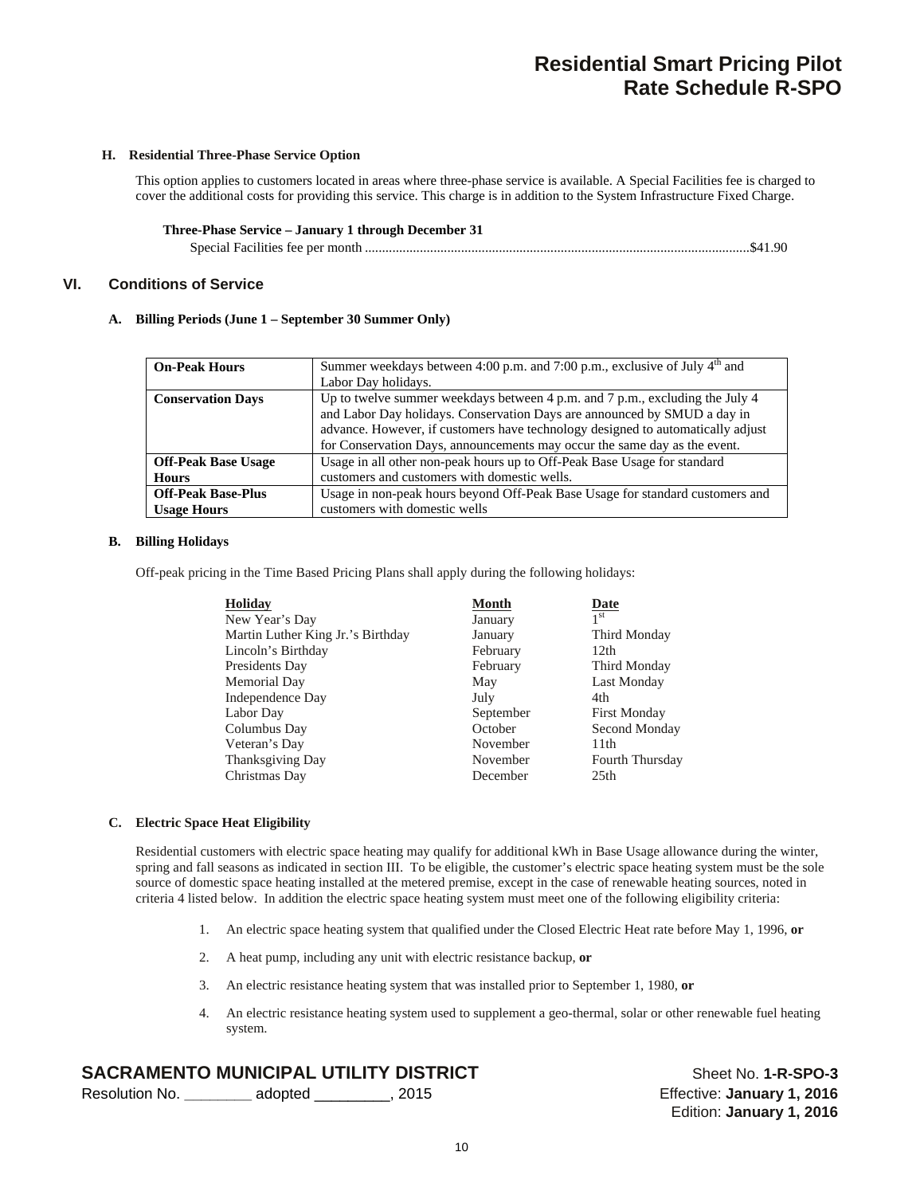### H. Residential Three-Phase Service Option

This option applies to customers located in areas where three-phase service is available. A Special Facilities fee is charged to cover the additional costs for providing this service. This charge is in addition to the System Infrastructure Fixed Charge.

**Three-Phase Service – January 1 through December 31**

Special Facilities fee per month ............................................................................................................$41.90

## VI. Conditions of Service

### A. Billing Periods (June 1 – September 30 Summer Only)

| | |
|---|---|
| **On-Peak Hours** | Summer weekdays between 4:00 p.m. and 7:00 p.m., exclusive of July 4th and Labor Day holidays. |
| **Conservation Days** | Up to twelve summer weekdays between 4 p.m. and 7 p.m., excluding the July 4 and Labor Day holidays. Conservation Days are announced by SMUD a day in advance. However, if customers have technology designed to automatically adjust for Conservation Days, announcements may occur the same day as the event. |
| **Off-Peak Base Usage Hours** | Usage in all other non-peak hours up to Off-Peak Base Usage for standard customers and customers with domestic wells. |
| **Off-Peak Base-Plus Usage Hours** | Usage in non-peak hours beyond Off-Peak Base Usage for standard customers and customers with domestic wells |

### B. Billing Holidays

Off-peak pricing in the Time Based Pricing Plans shall apply during the following holidays:

| Holiday | Month | Date |
|---|---|---|
| New Year's Day | January | 1st |
| Martin Luther King Jr.'s Birthday | January | Third Monday |
| Lincoln's Birthday | February | 12th |
| Presidents Day | February | Third Monday |
| Memorial Day | May | Last Monday |
| Independence Day | July | 4th |
| Labor Day | September | First Monday |
| Columbus Day | October | Second Monday |
| Veteran's Day | November | 11th |
| Thanksgiving Day | November | Fourth Thursday |
| Christmas Day | December | 25th |

### C. Electric Space Heat Eligibility

Residential customers with electric space heating may qualify for additional kWh in Base Usage allowance during the winter, spring and fall seasons as indicated in section III. To be eligible, the customer's electric space heating system must be the sole source of domestic space heating installed at the metered premise, except in the case of renewable heating sources, noted in criteria 4 listed below. In addition the electric space heating system must meet one of the following eligibility criteria:

1. An electric space heating system that qualified under the Closed Electric Heat rate before May 1, 1996, **or**
2. A heat pump, including any unit with electric resistance backup, **or**
3. An electric resistance heating system that was installed prior to September 1, 1980, **or**
4. An electric resistance heating system used to supplement a geo-thermal, solar or other renewable fuel heating system.

**SACRAMENTO MUNICIPAL UTILITY DISTRICT**
Resolution No. ________ adopted _________, 2015

Sheet No. **1-R-SPO-3**
Effective: **January 1, 2016**
Edition: **January 1, 2016**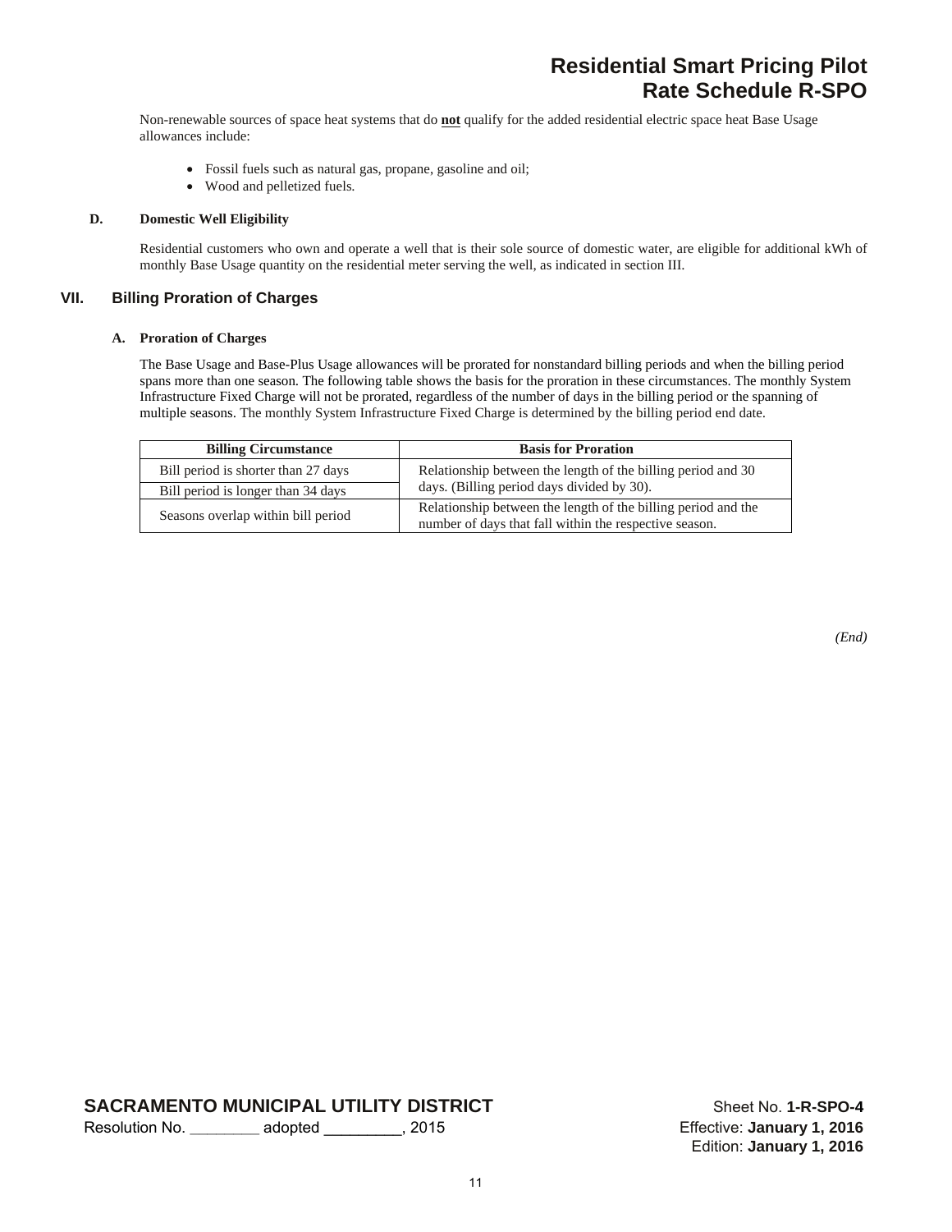Non-renewable sources of space heat systems that do **not** qualify for the added residential electric space heat Base Usage allowances include:

- Fossil fuels such as natural gas, propane, gasoline and oil;
- Wood and pelletized fuels.

**D. Domestic Well Eligibility**

Residential customers who own and operate a well that is their sole source of domestic water, are eligible for additional kWh of monthly Base Usage quantity on the residential meter serving the well, as indicated in section III.

## VII. Billing Proration of Charges

**A. Proration of Charges**

The Base Usage and Base-Plus Usage allowances will be prorated for nonstandard billing periods and when the billing period spans more than one season. The following table shows the basis for the proration in these circumstances. The monthly System Infrastructure Fixed Charge will not be prorated, regardless of the number of days in the billing period or the spanning of multiple seasons. The monthly System Infrastructure Fixed Charge is determined by the billing period end date.

| Billing Circumstance | Basis for Proration |
|---|---|
| Bill period is shorter than 27 days | Relationship between the length of the billing period and 30 days. (Billing period days divided by 30). |
| Bill period is longer than 34 days | |
| Seasons overlap within bill period | Relationship between the length of the billing period and the number of days that fall within the respective season. |

*(End)*

**SACRAMENTO MUNICIPAL UTILITY DISTRICT**
Resolution No. ________ adopted _________, 2015

Sheet No. **1-R-SPO-4**
Effective: **January 1, 2016**
Edition: **January 1, 2016**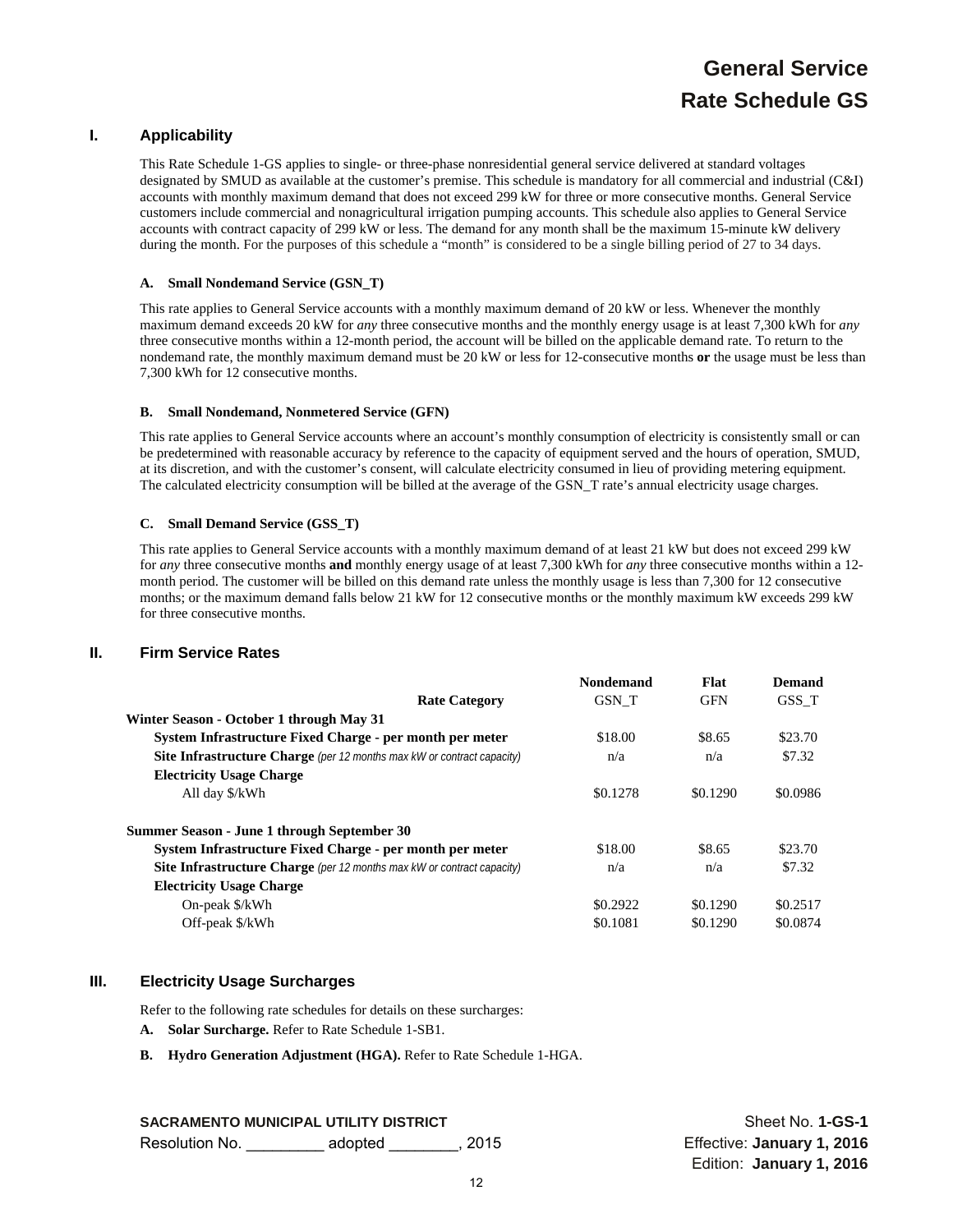# General Service
# Rate Schedule GS

## I. Applicability

This Rate Schedule 1-GS applies to single- or three-phase nonresidential general service delivered at standard voltages designated by SMUD as available at the customer's premise. This schedule is mandatory for all commercial and industrial (C&I) accounts with monthly maximum demand that does not exceed 299 kW for three or more consecutive months. General Service customers include commercial and nonagricultural irrigation pumping accounts. This schedule also applies to General Service accounts with contract capacity of 299 kW or less. The demand for any month shall be the maximum 15-minute kW delivery during the month. For the purposes of this schedule a "month" is considered to be a single billing period of 27 to 34 days.

### A. Small Nondemand Service (GSN_T)

This rate applies to General Service accounts with a monthly maximum demand of 20 kW or less. Whenever the monthly maximum demand exceeds 20 kW for *any* three consecutive months and the monthly energy usage is at least 7,300 kWh for *any* three consecutive months within a 12-month period, the account will be billed on the applicable demand rate. To return to the nondemand rate, the monthly maximum demand must be 20 kW or less for 12-consecutive months **or** the usage must be less than 7,300 kWh for 12 consecutive months.

### B. Small Nondemand, Nonmetered Service (GFN)

This rate applies to General Service accounts where an account's monthly consumption of electricity is consistently small or can be predetermined with reasonable accuracy by reference to the capacity of equipment served and the hours of operation, SMUD, at its discretion, and with the customer's consent, will calculate electricity consumed in lieu of providing metering equipment. The calculated electricity consumption will be billed at the average of the GSN_T rate's annual electricity usage charges.

### C. Small Demand Service (GSS_T)

This rate applies to General Service accounts with a monthly maximum demand of at least 21 kW but does not exceed 299 kW for *any* three consecutive months **and** monthly energy usage of at least 7,300 kWh for *any* three consecutive months within a 12-month period. The customer will be billed on this demand rate unless the monthly usage is less than 7,300 for 12 consecutive months; or the maximum demand falls below 21 kW for 12 consecutive months or the monthly maximum kW exceeds 299 kW for three consecutive months.

## II. Firm Service Rates

| Rate Category | Nondemand GSN_T | Flat GFN | Demand GSS_T |
|---|---|---|---|
| **Winter Season - October 1 through May 31** | | | |
| **System Infrastructure Fixed Charge - per month per meter** | $18.00 | $8.65 | $23.70 |
| **Site Infrastructure Charge** *(per 12 months max kW or contract capacity)* | n/a | n/a | $7.32 |
| **Electricity Usage Charge** | | | |
| All day $/kWh | $0.1278 | $0.1290 | $0.0986 |
| **Summer Season - June 1 through September 30** | | | |
| **System Infrastructure Fixed Charge - per month per meter** | $18.00 | $8.65 | $23.70 |
| **Site Infrastructure Charge** *(per 12 months max kW or contract capacity)* | n/a | n/a | $7.32 |
| **Electricity Usage Charge** | | | |
| On-peak $/kWh | $0.2922 | $0.1290 | $0.2517 |
| Off-peak $/kWh | $0.1081 | $0.1290 | $0.0874 |

## III. Electricity Usage Surcharges

Refer to the following rate schedules for details on these surcharges:

**A. Solar Surcharge.** Refer to Rate Schedule 1-SB1.

**B. Hydro Generation Adjustment (HGA).** Refer to Rate Schedule 1-HGA.

**SACRAMENTO MUNICIPAL UTILITY DISTRICT**
Resolution No. _________ adopted ________, 2015

Sheet No. **1-GS-1**
Effective: **January 1, 2016**
Edition: **January 1, 2016**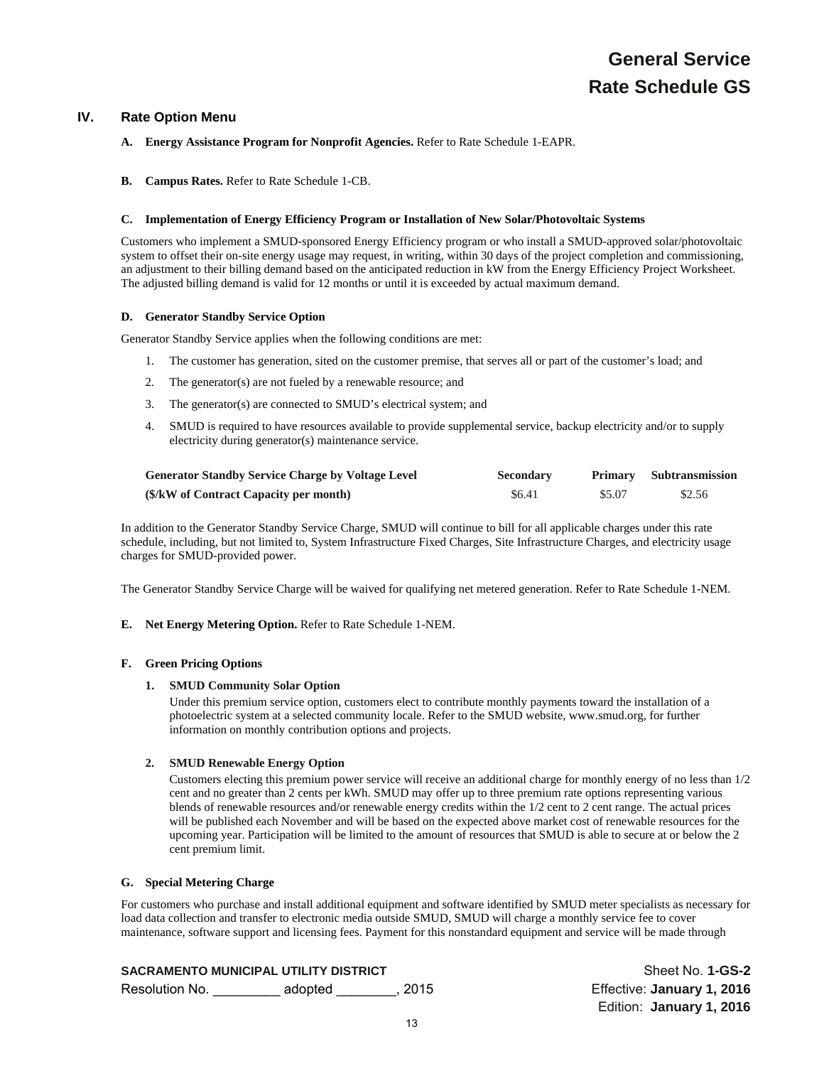## IV. Rate Option Menu

**A. Energy Assistance Program for Nonprofit Agencies.** Refer to Rate Schedule 1-EAPR.

**B. Campus Rates.** Refer to Rate Schedule 1-CB.

**C. Implementation of Energy Efficiency Program or Installation of New Solar/Photovoltaic Systems**

Customers who implement a SMUD-sponsored Energy Efficiency program or who install a SMUD-approved solar/photovoltaic system to offset their on-site energy usage may request, in writing, within 30 days of the project completion and commissioning, an adjustment to their billing demand based on the anticipated reduction in kW from the Energy Efficiency Project Worksheet. The adjusted billing demand is valid for 12 months or until it is exceeded by actual maximum demand.

**D. Generator Standby Service Option**

Generator Standby Service applies when the following conditions are met:

1. The customer has generation, sited on the customer premise, that serves all or part of the customer's load; and
2. The generator(s) are not fueled by a renewable resource; and
3. The generator(s) are connected to SMUD's electrical system; and
4. SMUD is required to have resources available to provide supplemental service, backup electricity and/or to supply electricity during generator(s) maintenance service.

| Generator Standby Service Charge by Voltage Level | Secondary | Primary | Subtransmission |
|---|---|---|---|
| ($/kW of Contract Capacity per month) | $6.41 | $5.07 | $2.56 |

In addition to the Generator Standby Service Charge, SMUD will continue to bill for all applicable charges under this rate schedule, including, but not limited to, System Infrastructure Fixed Charges, Site Infrastructure Charges, and electricity usage charges for SMUD-provided power.

The Generator Standby Service Charge will be waived for qualifying net metered generation. Refer to Rate Schedule 1-NEM.

**E. Net Energy Metering Option.** Refer to Rate Schedule 1-NEM.

**F. Green Pricing Options**

**1. SMUD Community Solar Option**

Under this premium service option, customers elect to contribute monthly payments toward the installation of a photoelectric system at a selected community locale. Refer to the SMUD website, www.smud.org, for further information on monthly contribution options and projects.

**2. SMUD Renewable Energy Option**

Customers electing this premium power service will receive an additional charge for monthly energy of no less than 1/2 cent and no greater than 2 cents per kWh. SMUD may offer up to three premium rate options representing various blends of renewable resources and/or renewable energy credits within the 1/2 cent to 2 cent range. The actual prices will be published each November and will be based on the expected above market cost of renewable resources for the upcoming year. Participation will be limited to the amount of resources that SMUD is able to secure at or below the 2 cent premium limit.

**G. Special Metering Charge**

For customers who purchase and install additional equipment and software identified by SMUD meter specialists as necessary for load data collection and transfer to electronic media outside SMUD, SMUD will charge a monthly service fee to cover maintenance, software support and licensing fees. Payment for this nonstandard equipment and service will be made through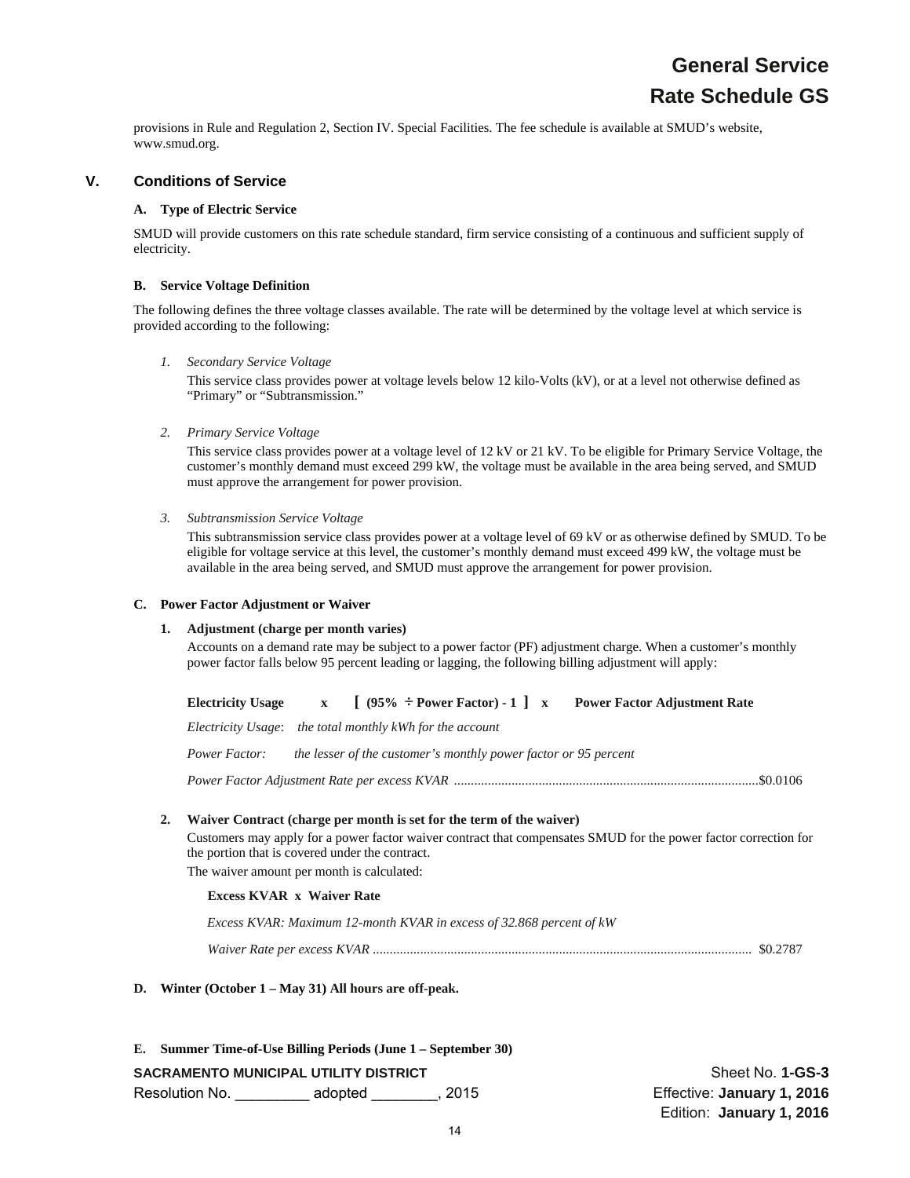provisions in Rule and Regulation 2, Section IV. Special Facilities. The fee schedule is available at SMUD's website, www.smud.org.

## V. Conditions of Service

### A. Type of Electric Service

SMUD will provide customers on this rate schedule standard, firm service consisting of a continuous and sufficient supply of electricity.

### B. Service Voltage Definition

The following defines the three voltage classes available. The rate will be determined by the voltage level at which service is provided according to the following:

1. *Secondary Service Voltage*

   This service class provides power at voltage levels below 12 kilo-Volts (kV), or at a level not otherwise defined as "Primary" or "Subtransmission."

2. *Primary Service Voltage*

   This service class provides power at a voltage level of 12 kV or 21 kV. To be eligible for Primary Service Voltage, the customer's monthly demand must exceed 299 kW, the voltage must be available in the area being served, and SMUD must approve the arrangement for power provision.

3. *Subtransmission Service Voltage*

   This subtransmission service class provides power at a voltage level of 69 kV or as otherwise defined by SMUD. To be eligible for voltage service at this level, the customer's monthly demand must exceed 499 kW, the voltage must be available in the area being served, and SMUD must approve the arrangement for power provision.

### C. Power Factor Adjustment or Waiver

**1. Adjustment (charge per month varies)**

Accounts on a demand rate may be subject to a power factor (PF) adjustment charge. When a customer's monthly power factor falls below 95 percent leading or lagging, the following billing adjustment will apply:

**Electricity Usage x [ (95% ÷ Power Factor) - 1 ] x Power Factor Adjustment Rate**

*Electricity Usage*: *the total monthly kWh for the account*

*Power Factor: the lesser of the customer's monthly power factor or 95 percent*

*Power Factor Adjustment Rate per excess KVAR* ........................................................................................$0.0106

**2. Waiver Contract (charge per month is set for the term of the waiver)**

Customers may apply for a power factor waiver contract that compensates SMUD for the power factor correction for the portion that is covered under the contract.

The waiver amount per month is calculated:

**Excess KVAR x Waiver Rate**

*Excess KVAR: Maximum 12-month KVAR in excess of 32.868 percent of kW*

*Waiver Rate per excess KVAR* ............................................................................................................... $0.2787

### D. Winter (October 1 – May 31) All hours are off-peak.

### E. Summer Time-of-Use Billing Periods (June 1 – September 30)

SACRAMENTO MUNICIPAL UTILITY DISTRICT
Resolution No. _________ adopted ________, 2015

Sheet No. **1-GS-3**
Effective: **January 1, 2016**
Edition: **January 1, 2016**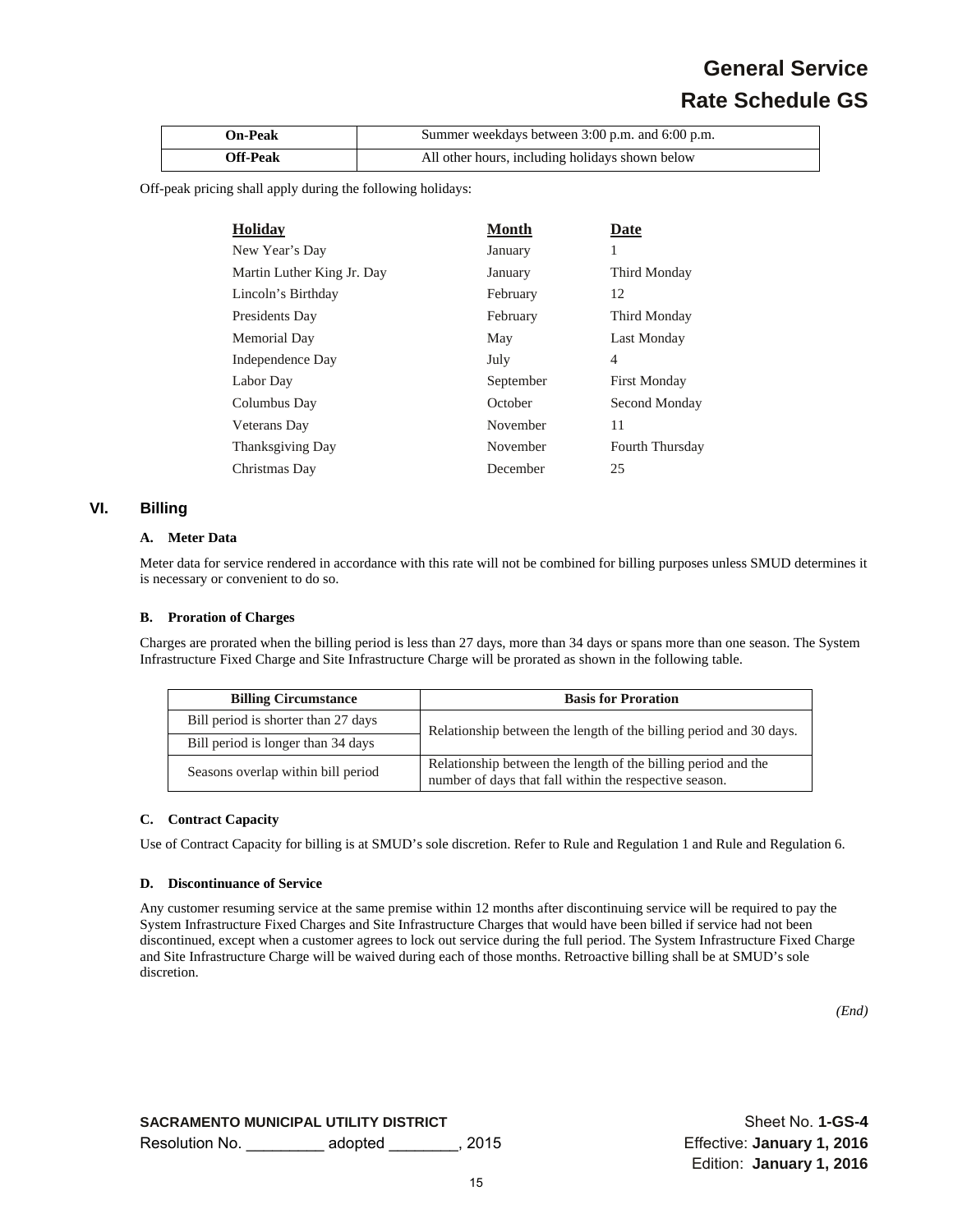| On-Peak | Summer weekdays between 3:00 p.m. and 6:00 p.m. |
|---|---|
| Off-Peak | All other hours, including holidays shown below |

Off-peak pricing shall apply during the following holidays:

| Holiday | Month | Date |
|---|---|---|
| New Year's Day | January | 1 |
| Martin Luther King Jr. Day | January | Third Monday |
| Lincoln's Birthday | February | 12 |
| Presidents Day | February | Third Monday |
| Memorial Day | May | Last Monday |
| Independence Day | July | 4 |
| Labor Day | September | First Monday |
| Columbus Day | October | Second Monday |
| Veterans Day | November | 11 |
| Thanksgiving Day | November | Fourth Thursday |
| Christmas Day | December | 25 |

## VI. Billing

### A. Meter Data

Meter data for service rendered in accordance with this rate will not be combined for billing purposes unless SMUD determines it is necessary or convenient to do so.

### B. Proration of Charges

Charges are prorated when the billing period is less than 27 days, more than 34 days or spans more than one season. The System Infrastructure Fixed Charge and Site Infrastructure Charge will be prorated as shown in the following table.

| Billing Circumstance | Basis for Proration |
|---|---|
| Bill period is shorter than 27 days | Relationship between the length of the billing period and 30 days. |
| Bill period is longer than 34 days | |
| Seasons overlap within bill period | Relationship between the length of the billing period and the number of days that fall within the respective season. |

### C. Contract Capacity

Use of Contract Capacity for billing is at SMUD's sole discretion. Refer to Rule and Regulation 1 and Rule and Regulation 6.

### D. Discontinuance of Service

Any customer resuming service at the same premise within 12 months after discontinuing service will be required to pay the System Infrastructure Fixed Charges and Site Infrastructure Charges that would have been billed if service had not been discontinued, except when a customer agrees to lock out service during the full period. The System Infrastructure Fixed Charge and Site Infrastructure Charge will be waived during each of those months. Retroactive billing shall be at SMUD's sole discretion.

*(End)*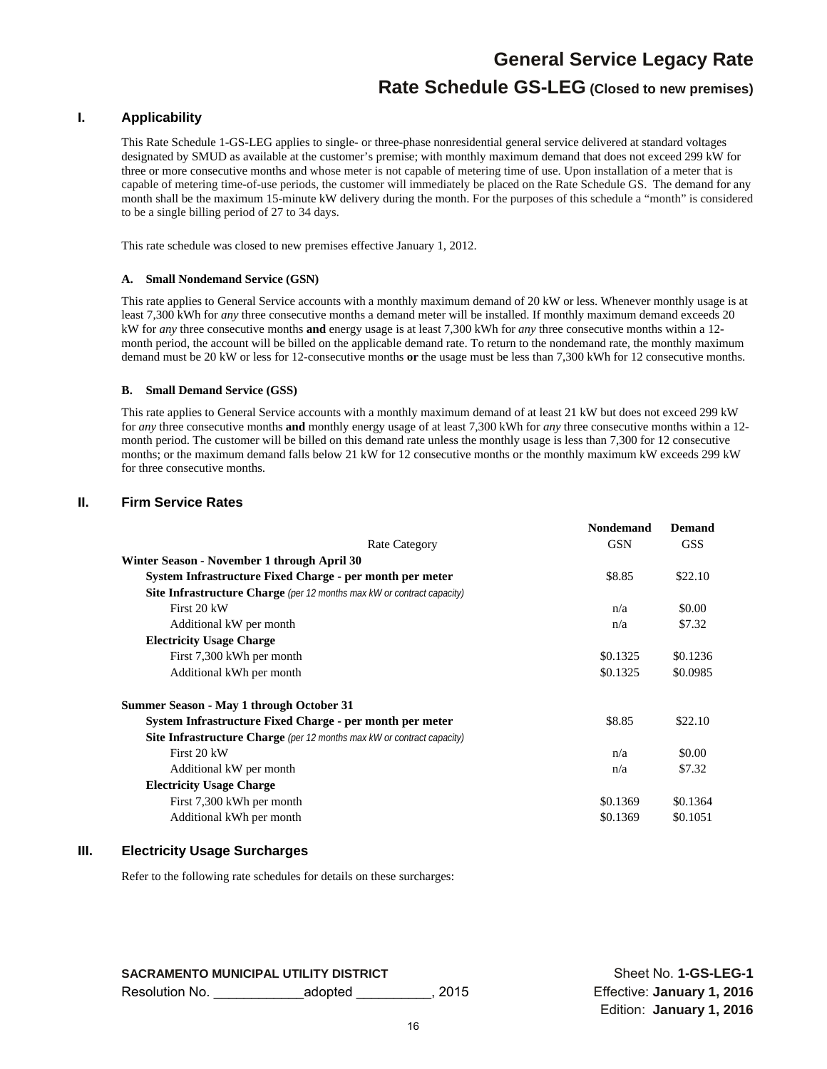# General Service Legacy Rate

## Rate Schedule GS-LEG (Closed to new premises)

### I. Applicability

This Rate Schedule 1-GS-LEG applies to single- or three-phase nonresidential general service delivered at standard voltages designated by SMUD as available at the customer's premise; with monthly maximum demand that does not exceed 299 kW for three or more consecutive months and whose meter is not capable of metering time of use. Upon installation of a meter that is capable of metering time-of-use periods, the customer will immediately be placed on the Rate Schedule GS. The demand for any month shall be the maximum 15-minute kW delivery during the month. For the purposes of this schedule a "month" is considered to be a single billing period of 27 to 34 days.

This rate schedule was closed to new premises effective January 1, 2012.

#### A. Small Nondemand Service (GSN)

This rate applies to General Service accounts with a monthly maximum demand of 20 kW or less. Whenever monthly usage is at least 7,300 kWh for *any* three consecutive months a demand meter will be installed. If monthly maximum demand exceeds 20 kW for *any* three consecutive months **and** energy usage is at least 7,300 kWh for *any* three consecutive months within a 12-month period, the account will be billed on the applicable demand rate. To return to the nondemand rate, the monthly maximum demand must be 20 kW or less for 12-consecutive months **or** the usage must be less than 7,300 kWh for 12 consecutive months.

#### B. Small Demand Service (GSS)

This rate applies to General Service accounts with a monthly maximum demand of at least 21 kW but does not exceed 299 kW for *any* three consecutive months **and** monthly energy usage of at least 7,300 kWh for *any* three consecutive months within a 12-month period. The customer will be billed on this demand rate unless the monthly usage is less than 7,300 for 12 consecutive months; or the maximum demand falls below 21 kW for 12 consecutive months or the monthly maximum kW exceeds 299 kW for three consecutive months.

### II. Firm Service Rates

| | **Nondemand** | **Demand** |
|---|---|---|
| Rate Category | GSN | GSS |
| **Winter Season - November 1 through April 30** | | |
| **System Infrastructure Fixed Charge - per month per meter** | $8.85 | $22.10 |
| **Site Infrastructure Charge** *(per 12 months max kW or contract capacity)* | | |
| First 20 kW | n/a | $0.00 |
| Additional kW per month | n/a | $7.32 |
| **Electricity Usage Charge** | | |
| First 7,300 kWh per month | $0.1325 | $0.1236 |
| Additional kWh per month | $0.1325 | $0.0985 |
| **Summer Season - May 1 through October 31** | | |
| **System Infrastructure Fixed Charge - per month per meter** | $8.85 | $22.10 |
| **Site Infrastructure Charge** *(per 12 months max kW or contract capacity)* | | |
| First 20 kW | n/a | $0.00 |
| Additional kW per month | n/a | $7.32 |
| **Electricity Usage Charge** | | |
| First 7,300 kWh per month | $0.1369 | $0.1364 |
| Additional kWh per month | $0.1369 | $0.1051 |

### III. Electricity Usage Surcharges

Refer to the following rate schedules for details on these surcharges:

**SACRAMENTO MUNICIPAL UTILITY DISTRICT**
Resolution No. \_\_\_\_\_\_\_\_\_\_\_\_adopted \_\_\_\_\_\_\_\_\_\_, 2015

Sheet No. **1-GS-LEG-1**
Effective: **January 1, 2016**
Edition: **January 1, 2016**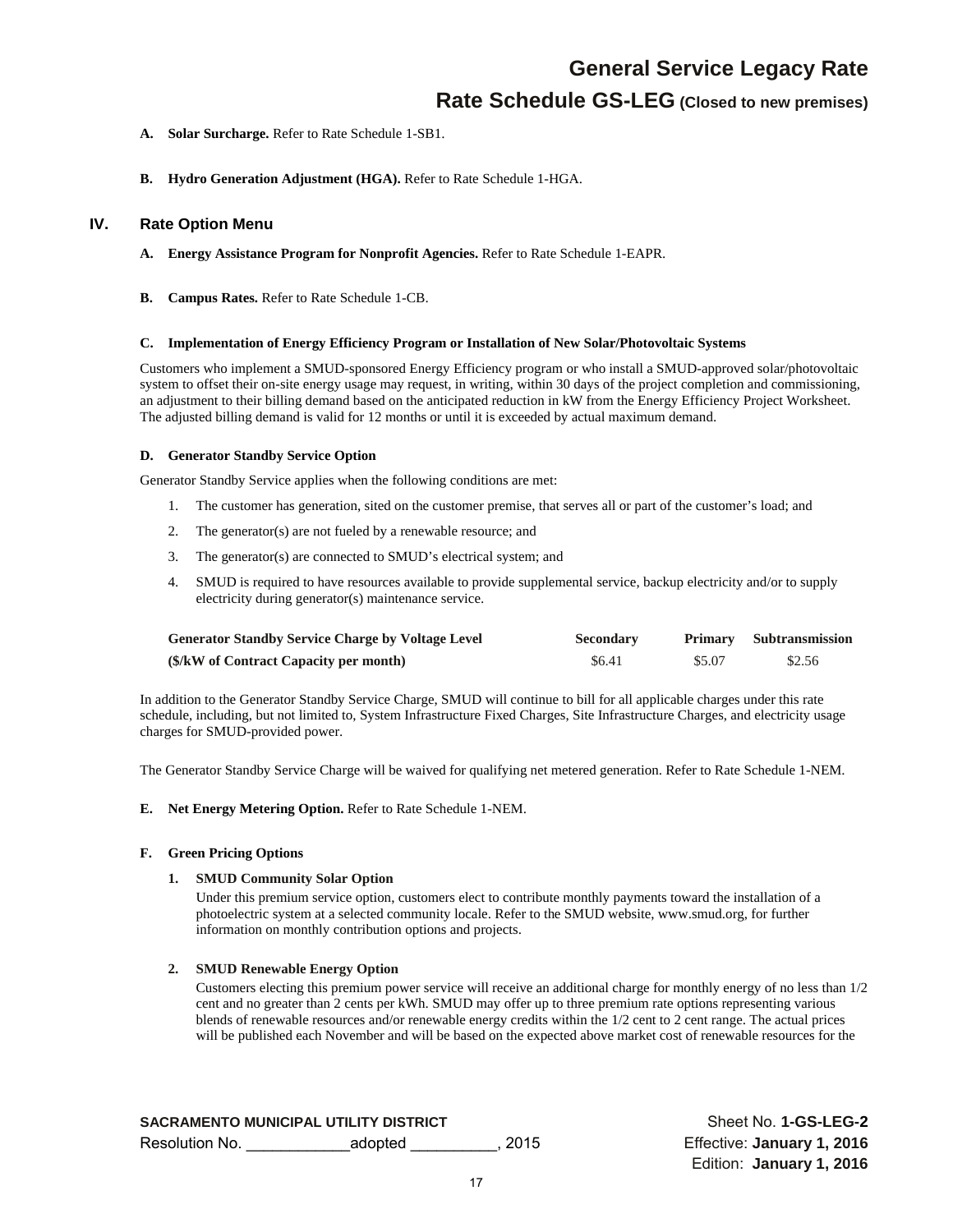A. **Solar Surcharge.** Refer to Rate Schedule 1-SB1.

B. **Hydro Generation Adjustment (HGA).** Refer to Rate Schedule 1-HGA.

## IV. Rate Option Menu

A. **Energy Assistance Program for Nonprofit Agencies.** Refer to Rate Schedule 1-EAPR.

B. **Campus Rates.** Refer to Rate Schedule 1-CB.

### C. Implementation of Energy Efficiency Program or Installation of New Solar/Photovoltaic Systems

Customers who implement a SMUD-sponsored Energy Efficiency program or who install a SMUD-approved solar/photovoltaic system to offset their on-site energy usage may request, in writing, within 30 days of the project completion and commissioning, an adjustment to their billing demand based on the anticipated reduction in kW from the Energy Efficiency Project Worksheet. The adjusted billing demand is valid for 12 months or until it is exceeded by actual maximum demand.

### D. Generator Standby Service Option

Generator Standby Service applies when the following conditions are met:

1. The customer has generation, sited on the customer premise, that serves all or part of the customer's load; and
2. The generator(s) are not fueled by a renewable resource; and
3. The generator(s) are connected to SMUD's electrical system; and
4. SMUD is required to have resources available to provide supplemental service, backup electricity and/or to supply electricity during generator(s) maintenance service.

| Generator Standby Service Charge by Voltage Level | Secondary | Primary | Subtransmission |
|---|---|---|---|
| ($/kW of Contract Capacity per month) | $6.41 | $5.07 | $2.56 |

In addition to the Generator Standby Service Charge, SMUD will continue to bill for all applicable charges under this rate schedule, including, but not limited to, System Infrastructure Fixed Charges, Site Infrastructure Charges, and electricity usage charges for SMUD-provided power.

The Generator Standby Service Charge will be waived for qualifying net metered generation. Refer to Rate Schedule 1-NEM.

E. **Net Energy Metering Option.** Refer to Rate Schedule 1-NEM.

### F. Green Pricing Options

1. **SMUD Community Solar Option**

   Under this premium service option, customers elect to contribute monthly payments toward the installation of a photoelectric system at a selected community locale. Refer to the SMUD website, www.smud.org, for further information on monthly contribution options and projects.

2. **SMUD Renewable Energy Option**

   Customers electing this premium power service will receive an additional charge for monthly energy of no less than 1/2 cent and no greater than 2 cents per kWh. SMUD may offer up to three premium rate options representing various blends of renewable resources and/or renewable energy credits within the 1/2 cent to 2 cent range. The actual prices will be published each November and will be based on the expected above market cost of renewable resources for the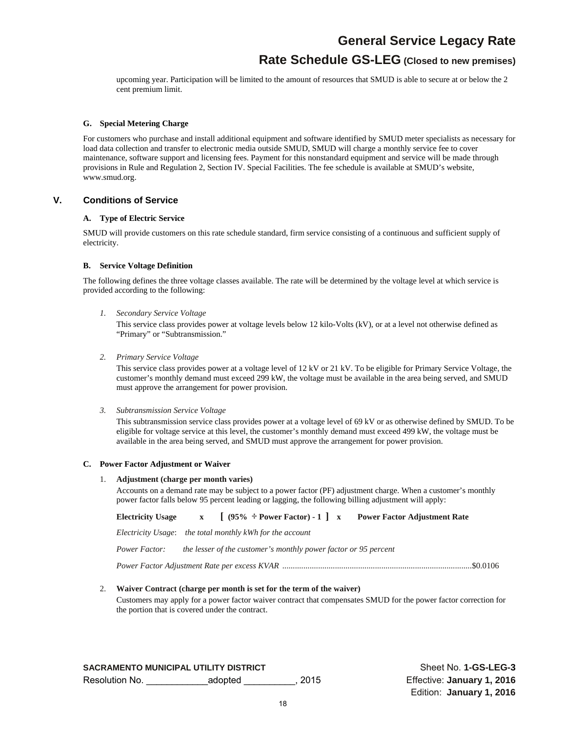upcoming year. Participation will be limited to the amount of resources that SMUD is able to secure at or below the 2 cent premium limit.

### G. Special Metering Charge

For customers who purchase and install additional equipment and software identified by SMUD meter specialists as necessary for load data collection and transfer to electronic media outside SMUD, SMUD will charge a monthly service fee to cover maintenance, software support and licensing fees. Payment for this nonstandard equipment and service will be made through provisions in Rule and Regulation 2, Section IV. Special Facilities. The fee schedule is available at SMUD's website, www.smud.org.

## V. Conditions of Service

### A. Type of Electric Service

SMUD will provide customers on this rate schedule standard, firm service consisting of a continuous and sufficient supply of electricity.

### B. Service Voltage Definition

The following defines the three voltage classes available. The rate will be determined by the voltage level at which service is provided according to the following:

1. *Secondary Service Voltage*

   This service class provides power at voltage levels below 12 kilo-Volts (kV), or at a level not otherwise defined as "Primary" or "Subtransmission."

2. *Primary Service Voltage*

   This service class provides power at a voltage level of 12 kV or 21 kV. To be eligible for Primary Service Voltage, the customer's monthly demand must exceed 299 kW, the voltage must be available in the area being served, and SMUD must approve the arrangement for power provision.

3. *Subtransmission Service Voltage*

   This subtransmission service class provides power at a voltage level of 69 kV or as otherwise defined by SMUD. To be eligible for voltage service at this level, the customer's monthly demand must exceed 499 kW, the voltage must be available in the area being served, and SMUD must approve the arrangement for power provision.

### C. Power Factor Adjustment or Waiver

1. **Adjustment (charge per month varies)**

   Accounts on a demand rate may be subject to a power factor (PF) adjustment charge. When a customer's monthly power factor falls below 95 percent leading or lagging, the following billing adjustment will apply:

   **Electricity Usage x [ (95% ÷ Power Factor) - 1 ] x Power Factor Adjustment Rate**

   *Electricity Usage*: *the total monthly kWh for the account*

   *Power Factor*: *the lesser of the customer's monthly power factor or 95 percent*

   *Power Factor Adjustment Rate per excess KVAR* ........................................................................................$0.0106

2. **Waiver Contract (charge per month is set for the term of the waiver)**

   Customers may apply for a power factor waiver contract that compensates SMUD for the power factor correction for the portion that is covered under the contract.

**SACRAMENTO MUNICIPAL UTILITY DISTRICT**
Resolution No. ____________adopted __________, 2015

Sheet No. **1-GS-LEG-3**
Effective: **January 1, 2016**
Edition: **January 1, 2016**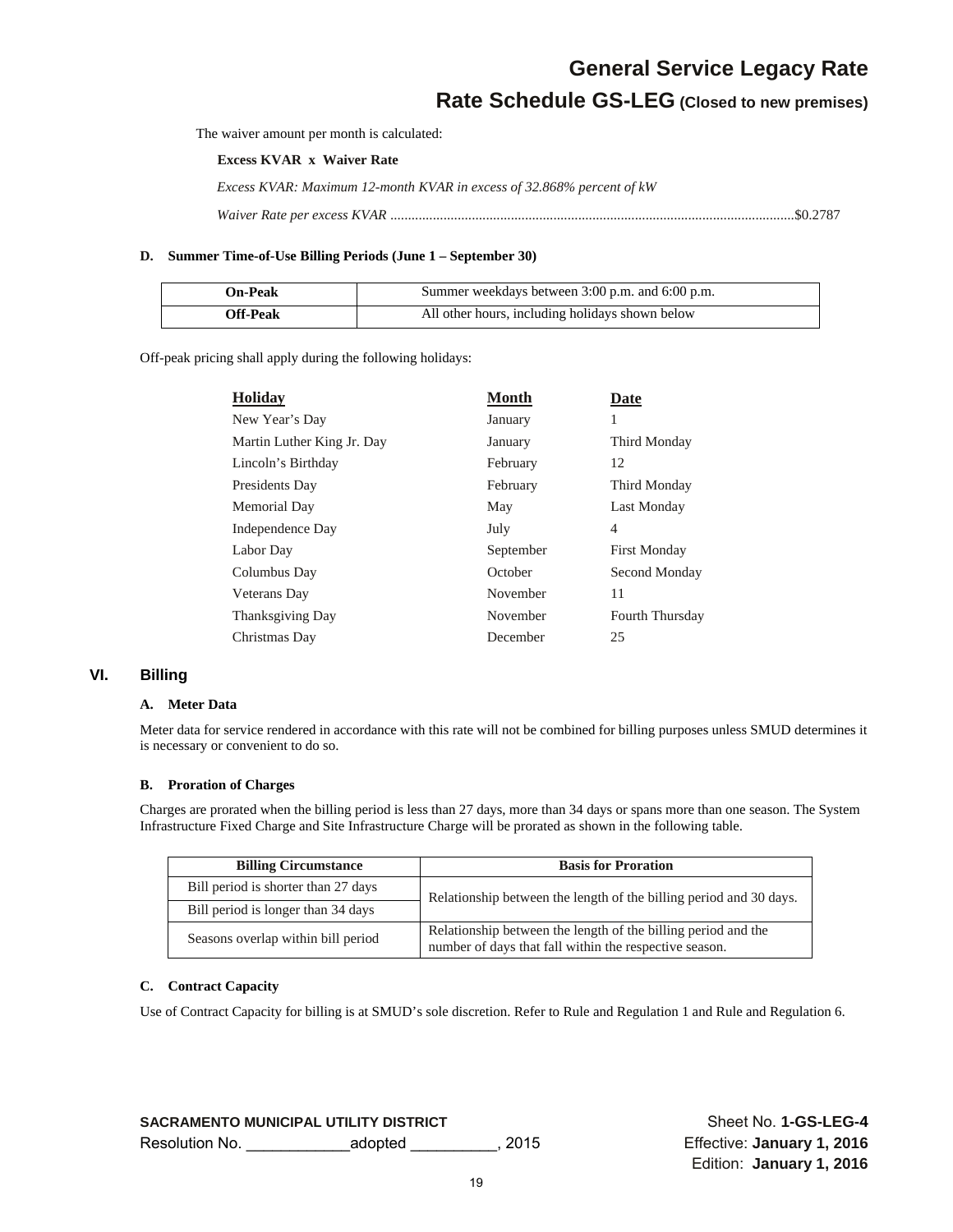The waiver amount per month is calculated:

**Excess KVAR x Waiver Rate**

*Excess KVAR: Maximum 12-month KVAR in excess of 32.868% percent of kW*

*Waiver Rate per excess KVAR* ..................................................................................................................$0.2787

#### D. Summer Time-of-Use Billing Periods (June 1 – September 30)

| **On-Peak** | Summer weekdays between 3:00 p.m. and 6:00 p.m. |
|---|---|
| **Off-Peak** | All other hours, including holidays shown below |

Off-peak pricing shall apply during the following holidays:

| Holiday | Month | Date |
|---|---|---|
| New Year's Day | January | 1 |
| Martin Luther King Jr. Day | January | Third Monday |
| Lincoln's Birthday | February | 12 |
| Presidents Day | February | Third Monday |
| Memorial Day | May | Last Monday |
| Independence Day | July | 4 |
| Labor Day | September | First Monday |
| Columbus Day | October | Second Monday |
| Veterans Day | November | 11 |
| Thanksgiving Day | November | Fourth Thursday |
| Christmas Day | December | 25 |

## VI. Billing

#### A. Meter Data

Meter data for service rendered in accordance with this rate will not be combined for billing purposes unless SMUD determines it is necessary or convenient to do so.

#### B. Proration of Charges

Charges are prorated when the billing period is less than 27 days, more than 34 days or spans more than one season. The System Infrastructure Fixed Charge and Site Infrastructure Charge will be prorated as shown in the following table.

| Billing Circumstance | Basis for Proration |
|---|---|
| Bill period is shorter than 27 days | Relationship between the length of the billing period and 30 days. |
| Bill period is longer than 34 days | |
| Seasons overlap within bill period | Relationship between the length of the billing period and the number of days that fall within the respective season. |

#### C. Contract Capacity

Use of Contract Capacity for billing is at SMUD's sole discretion. Refer to Rule and Regulation 1 and Rule and Regulation 6.

**SACRAMENTO MUNICIPAL UTILITY DISTRICT**
Resolution No. ____________adopted __________, 2015

Sheet No. **1-GS-LEG-4**
Effective: **January 1, 2016**
Edition: **January 1, 2016**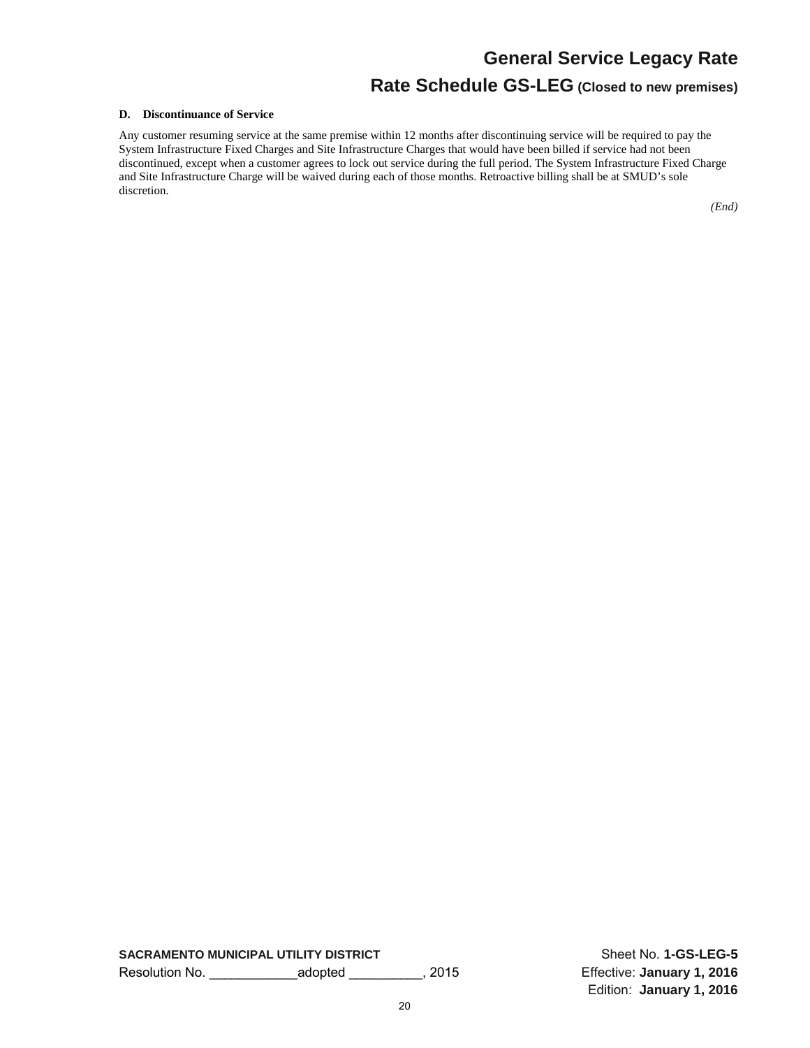**D. Discontinuance of Service**

Any customer resuming service at the same premise within 12 months after discontinuing service will be required to pay the System Infrastructure Fixed Charges and Site Infrastructure Charges that would have been billed if service had not been discontinued, except when a customer agrees to lock out service during the full period. The System Infrastructure Fixed Charge and Site Infrastructure Charge will be waived during each of those months. Retroactive billing shall be at SMUD's sole discretion.

*(End)*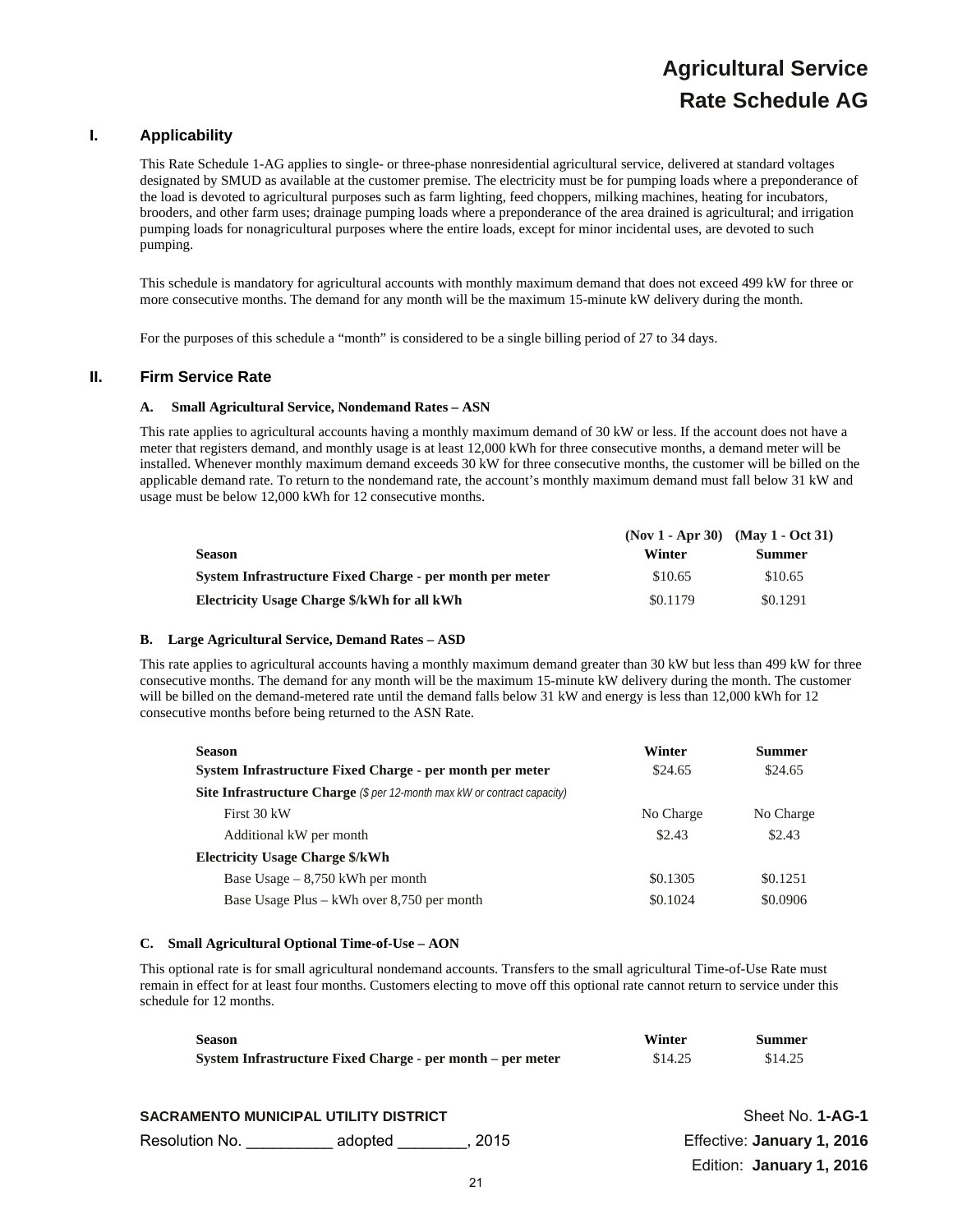# Agricultural Service
# Rate Schedule AG

## I. Applicability

This Rate Schedule 1-AG applies to single- or three-phase nonresidential agricultural service, delivered at standard voltages designated by SMUD as available at the customer premise. The electricity must be for pumping loads where a preponderance of the load is devoted to agricultural purposes such as farm lighting, feed choppers, milking machines, heating for incubators, brooders, and other farm uses; drainage pumping loads where a preponderance of the area drained is agricultural; and irrigation pumping loads for nonagricultural purposes where the entire loads, except for minor incidental uses, are devoted to such pumping.

This schedule is mandatory for agricultural accounts with monthly maximum demand that does not exceed 499 kW for three or more consecutive months. The demand for any month will be the maximum 15-minute kW delivery during the month.

For the purposes of this schedule a "month" is considered to be a single billing period of 27 to 34 days.

## II. Firm Service Rate

### A. Small Agricultural Service, Nondemand Rates – ASN

This rate applies to agricultural accounts having a monthly maximum demand of 30 kW or less. If the account does not have a meter that registers demand, and monthly usage is at least 12,000 kWh for three consecutive months, a demand meter will be installed. Whenever monthly maximum demand exceeds 30 kW for three consecutive months, the customer will be billed on the applicable demand rate. To return to the nondemand rate, the account's monthly maximum demand must fall below 31 kW and usage must be below 12,000 kWh for 12 consecutive months.

| | (Nov 1 - Apr 30) | (May 1 - Oct 31) |
|---|---|---|
| **Season** | **Winter** | **Summer** |
| **System Infrastructure Fixed Charge - per month per meter** | $10.65 | $10.65 |
| **Electricity Usage Charge $/kWh for all kWh** | $0.1179 | $0.1291 |

### B. Large Agricultural Service, Demand Rates – ASD

This rate applies to agricultural accounts having a monthly maximum demand greater than 30 kW but less than 499 kW for three consecutive months. The demand for any month will be the maximum 15-minute kW delivery during the month. The customer will be billed on the demand-metered rate until the demand falls below 31 kW and energy is less than 12,000 kWh for 12 consecutive months before being returned to the ASN Rate.

| Season | Winter | Summer |
|---|---|---|
| **System Infrastructure Fixed Charge - per month per meter** | $24.65 | $24.65 |
| **Site Infrastructure Charge** *($ per 12-month max kW or contract capacity)* | | |
| First 30 kW | No Charge | No Charge |
| Additional kW per month | $2.43 | $2.43 |
| **Electricity Usage Charge $/kWh** | | |
| Base Usage – 8,750 kWh per month | $0.1305 | $0.1251 |
| Base Usage Plus – kWh over 8,750 per month | $0.1024 | $0.0906 |

### C. Small Agricultural Optional Time-of-Use – AON

This optional rate is for small agricultural nondemand accounts. Transfers to the small agricultural Time-of-Use Rate must remain in effect for at least four months. Customers electing to move off this optional rate cannot return to service under this schedule for 12 months.

| Season | Winter | Summer |
|---|---|---|
| **System Infrastructure Fixed Charge - per month – per meter** | $14.25 | $14.25 |

SACRAMENTO MUNICIPAL UTILITY DISTRICT — Sheet No. 1-AG-1
Resolution No. __________ adopted ________, 2015 — Effective: January 1, 2016
Edition: January 1, 2016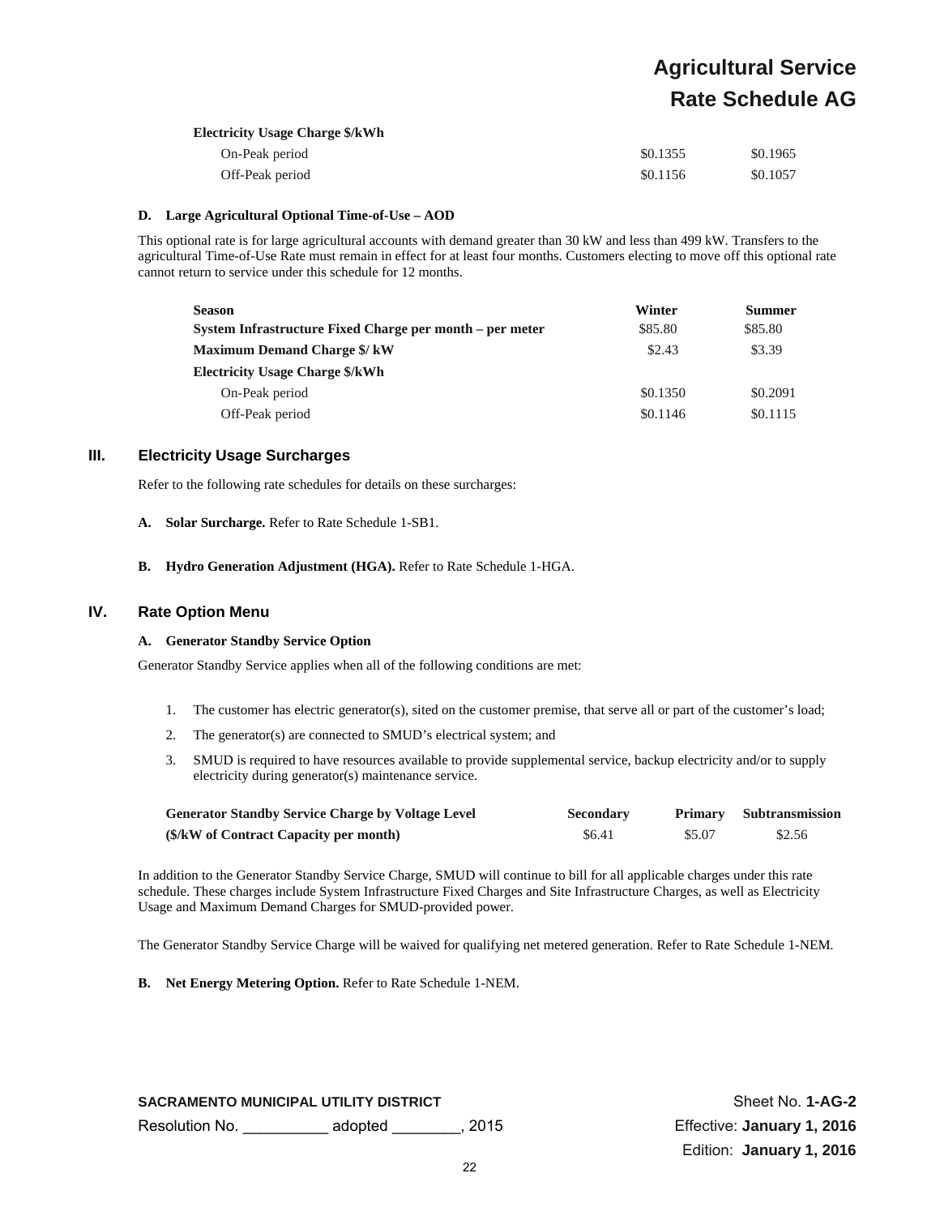| | | |
|---|---|---|
| **Electricity Usage Charge $/kWh** | | |
| On-Peak period | $0.1355 | $0.1965 |
| Off-Peak period | $0.1156 | $0.1057 |

**D. Large Agricultural Optional Time-of-Use – AOD**

This optional rate is for large agricultural accounts with demand greater than 30 kW and less than 499 kW. Transfers to the agricultural Time-of-Use Rate must remain in effect for at least four months. Customers electing to move off this optional rate cannot return to service under this schedule for 12 months.

| **Season** | **Winter** | **Summer** |
|---|---|---|
| **System Infrastructure Fixed Charge per month – per meter** | $85.80 | $85.80 |
| **Maximum Demand Charge $/ kW** | $2.43 | $3.39 |
| **Electricity Usage Charge $/kWh** | | |
| On-Peak period | $0.1350 | $0.2091 |
| Off-Peak period | $0.1146 | $0.1115 |

## III. Electricity Usage Surcharges

Refer to the following rate schedules for details on these surcharges:

**A. Solar Surcharge.** Refer to Rate Schedule 1-SB1.

**B. Hydro Generation Adjustment (HGA).** Refer to Rate Schedule 1-HGA.

## IV. Rate Option Menu

**A. Generator Standby Service Option**

Generator Standby Service applies when all of the following conditions are met:

1. The customer has electric generator(s), sited on the customer premise, that serve all or part of the customer's load;
2. The generator(s) are connected to SMUD's electrical system; and
3. SMUD is required to have resources available to provide supplemental service, backup electricity and/or to supply electricity during generator(s) maintenance service.

| **Generator Standby Service Charge by Voltage Level** | **Secondary** | **Primary** | **Subtransmission** |
|---|---|---|---|
| **($/kW of Contract Capacity per month)** | $6.41 | $5.07 | $2.56 |

In addition to the Generator Standby Service Charge, SMUD will continue to bill for all applicable charges under this rate schedule. These charges include System Infrastructure Fixed Charges and Site Infrastructure Charges, as well as Electricity Usage and Maximum Demand Charges for SMUD-provided power.

The Generator Standby Service Charge will be waived for qualifying net metered generation. Refer to Rate Schedule 1-NEM.

**B. Net Energy Metering Option.** Refer to Rate Schedule 1-NEM.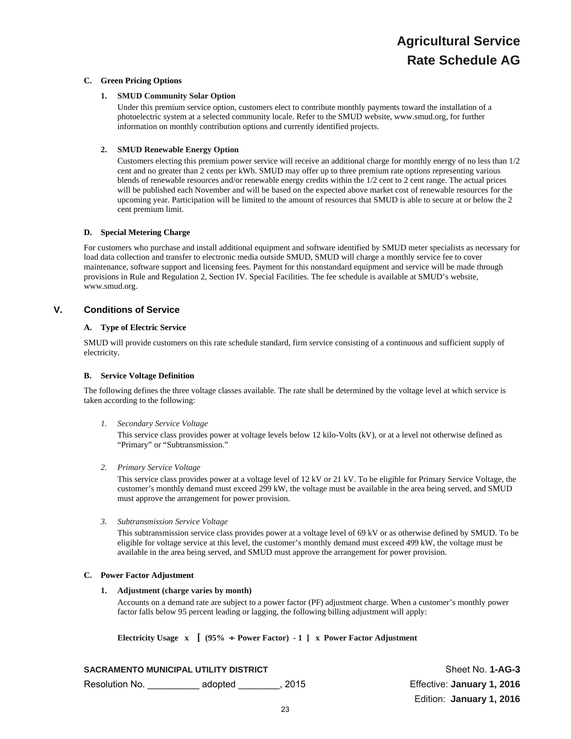#### C. Green Pricing Options

**1. SMUD Community Solar Option**

Under this premium service option, customers elect to contribute monthly payments toward the installation of a photoelectric system at a selected community locale. Refer to the SMUD website, www.smud.org, for further information on monthly contribution options and currently identified projects.

**2. SMUD Renewable Energy Option**

Customers electing this premium power service will receive an additional charge for monthly energy of no less than 1/2 cent and no greater than 2 cents per kWh. SMUD may offer up to three premium rate options representing various blends of renewable resources and/or renewable energy credits within the 1/2 cent to 2 cent range. The actual prices will be published each November and will be based on the expected above market cost of renewable resources for the upcoming year. Participation will be limited to the amount of resources that SMUD is able to secure at or below the 2 cent premium limit.

#### D. Special Metering Charge

For customers who purchase and install additional equipment and software identified by SMUD meter specialists as necessary for load data collection and transfer to electronic media outside SMUD, SMUD will charge a monthly service fee to cover maintenance, software support and licensing fees. Payment for this nonstandard equipment and service will be made through provisions in Rule and Regulation 2, Section IV. Special Facilities. The fee schedule is available at SMUD's website, www.smud.org.

## V. Conditions of Service

#### A. Type of Electric Service

SMUD will provide customers on this rate schedule standard, firm service consisting of a continuous and sufficient supply of electricity.

#### B. Service Voltage Definition

The following defines the three voltage classes available. The rate shall be determined by the voltage level at which service is taken according to the following:

1. *Secondary Service Voltage*

   This service class provides power at voltage levels below 12 kilo-Volts (kV), or at a level not otherwise defined as "Primary" or "Subtransmission."

2. *Primary Service Voltage*

   This service class provides power at a voltage level of 12 kV or 21 kV. To be eligible for Primary Service Voltage, the customer's monthly demand must exceed 299 kW, the voltage must be available in the area being served, and SMUD must approve the arrangement for power provision.

3. *Subtransmission Service Voltage*

   This subtransmission service class provides power at a voltage level of 69 kV or as otherwise defined by SMUD. To be eligible for voltage service at this level, the customer's monthly demand must exceed 499 kW, the voltage must be available in the area being served, and SMUD must approve the arrangement for power provision.

#### C. Power Factor Adjustment

**1. Adjustment (charge varies by month)**

Accounts on a demand rate are subject to a power factor (PF) adjustment charge. When a customer's monthly power factor falls below 95 percent leading or lagging, the following billing adjustment will apply:

**Electricity Usage x [ (95% ÷ Power Factor) - 1 ] x Power Factor Adjustment**

**SACRAMENTO MUNICIPAL UTILITY DISTRICT** Sheet No. **1-AG-3**

Resolution No. __________ adopted ________, 2015 Effective: **January 1, 2016**

Edition: **January 1, 2016**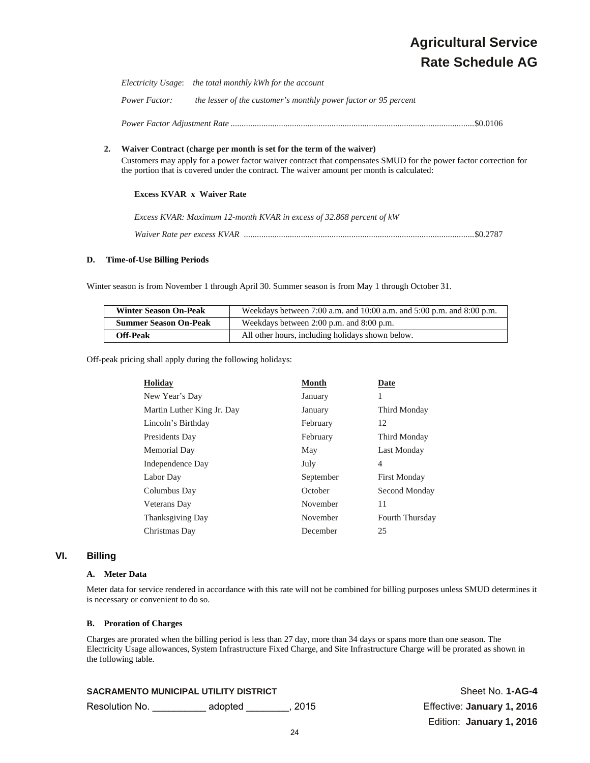*Electricity Usage*: *the total monthly kWh for the account*

*Power Factor:* *the lesser of the customer's monthly power factor or 95 percent*

*Power Factor Adjustment Rate* ..............................................................................................................$0.0106

**2. Waiver Contract (charge per month is set for the term of the waiver)**

Customers may apply for a power factor waiver contract that compensates SMUD for the power factor correction for the portion that is covered under the contract. The waiver amount per month is calculated:

**Excess KVAR x Waiver Rate**

*Excess KVAR: Maximum 12-month KVAR in excess of 32.868 percent of kW*

*Waiver Rate per excess KVAR* ........................................................................................................$0.2787

**D. Time-of-Use Billing Periods**

Winter season is from November 1 through April 30. Summer season is from May 1 through October 31.

| | |
|---|---|
| **Winter Season On-Peak** | Weekdays between 7:00 a.m. and 10:00 a.m. and 5:00 p.m. and 8:00 p.m. |
| **Summer Season On-Peak** | Weekdays between 2:00 p.m. and 8:00 p.m. |
| **Off-Peak** | All other hours, including holidays shown below. |

Off-peak pricing shall apply during the following holidays:

| Holiday | Month | Date |
|---|---|---|
| New Year's Day | January | 1 |
| Martin Luther King Jr. Day | January | Third Monday |
| Lincoln's Birthday | February | 12 |
| Presidents Day | February | Third Monday |
| Memorial Day | May | Last Monday |
| Independence Day | July | 4 |
| Labor Day | September | First Monday |
| Columbus Day | October | Second Monday |
| Veterans Day | November | 11 |
| Thanksgiving Day | November | Fourth Thursday |
| Christmas Day | December | 25 |

## VI. Billing

**A. Meter Data**

Meter data for service rendered in accordance with this rate will not be combined for billing purposes unless SMUD determines it is necessary or convenient to do so.

**B. Proration of Charges**

Charges are prorated when the billing period is less than 27 day, more than 34 days or spans more than one season. The Electricity Usage allowances, System Infrastructure Fixed Charge, and Site Infrastructure Charge will be prorated as shown in the following table.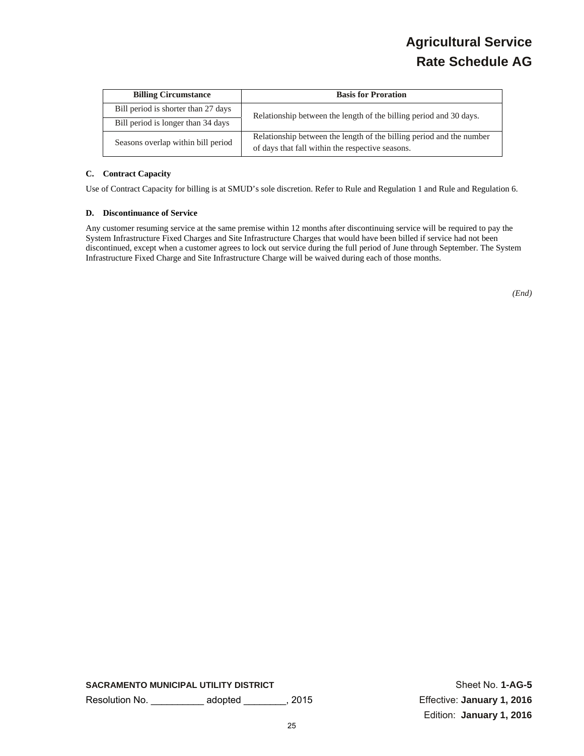| Billing Circumstance | Basis for Proration |
| --- | --- |
| Bill period is shorter than 27 days | Relationship between the length of the billing period and 30 days. |
| Bill period is longer than 34 days | |
| Seasons overlap within bill period | Relationship between the length of the billing period and the number of days that fall within the respective seasons. |

### C. Contract Capacity

Use of Contract Capacity for billing is at SMUD's sole discretion. Refer to Rule and Regulation 1 and Rule and Regulation 6.

### D. Discontinuance of Service

Any customer resuming service at the same premise within 12 months after discontinuing service will be required to pay the System Infrastructure Fixed Charges and Site Infrastructure Charges that would have been billed if service had not been discontinued, except when a customer agrees to lock out service during the full period of June through September. The System Infrastructure Fixed Charge and Site Infrastructure Charge will be waived during each of those months.

*(End)*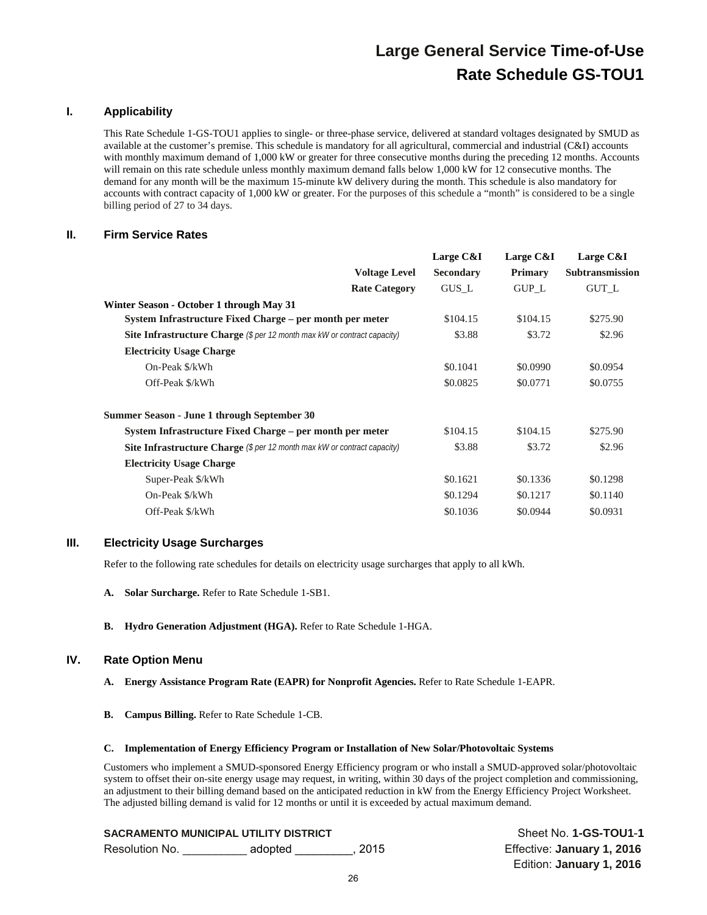# Large General Service Time-of-Use
# Rate Schedule GS-TOU1

## I. Applicability

This Rate Schedule 1-GS-TOU1 applies to single- or three-phase service, delivered at standard voltages designated by SMUD as available at the customer's premise. This schedule is mandatory for all agricultural, commercial and industrial (C&I) accounts with monthly maximum demand of 1,000 kW or greater for three consecutive months during the preceding 12 months. Accounts will remain on this rate schedule unless monthly maximum demand falls below 1,000 kW for 12 consecutive months. The demand for any month will be the maximum 15-minute kW delivery during the month. This schedule is also mandatory for accounts with contract capacity of 1,000 kW or greater. For the purposes of this schedule a "month" is considered to be a single billing period of 27 to 34 days.

## II. Firm Service Rates

| | Large C&I | Large C&I | Large C&I |
|---|---|---|---|
| **Voltage Level** | **Secondary** | **Primary** | **Subtransmission** |
| **Rate Category** | GUS_L | GUP_L | GUT_L |
| **Winter Season - October 1 through May 31** | | | |
| **System Infrastructure Fixed Charge – per month per meter** | $104.15 | $104.15 | $275.90 |
| **Site Infrastructure Charge** *($ per 12 month max kW or contract capacity)* | $3.88 | $3.72 | $2.96 |
| **Electricity Usage Charge** | | | |
| On-Peak $/kWh | $0.1041 | $0.0990 | $0.0954 |
| Off-Peak $/kWh | $0.0825 | $0.0771 | $0.0755 |
| **Summer Season - June 1 through September 30** | | | |
| **System Infrastructure Fixed Charge – per month per meter** | $104.15 | $104.15 | $275.90 |
| **Site Infrastructure Charge** *($ per 12 month max kW or contract capacity)* | $3.88 | $3.72 | $2.96 |
| **Electricity Usage Charge** | | | |
| Super-Peak $/kWh | $0.1621 | $0.1336 | $0.1298 |
| On-Peak $/kWh | $0.1294 | $0.1217 | $0.1140 |
| Off-Peak $/kWh | $0.1036 | $0.0944 | $0.0931 |

## III. Electricity Usage Surcharges

Refer to the following rate schedules for details on electricity usage surcharges that apply to all kWh.

**A. Solar Surcharge.** Refer to Rate Schedule 1-SB1.

**B. Hydro Generation Adjustment (HGA).** Refer to Rate Schedule 1-HGA.

## IV. Rate Option Menu

**A. Energy Assistance Program Rate (EAPR) for Nonprofit Agencies.** Refer to Rate Schedule 1-EAPR.

**B. Campus Billing.** Refer to Rate Schedule 1-CB.

**C. Implementation of Energy Efficiency Program or Installation of New Solar/Photovoltaic Systems**

Customers who implement a SMUD-sponsored Energy Efficiency program or who install a SMUD-approved solar/photovoltaic system to offset their on-site energy usage may request, in writing, within 30 days of the project completion and commissioning, an adjustment to their billing demand based on the anticipated reduction in kW from the Energy Efficiency Project Worksheet. The adjusted billing demand is valid for 12 months or until it is exceeded by actual maximum demand.

**SACRAMENTO MUNICIPAL UTILITY DISTRICT**
Resolution No. __________ adopted _________, 2015

Sheet No. **1-GS-TOU1-1**
Effective: **January 1, 2016**
Edition: **January 1, 2016**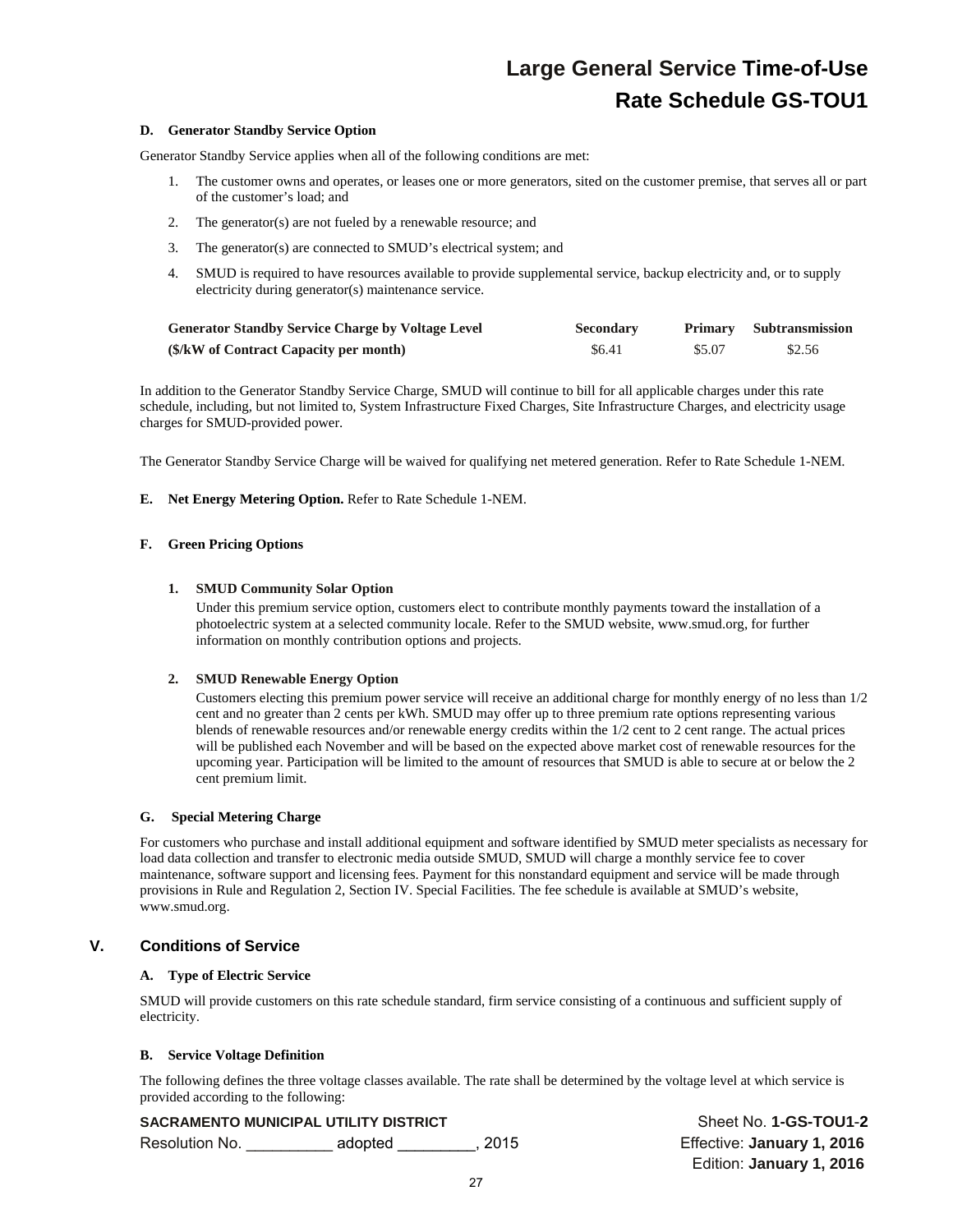**D. Generator Standby Service Option**

Generator Standby Service applies when all of the following conditions are met:

1. The customer owns and operates, or leases one or more generators, sited on the customer premise, that serves all or part of the customer's load; and
2. The generator(s) are not fueled by a renewable resource; and
3. The generator(s) are connected to SMUD's electrical system; and
4. SMUD is required to have resources available to provide supplemental service, backup electricity and, or to supply electricity during generator(s) maintenance service.

| Generator Standby Service Charge by Voltage Level | Secondary | Primary | Subtransmission |
|---|---|---|---|
| ($/kW of Contract Capacity per month) | $6.41 | $5.07 | $2.56 |

In addition to the Generator Standby Service Charge, SMUD will continue to bill for all applicable charges under this rate schedule, including, but not limited to, System Infrastructure Fixed Charges, Site Infrastructure Charges, and electricity usage charges for SMUD-provided power.

The Generator Standby Service Charge will be waived for qualifying net metered generation. Refer to Rate Schedule 1-NEM.

**E. Net Energy Metering Option.** Refer to Rate Schedule 1-NEM.

**F. Green Pricing Options**

**1. SMUD Community Solar Option**

Under this premium service option, customers elect to contribute monthly payments toward the installation of a photoelectric system at a selected community locale. Refer to the SMUD website, www.smud.org, for further information on monthly contribution options and projects.

**2. SMUD Renewable Energy Option**

Customers electing this premium power service will receive an additional charge for monthly energy of no less than 1/2 cent and no greater than 2 cents per kWh. SMUD may offer up to three premium rate options representing various blends of renewable resources and/or renewable energy credits within the 1/2 cent to 2 cent range. The actual prices will be published each November and will be based on the expected above market cost of renewable resources for the upcoming year. Participation will be limited to the amount of resources that SMUD is able to secure at or below the 2 cent premium limit.

**G. Special Metering Charge**

For customers who purchase and install additional equipment and software identified by SMUD meter specialists as necessary for load data collection and transfer to electronic media outside SMUD, SMUD will charge a monthly service fee to cover maintenance, software support and licensing fees. Payment for this nonstandard equipment and service will be made through provisions in Rule and Regulation 2, Section IV. Special Facilities. The fee schedule is available at SMUD's website, www.smud.org.

## V. Conditions of Service

**A. Type of Electric Service**

SMUD will provide customers on this rate schedule standard, firm service consisting of a continuous and sufficient supply of electricity.

**B. Service Voltage Definition**

The following defines the three voltage classes available. The rate shall be determined by the voltage level at which service is provided according to the following: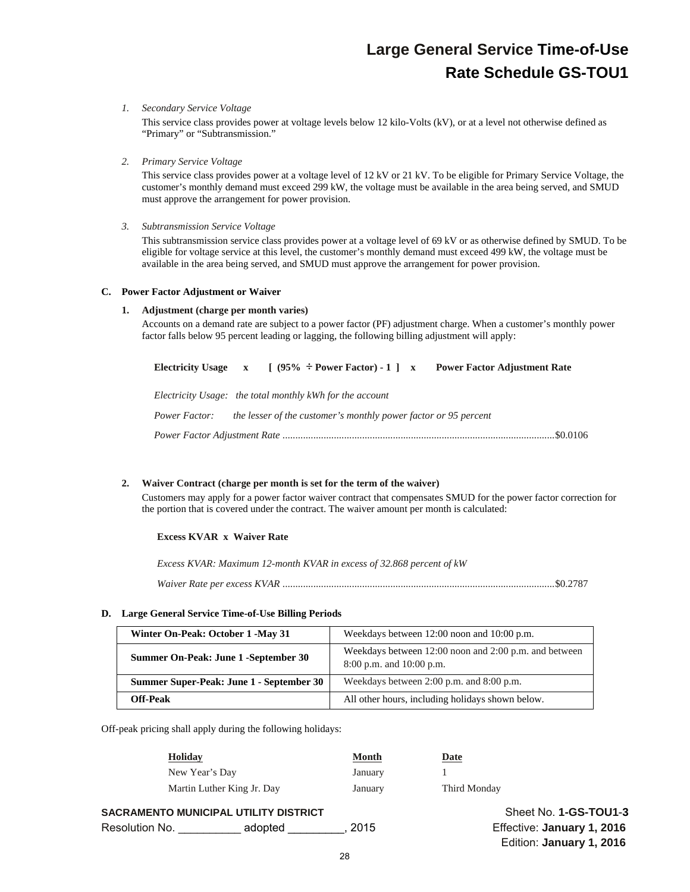# Large General Service Time-of-Use
# Rate Schedule GS-TOU1

1. *Secondary Service Voltage*

   This service class provides power at voltage levels below 12 kilo-Volts (kV), or at a level not otherwise defined as "Primary" or "Subtransmission."

2. *Primary Service Voltage*

   This service class provides power at a voltage level of 12 kV or 21 kV. To be eligible for Primary Service Voltage, the customer's monthly demand must exceed 299 kW, the voltage must be available in the area being served, and SMUD must approve the arrangement for power provision.

3. *Subtransmission Service Voltage*

   This subtransmission service class provides power at a voltage level of 69 kV or as otherwise defined by SMUD. To be eligible for voltage service at this level, the customer's monthly demand must exceed 499 kW, the voltage must be available in the area being served, and SMUD must approve the arrangement for power provision.

**C. Power Factor Adjustment or Waiver**

**1. Adjustment (charge per month varies)**

Accounts on a demand rate are subject to a power factor (PF) adjustment charge. When a customer's monthly power factor falls below 95 percent leading or lagging, the following billing adjustment will apply:

**Electricity Usage x [ (95% ÷ Power Factor) - 1 ] x Power Factor Adjustment Rate**

*Electricity Usage: the total monthly kWh for the account*

*Power Factor: the lesser of the customer's monthly power factor or 95 percent*

*Power Factor Adjustment Rate* ........................................................................................................$0.0106

**2. Waiver Contract (charge per month is set for the term of the waiver)**

Customers may apply for a power factor waiver contract that compensates SMUD for the power factor correction for the portion that is covered under the contract. The waiver amount per month is calculated:

**Excess KVAR x Waiver Rate**

*Excess KVAR: Maximum 12-month KVAR in excess of 32.868 percent of kW*

*Waiver Rate per excess KVAR* ........................................................................................................$0.2787

**D. Large General Service Time-of-Use Billing Periods**

| | |
|---|---|
| **Winter On-Peak: October 1 -May 31** | Weekdays between 12:00 noon and 10:00 p.m. |
| **Summer On-Peak: June 1 -September 30** | Weekdays between 12:00 noon and 2:00 p.m. and between 8:00 p.m. and 10:00 p.m. |
| **Summer Super-Peak: June 1 - September 30** | Weekdays between 2:00 p.m. and 8:00 p.m. |
| **Off-Peak** | All other hours, including holidays shown below. |

Off-peak pricing shall apply during the following holidays:

| Holiday | Month | Date |
|---|---|---|
| New Year's Day | January | 1 |
| Martin Luther King Jr. Day | January | Third Monday |

**SACRAMENTO MUNICIPAL UTILITY DISTRICT**
Resolution No. __________ adopted _________, 2015

Sheet No. **1-GS-TOU1-3**
Effective: **January 1, 2016**
Edition: **January 1, 2016**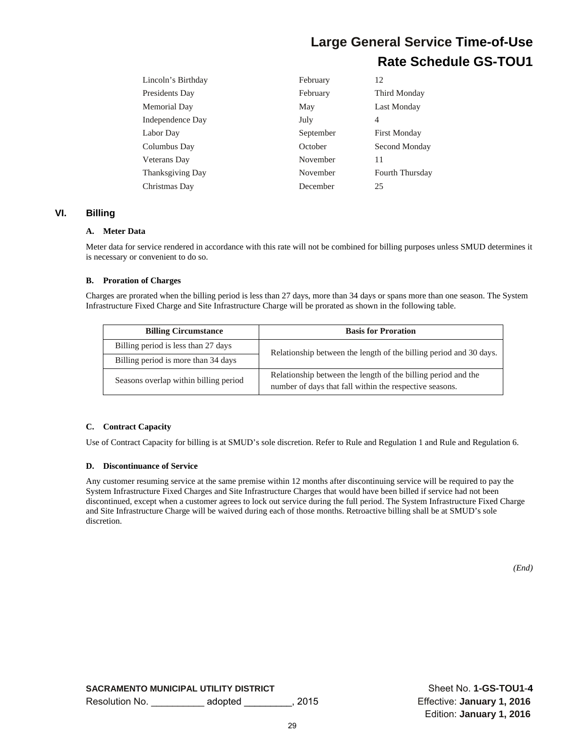| | | |
|---|---|---|
| Lincoln's Birthday | February | 12 |
| Presidents Day | February | Third Monday |
| Memorial Day | May | Last Monday |
| Independence Day | July | 4 |
| Labor Day | September | First Monday |
| Columbus Day | October | Second Monday |
| Veterans Day | November | 11 |
| Thanksgiving Day | November | Fourth Thursday |
| Christmas Day | December | 25 |

## VI. Billing

### A. Meter Data

Meter data for service rendered in accordance with this rate will not be combined for billing purposes unless SMUD determines it is necessary or convenient to do so.

### B. Proration of Charges

Charges are prorated when the billing period is less than 27 days, more than 34 days or spans more than one season. The System Infrastructure Fixed Charge and Site Infrastructure Charge will be prorated as shown in the following table.

| Billing Circumstance | Basis for Proration |
|---|---|
| Billing period is less than 27 days | Relationship between the length of the billing period and 30 days. |
| Billing period is more than 34 days | |
| Seasons overlap within billing period | Relationship between the length of the billing period and the number of days that fall within the respective seasons. |

### C. Contract Capacity

Use of Contract Capacity for billing is at SMUD's sole discretion. Refer to Rule and Regulation 1 and Rule and Regulation 6.

### D. Discontinuance of Service

Any customer resuming service at the same premise within 12 months after discontinuing service will be required to pay the System Infrastructure Fixed Charges and Site Infrastructure Charges that would have been billed if service had not been discontinued, except when a customer agrees to lock out service during the full period. The System Infrastructure Fixed Charge and Site Infrastructure Charge will be waived during each of those months. Retroactive billing shall be at SMUD's sole discretion.

*(End)*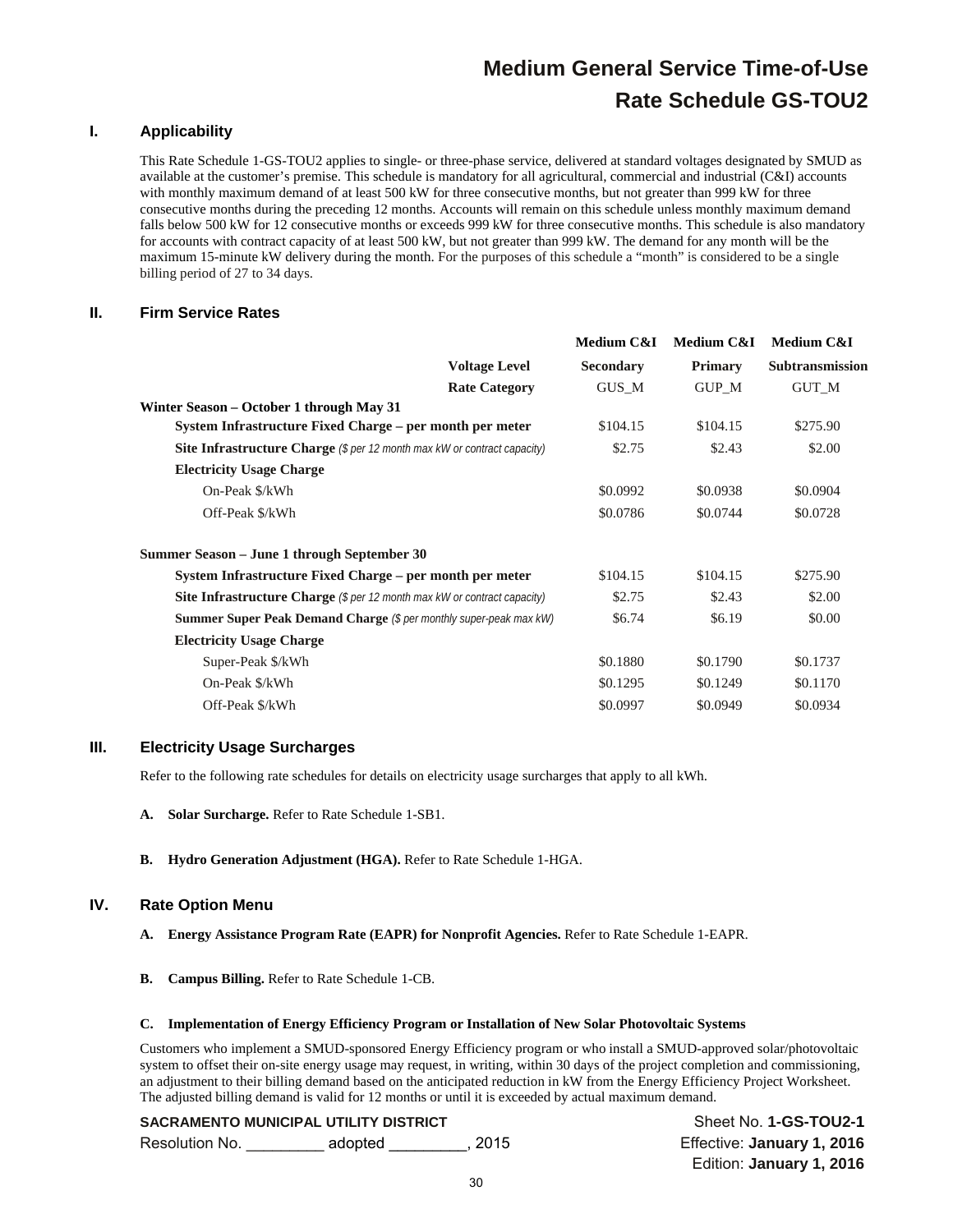# Medium General Service Time-of-Use
# Rate Schedule GS-TOU2

## I. Applicability

This Rate Schedule 1-GS-TOU2 applies to single- or three-phase service, delivered at standard voltages designated by SMUD as available at the customer's premise. This schedule is mandatory for all agricultural, commercial and industrial (C&I) accounts with monthly maximum demand of at least 500 kW for three consecutive months, but not greater than 999 kW for three consecutive months during the preceding 12 months. Accounts will remain on this schedule unless monthly maximum demand falls below 500 kW for 12 consecutive months or exceeds 999 kW for three consecutive months. This schedule is also mandatory for accounts with contract capacity of at least 500 kW, but not greater than 999 kW. The demand for any month will be the maximum 15-minute kW delivery during the month. For the purposes of this schedule a "month" is considered to be a single billing period of 27 to 34 days.

## II. Firm Service Rates

| | Medium C&I | Medium C&I | Medium C&I |
|---|---|---|---|
| **Voltage Level** | **Secondary** | **Primary** | **Subtransmission** |
| **Rate Category** | GUS_M | GUP_M | GUT_M |
| **Winter Season – October 1 through May 31** | | | |
| **System Infrastructure Fixed Charge – per month per meter** | $104.15 | $104.15 | $275.90 |
| **Site Infrastructure Charge** *($ per 12 month max kW or contract capacity)* | $2.75 | $2.43 | $2.00 |
| **Electricity Usage Charge** | | | |
| On-Peak $/kWh | $0.0992 | $0.0938 | $0.0904 |
| Off-Peak $/kWh | $0.0786 | $0.0744 | $0.0728 |
| **Summer Season – June 1 through September 30** | | | |
| **System Infrastructure Fixed Charge – per month per meter** | $104.15 | $104.15 | $275.90 |
| **Site Infrastructure Charge** *($ per 12 month max kW or contract capacity)* | $2.75 | $2.43 | $2.00 |
| **Summer Super Peak Demand Charge** *($ per monthly super-peak max kW)* | $6.74 | $6.19 | $0.00 |
| **Electricity Usage Charge** | | | |
| Super-Peak $/kWh | $0.1880 | $0.1790 | $0.1737 |
| On-Peak $/kWh | $0.1295 | $0.1249 | $0.1170 |
| Off-Peak $/kWh | $0.0997 | $0.0949 | $0.0934 |

## III. Electricity Usage Surcharges

Refer to the following rate schedules for details on electricity usage surcharges that apply to all kWh.

**A. Solar Surcharge.** Refer to Rate Schedule 1-SB1.

**B. Hydro Generation Adjustment (HGA).** Refer to Rate Schedule 1-HGA.

## IV. Rate Option Menu

**A. Energy Assistance Program Rate (EAPR) for Nonprofit Agencies.** Refer to Rate Schedule 1-EAPR.

**B. Campus Billing.** Refer to Rate Schedule 1-CB.

**C. Implementation of Energy Efficiency Program or Installation of New Solar Photovoltaic Systems**

Customers who implement a SMUD-sponsored Energy Efficiency program or who install a SMUD-approved solar/photovoltaic system to offset their on-site energy usage may request, in writing, within 30 days of the project completion and commissioning, an adjustment to their billing demand based on the anticipated reduction in kW from the Energy Efficiency Project Worksheet. The adjusted billing demand is valid for 12 months or until it is exceeded by actual maximum demand.

SACRAMENTO MUNICIPAL UTILITY DISTRICT
Resolution No. _________ adopted _________, 2015

Sheet No. **1-GS-TOU2-1**
Effective: **January 1, 2016**
Edition: **January 1, 2016**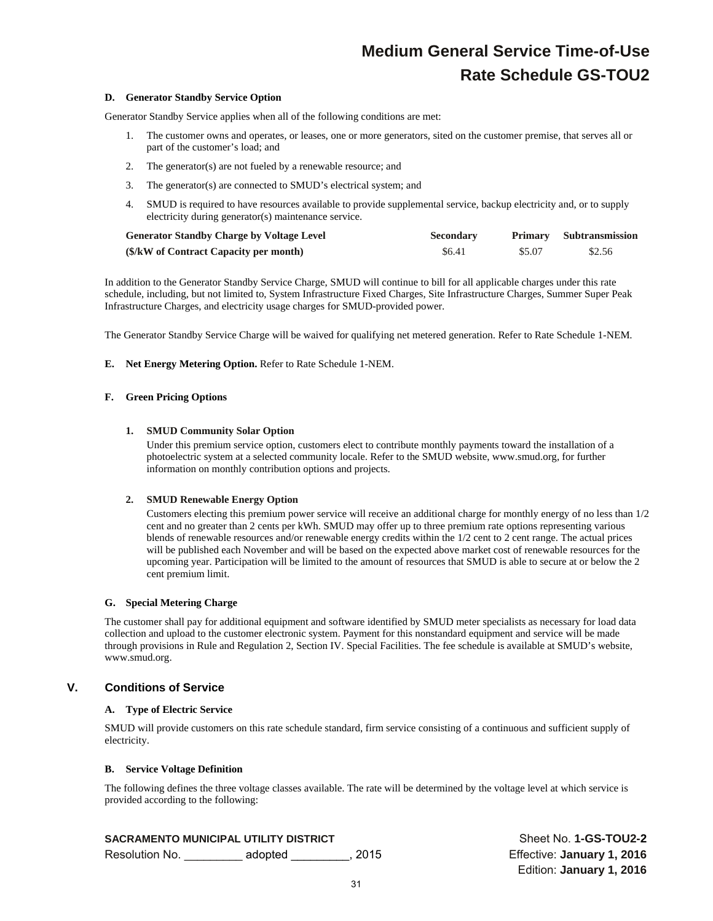#### D. Generator Standby Service Option

Generator Standby Service applies when all of the following conditions are met:

1. The customer owns and operates, or leases, one or more generators, sited on the customer premise, that serves all or part of the customer's load; and
2. The generator(s) are not fueled by a renewable resource; and
3. The generator(s) are connected to SMUD's electrical system; and
4. SMUD is required to have resources available to provide supplemental service, backup electricity and, or to supply electricity during generator(s) maintenance service.

| Generator Standby Charge by Voltage Level | Secondary | Primary | Subtransmission |
|---|---|---|---|
| ($/kW of Contract Capacity per month) | $6.41 | $5.07 | $2.56 |

In addition to the Generator Standby Service Charge, SMUD will continue to bill for all applicable charges under this rate schedule, including, but not limited to, System Infrastructure Fixed Charges, Site Infrastructure Charges, Summer Super Peak Infrastructure Charges, and electricity usage charges for SMUD-provided power.

The Generator Standby Service Charge will be waived for qualifying net metered generation. Refer to Rate Schedule 1-NEM.

#### E. Net Energy Metering Option.

Refer to Rate Schedule 1-NEM.

#### F. Green Pricing Options

**1. SMUD Community Solar Option**

Under this premium service option, customers elect to contribute monthly payments toward the installation of a photoelectric system at a selected community locale. Refer to the SMUD website, www.smud.org, for further information on monthly contribution options and projects.

**2. SMUD Renewable Energy Option**

Customers electing this premium power service will receive an additional charge for monthly energy of no less than 1/2 cent and no greater than 2 cents per kWh. SMUD may offer up to three premium rate options representing various blends of renewable resources and/or renewable energy credits within the 1/2 cent to 2 cent range. The actual prices will be published each November and will be based on the expected above market cost of renewable resources for the upcoming year. Participation will be limited to the amount of resources that SMUD is able to secure at or below the 2 cent premium limit.

#### G. Special Metering Charge

The customer shall pay for additional equipment and software identified by SMUD meter specialists as necessary for load data collection and upload to the customer electronic system. Payment for this nonstandard equipment and service will be made through provisions in Rule and Regulation 2, Section IV. Special Facilities. The fee schedule is available at SMUD's website, www.smud.org.

## V. Conditions of Service

#### A. Type of Electric Service

SMUD will provide customers on this rate schedule standard, firm service consisting of a continuous and sufficient supply of electricity.

#### B. Service Voltage Definition

The following defines the three voltage classes available. The rate will be determined by the voltage level at which service is provided according to the following:

**SACRAMENTO MUNICIPAL UTILITY DISTRICT**
Resolution No. _________ adopted _________, 2015

Sheet No. **1-GS-TOU2-2**
Effective: **January 1, 2016**
Edition: **January 1, 2016**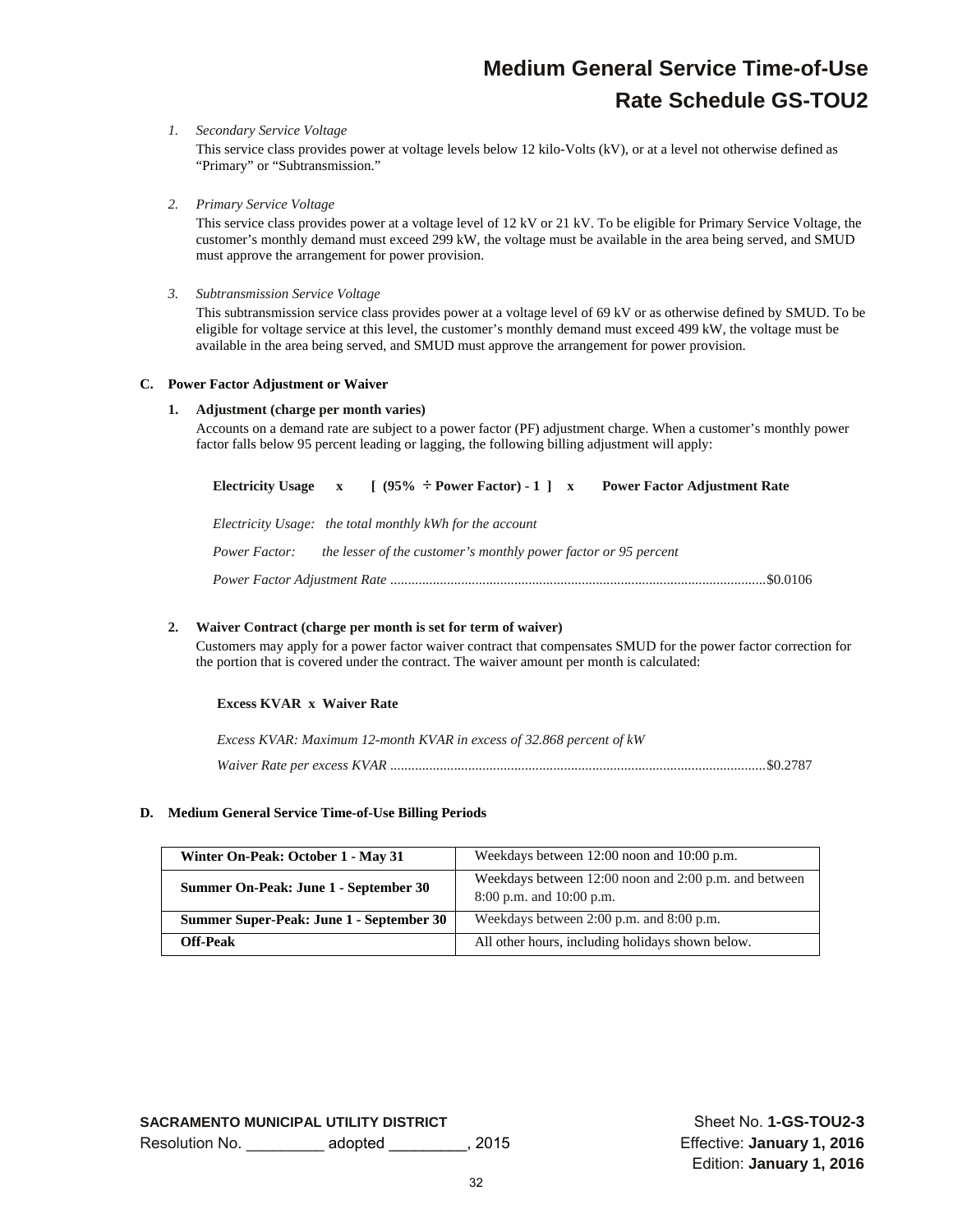# Medium General Service Time-of-Use
## Rate Schedule GS-TOU2

1. *Secondary Service Voltage*

   This service class provides power at voltage levels below 12 kilo-Volts (kV), or at a level not otherwise defined as "Primary" or "Subtransmission."

2. *Primary Service Voltage*

   This service class provides power at a voltage level of 12 kV or 21 kV. To be eligible for Primary Service Voltage, the customer's monthly demand must exceed 299 kW, the voltage must be available in the area being served, and SMUD must approve the arrangement for power provision.

3. *Subtransmission Service Voltage*

   This subtransmission service class provides power at a voltage level of 69 kV or as otherwise defined by SMUD. To be eligible for voltage service at this level, the customer's monthly demand must exceed 499 kW, the voltage must be available in the area being served, and SMUD must approve the arrangement for power provision.

**C. Power Factor Adjustment or Waiver**

**1. Adjustment (charge per month varies)**

Accounts on a demand rate are subject to a power factor (PF) adjustment charge. When a customer's monthly power factor falls below 95 percent leading or lagging, the following billing adjustment will apply:

**Electricity Usage x [ (95% ÷ Power Factor) - 1 ] x Power Factor Adjustment Rate**

*Electricity Usage: the total monthly kWh for the account*

*Power Factor: the lesser of the customer's monthly power factor or 95 percent*

*Power Factor Adjustment Rate* ....................................................................................................$0.0106

**2. Waiver Contract (charge per month is set for term of waiver)**

Customers may apply for a power factor waiver contract that compensates SMUD for the power factor correction for the portion that is covered under the contract. The waiver amount per month is calculated:

**Excess KVAR x Waiver Rate**

*Excess KVAR: Maximum 12-month KVAR in excess of 32.868 percent of kW*

*Waiver Rate per excess KVAR* ....................................................................................................$0.2787

**D. Medium General Service Time-of-Use Billing Periods**

| | |
|---|---|
| **Winter On-Peak: October 1 - May 31** | Weekdays between 12:00 noon and 10:00 p.m. |
| **Summer On-Peak: June 1 - September 30** | Weekdays between 12:00 noon and 2:00 p.m. and between 8:00 p.m. and 10:00 p.m. |
| **Summer Super-Peak: June 1 - September 30** | Weekdays between 2:00 p.m. and 8:00 p.m. |
| **Off-Peak** | All other hours, including holidays shown below. |

**SACRAMENTO MUNICIPAL UTILITY DISTRICT**
Resolution No. _________ adopted _________, 2015

Sheet No. **1-GS-TOU2-3**
Effective: **January 1, 2016**
Edition: **January 1, 2016**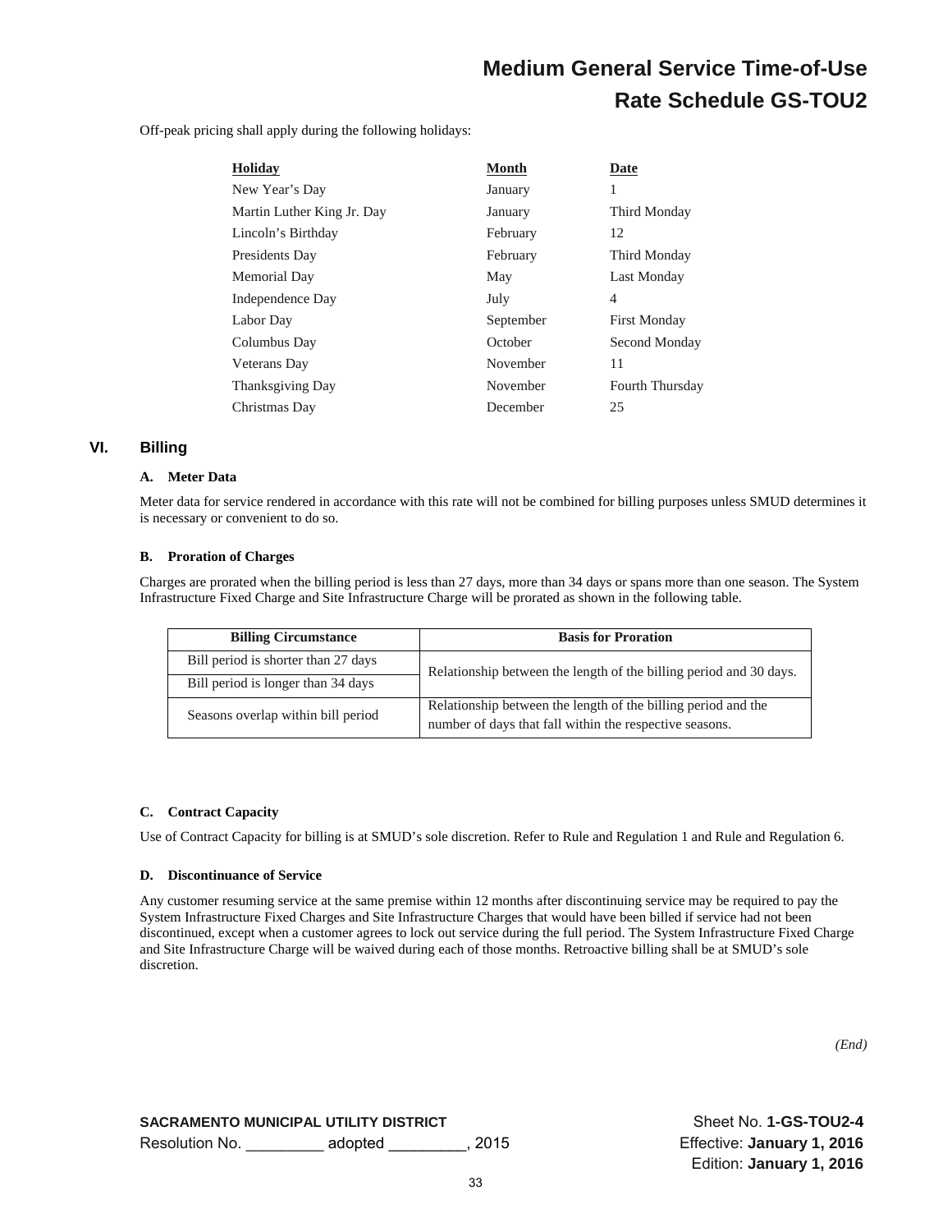Off-peak pricing shall apply during the following holidays:

| Holiday | Month | Date |
|---|---|---|
| New Year's Day | January | 1 |
| Martin Luther King Jr. Day | January | Third Monday |
| Lincoln's Birthday | February | 12 |
| Presidents Day | February | Third Monday |
| Memorial Day | May | Last Monday |
| Independence Day | July | 4 |
| Labor Day | September | First Monday |
| Columbus Day | October | Second Monday |
| Veterans Day | November | 11 |
| Thanksgiving Day | November | Fourth Thursday |
| Christmas Day | December | 25 |

## VI. Billing

### A. Meter Data

Meter data for service rendered in accordance with this rate will not be combined for billing purposes unless SMUD determines it is necessary or convenient to do so.

### B. Proration of Charges

Charges are prorated when the billing period is less than 27 days, more than 34 days or spans more than one season. The System Infrastructure Fixed Charge and Site Infrastructure Charge will be prorated as shown in the following table.

| Billing Circumstance | Basis for Proration |
|---|---|
| Bill period is shorter than 27 days | Relationship between the length of the billing period and 30 days. |
| Bill period is longer than 34 days | |
| Seasons overlap within bill period | Relationship between the length of the billing period and the number of days that fall within the respective seasons. |

### C. Contract Capacity

Use of Contract Capacity for billing is at SMUD's sole discretion. Refer to Rule and Regulation 1 and Rule and Regulation 6.

### D. Discontinuance of Service

Any customer resuming service at the same premise within 12 months after discontinuing service may be required to pay the System Infrastructure Fixed Charges and Site Infrastructure Charges that would have been billed if service had not been discontinued, except when a customer agrees to lock out service during the full period. The System Infrastructure Fixed Charge and Site Infrastructure Charge will be waived during each of those months. Retroactive billing shall be at SMUD's sole discretion.

*(End)*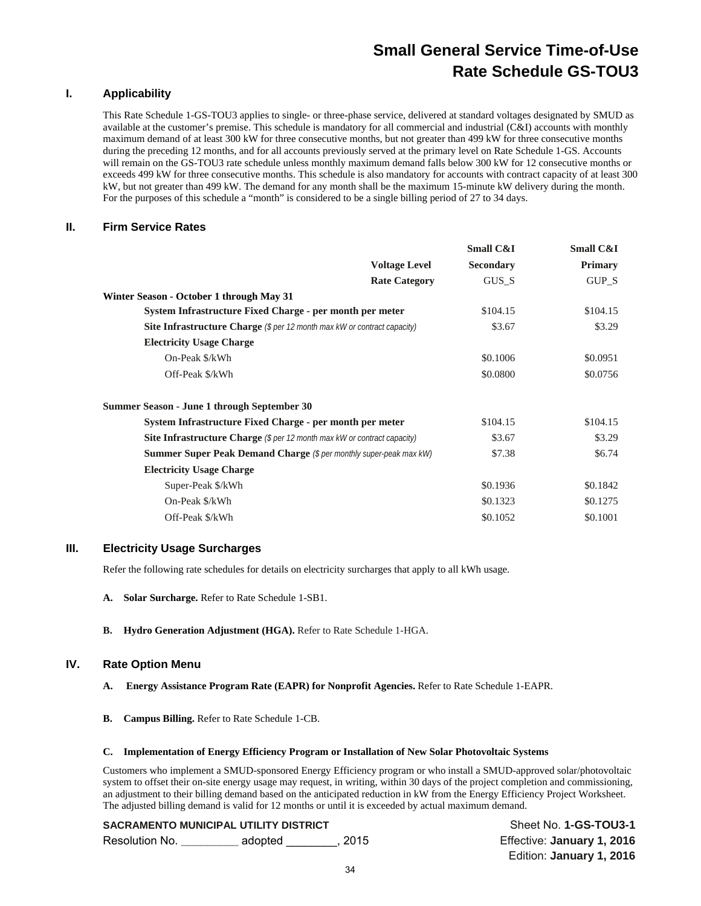# Small General Service Time-of-Use Rate Schedule GS-TOU3

## I. Applicability

This Rate Schedule 1-GS-TOU3 applies to single- or three-phase service, delivered at standard voltages designated by SMUD as available at the customer's premise. This schedule is mandatory for all commercial and industrial (C&I) accounts with monthly maximum demand of at least 300 kW for three consecutive months, but not greater than 499 kW for three consecutive months during the preceding 12 months, and for all accounts previously served at the primary level on Rate Schedule 1-GS. Accounts will remain on the GS-TOU3 rate schedule unless monthly maximum demand falls below 300 kW for 12 consecutive months or exceeds 499 kW for three consecutive months. This schedule is also mandatory for accounts with contract capacity of at least 300 kW, but not greater than 499 kW. The demand for any month shall be the maximum 15-minute kW delivery during the month. For the purposes of this schedule a "month" is considered to be a single billing period of 27 to 34 days.

## II. Firm Service Rates

| | Small C&I | Small C&I |
|---|---|---|
| **Voltage Level** | **Secondary** | **Primary** |
| **Rate Category** | GUS_S | GUP_S |
| **Winter Season - October 1 through May 31** | | |
| **System Infrastructure Fixed Charge - per month per meter** | $104.15 | $104.15 |
| **Site Infrastructure Charge** *($ per 12 month max kW or contract capacity)* | $3.67 | $3.29 |
| **Electricity Usage Charge** | | |
| On-Peak $/kWh | $0.1006 | $0.0951 |
| Off-Peak $/kWh | $0.0800 | $0.0756 |
| **Summer Season - June 1 through September 30** | | |
| **System Infrastructure Fixed Charge - per month per meter** | $104.15 | $104.15 |
| **Site Infrastructure Charge** *($ per 12 month max kW or contract capacity)* | $3.67 | $3.29 |
| **Summer Super Peak Demand Charge** *($ per monthly super-peak max kW)* | $7.38 | $6.74 |
| **Electricity Usage Charge** | | |
| Super-Peak $/kWh | $0.1936 | $0.1842 |
| On-Peak $/kWh | $0.1323 | $0.1275 |
| Off-Peak $/kWh | $0.1052 | $0.1001 |

## III. Electricity Usage Surcharges

Refer the following rate schedules for details on electricity surcharges that apply to all kWh usage.

**A. Solar Surcharge.** Refer to Rate Schedule 1-SB1.

**B. Hydro Generation Adjustment (HGA).** Refer to Rate Schedule 1-HGA.

## IV. Rate Option Menu

**A. Energy Assistance Program Rate (EAPR) for Nonprofit Agencies.** Refer to Rate Schedule 1-EAPR.

**B. Campus Billing.** Refer to Rate Schedule 1-CB.

**C. Implementation of Energy Efficiency Program or Installation of New Solar Photovoltaic Systems**

Customers who implement a SMUD-sponsored Energy Efficiency program or who install a SMUD-approved solar/photovoltaic system to offset their on-site energy usage may request, in writing, within 30 days of the project completion and commissioning, an adjustment to their billing demand based on the anticipated reduction in kW from the Energy Efficiency Project Worksheet. The adjusted billing demand is valid for 12 months or until it is exceeded by actual maximum demand.

**SACRAMENTO MUNICIPAL UTILITY DISTRICT**
Resolution No. _________ adopted ________, 2015

Sheet No. **1-GS-TOU3-1**
Effective: **January 1, 2016**
Edition: **January 1, 2016**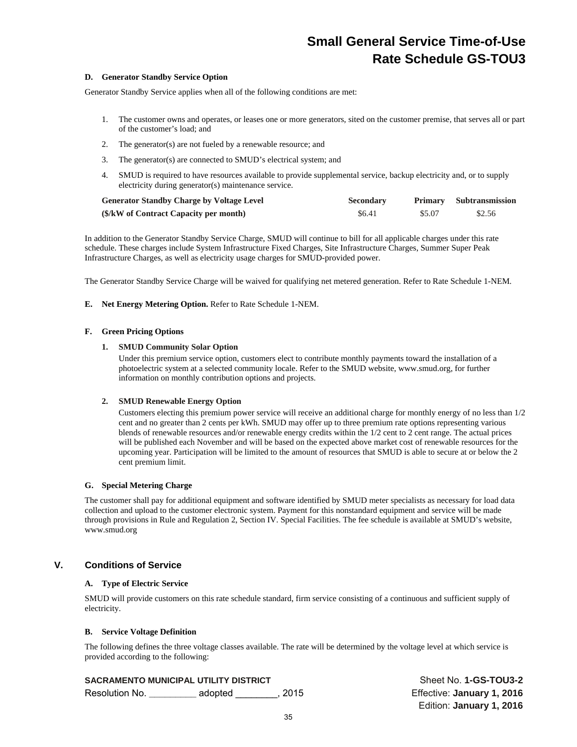#### D. Generator Standby Service Option

Generator Standby Service applies when all of the following conditions are met:

1. The customer owns and operates, or leases one or more generators, sited on the customer premise, that serves all or part of the customer's load; and
2. The generator(s) are not fueled by a renewable resource; and
3. The generator(s) are connected to SMUD's electrical system; and
4. SMUD is required to have resources available to provide supplemental service, backup electricity and, or to supply electricity during generator(s) maintenance service.

| Generator Standby Charge by Voltage Level | Secondary | Primary | Subtransmission |
|---|---|---|---|
| ($/kW of Contract Capacity per month) | $6.41 | $5.07 | $2.56 |

In addition to the Generator Standby Service Charge, SMUD will continue to bill for all applicable charges under this rate schedule. These charges include System Infrastructure Fixed Charges, Site Infrastructure Charges, Summer Super Peak Infrastructure Charges, as well as electricity usage charges for SMUD-provided power.

The Generator Standby Service Charge will be waived for qualifying net metered generation. Refer to Rate Schedule 1-NEM.

**E. Net Energy Metering Option.** Refer to Rate Schedule 1-NEM.

#### F. Green Pricing Options

**1. SMUD Community Solar Option**

Under this premium service option, customers elect to contribute monthly payments toward the installation of a photoelectric system at a selected community locale. Refer to the SMUD website, www.smud.org, for further information on monthly contribution options and projects.

**2. SMUD Renewable Energy Option**

Customers electing this premium power service will receive an additional charge for monthly energy of no less than 1/2 cent and no greater than 2 cents per kWh. SMUD may offer up to three premium rate options representing various blends of renewable resources and/or renewable energy credits within the 1/2 cent to 2 cent range. The actual prices will be published each November and will be based on the expected above market cost of renewable resources for the upcoming year. Participation will be limited to the amount of resources that SMUD is able to secure at or below the 2 cent premium limit.

#### G. Special Metering Charge

The customer shall pay for additional equipment and software identified by SMUD meter specialists as necessary for load data collection and upload to the customer electronic system. Payment for this nonstandard equipment and service will be made through provisions in Rule and Regulation 2, Section IV. Special Facilities. The fee schedule is available at SMUD's website, www.smud.org

## V. Conditions of Service

#### A. Type of Electric Service

SMUD will provide customers on this rate schedule standard, firm service consisting of a continuous and sufficient supply of electricity.

#### B. Service Voltage Definition

The following defines the three voltage classes available. The rate will be determined by the voltage level at which service is provided according to the following:

**SACRAMENTO MUNICIPAL UTILITY DISTRICT**
Resolution No. _________ adopted ________, 2015

Sheet No. **1-GS-TOU3-2**
Effective: **January 1, 2016**
Edition: **January 1, 2016**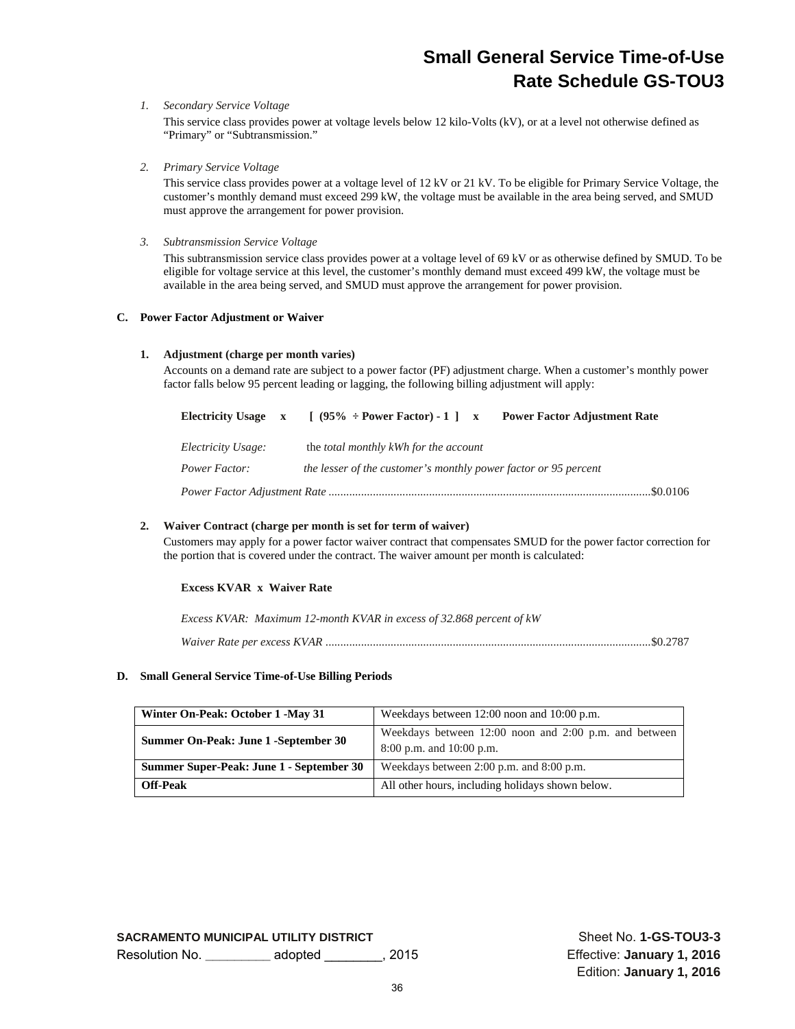1. *Secondary Service Voltage*

   This service class provides power at voltage levels below 12 kilo-Volts (kV), or at a level not otherwise defined as "Primary" or "Subtransmission."

2. *Primary Service Voltage*

   This service class provides power at a voltage level of 12 kV or 21 kV. To be eligible for Primary Service Voltage, the customer's monthly demand must exceed 299 kW, the voltage must be available in the area being served, and SMUD must approve the arrangement for power provision.

3. *Subtransmission Service Voltage*

   This subtransmission service class provides power at a voltage level of 69 kV or as otherwise defined by SMUD. To be eligible for voltage service at this level, the customer's monthly demand must exceed 499 kW, the voltage must be available in the area being served, and SMUD must approve the arrangement for power provision.

**C. Power Factor Adjustment or Waiver**

**1. Adjustment (charge per month varies)**

Accounts on a demand rate are subject to a power factor (PF) adjustment charge. When a customer's monthly power factor falls below 95 percent leading or lagging, the following billing adjustment will apply:

**Electricity Usage x [ (95% ÷ Power Factor) - 1 ] x Power Factor Adjustment Rate**

*Electricity Usage:* the *total monthly kWh for the account*

*Power Factor:* *the lesser of the customer's monthly power factor or 95 percent*

*Power Factor Adjustment Rate* ............................................................................................................$0.0106

**2. Waiver Contract (charge per month is set for term of waiver)**

Customers may apply for a power factor waiver contract that compensates SMUD for the power factor correction for the portion that is covered under the contract. The waiver amount per month is calculated:

**Excess KVAR x Waiver Rate**

*Excess KVAR: Maximum 12-month KVAR in excess of 32.868 percent of kW*

*Waiver Rate per excess KVAR* .............................................................................................................$0.2787

**D. Small General Service Time-of-Use Billing Periods**

| | |
|---|---|
| **Winter On-Peak: October 1 -May 31** | Weekdays between 12:00 noon and 10:00 p.m. |
| **Summer On-Peak: June 1 -September 30** | Weekdays between 12:00 noon and 2:00 p.m. and between 8:00 p.m. and 10:00 p.m. |
| **Summer Super-Peak: June 1 - September 30** | Weekdays between 2:00 p.m. and 8:00 p.m. |
| **Off-Peak** | All other hours, including holidays shown below. |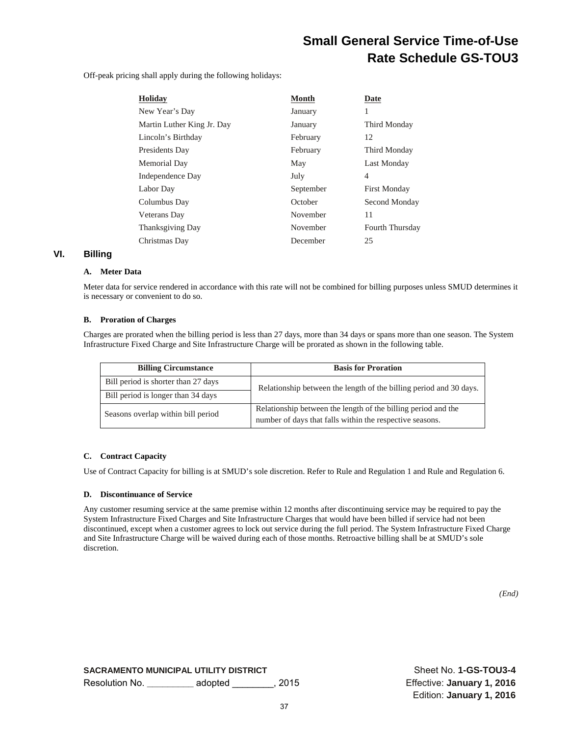Off-peak pricing shall apply during the following holidays:

| Holiday | Month | Date |
|---|---|---|
| New Year's Day | January | 1 |
| Martin Luther King Jr. Day | January | Third Monday |
| Lincoln's Birthday | February | 12 |
| Presidents Day | February | Third Monday |
| Memorial Day | May | Last Monday |
| Independence Day | July | 4 |
| Labor Day | September | First Monday |
| Columbus Day | October | Second Monday |
| Veterans Day | November | 11 |
| Thanksgiving Day | November | Fourth Thursday |
| Christmas Day | December | 25 |

## VI. Billing

### A. Meter Data

Meter data for service rendered in accordance with this rate will not be combined for billing purposes unless SMUD determines it is necessary or convenient to do so.

### B. Proration of Charges

Charges are prorated when the billing period is less than 27 days, more than 34 days or spans more than one season. The System Infrastructure Fixed Charge and Site Infrastructure Charge will be prorated as shown in the following table.

| Billing Circumstance | Basis for Proration |
|---|---|
| Bill period is shorter than 27 days | Relationship between the length of the billing period and 30 days. |
| Bill period is longer than 34 days | |
| Seasons overlap within bill period | Relationship between the length of the billing period and the number of days that falls within the respective seasons. |

### C. Contract Capacity

Use of Contract Capacity for billing is at SMUD's sole discretion. Refer to Rule and Regulation 1 and Rule and Regulation 6.

### D. Discontinuance of Service

Any customer resuming service at the same premise within 12 months after discontinuing service may be required to pay the System Infrastructure Fixed Charges and Site Infrastructure Charges that would have been billed if service had not been discontinued, except when a customer agrees to lock out service during the full period. The System Infrastructure Fixed Charge and Site Infrastructure Charge will be waived during each of those months. Retroactive billing shall be at SMUD's sole discretion.

*(End)*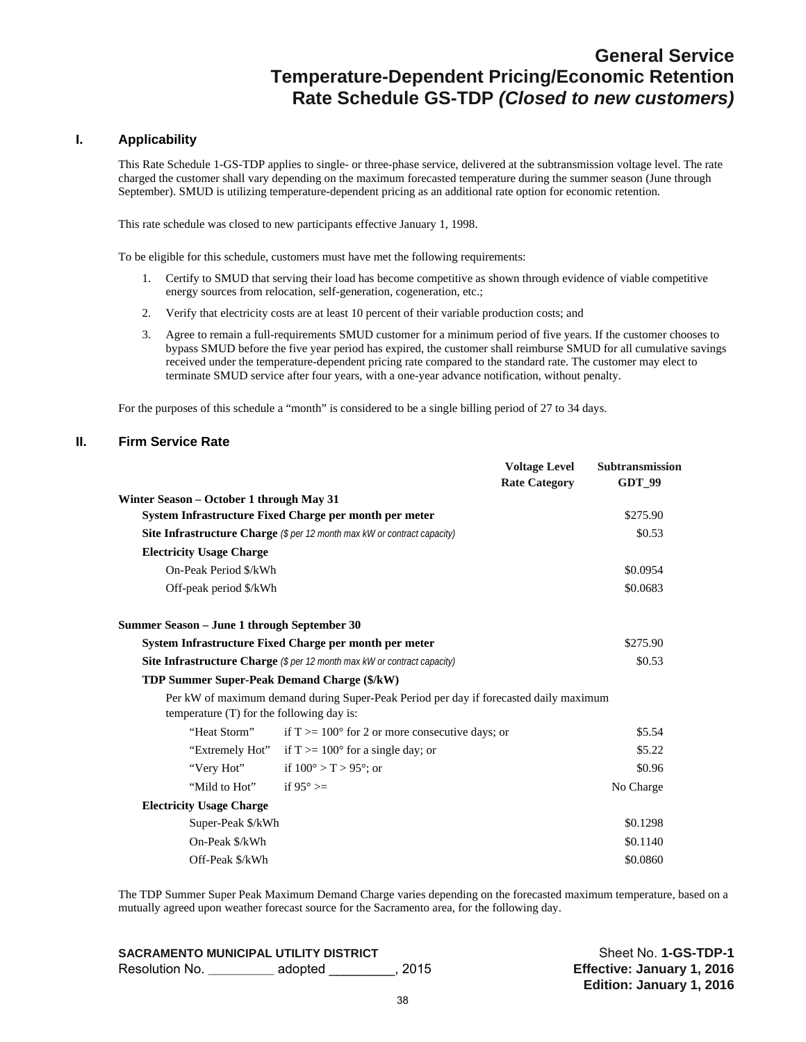# General Service
# Temperature-Dependent Pricing/Economic Retention
# Rate Schedule GS-TDP *(Closed to new customers)*

## I. Applicability

This Rate Schedule 1-GS-TDP applies to single- or three-phase service, delivered at the subtransmission voltage level. The rate charged the customer shall vary depending on the maximum forecasted temperature during the summer season (June through September). SMUD is utilizing temperature-dependent pricing as an additional rate option for economic retention.

This rate schedule was closed to new participants effective January 1, 1998.

To be eligible for this schedule, customers must have met the following requirements:

1. Certify to SMUD that serving their load has become competitive as shown through evidence of viable competitive energy sources from relocation, self-generation, cogeneration, etc.;
2. Verify that electricity costs are at least 10 percent of their variable production costs; and
3. Agree to remain a full-requirements SMUD customer for a minimum period of five years. If the customer chooses to bypass SMUD before the five year period has expired, the customer shall reimburse SMUD for all cumulative savings received under the temperature-dependent pricing rate compared to the standard rate. The customer may elect to terminate SMUD service after four years, with a one-year advance notification, without penalty.

For the purposes of this schedule a "month" is considered to be a single billing period of 27 to 34 days.

## II. Firm Service Rate

| | | Voltage Level<br>Rate Category | Subtransmission<br>GDT_99 |
|---|---|---|---|
| **Winter Season – October 1 through May 31** | | | |
| **System Infrastructure Fixed Charge per month per meter** | | | $275.90 |
| **Site Infrastructure Charge** *($ per 12 month max kW or contract capacity)* | | | $0.53 |
| **Electricity Usage Charge** | | | |
| On-Peak Period $/kWh | | | $0.0954 |
| Off-peak period $/kWh | | | $0.0683 |
| **Summer Season – June 1 through September 30** | | | |
| **System Infrastructure Fixed Charge per month per meter** | | | $275.90 |
| **Site Infrastructure Charge** *($ per 12 month max kW or contract capacity)* | | | $0.53 |
| **TDP Summer Super-Peak Demand Charge ($/kW)** | | | |
| Per kW of maximum demand during Super-Peak Period per day if forecasted daily maximum temperature (T) for the following day is: | | | |
| "Heat Storm" | if T >= 100° for 2 or more consecutive days; or | | $5.54 |
| "Extremely Hot" | if T >= 100° for a single day; or | | $5.22 |
| "Very Hot" | if 100° > T > 95°; or | | $0.96 |
| "Mild to Hot" | if 95° >= | | No Charge |
| **Electricity Usage Charge** | | | |
| Super-Peak $/kWh | | | $0.1298 |
| On-Peak $/kWh | | | $0.1140 |
| Off-Peak $/kWh | | | $0.0860 |

The TDP Summer Super Peak Maximum Demand Charge varies depending on the forecasted maximum temperature, based on a mutually agreed upon weather forecast source for the Sacramento area, for the following day.

**SACRAMENTO MUNICIPAL UTILITY DISTRICT**
Resolution No. _________ adopted _________, 2015

Sheet No. **1-GS-TDP-1**
**Effective: January 1, 2016**
**Edition: January 1, 2016**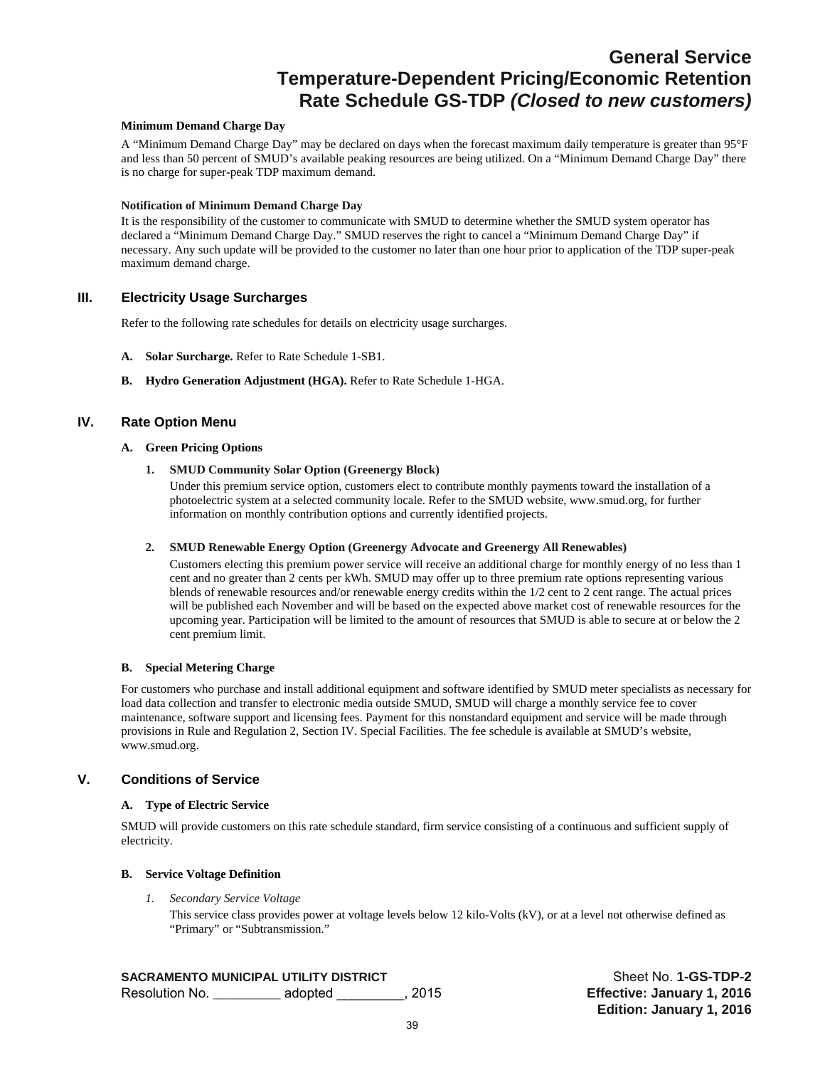# General Service
# Temperature-Dependent Pricing/Economic Retention
# Rate Schedule GS-TDP *(Closed to new customers)*

**Minimum Demand Charge Day**

A "Minimum Demand Charge Day" may be declared on days when the forecast maximum daily temperature is greater than 95°F and less than 50 percent of SMUD's available peaking resources are being utilized. On a "Minimum Demand Charge Day" there is no charge for super-peak TDP maximum demand.

**Notification of Minimum Demand Charge Day**

It is the responsibility of the customer to communicate with SMUD to determine whether the SMUD system operator has declared a "Minimum Demand Charge Day." SMUD reserves the right to cancel a "Minimum Demand Charge Day" if necessary. Any such update will be provided to the customer no later than one hour prior to application of the TDP super-peak maximum demand charge.

## III. Electricity Usage Surcharges

Refer to the following rate schedules for details on electricity usage surcharges.

**A. Solar Surcharge.** Refer to Rate Schedule 1-SB1.

**B. Hydro Generation Adjustment (HGA).** Refer to Rate Schedule 1-HGA.

## IV. Rate Option Menu

### A. Green Pricing Options

**1. SMUD Community Solar Option (Greenergy Block)**

Under this premium service option, customers elect to contribute monthly payments toward the installation of a photoelectric system at a selected community locale. Refer to the SMUD website, www.smud.org, for further information on monthly contribution options and currently identified projects.

**2. SMUD Renewable Energy Option (Greenergy Advocate and Greenergy All Renewables)**

Customers electing this premium power service will receive an additional charge for monthly energy of no less than 1 cent and no greater than 2 cents per kWh. SMUD may offer up to three premium rate options representing various blends of renewable resources and/or renewable energy credits within the 1/2 cent to 2 cent range. The actual prices will be published each November and will be based on the expected above market cost of renewable resources for the upcoming year. Participation will be limited to the amount of resources that SMUD is able to secure at or below the 2 cent premium limit.

### B. Special Metering Charge

For customers who purchase and install additional equipment and software identified by SMUD meter specialists as necessary for load data collection and transfer to electronic media outside SMUD, SMUD will charge a monthly service fee to cover maintenance, software support and licensing fees. Payment for this nonstandard equipment and service will be made through provisions in Rule and Regulation 2, Section IV. Special Facilities. The fee schedule is available at SMUD's website, www.smud.org.

## V. Conditions of Service

### A. Type of Electric Service

SMUD will provide customers on this rate schedule standard, firm service consisting of a continuous and sufficient supply of electricity.

### B. Service Voltage Definition

*1. Secondary Service Voltage*

This service class provides power at voltage levels below 12 kilo-Volts (kV), or at a level not otherwise defined as "Primary" or "Subtransmission."

SACRAMENTO MUNICIPAL UTILITY DISTRICT
Resolution No. _________ adopted _________, 2015

Sheet No. **1-GS-TDP-2**
**Effective: January 1, 2016**
**Edition: January 1, 2016**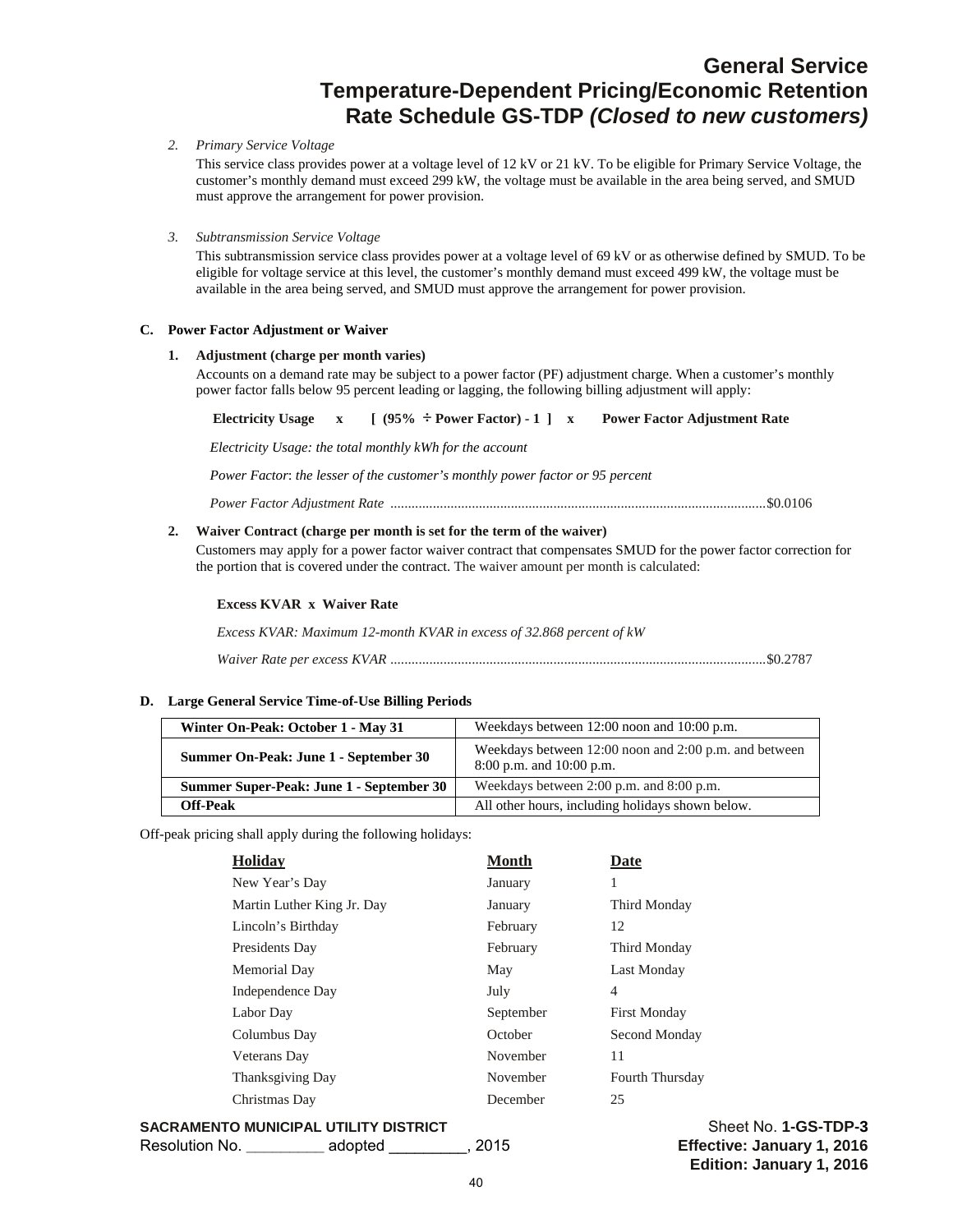# General Service
# Temperature-Dependent Pricing/Economic Retention
# Rate Schedule GS-TDP *(Closed to new customers)*

2. *Primary Service Voltage*

   This service class provides power at a voltage level of 12 kV or 21 kV. To be eligible for Primary Service Voltage, the customer's monthly demand must exceed 299 kW, the voltage must be available in the area being served, and SMUD must approve the arrangement for power provision.

3. *Subtransmission Service Voltage*

   This subtransmission service class provides power at a voltage level of 69 kV or as otherwise defined by SMUD. To be eligible for voltage service at this level, the customer's monthly demand must exceed 499 kW, the voltage must be available in the area being served, and SMUD must approve the arrangement for power provision.

**C. Power Factor Adjustment or Waiver**

1. **Adjustment (charge per month varies)**

   Accounts on a demand rate may be subject to a power factor (PF) adjustment charge. When a customer's monthly power factor falls below 95 percent leading or lagging, the following billing adjustment will apply:

   **Electricity Usage x [ (95% ÷ Power Factor) - 1 ] x Power Factor Adjustment Rate**

   *Electricity Usage: the total monthly kWh for the account*

   *Power Factor*: *the lesser of the customer's monthly power factor or 95 percent*

   *Power Factor Adjustment Rate* ........................................................................................................$0.0106

2. **Waiver Contract (charge per month is set for the term of the waiver)**

   Customers may apply for a power factor waiver contract that compensates SMUD for the power factor correction for the portion that is covered under the contract. The waiver amount per month is calculated:

   **Excess KVAR x Waiver Rate**

   *Excess KVAR: Maximum 12-month KVAR in excess of 32.868 percent of kW*

   *Waiver Rate per excess KVAR* ........................................................................................................$0.2787

**D. Large General Service Time-of-Use Billing Periods**

| **Winter On-Peak: October 1 - May 31** | Weekdays between 12:00 noon and 10:00 p.m. |
|---|---|
| **Summer On-Peak: June 1 - September 30** | Weekdays between 12:00 noon and 2:00 p.m. and between 8:00 p.m. and 10:00 p.m. |
| **Summer Super-Peak: June 1 - September 30** | Weekdays between 2:00 p.m. and 8:00 p.m. |
| **Off-Peak** | All other hours, including holidays shown below. |

Off-peak pricing shall apply during the following holidays:

| Holiday | Month | Date |
|---|---|---|
| New Year's Day | January | 1 |
| Martin Luther King Jr. Day | January | Third Monday |
| Lincoln's Birthday | February | 12 |
| Presidents Day | February | Third Monday |
| Memorial Day | May | Last Monday |
| Independence Day | July | 4 |
| Labor Day | September | First Monday |
| Columbus Day | October | Second Monday |
| Veterans Day | November | 11 |
| Thanksgiving Day | November | Fourth Thursday |
| Christmas Day | December | 25 |

**SACRAMENTO MUNICIPAL UTILITY DISTRICT**
Resolution No. _________ adopted _________, 2015

Sheet No. **1-GS-TDP-3**
**Effective: January 1, 2016**
**Edition: January 1, 2016**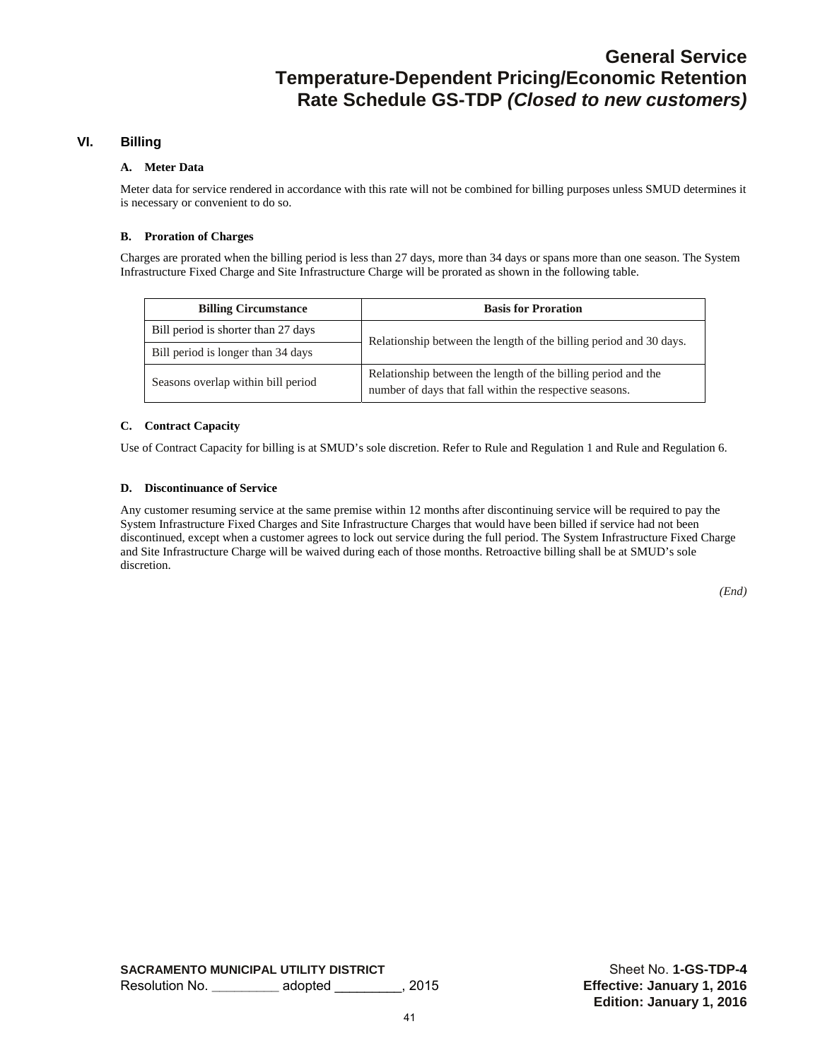# General Service
# Temperature-Dependent Pricing/Economic Retention
# Rate Schedule GS-TDP *(Closed to new customers)*

## VI. Billing

### A. Meter Data

Meter data for service rendered in accordance with this rate will not be combined for billing purposes unless SMUD determines it is necessary or convenient to do so.

### B. Proration of Charges

Charges are prorated when the billing period is less than 27 days, more than 34 days or spans more than one season. The System Infrastructure Fixed Charge and Site Infrastructure Charge will be prorated as shown in the following table.

| Billing Circumstance | Basis for Proration |
|---|---|
| Bill period is shorter than 27 days | Relationship between the length of the billing period and 30 days. |
| Bill period is longer than 34 days | |
| Seasons overlap within bill period | Relationship between the length of the billing period and the number of days that fall within the respective seasons. |

### C. Contract Capacity

Use of Contract Capacity for billing is at SMUD's sole discretion. Refer to Rule and Regulation 1 and Rule and Regulation 6.

### D. Discontinuance of Service

Any customer resuming service at the same premise within 12 months after discontinuing service will be required to pay the System Infrastructure Fixed Charges and Site Infrastructure Charges that would have been billed if service had not been discontinued, except when a customer agrees to lock out service during the full period. The System Infrastructure Fixed Charge and Site Infrastructure Charge will be waived during each of those months. Retroactive billing shall be at SMUD's sole discretion.

*(End)*

**SACRAMENTO MUNICIPAL UTILITY DISTRICT**
Resolution No. _________ adopted _________, 2015

Sheet No. **1-GS-TDP-4**
**Effective: January 1, 2016**
**Edition: January 1, 2016**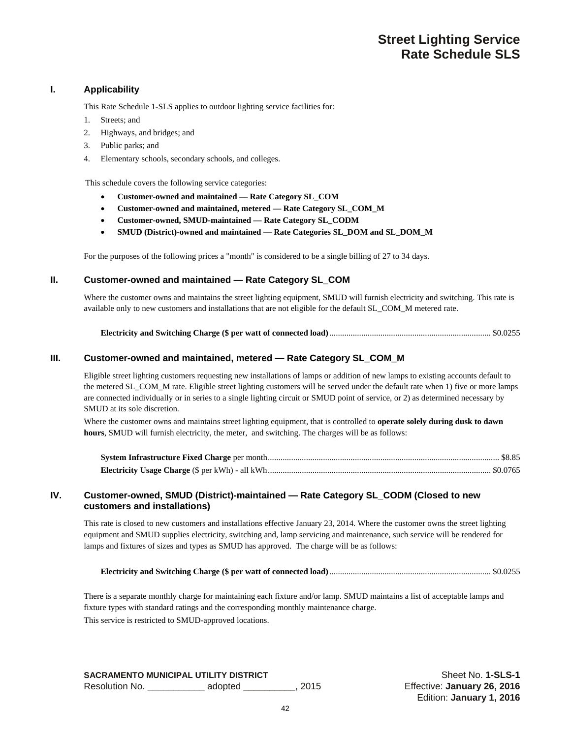# Street Lighting Service
# Rate Schedule SLS

## I. Applicability

This Rate Schedule 1-SLS applies to outdoor lighting service facilities for:

1. Streets; and
2. Highways, and bridges; and
3. Public parks; and
4. Elementary schools, secondary schools, and colleges.

This schedule covers the following service categories:

- **Customer-owned and maintained — Rate Category SL_COM**
- **Customer-owned and maintained, metered — Rate Category SL_COM_M**
- **Customer-owned, SMUD-maintained — Rate Category SL_CODM**
- **SMUD (District)-owned and maintained — Rate Categories SL_DOM and SL_DOM_M**

For the purposes of the following prices a "month" is considered to be a single billing of 27 to 34 days.

## II. Customer-owned and maintained — Rate Category SL_COM

Where the customer owns and maintains the street lighting equipment, SMUD will furnish electricity and switching. This rate is available only to new customers and installations that are not eligible for the default SL_COM_M metered rate.

**Electricity and Switching Charge ($ per watt of connected load)** ........................................ $0.0255

## III. Customer-owned and maintained, metered — Rate Category SL_COM_M

Eligible street lighting customers requesting new installations of lamps or addition of new lamps to existing accounts default to the metered SL_COM_M rate. Eligible street lighting customers will be served under the default rate when 1) five or more lamps are connected individually or in series to a single lighting circuit or SMUD point of service, or 2) as determined necessary by SMUD at its sole discretion.

Where the customer owns and maintains street lighting equipment, that is controlled to **operate solely during dusk to dawn hours**, SMUD will furnish electricity, the meter, and switching. The charges will be as follows:

**System Infrastructure Fixed Charge** per month........................................ $8.85
**Electricity Usage Charge** ($ per kWh) - all kWh........................................ $0.0765

## IV. Customer-owned, SMUD (District)-maintained — Rate Category SL_CODM (Closed to new customers and installations)

This rate is closed to new customers and installations effective January 23, 2014. Where the customer owns the street lighting equipment and SMUD supplies electricity, switching and, lamp servicing and maintenance, such service will be rendered for lamps and fixtures of sizes and types as SMUD has approved. The charge will be as follows:

**Electricity and Switching Charge ($ per watt of connected load)** ........................................ $0.0255

There is a separate monthly charge for maintaining each fixture and/or lamp. SMUD maintains a list of acceptable lamps and fixture types with standard ratings and the corresponding monthly maintenance charge.

This service is restricted to SMUD-approved locations.

**SACRAMENTO MUNICIPAL UTILITY DISTRICT**
Resolution No. ___________ adopted __________, 2015

Sheet No. **1-SLS-1**
Effective: **January 26, 2016**
Edition: **January 1, 2016**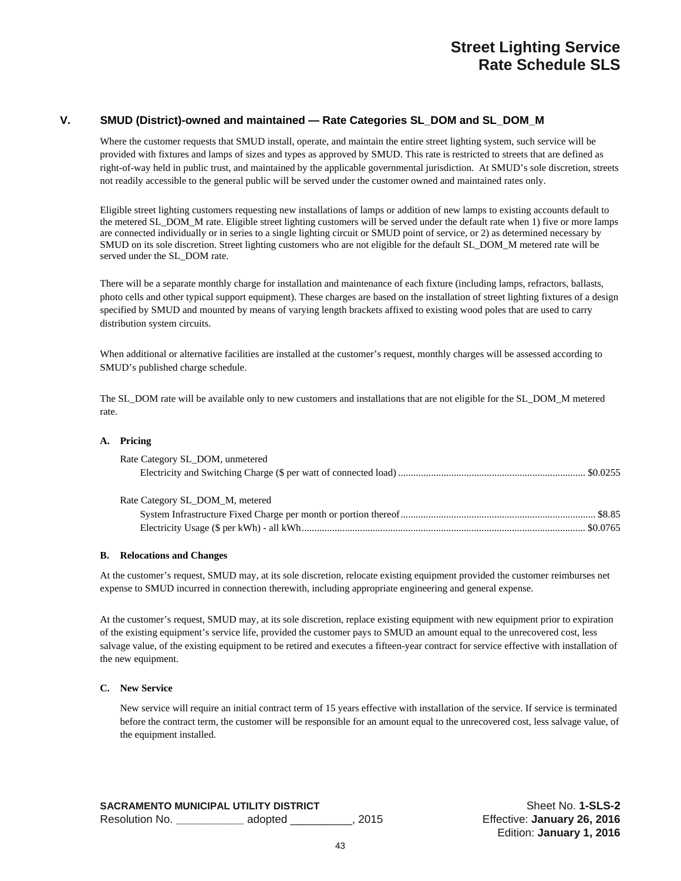## V. SMUD (District)-owned and maintained — Rate Categories SL_DOM and SL_DOM_M

Where the customer requests that SMUD install, operate, and maintain the entire street lighting system, such service will be provided with fixtures and lamps of sizes and types as approved by SMUD. This rate is restricted to streets that are defined as right-of-way held in public trust, and maintained by the applicable governmental jurisdiction. At SMUD's sole discretion, streets not readily accessible to the general public will be served under the customer owned and maintained rates only.

Eligible street lighting customers requesting new installations of lamps or addition of new lamps to existing accounts default to the metered SL_DOM_M rate. Eligible street lighting customers will be served under the default rate when 1) five or more lamps are connected individually or in series to a single lighting circuit or SMUD point of service, or 2) as determined necessary by SMUD on its sole discretion. Street lighting customers who are not eligible for the default SL_DOM_M metered rate will be served under the SL_DOM rate.

There will be a separate monthly charge for installation and maintenance of each fixture (including lamps, refractors, ballasts, photo cells and other typical support equipment). These charges are based on the installation of street lighting fixtures of a design specified by SMUD and mounted by means of varying length brackets affixed to existing wood poles that are used to carry distribution system circuits.

When additional or alternative facilities are installed at the customer's request, monthly charges will be assessed according to SMUD's published charge schedule.

The SL_DOM rate will be available only to new customers and installations that are not eligible for the SL_DOM_M metered rate.

### A. Pricing

Rate Category SL_DOM, unmetered

| | |
|---|---|
| Electricity and Switching Charge ($ per watt of connected load) | $0.0255 |

Rate Category SL_DOM_M, metered

| | |
|---|---|
| System Infrastructure Fixed Charge per month or portion thereof | $8.85 |
| Electricity Usage ($ per kWh) - all kWh | $0.0765 |

### B. Relocations and Changes

At the customer's request, SMUD may, at its sole discretion, relocate existing equipment provided the customer reimburses net expense to SMUD incurred in connection therewith, including appropriate engineering and general expense.

At the customer's request, SMUD may, at its sole discretion, replace existing equipment with new equipment prior to expiration of the existing equipment's service life, provided the customer pays to SMUD an amount equal to the unrecovered cost, less salvage value, of the existing equipment to be retired and executes a fifteen-year contract for service effective with installation of the new equipment.

### C. New Service

New service will require an initial contract term of 15 years effective with installation of the service. If service is terminated before the contract term, the customer will be responsible for an amount equal to the unrecovered cost, less salvage value, of the equipment installed.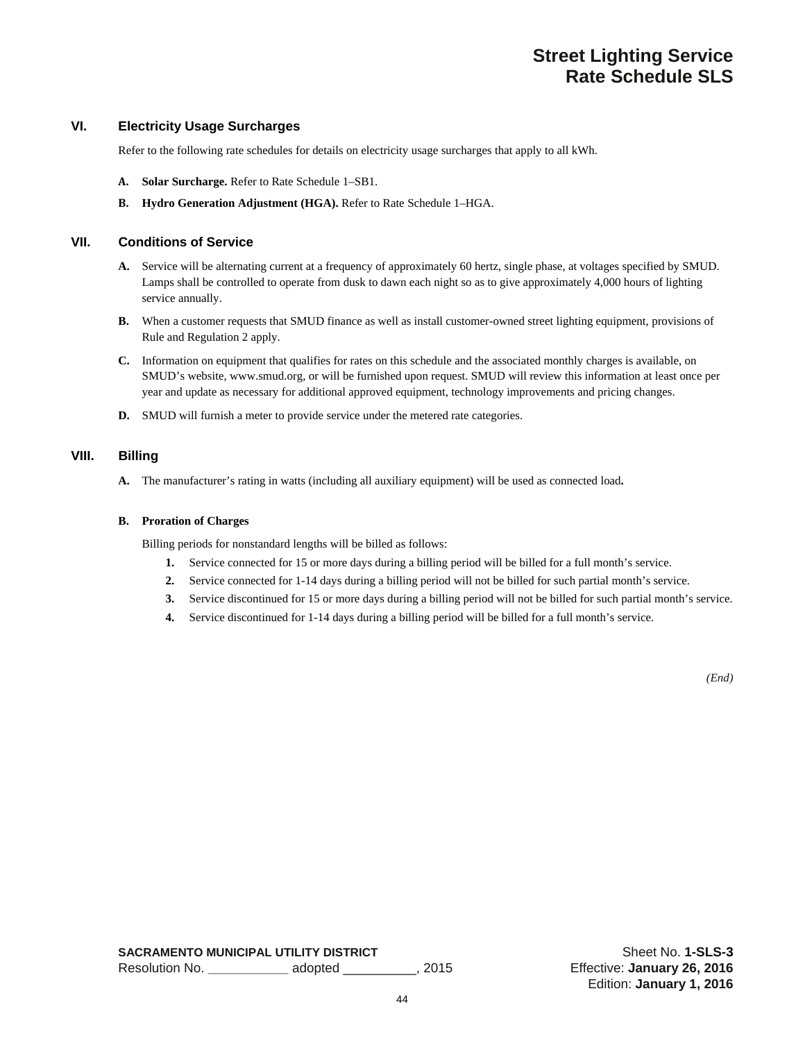## VI. Electricity Usage Surcharges

Refer to the following rate schedules for details on electricity usage surcharges that apply to all kWh.

**A. Solar Surcharge.** Refer to Rate Schedule 1–SB1.

**B. Hydro Generation Adjustment (HGA).** Refer to Rate Schedule 1–HGA.

## VII. Conditions of Service

**A.** Service will be alternating current at a frequency of approximately 60 hertz, single phase, at voltages specified by SMUD. Lamps shall be controlled to operate from dusk to dawn each night so as to give approximately 4,000 hours of lighting service annually.

**B.** When a customer requests that SMUD finance as well as install customer-owned street lighting equipment, provisions of Rule and Regulation 2 apply.

**C.** Information on equipment that qualifies for rates on this schedule and the associated monthly charges is available, on SMUD's website, www.smud.org, or will be furnished upon request. SMUD will review this information at least once per year and update as necessary for additional approved equipment, technology improvements and pricing changes.

**D.** SMUD will furnish a meter to provide service under the metered rate categories.

## VIII. Billing

**A.** The manufacturer's rating in watts (including all auxiliary equipment) will be used as connected load**.**

**B. Proration of Charges**

Billing periods for nonstandard lengths will be billed as follows:

1. Service connected for 15 or more days during a billing period will be billed for a full month's service.
2. Service connected for 1-14 days during a billing period will not be billed for such partial month's service.
3. Service discontinued for 15 or more days during a billing period will not be billed for such partial month's service.
4. Service discontinued for 1-14 days during a billing period will be billed for a full month's service.

*(End)*

**SACRAMENTO MUNICIPAL UTILITY DISTRICT**
Resolution No. ___________ adopted __________, 2015

Sheet No. **1-SLS-3**
Effective: **January 26, 2016**
Edition: **January 1, 2016**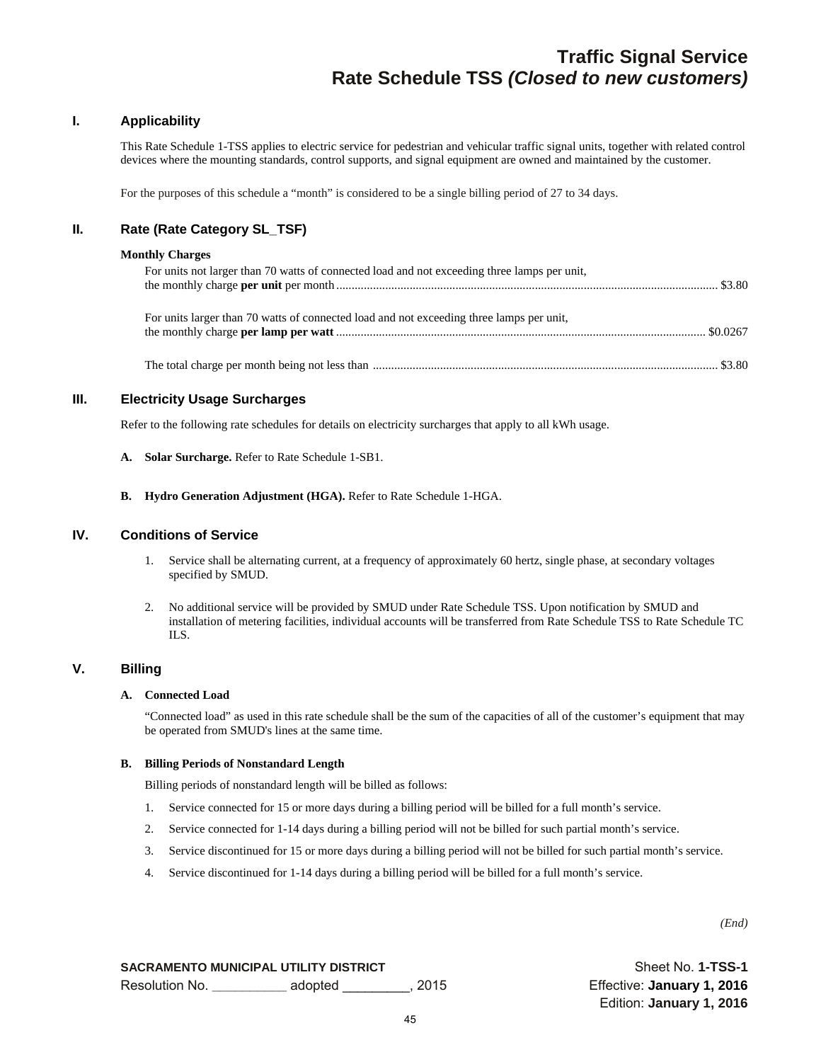# Traffic Signal Service
# Rate Schedule TSS *(Closed to new customers)*

## I. Applicability

This Rate Schedule 1-TSS applies to electric service for pedestrian and vehicular traffic signal units, together with related control devices where the mounting standards, control supports, and signal equipment are owned and maintained by the customer.

For the purposes of this schedule a "month" is considered to be a single billing period of 27 to 34 days.

## II. Rate (Rate Category SL_TSF)

**Monthly Charges**

For units not larger than 70 watts of connected load and not exceeding three lamps per unit, the monthly charge **per unit** per month ........................................ $3.80

For units larger than 70 watts of connected load and not exceeding three lamps per unit, the monthly charge **per lamp per watt** ........................................ $0.0267

The total charge per month being not less than ........................................ $3.80

## III. Electricity Usage Surcharges

Refer to the following rate schedules for details on electricity surcharges that apply to all kWh usage.

**A. Solar Surcharge.** Refer to Rate Schedule 1-SB1.

**B. Hydro Generation Adjustment (HGA).** Refer to Rate Schedule 1-HGA.

## IV. Conditions of Service

1. Service shall be alternating current, at a frequency of approximately 60 hertz, single phase, at secondary voltages specified by SMUD.
2. No additional service will be provided by SMUD under Rate Schedule TSS. Upon notification by SMUD and installation of metering facilities, individual accounts will be transferred from Rate Schedule TSS to Rate Schedule TC ILS.

## V. Billing

**A. Connected Load**

"Connected load" as used in this rate schedule shall be the sum of the capacities of all of the customer's equipment that may be operated from SMUD's lines at the same time.

**B. Billing Periods of Nonstandard Length**

Billing periods of nonstandard length will be billed as follows:

1. Service connected for 15 or more days during a billing period will be billed for a full month's service.
2. Service connected for 1-14 days during a billing period will not be billed for such partial month's service.
3. Service discontinued for 15 or more days during a billing period will not be billed for such partial month's service.
4. Service discontinued for 1-14 days during a billing period will be billed for a full month's service.

*(End)*

**SACRAMENTO MUNICIPAL UTILITY DISTRICT**
Resolution No. __________ adopted _________, 2015

Sheet No. **1-TSS-1**
Effective: **January 1, 2016**
Edition: **January 1, 2016**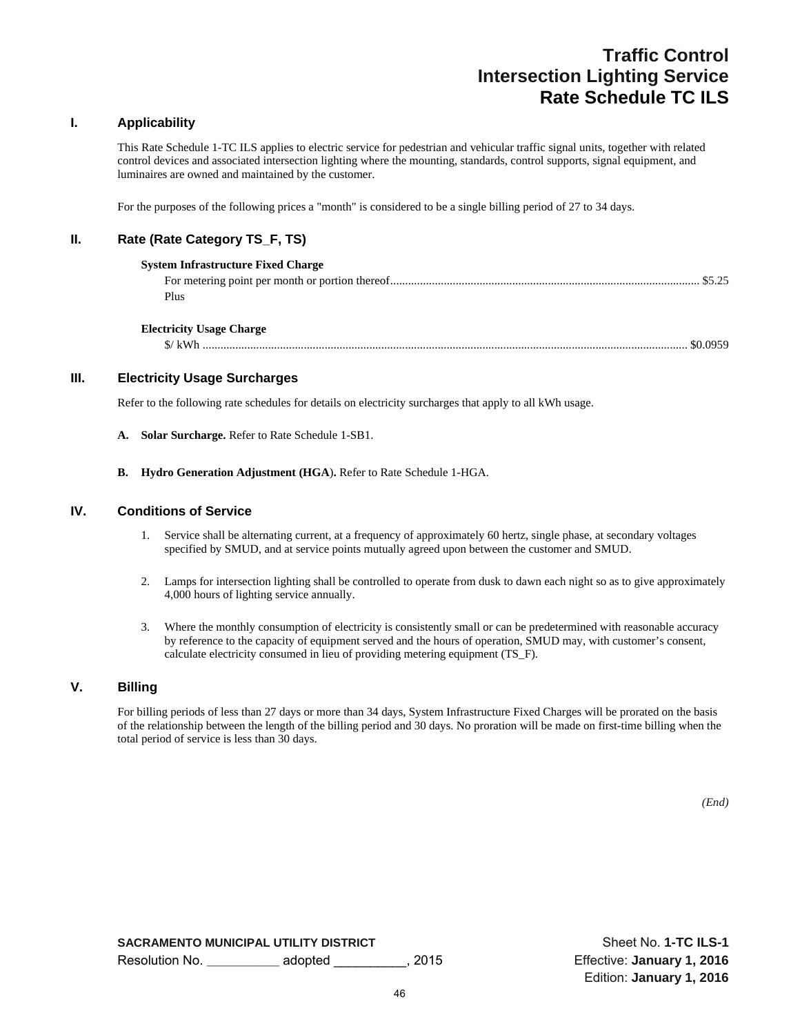# Traffic Control Intersection Lighting Service Rate Schedule TC ILS

## I. Applicability

This Rate Schedule 1-TC ILS applies to electric service for pedestrian and vehicular traffic signal units, together with related control devices and associated intersection lighting where the mounting, standards, control supports, signal equipment, and luminaires are owned and maintained by the customer.

For the purposes of the following prices a "month" is considered to be a single billing period of 27 to 34 days.

## II. Rate (Rate Category TS_F, TS)

**System Infrastructure Fixed Charge**

For metering point per month or portion thereof....................................................................................................... $5.25

Plus

**Electricity Usage Charge**

$/ kWh ................................................................................................................................................................. $0.0959

## III. Electricity Usage Surcharges

Refer to the following rate schedules for details on electricity surcharges that apply to all kWh usage.

**A. Solar Surcharge.** Refer to Rate Schedule 1-SB1.

**B. Hydro Generation Adjustment (HGA).** Refer to Rate Schedule 1-HGA.

## IV. Conditions of Service

1. Service shall be alternating current, at a frequency of approximately 60 hertz, single phase, at secondary voltages specified by SMUD, and at service points mutually agreed upon between the customer and SMUD.

2. Lamps for intersection lighting shall be controlled to operate from dusk to dawn each night so as to give approximately 4,000 hours of lighting service annually.

3. Where the monthly consumption of electricity is consistently small or can be predetermined with reasonable accuracy by reference to the capacity of equipment served and the hours of operation, SMUD may, with customer's consent, calculate electricity consumed in lieu of providing metering equipment (TS_F).

## V. Billing

For billing periods of less than 27 days or more than 34 days, System Infrastructure Fixed Charges will be prorated on the basis of the relationship between the length of the billing period and 30 days. No proration will be made on first-time billing when the total period of service is less than 30 days.

*(End)*

**SACRAMENTO MUNICIPAL UTILITY DISTRICT**
Resolution No. __________ adopted __________, 2015

Sheet No. **1-TC ILS-1**
Effective: **January 1, 2016**
Edition: **January 1, 2016**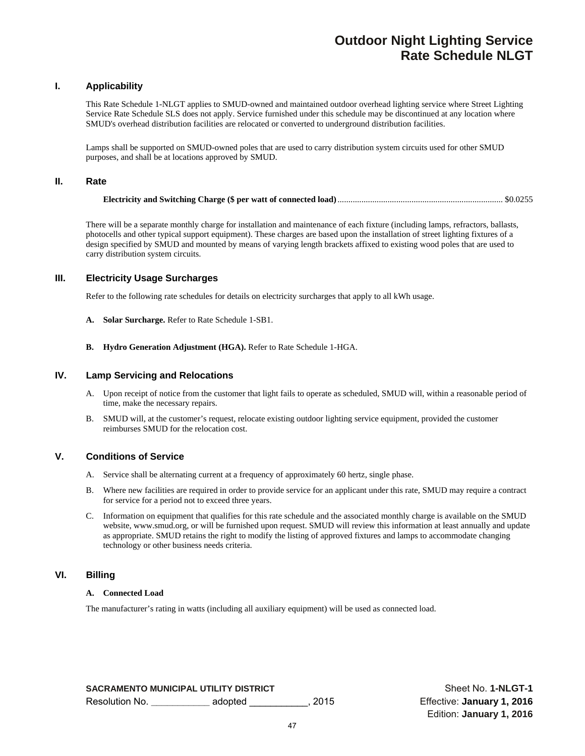# Outdoor Night Lighting Service
# Rate Schedule NLGT

## I. Applicability

This Rate Schedule 1-NLGT applies to SMUD-owned and maintained outdoor overhead lighting service where Street Lighting Service Rate Schedule SLS does not apply. Service furnished under this schedule may be discontinued at any location where SMUD's overhead distribution facilities are relocated or converted to underground distribution facilities.

Lamps shall be supported on SMUD-owned poles that are used to carry distribution system circuits used for other SMUD purposes, and shall be at locations approved by SMUD.

## II. Rate

**Electricity and Switching Charge ($ per watt of connected load)** ........................................................................... $0.0255

There will be a separate monthly charge for installation and maintenance of each fixture (including lamps, refractors, ballasts, photocells and other typical support equipment). These charges are based upon the installation of street lighting fixtures of a design specified by SMUD and mounted by means of varying length brackets affixed to existing wood poles that are used to carry distribution system circuits.

## III. Electricity Usage Surcharges

Refer to the following rate schedules for details on electricity surcharges that apply to all kWh usage.

**A. Solar Surcharge.** Refer to Rate Schedule 1-SB1.

**B. Hydro Generation Adjustment (HGA).** Refer to Rate Schedule 1-HGA.

## IV. Lamp Servicing and Relocations

A. Upon receipt of notice from the customer that light fails to operate as scheduled, SMUD will, within a reasonable period of time, make the necessary repairs.

B. SMUD will, at the customer's request, relocate existing outdoor lighting service equipment, provided the customer reimburses SMUD for the relocation cost.

## V. Conditions of Service

A. Service shall be alternating current at a frequency of approximately 60 hertz, single phase.

B. Where new facilities are required in order to provide service for an applicant under this rate, SMUD may require a contract for service for a period not to exceed three years.

C. Information on equipment that qualifies for this rate schedule and the associated monthly charge is available on the SMUD website, www.smud.org, or will be furnished upon request. SMUD will review this information at least annually and update as appropriate. SMUD retains the right to modify the listing of approved fixtures and lamps to accommodate changing technology or other business needs criteria.

## VI. Billing

**A. Connected Load**

The manufacturer's rating in watts (including all auxiliary equipment) will be used as connected load.

**SACRAMENTO MUNICIPAL UTILITY DISTRICT**
Resolution No. ___________ adopted ___________, 2015

Sheet No. **1-NLGT-1**
Effective: **January 1, 2016**
Edition: **January 1, 2016**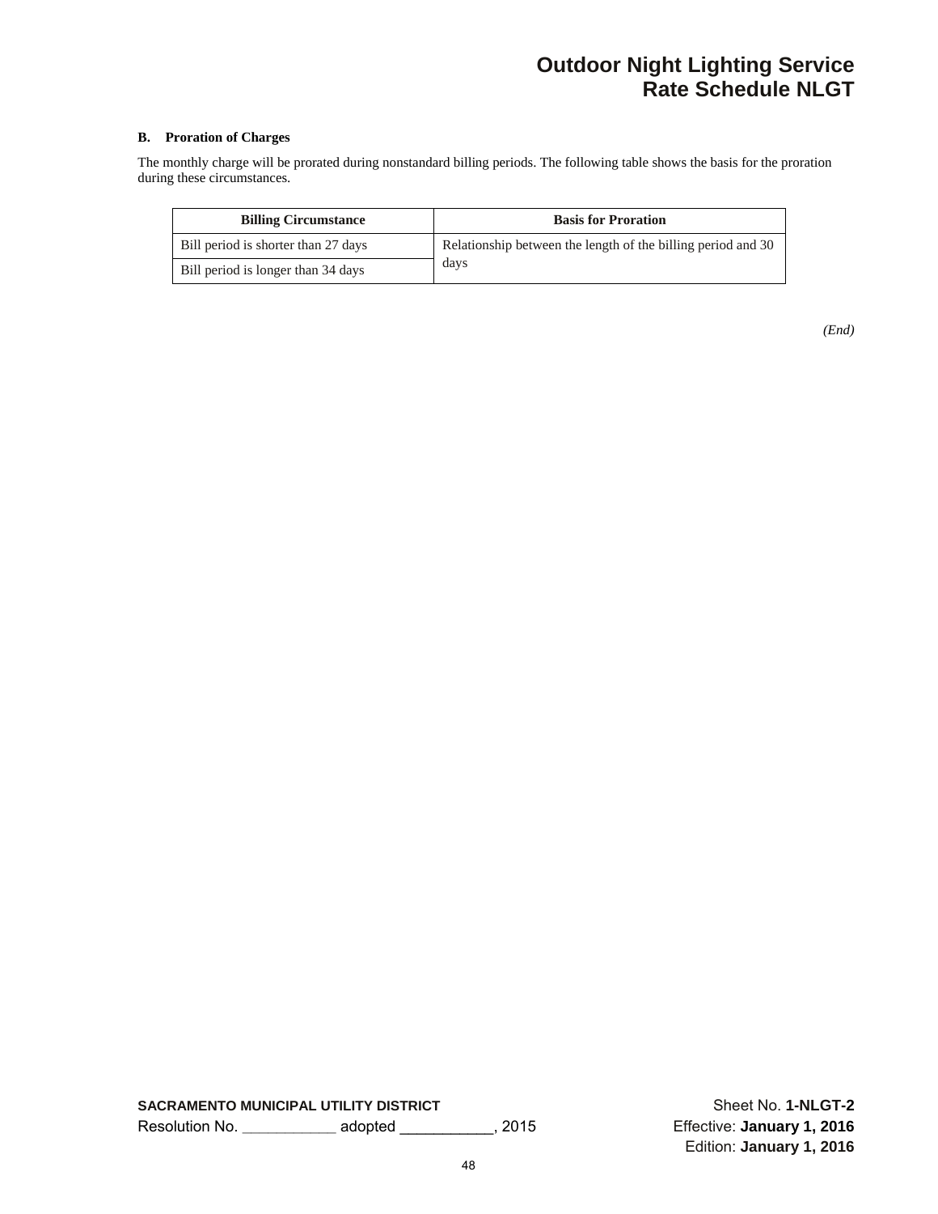# Outdoor Night Lighting Service
# Rate Schedule NLGT

### B. Proration of Charges

The monthly charge will be prorated during nonstandard billing periods. The following table shows the basis for the proration during these circumstances.

| Billing Circumstance | Basis for Proration |
|---|---|
| Bill period is shorter than 27 days | Relationship between the length of the billing period and 30 days |
| Bill period is longer than 34 days | |

*(End)*

**SACRAMENTO MUNICIPAL UTILITY DISTRICT**
Resolution No. ___________ adopted ___________, 2015

Sheet No. **1-NLGT-2**
Effective: **January 1, 2016**
Edition: **January 1, 2016**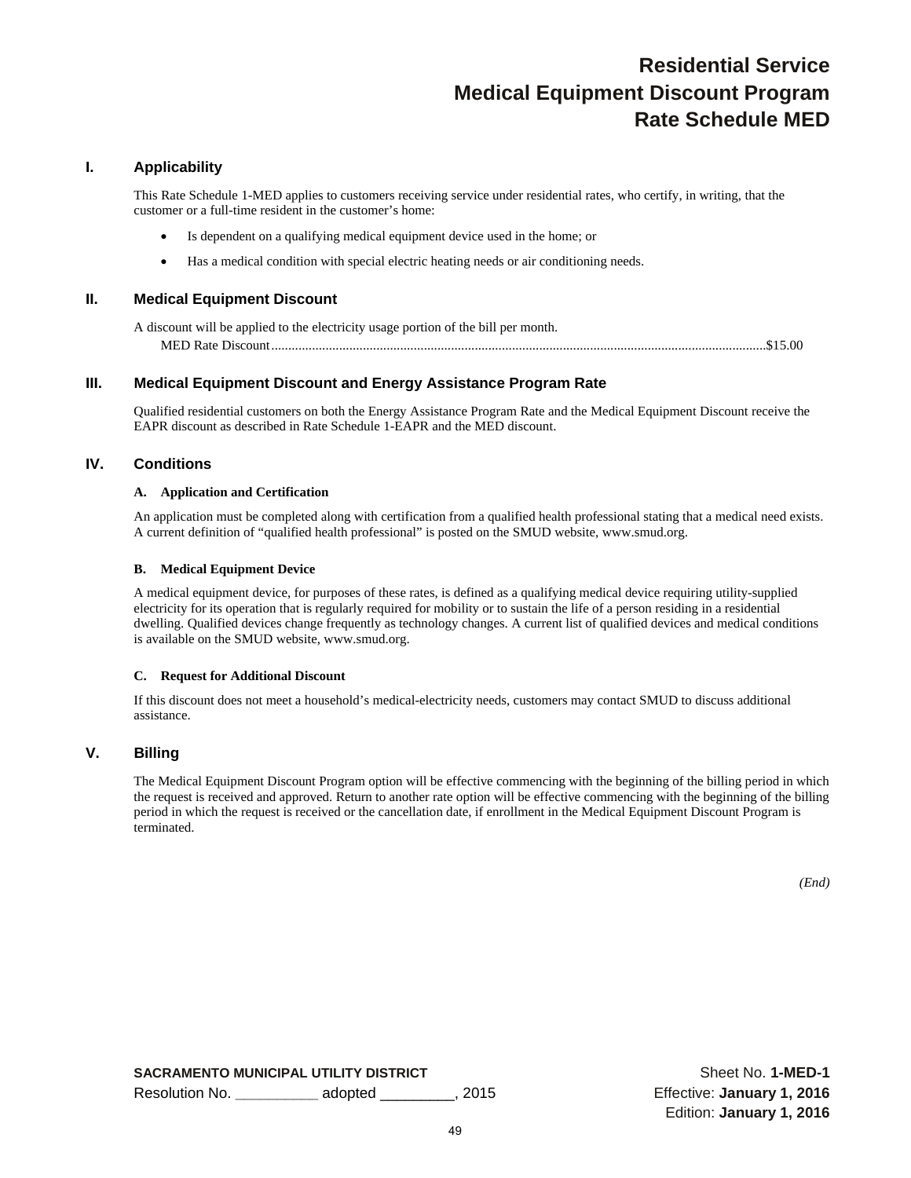# Residential Service Medical Equipment Discount Program Rate Schedule MED

## I. Applicability

This Rate Schedule 1-MED applies to customers receiving service under residential rates, who certify, in writing, that the customer or a full-time resident in the customer's home:

- Is dependent on a qualifying medical equipment device used in the home; or
- Has a medical condition with special electric heating needs or air conditioning needs.

## II. Medical Equipment Discount

A discount will be applied to the electricity usage portion of the bill per month.

MED Rate Discount.....................................................................................................................................................$15.00

## III. Medical Equipment Discount and Energy Assistance Program Rate

Qualified residential customers on both the Energy Assistance Program Rate and the Medical Equipment Discount receive the EAPR discount as described in Rate Schedule 1-EAPR and the MED discount.

## IV. Conditions

### A. Application and Certification

An application must be completed along with certification from a qualified health professional stating that a medical need exists. A current definition of "qualified health professional" is posted on the SMUD website, www.smud.org.

### B. Medical Equipment Device

A medical equipment device, for purposes of these rates, is defined as a qualifying medical device requiring utility-supplied electricity for its operation that is regularly required for mobility or to sustain the life of a person residing in a residential dwelling. Qualified devices change frequently as technology changes. A current list of qualified devices and medical conditions is available on the SMUD website, www.smud.org.

### C. Request for Additional Discount

If this discount does not meet a household's medical-electricity needs, customers may contact SMUD to discuss additional assistance.

## V. Billing

The Medical Equipment Discount Program option will be effective commencing with the beginning of the billing period in which the request is received and approved. Return to another rate option will be effective commencing with the beginning of the billing period in which the request is received or the cancellation date, if enrollment in the Medical Equipment Discount Program is terminated.

*(End)*

**SACRAMENTO MUNICIPAL UTILITY DISTRICT**
Resolution No. __________ adopted _________, 2015

Sheet No. **1-MED-1**
Effective: **January 1, 2016**
Edition: **January 1, 2016**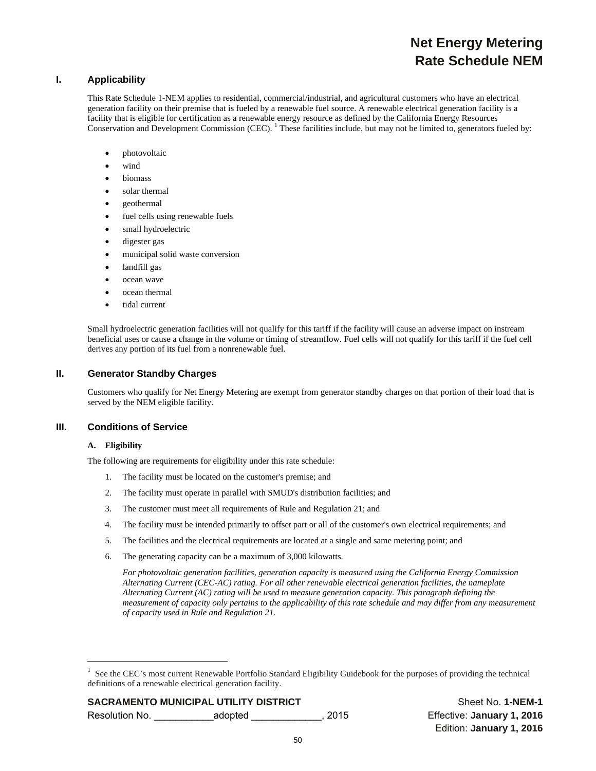# Net Energy Metering
# Rate Schedule NEM

## I. Applicability

This Rate Schedule 1-NEM applies to residential, commercial/industrial, and agricultural customers who have an electrical generation facility on their premise that is fueled by a renewable fuel source. A renewable electrical generation facility is a facility that is eligible for certification as a renewable energy resource as defined by the California Energy Resources Conservation and Development Commission (CEC). [1] These facilities include, but may not be limited to, generators fueled by:

- photovoltaic
- wind
- biomass
- solar thermal
- geothermal
- fuel cells using renewable fuels
- small hydroelectric
- digester gas
- municipal solid waste conversion
- landfill gas
- ocean wave
- ocean thermal
- tidal current

Small hydroelectric generation facilities will not qualify for this tariff if the facility will cause an adverse impact on instream beneficial uses or cause a change in the volume or timing of streamflow. Fuel cells will not qualify for this tariff if the fuel cell derives any portion of its fuel from a nonrenewable fuel.

## II. Generator Standby Charges

Customers who qualify for Net Energy Metering are exempt from generator standby charges on that portion of their load that is served by the NEM eligible facility.

## III. Conditions of Service

### A. Eligibility

The following are requirements for eligibility under this rate schedule:

1. The facility must be located on the customer's premise; and
2. The facility must operate in parallel with SMUD's distribution facilities; and
3. The customer must meet all requirements of Rule and Regulation 21; and
4. The facility must be intended primarily to offset part or all of the customer's own electrical requirements; and
5. The facilities and the electrical requirements are located at a single and same metering point; and
6. The generating capacity can be a maximum of 3,000 kilowatts.

   *For photovoltaic generation facilities, generation capacity is measured using the California Energy Commission Alternating Current (CEC-AC) rating. For all other renewable electrical generation facilities, the nameplate Alternating Current (AC) rating will be used to measure generation capacity. This paragraph defining the measurement of capacity only pertains to the applicability of this rate schedule and may differ from any measurement of capacity used in Rule and Regulation 21.*

---

[1] See the CEC's most current Renewable Portfolio Standard Eligibility Guidebook for the purposes of providing the technical definitions of a renewable electrical generation facility.

**SACRAMENTO MUNICIPAL UTILITY DISTRICT** Sheet No. **1-NEM-1**
Resolution No. ___________adopted _____________, 2015 Effective: **January 1, 2016**
Edition: **January 1, 2016**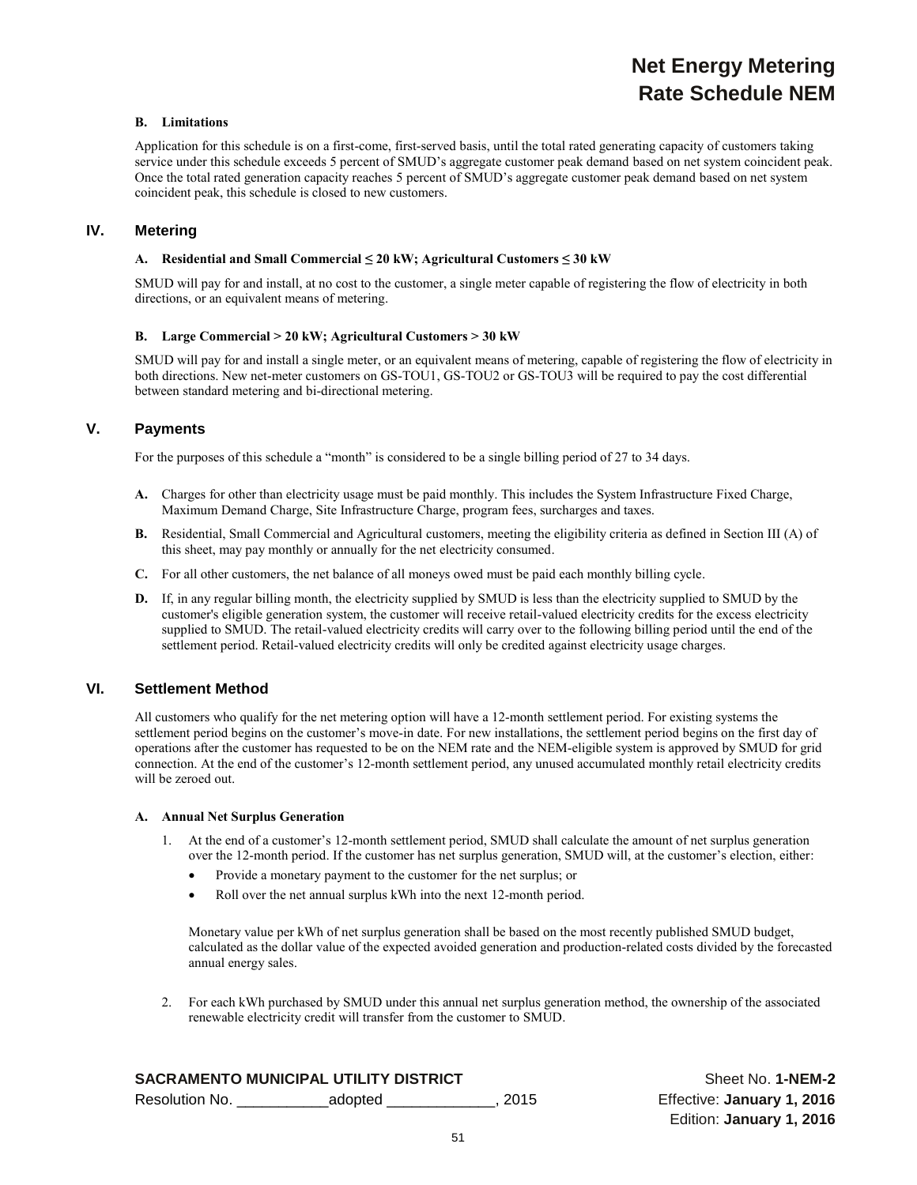## B. Limitations

Application for this schedule is on a first-come, first-served basis, until the total rated generating capacity of customers taking service under this schedule exceeds 5 percent of SMUD's aggregate customer peak demand based on net system coincident peak. Once the total rated generation capacity reaches 5 percent of SMUD's aggregate customer peak demand based on net system coincident peak, this schedule is closed to new customers.

# IV. Metering

### A. Residential and Small Commercial ≤ 20 kW; Agricultural Customers ≤ 30 kW

SMUD will pay for and install, at no cost to the customer, a single meter capable of registering the flow of electricity in both directions, or an equivalent means of metering.

### B. Large Commercial > 20 kW; Agricultural Customers > 30 kW

SMUD will pay for and install a single meter, or an equivalent means of metering, capable of registering the flow of electricity in both directions. New net-meter customers on GS-TOU1, GS-TOU2 or GS-TOU3 will be required to pay the cost differential between standard metering and bi-directional metering.

# V. Payments

For the purposes of this schedule a "month" is considered to be a single billing period of 27 to 34 days.

**A.** Charges for other than electricity usage must be paid monthly. This includes the System Infrastructure Fixed Charge, Maximum Demand Charge, Site Infrastructure Charge, program fees, surcharges and taxes.

**B.** Residential, Small Commercial and Agricultural customers, meeting the eligibility criteria as defined in Section III (A) of this sheet, may pay monthly or annually for the net electricity consumed.

**C.** For all other customers, the net balance of all moneys owed must be paid each monthly billing cycle.

**D.** If, in any regular billing month, the electricity supplied by SMUD is less than the electricity supplied to SMUD by the customer's eligible generation system, the customer will receive retail-valued electricity credits for the excess electricity supplied to SMUD. The retail-valued electricity credits will carry over to the following billing period until the end of the settlement period. Retail-valued electricity credits will only be credited against electricity usage charges.

# VI. Settlement Method

All customers who qualify for the net metering option will have a 12-month settlement period. For existing systems the settlement period begins on the customer's move-in date. For new installations, the settlement period begins on the first day of operations after the customer has requested to be on the NEM rate and the NEM-eligible system is approved by SMUD for grid connection. At the end of the customer's 12-month settlement period, any unused accumulated monthly retail electricity credits will be zeroed out.

### A. Annual Net Surplus Generation

1. At the end of a customer's 12-month settlement period, SMUD shall calculate the amount of net surplus generation over the 12-month period. If the customer has net surplus generation, SMUD will, at the customer's election, either:
   - Provide a monetary payment to the customer for the net surplus; or
   - Roll over the net annual surplus kWh into the next 12-month period.

   Monetary value per kWh of net surplus generation shall be based on the most recently published SMUD budget, calculated as the dollar value of the expected avoided generation and production-related costs divided by the forecasted annual energy sales.

2. For each kWh purchased by SMUD under this annual net surplus generation method, the ownership of the associated renewable electricity credit will transfer from the customer to SMUD.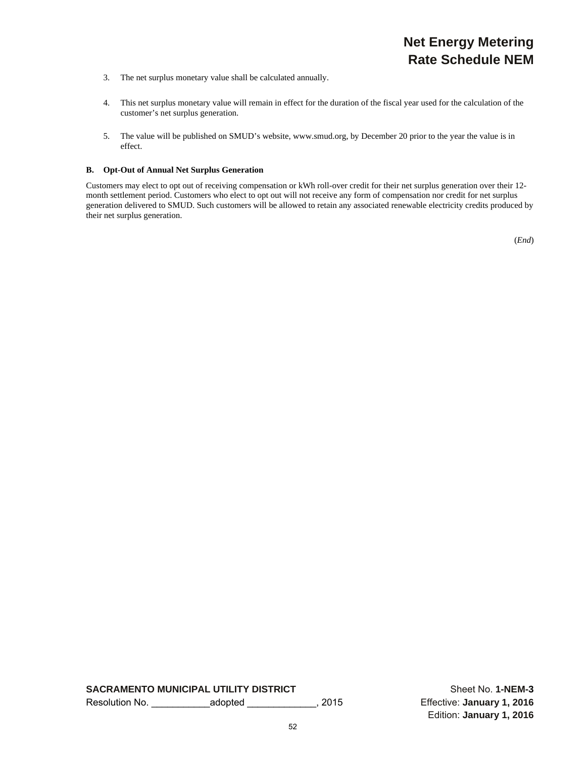3. The net surplus monetary value shall be calculated annually.

4. This net surplus monetary value will remain in effect for the duration of the fiscal year used for the calculation of the customer's net surplus generation.

5. The value will be published on SMUD's website, www.smud.org, by December 20 prior to the year the value is in effect.

**B. Opt-Out of Annual Net Surplus Generation**

Customers may elect to opt out of receiving compensation or kWh roll-over credit for their net surplus generation over their 12-month settlement period. Customers who elect to opt out will not receive any form of compensation nor credit for net surplus generation delivered to SMUD. Such customers will be allowed to retain any associated renewable electricity credits produced by their net surplus generation.

(*End*)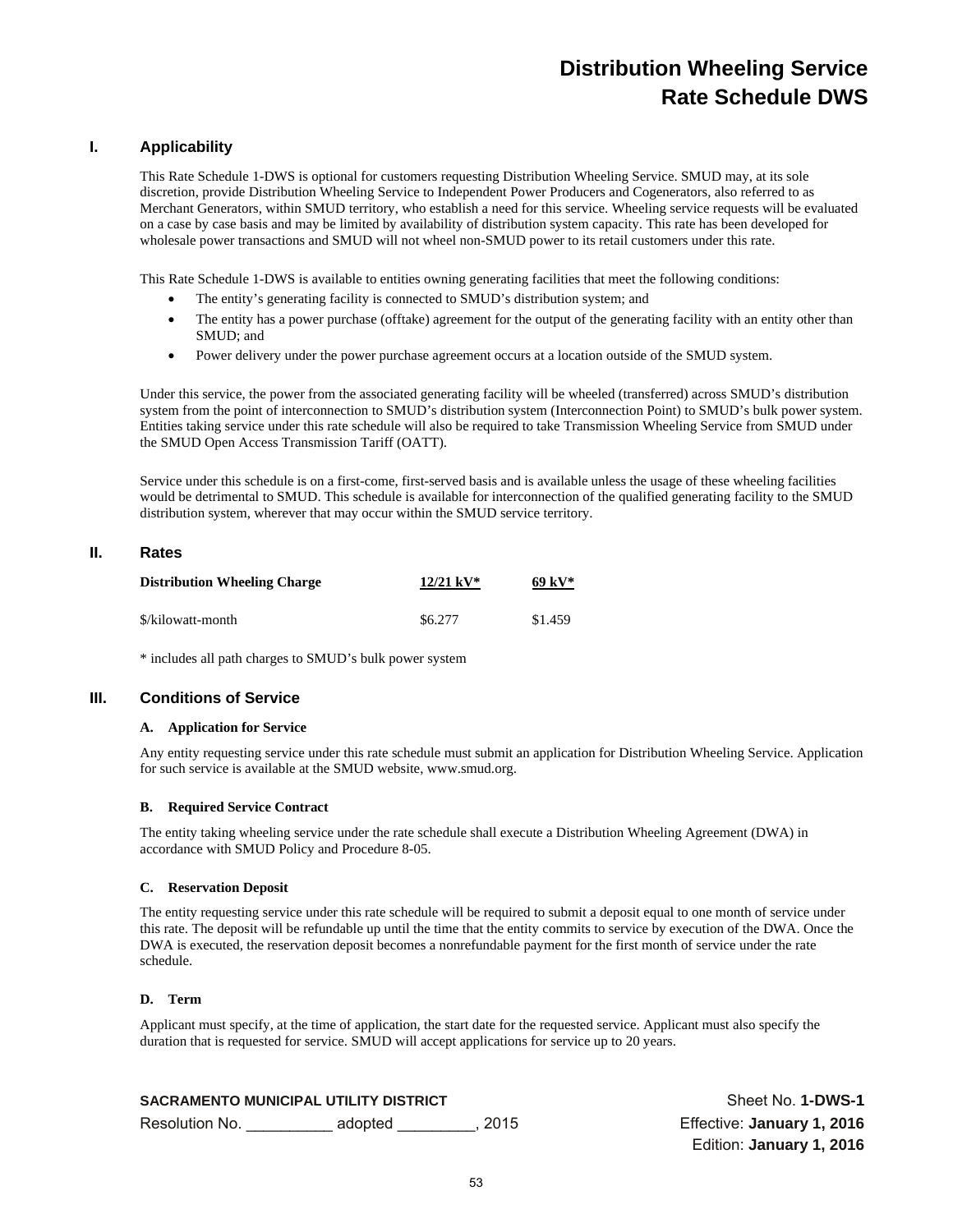# Distribution Wheeling Service
# Rate Schedule DWS

## I. Applicability

This Rate Schedule 1-DWS is optional for customers requesting Distribution Wheeling Service. SMUD may, at its sole discretion, provide Distribution Wheeling Service to Independent Power Producers and Cogenerators, also referred to as Merchant Generators, within SMUD territory, who establish a need for this service. Wheeling service requests will be evaluated on a case by case basis and may be limited by availability of distribution system capacity. This rate has been developed for wholesale power transactions and SMUD will not wheel non-SMUD power to its retail customers under this rate.

This Rate Schedule 1-DWS is available to entities owning generating facilities that meet the following conditions:

- The entity's generating facility is connected to SMUD's distribution system; and
- The entity has a power purchase (offtake) agreement for the output of the generating facility with an entity other than SMUD; and
- Power delivery under the power purchase agreement occurs at a location outside of the SMUD system.

Under this service, the power from the associated generating facility will be wheeled (transferred) across SMUD's distribution system from the point of interconnection to SMUD's distribution system (Interconnection Point) to SMUD's bulk power system. Entities taking service under this rate schedule will also be required to take Transmission Wheeling Service from SMUD under the SMUD Open Access Transmission Tariff (OATT).

Service under this schedule is on a first-come, first-served basis and is available unless the usage of these wheeling facilities would be detrimental to SMUD. This schedule is available for interconnection of the qualified generating facility to the SMUD distribution system, wherever that may occur within the SMUD service territory.

## II. Rates

| Distribution Wheeling Charge | 12/21 kV* | 69 kV* |
|---|---|---|
| $/kilowatt-month | $6.277 | $1.459 |

\* includes all path charges to SMUD's bulk power system

## III. Conditions of Service

### A. Application for Service

Any entity requesting service under this rate schedule must submit an application for Distribution Wheeling Service. Application for such service is available at the SMUD website, www.smud.org.

### B. Required Service Contract

The entity taking wheeling service under the rate schedule shall execute a Distribution Wheeling Agreement (DWA) in accordance with SMUD Policy and Procedure 8-05.

### C. Reservation Deposit

The entity requesting service under this rate schedule will be required to submit a deposit equal to one month of service under this rate. The deposit will be refundable up until the time that the entity commits to service by execution of the DWA. Once the DWA is executed, the reservation deposit becomes a nonrefundable payment for the first month of service under the rate schedule.

### D. Term

Applicant must specify, at the time of application, the start date for the requested service. Applicant must also specify the duration that is requested for service. SMUD will accept applications for service up to 20 years.

**SACRAMENTO MUNICIPAL UTILITY DISTRICT**
Resolution No. __________ adopted _________, 2015

Sheet No. **1-DWS-1**
Effective: **January 1, 2016**
Edition: **January 1, 2016**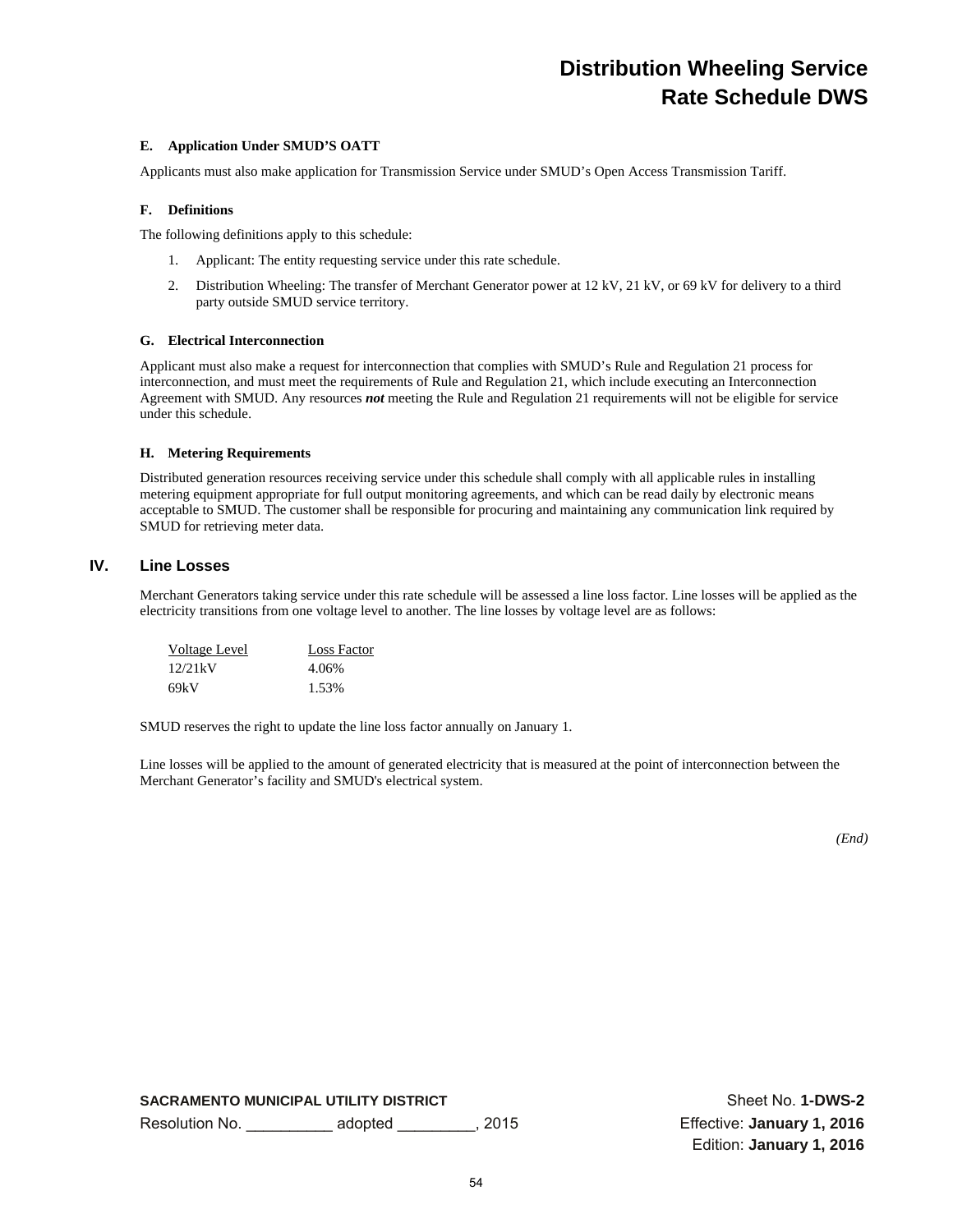# Distribution Wheeling Service
# Rate Schedule DWS

### E. Application Under SMUD'S OATT

Applicants must also make application for Transmission Service under SMUD's Open Access Transmission Tariff.

### F. Definitions

The following definitions apply to this schedule:

1. Applicant: The entity requesting service under this rate schedule.
2. Distribution Wheeling: The transfer of Merchant Generator power at 12 kV, 21 kV, or 69 kV for delivery to a third party outside SMUD service territory.

### G. Electrical Interconnection

Applicant must also make a request for interconnection that complies with SMUD's Rule and Regulation 21 process for interconnection, and must meet the requirements of Rule and Regulation 21, which include executing an Interconnection Agreement with SMUD. Any resources ***not*** meeting the Rule and Regulation 21 requirements will not be eligible for service under this schedule.

### H. Metering Requirements

Distributed generation resources receiving service under this schedule shall comply with all applicable rules in installing metering equipment appropriate for full output monitoring agreements, and which can be read daily by electronic means acceptable to SMUD. The customer shall be responsible for procuring and maintaining any communication link required by SMUD for retrieving meter data.

## IV. Line Losses

Merchant Generators taking service under this rate schedule will be assessed a line loss factor. Line losses will be applied as the electricity transitions from one voltage level to another. The line losses by voltage level are as follows:

| Voltage Level | Loss Factor |
|---|---|
| 12/21kV | 4.06% |
| 69kV | 1.53% |

SMUD reserves the right to update the line loss factor annually on January 1.

Line losses will be applied to the amount of generated electricity that is measured at the point of interconnection between the Merchant Generator's facility and SMUD's electrical system.

*(End)*

**SACRAMENTO MUNICIPAL UTILITY DISTRICT**
Resolution No. __________ adopted _________, 2015

Sheet No. **1-DWS-2**
Effective: **January 1, 2016**
Edition: **January 1, 2016**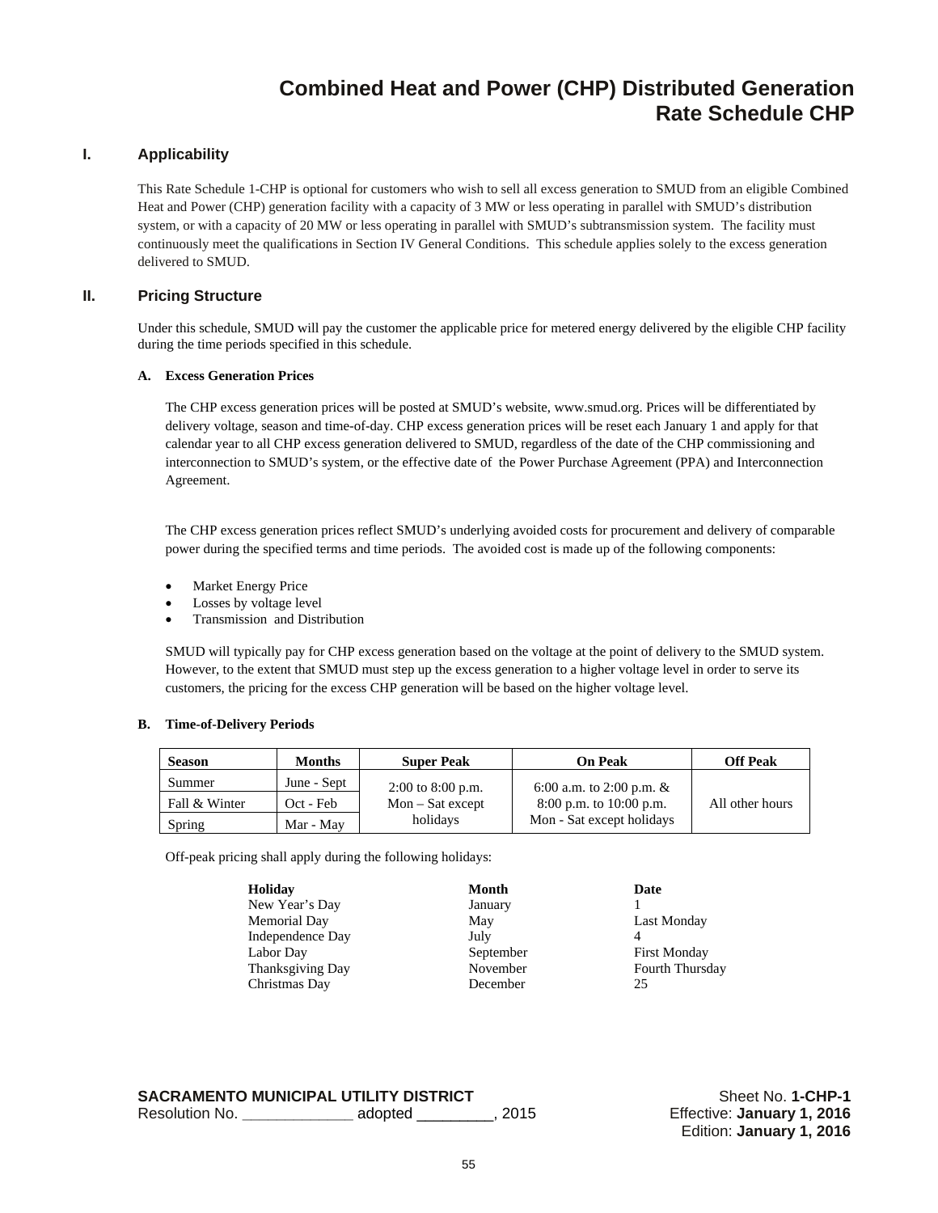# Combined Heat and Power (CHP) Distributed Generation
# Rate Schedule CHP

## I. Applicability

This Rate Schedule 1-CHP is optional for customers who wish to sell all excess generation to SMUD from an eligible Combined Heat and Power (CHP) generation facility with a capacity of 3 MW or less operating in parallel with SMUD's distribution system, or with a capacity of 20 MW or less operating in parallel with SMUD's subtransmission system. The facility must continuously meet the qualifications in Section IV General Conditions. This schedule applies solely to the excess generation delivered to SMUD.

## II. Pricing Structure

Under this schedule, SMUD will pay the customer the applicable price for metered energy delivered by the eligible CHP facility during the time periods specified in this schedule.

### A. Excess Generation Prices

The CHP excess generation prices will be posted at SMUD's website, www.smud.org. Prices will be differentiated by delivery voltage, season and time-of-day. CHP excess generation prices will be reset each January 1 and apply for that calendar year to all CHP excess generation delivered to SMUD, regardless of the date of the CHP commissioning and interconnection to SMUD's system, or the effective date of the Power Purchase Agreement (PPA) and Interconnection Agreement.

The CHP excess generation prices reflect SMUD's underlying avoided costs for procurement and delivery of comparable power during the specified terms and time periods. The avoided cost is made up of the following components:

- Market Energy Price
- Losses by voltage level
- Transmission and Distribution

SMUD will typically pay for CHP excess generation based on the voltage at the point of delivery to the SMUD system. However, to the extent that SMUD must step up the excess generation to a higher voltage level in order to serve its customers, the pricing for the excess CHP generation will be based on the higher voltage level.

### B. Time-of-Delivery Periods

| Season | Months | Super Peak | On Peak | Off Peak |
|---|---|---|---|---|
| Summer | June - Sept | 2:00 to 8:00 p.m. Mon – Sat except holidays | 6:00 a.m. to 2:00 p.m. & 8:00 p.m. to 10:00 p.m. Mon - Sat except holidays | All other hours |
| Fall & Winter | Oct - Feb | | | |
| Spring | Mar - May | | | |

Off-peak pricing shall apply during the following holidays:

| Holiday | Month | Date |
|---|---|---|
| New Year's Day | January | 1 |
| Memorial Day | May | Last Monday |
| Independence Day | July | 4 |
| Labor Day | September | First Monday |
| Thanksgiving Day | November | Fourth Thursday |
| Christmas Day | December | 25 |

**SACRAMENTO MUNICIPAL UTILITY DISTRICT**
Resolution No. _____________ adopted _________, 2015

Sheet No. **1-CHP-1**
Effective: **January 1, 2016**
Edition: **January 1, 2016**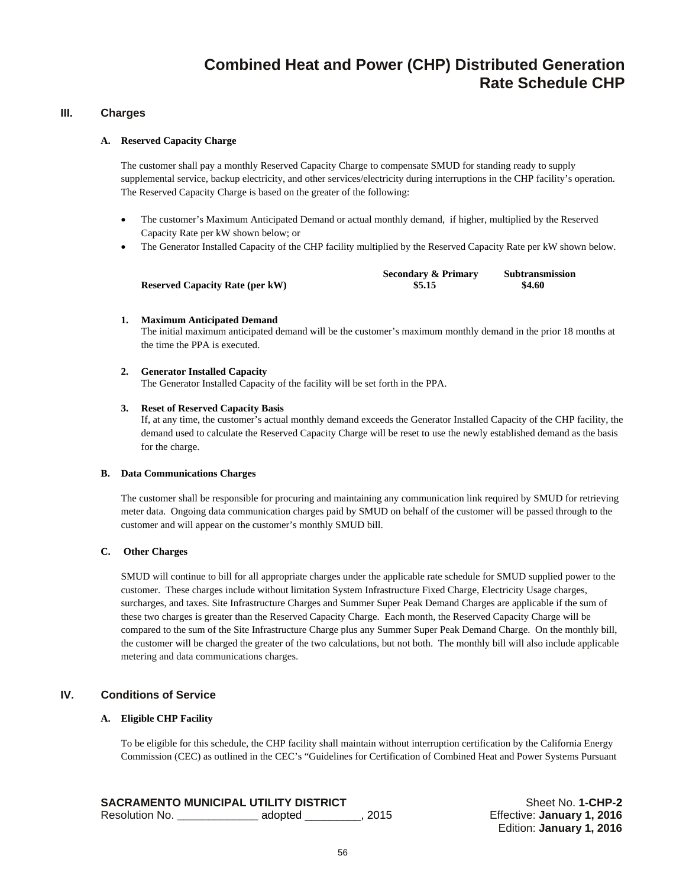# Combined Heat and Power (CHP) Distributed Generation
# Rate Schedule CHP

## III. Charges

### A. Reserved Capacity Charge

The customer shall pay a monthly Reserved Capacity Charge to compensate SMUD for standing ready to supply supplemental service, backup electricity, and other services/electricity during interruptions in the CHP facility's operation. The Reserved Capacity Charge is based on the greater of the following:

- The customer's Maximum Anticipated Demand or actual monthly demand, if higher, multiplied by the Reserved Capacity Rate per kW shown below; or
- The Generator Installed Capacity of the CHP facility multiplied by the Reserved Capacity Rate per kW shown below.

| | Secondary & Primary | Subtransmission |
|---|---|---|
| **Reserved Capacity Rate (per kW)** | **$5.15** | **$4.60** |

1. **Maximum Anticipated Demand**
   The initial maximum anticipated demand will be the customer's maximum monthly demand in the prior 18 months at the time the PPA is executed.

2. **Generator Installed Capacity**
   The Generator Installed Capacity of the facility will be set forth in the PPA.

3. **Reset of Reserved Capacity Basis**
   If, at any time, the customer's actual monthly demand exceeds the Generator Installed Capacity of the CHP facility, the demand used to calculate the Reserved Capacity Charge will be reset to use the newly established demand as the basis for the charge.

### B. Data Communications Charges

The customer shall be responsible for procuring and maintaining any communication link required by SMUD for retrieving meter data. Ongoing data communication charges paid by SMUD on behalf of the customer will be passed through to the customer and will appear on the customer's monthly SMUD bill.

### C. Other Charges

SMUD will continue to bill for all appropriate charges under the applicable rate schedule for SMUD supplied power to the customer. These charges include without limitation System Infrastructure Fixed Charge, Electricity Usage charges, surcharges, and taxes. Site Infrastructure Charges and Summer Super Peak Demand Charges are applicable if the sum of these two charges is greater than the Reserved Capacity Charge. Each month, the Reserved Capacity Charge will be compared to the sum of the Site Infrastructure Charge plus any Summer Super Peak Demand Charge. On the monthly bill, the customer will be charged the greater of the two calculations, but not both. The monthly bill will also include applicable metering and data communications charges.

## IV. Conditions of Service

### A. Eligible CHP Facility

To be eligible for this schedule, the CHP facility shall maintain without interruption certification by the California Energy Commission (CEC) as outlined in the CEC's "Guidelines for Certification of Combined Heat and Power Systems Pursuant

**SACRAMENTO MUNICIPAL UTILITY DISTRICT**
Resolution No. _____________ adopted _________, 2015

Sheet No. **1-CHP-2**
Effective: **January 1, 2016**
Edition: **January 1, 2016**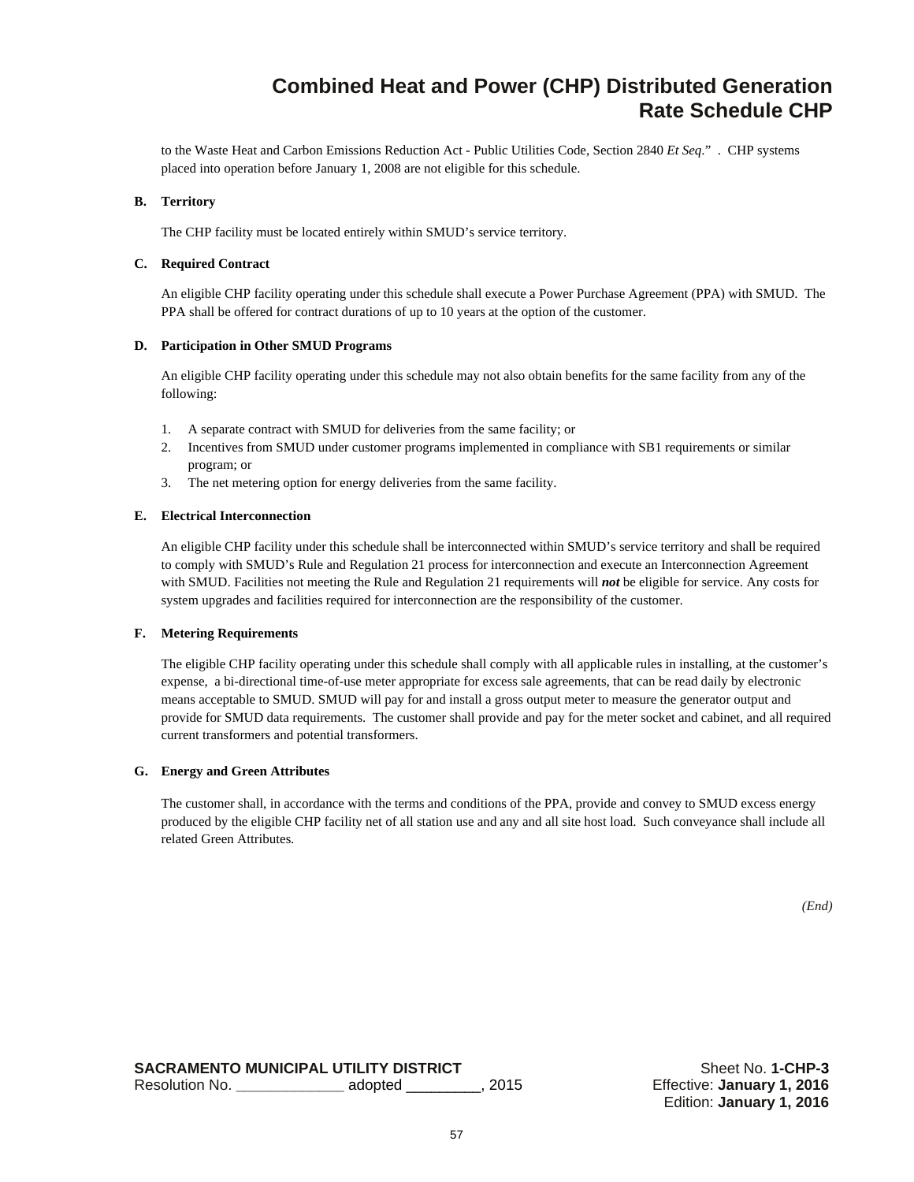to the Waste Heat and Carbon Emissions Reduction Act - Public Utilities Code, Section 2840 *Et Seq*." . CHP systems placed into operation before January 1, 2008 are not eligible for this schedule.

**B. Territory**

The CHP facility must be located entirely within SMUD's service territory.

**C. Required Contract**

An eligible CHP facility operating under this schedule shall execute a Power Purchase Agreement (PPA) with SMUD. The PPA shall be offered for contract durations of up to 10 years at the option of the customer.

**D. Participation in Other SMUD Programs**

An eligible CHP facility operating under this schedule may not also obtain benefits for the same facility from any of the following:

1. A separate contract with SMUD for deliveries from the same facility; or
2. Incentives from SMUD under customer programs implemented in compliance with SB1 requirements or similar program; or
3. The net metering option for energy deliveries from the same facility.

**E. Electrical Interconnection**

An eligible CHP facility under this schedule shall be interconnected within SMUD's service territory and shall be required to comply with SMUD's Rule and Regulation 21 process for interconnection and execute an Interconnection Agreement with SMUD. Facilities not meeting the Rule and Regulation 21 requirements will ***not*** be eligible for service. Any costs for system upgrades and facilities required for interconnection are the responsibility of the customer.

**F. Metering Requirements**

The eligible CHP facility operating under this schedule shall comply with all applicable rules in installing, at the customer's expense, a bi-directional time-of-use meter appropriate for excess sale agreements, that can be read daily by electronic means acceptable to SMUD. SMUD will pay for and install a gross output meter to measure the generator output and provide for SMUD data requirements. The customer shall provide and pay for the meter socket and cabinet, and all required current transformers and potential transformers.

**G. Energy and Green Attributes**

The customer shall, in accordance with the terms and conditions of the PPA, provide and convey to SMUD excess energy produced by the eligible CHP facility net of all station use and any and all site host load. Such conveyance shall include all related Green Attributes.

*(End)*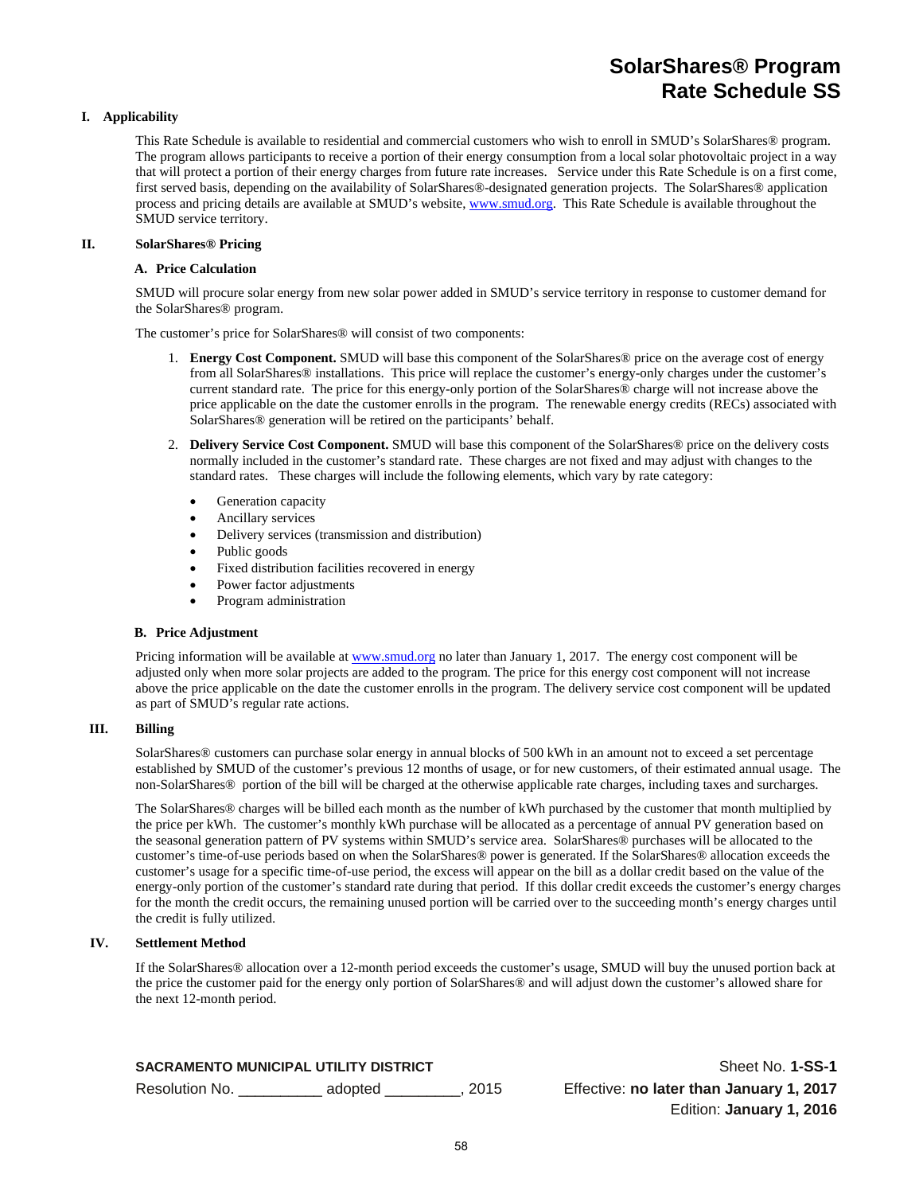# SolarShares® Program
# Rate Schedule SS

## I. Applicability

This Rate Schedule is available to residential and commercial customers who wish to enroll in SMUD's SolarShares® program. The program allows participants to receive a portion of their energy consumption from a local solar photovoltaic project in a way that will protect a portion of their energy charges from future rate increases. Service under this Rate Schedule is on a first come, first served basis, depending on the availability of SolarShares®-designated generation projects. The SolarShares® application process and pricing details are available at SMUD's website, www.smud.org. This Rate Schedule is available throughout the SMUD service territory.

## II. SolarShares® Pricing

### A. Price Calculation

SMUD will procure solar energy from new solar power added in SMUD's service territory in response to customer demand for the SolarShares® program.

The customer's price for SolarShares® will consist of two components:

1. **Energy Cost Component.** SMUD will base this component of the SolarShares® price on the average cost of energy from all SolarShares® installations. This price will replace the customer's energy-only charges under the customer's current standard rate. The price for this energy-only portion of the SolarShares® charge will not increase above the price applicable on the date the customer enrolls in the program. The renewable energy credits (RECs) associated with SolarShares® generation will be retired on the participants' behalf.

2. **Delivery Service Cost Component.** SMUD will base this component of the SolarShares® price on the delivery costs normally included in the customer's standard rate. These charges are not fixed and may adjust with changes to the standard rates. These charges will include the following elements, which vary by rate category:

   - Generation capacity
   - Ancillary services
   - Delivery services (transmission and distribution)
   - Public goods
   - Fixed distribution facilities recovered in energy
   - Power factor adjustments
   - Program administration

### B. Price Adjustment

Pricing information will be available at www.smud.org no later than January 1, 2017. The energy cost component will be adjusted only when more solar projects are added to the program. The price for this energy cost component will not increase above the price applicable on the date the customer enrolls in the program. The delivery service cost component will be updated as part of SMUD's regular rate actions.

## III. Billing

SolarShares® customers can purchase solar energy in annual blocks of 500 kWh in an amount not to exceed a set percentage established by SMUD of the customer's previous 12 months of usage, or for new customers, of their estimated annual usage. The non-SolarShares® portion of the bill will be charged at the otherwise applicable rate charges, including taxes and surcharges.

The SolarShares® charges will be billed each month as the number of kWh purchased by the customer that month multiplied by the price per kWh. The customer's monthly kWh purchase will be allocated as a percentage of annual PV generation based on the seasonal generation pattern of PV systems within SMUD's service area. SolarShares® purchases will be allocated to the customer's time-of-use periods based on when the SolarShares® power is generated. If the SolarShares® allocation exceeds the customer's usage for a specific time-of-use period, the excess will appear on the bill as a dollar credit based on the value of the energy-only portion of the customer's standard rate during that period. If this dollar credit exceeds the customer's energy charges for the month the credit occurs, the remaining unused portion will be carried over to the succeeding month's energy charges until the credit is fully utilized.

## IV. Settlement Method

If the SolarShares® allocation over a 12-month period exceeds the customer's usage, SMUD will buy the unused portion back at the price the customer paid for the energy only portion of SolarShares® and will adjust down the customer's allowed share for the next 12-month period.

**SACRAMENTO MUNICIPAL UTILITY DISTRICT** — Sheet No. **1-SS-1**

Resolution No. __________ adopted _________, 2015 — Effective: **no later than January 1, 2017**

Edition: **January 1, 2016**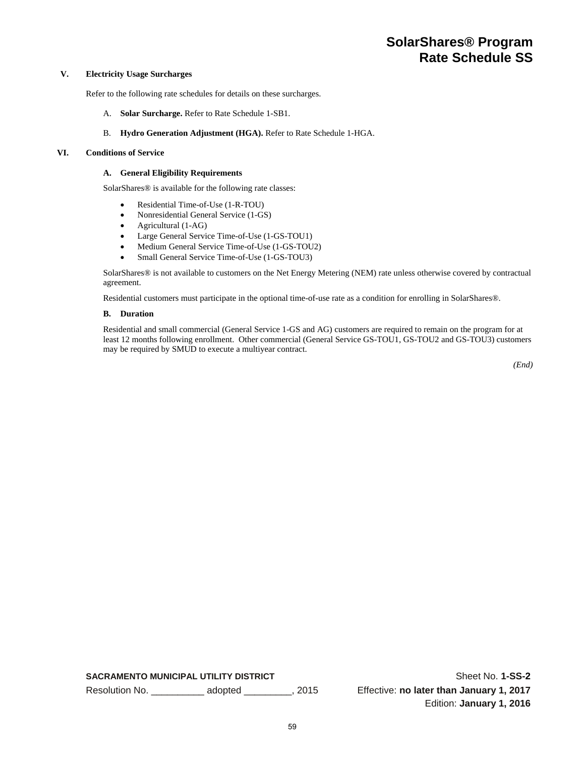# SolarShares® Program
# Rate Schedule SS

## V. Electricity Usage Surcharges

Refer to the following rate schedules for details on these surcharges.

A. **Solar Surcharge.** Refer to Rate Schedule 1-SB1.

B. **Hydro Generation Adjustment (HGA).** Refer to Rate Schedule 1-HGA.

## VI. Conditions of Service

### A. General Eligibility Requirements

SolarShares® is available for the following rate classes:

- Residential Time-of-Use (1-R-TOU)
- Nonresidential General Service (1-GS)
- Agricultural (1-AG)
- Large General Service Time-of-Use (1-GS-TOU1)
- Medium General Service Time-of-Use (1-GS-TOU2)
- Small General Service Time-of-Use (1-GS-TOU3)

SolarShares® is not available to customers on the Net Energy Metering (NEM) rate unless otherwise covered by contractual agreement.

Residential customers must participate in the optional time-of-use rate as a condition for enrolling in SolarShares®.

### B. Duration

Residential and small commercial (General Service 1-GS and AG) customers are required to remain on the program for at least 12 months following enrollment. Other commercial (General Service GS-TOU1, GS-TOU2 and GS-TOU3) customers may be required by SMUD to execute a multiyear contract.

*(End)*

**SACRAMENTO MUNICIPAL UTILITY DISTRICT** Sheet No. **1-SS-2**

Resolution No. __________ adopted _________, 2015 Effective: **no later than January 1, 2017**

Edition: **January 1, 2016**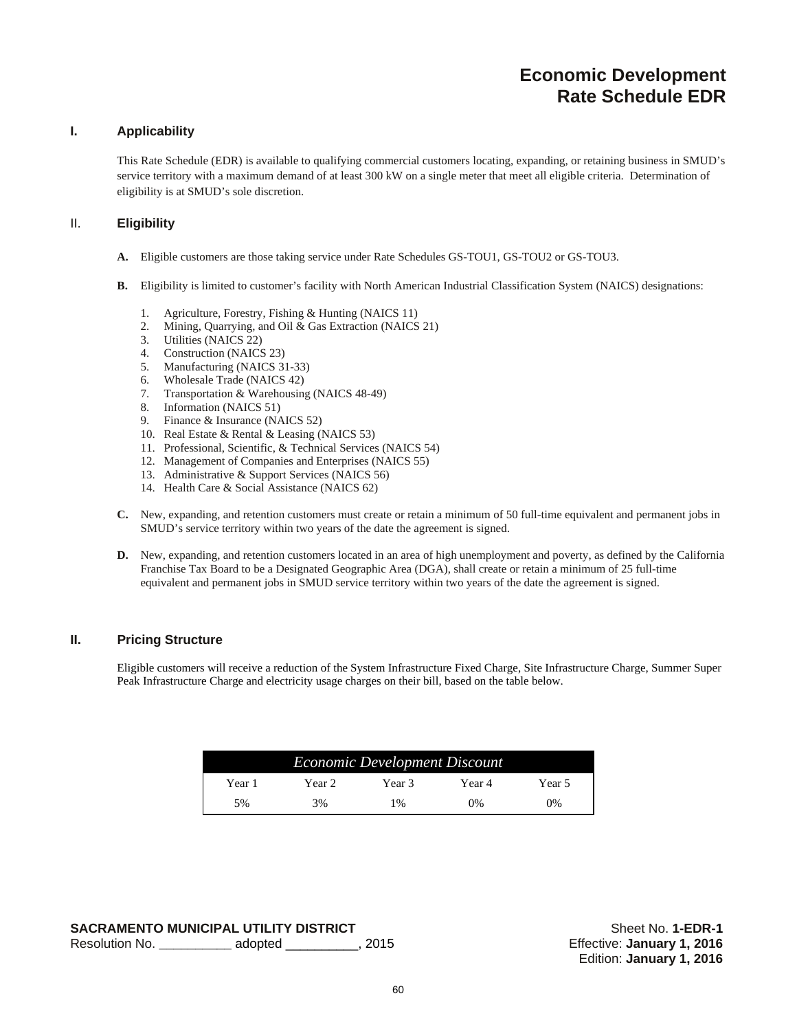# Economic Development
# Rate Schedule EDR

## I. Applicability

This Rate Schedule (EDR) is available to qualifying commercial customers locating, expanding, or retaining business in SMUD's service territory with a maximum demand of at least 300 kW on a single meter that meet all eligible criteria. Determination of eligibility is at SMUD's sole discretion.

## II. Eligibility

**A.** Eligible customers are those taking service under Rate Schedules GS-TOU1, GS-TOU2 or GS-TOU3.

**B.** Eligibility is limited to customer's facility with North American Industrial Classification System (NAICS) designations:

1. Agriculture, Forestry, Fishing & Hunting (NAICS 11)
2. Mining, Quarrying, and Oil & Gas Extraction (NAICS 21)
3. Utilities (NAICS 22)
4. Construction (NAICS 23)
5. Manufacturing (NAICS 31-33)
6. Wholesale Trade (NAICS 42)
7. Transportation & Warehousing (NAICS 48-49)
8. Information (NAICS 51)
9. Finance & Insurance (NAICS 52)
10. Real Estate & Rental & Leasing (NAICS 53)
11. Professional, Scientific, & Technical Services (NAICS 54)
12. Management of Companies and Enterprises (NAICS 55)
13. Administrative & Support Services (NAICS 56)
14. Health Care & Social Assistance (NAICS 62)

**C.** New, expanding, and retention customers must create or retain a minimum of 50 full-time equivalent and permanent jobs in SMUD's service territory within two years of the date the agreement is signed.

**D.** New, expanding, and retention customers located in an area of high unemployment and poverty, as defined by the California Franchise Tax Board to be a Designated Geographic Area (DGA), shall create or retain a minimum of 25 full-time equivalent and permanent jobs in SMUD service territory within two years of the date the agreement is signed.

## II. Pricing Structure

Eligible customers will receive a reduction of the System Infrastructure Fixed Charge, Site Infrastructure Charge, Summer Super Peak Infrastructure Charge and electricity usage charges on their bill, based on the table below.

| *Economic Development Discount* | | | | |
|---|---|---|---|---|
| Year 1 | Year 2 | Year 3 | Year 4 | Year 5 |
| 5% | 3% | 1% | 0% | 0% |

**SACRAMENTO MUNICIPAL UTILITY DISTRICT**
Resolution No. __________ adopted __________, 2015

Sheet No. **1-EDR-1**
Effective: **January 1, 2016**
Edition: **January 1, 2016**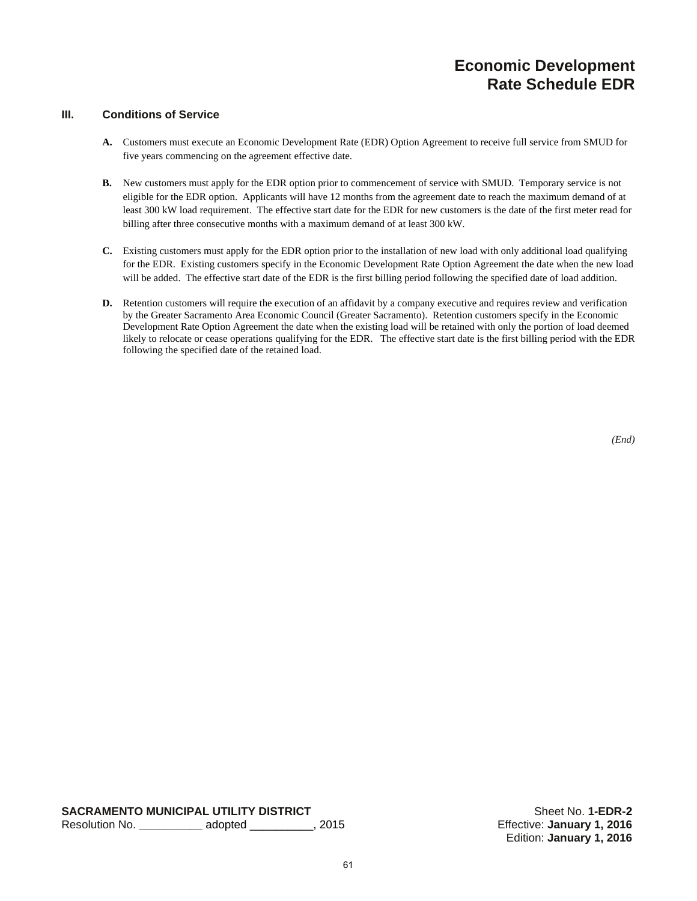# Economic Development
# Rate Schedule EDR

## III. Conditions of Service

**A.** Customers must execute an Economic Development Rate (EDR) Option Agreement to receive full service from SMUD for five years commencing on the agreement effective date.

**B.** New customers must apply for the EDR option prior to commencement of service with SMUD. Temporary service is not eligible for the EDR option. Applicants will have 12 months from the agreement date to reach the maximum demand of at least 300 kW load requirement. The effective start date for the EDR for new customers is the date of the first meter read for billing after three consecutive months with a maximum demand of at least 300 kW.

**C.** Existing customers must apply for the EDR option prior to the installation of new load with only additional load qualifying for the EDR. Existing customers specify in the Economic Development Rate Option Agreement the date when the new load will be added. The effective start date of the EDR is the first billing period following the specified date of load addition.

**D.** Retention customers will require the execution of an affidavit by a company executive and requires review and verification by the Greater Sacramento Area Economic Council (Greater Sacramento). Retention customers specify in the Economic Development Rate Option Agreement the date when the existing load will be retained with only the portion of load deemed likely to relocate or cease operations qualifying for the EDR. The effective start date is the first billing period with the EDR following the specified date of the retained load.

*(End)*

**SACRAMENTO MUNICIPAL UTILITY DISTRICT**
Resolution No. __________ adopted __________, 2015

Sheet No. **1-EDR-2**
Effective: **January 1, 2016**
Edition: **January 1, 2016**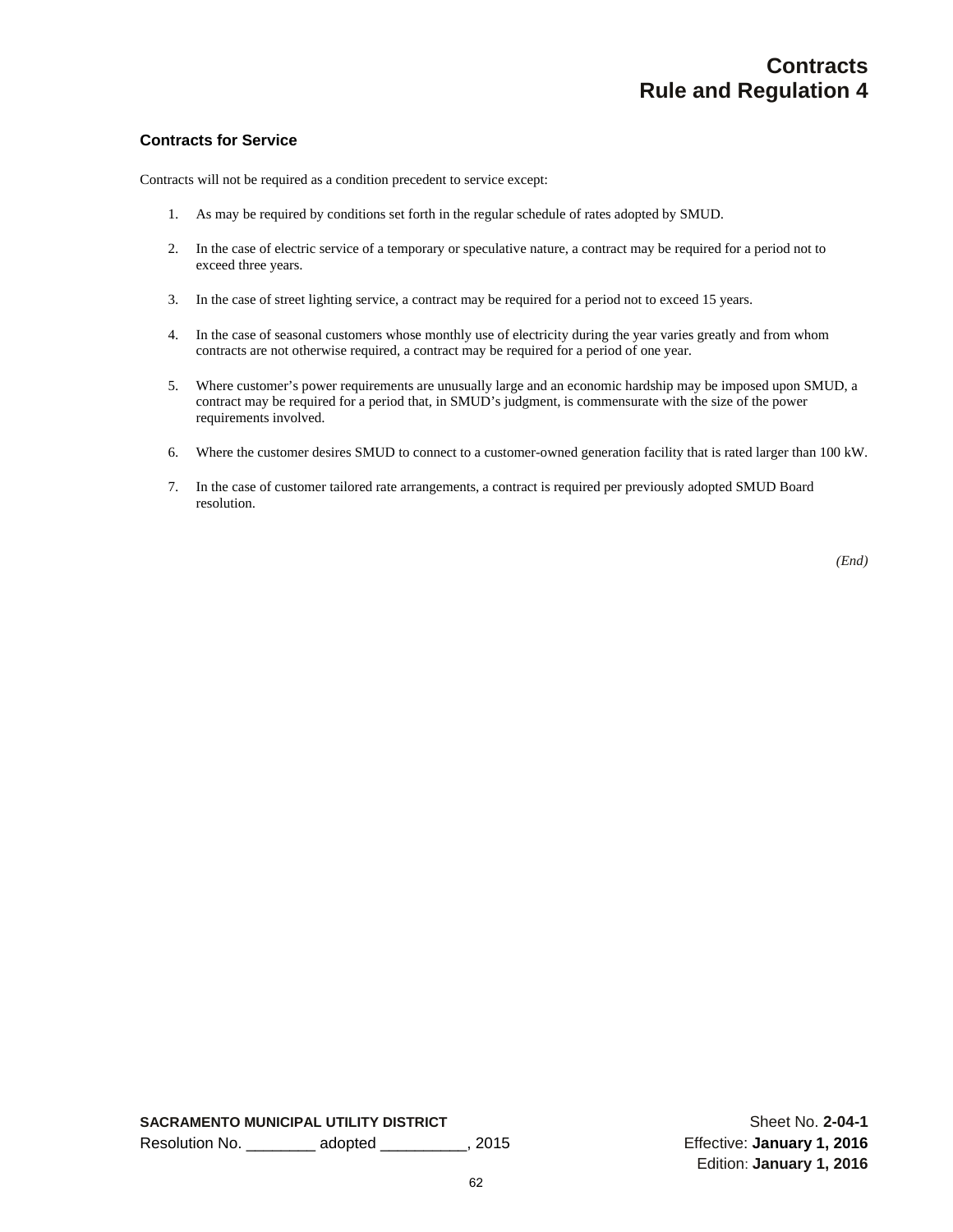# Contracts
# Rule and Regulation 4

## Contracts for Service

Contracts will not be required as a condition precedent to service except:

1. As may be required by conditions set forth in the regular schedule of rates adopted by SMUD.

2. In the case of electric service of a temporary or speculative nature, a contract may be required for a period not to exceed three years.

3. In the case of street lighting service, a contract may be required for a period not to exceed 15 years.

4. In the case of seasonal customers whose monthly use of electricity during the year varies greatly and from whom contracts are not otherwise required, a contract may be required for a period of one year.

5. Where customer's power requirements are unusually large and an economic hardship may be imposed upon SMUD, a contract may be required for a period that, in SMUD's judgment, is commensurate with the size of the power requirements involved.

6. Where the customer desires SMUD to connect to a customer-owned generation facility that is rated larger than 100 kW.

7. In the case of customer tailored rate arrangements, a contract is required per previously adopted SMUD Board resolution.

*(End)*

**SACRAMENTO MUNICIPAL UTILITY DISTRICT**
Resolution No. ________ adopted __________, 2015

Sheet No. **2-04-1**
Effective: **January 1, 2016**
Edition: **January 1, 2016**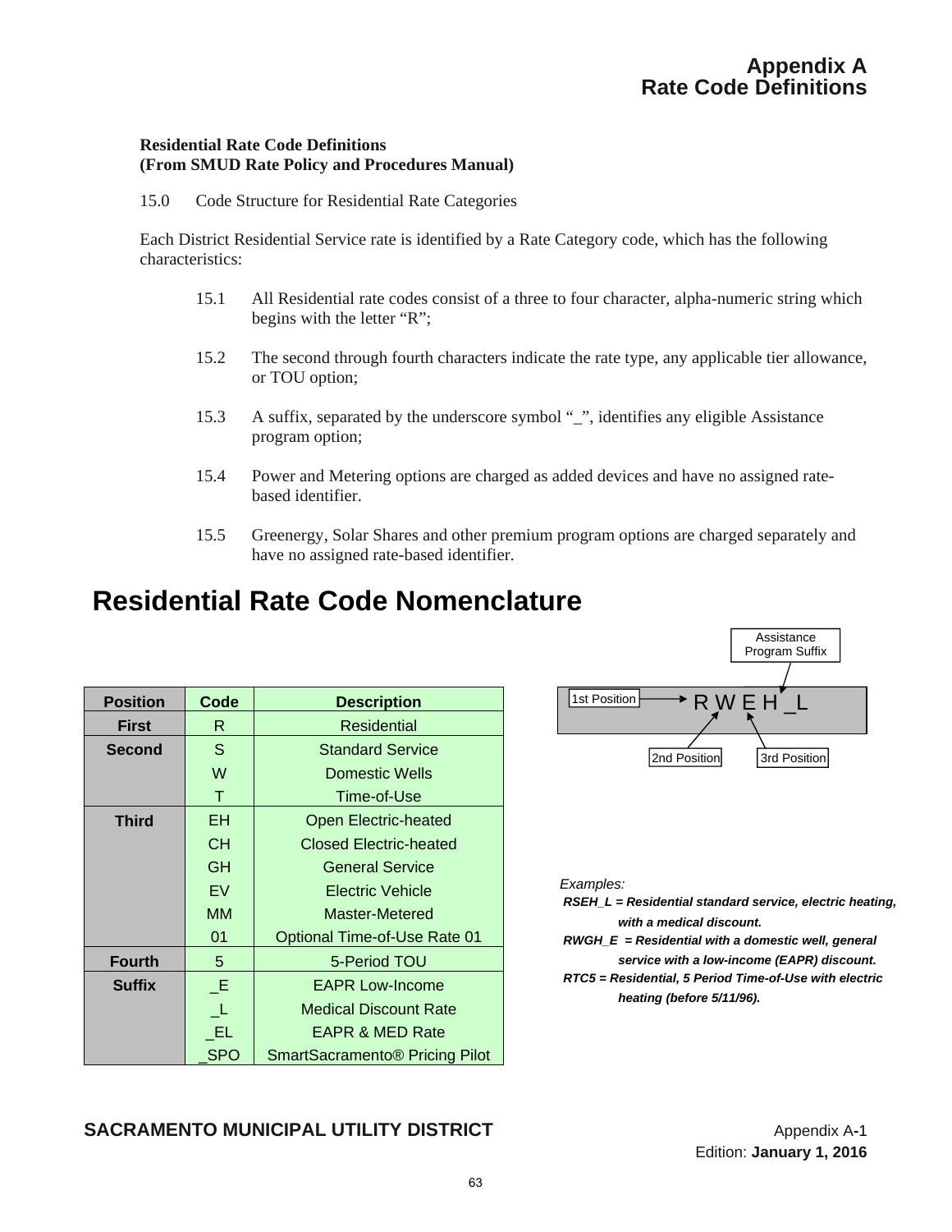# Appendix A
# Rate Code Definitions

**Residential Rate Code Definitions**
**(From SMUD Rate Policy and Procedures Manual)**

15.0 Code Structure for Residential Rate Categories

Each District Residential Service rate is identified by a Rate Category code, which has the following characteristics:

15.1 All Residential rate codes consist of a three to four character, alpha-numeric string which begins with the letter "R";

15.2 The second through fourth characters indicate the rate type, any applicable tier allowance, or TOU option;

15.3 A suffix, separated by the underscore symbol "_", identifies any eligible Assistance program option;

15.4 Power and Metering options are charged as added devices and have no assigned rate-based identifier.

15.5 Greenergy, Solar Shares and other premium program options are charged separately and have no assigned rate-based identifier.

## Residential Rate Code Nomenclature

| Position | Code | Description |
|---|---|---|
| First | R | Residential |
| Second | S | Standard Service |
| | W | Domestic Wells |
| | T | Time-of-Use |
| Third | EH | Open Electric-heated |
| | CH | Closed Electric-heated |
| | GH | General Service |
| | EV | Electric Vehicle |
| | MM | Master-Metered |
| | 01 | Optional Time-of-Use Rate 01 |
| Fourth | 5 | 5-Period TOU |
| Suffix | _E | EAPR Low-Income |
| | _L | Medical Discount Rate |
| | _EL | EAPR & MED Rate |
| | _SPO | SmartSacramento® Pricing Pilot |

R W E H _L

1st Position → R; 2nd Position → W; 3rd Position → EH; Assistance Program Suffix → _L

*Examples:*

***RSEH_L = Residential standard service, electric heating, with a medical discount.***

***RWGH_E = Residential with a domestic well, general service with a low-income (EAPR) discount.***

***RTC5 = Residential, 5 Period Time-of-Use with electric heating (before 5/11/96).***

**SACRAMENTO MUNICIPAL UTILITY DISTRICT**

Appendix A-1
Edition: **January 1, 2016**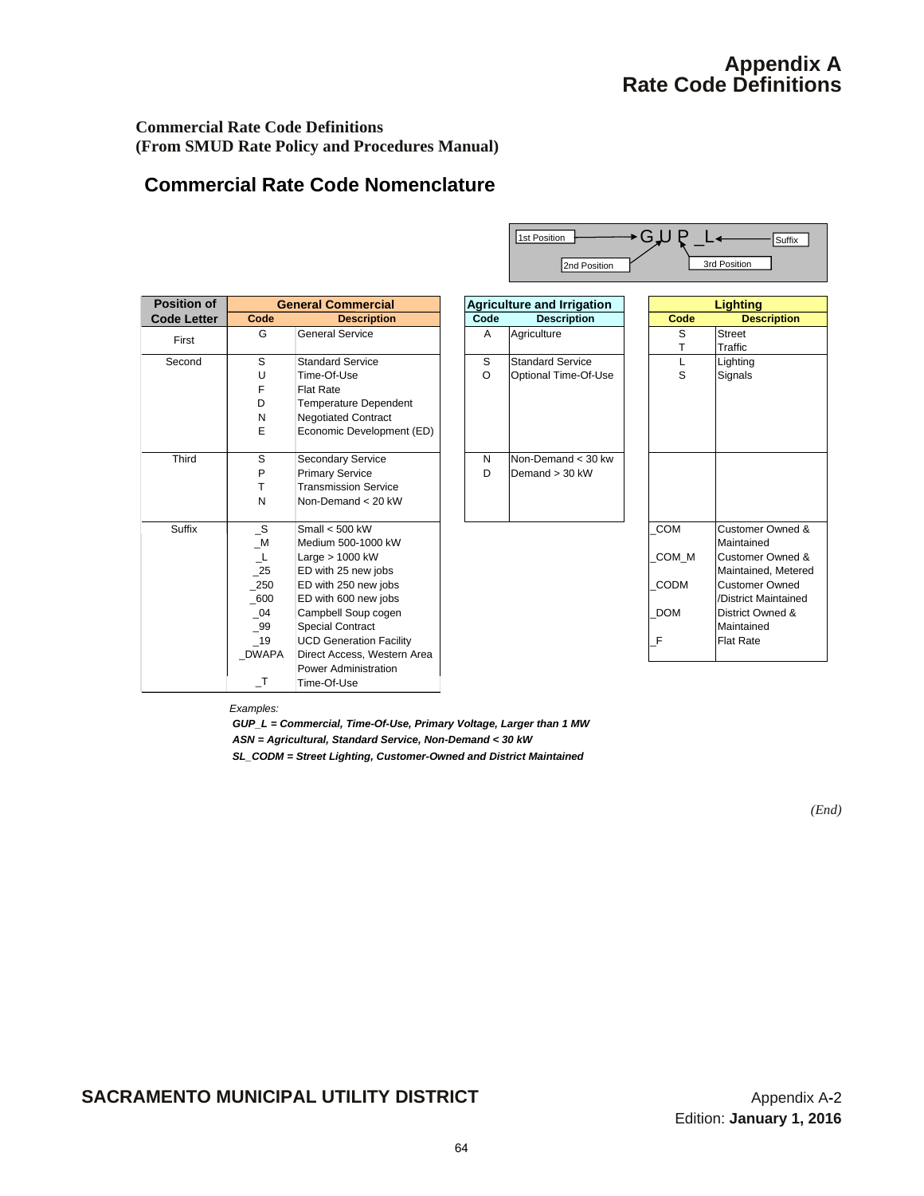# Appendix A
# Rate Code Definitions

**Commercial Rate Code Definitions**
**(From SMUD Rate Policy and Procedures Manual)**

## Commercial Rate Code Nomenclature

1st Position → G U P _L ← Suffix
2nd Position, 3rd Position

| Position of Code Letter | General Commercial | | Agriculture and Irrigation | | Lighting | |
|---|---|---|---|---|---|---|
| | Code | Description | Code | Description | Code | Description |
| First | G | General Service | A | Agriculture | S<br>T | Street<br>Traffic |
| Second | S<br>U<br>F<br>D<br>N<br>E | Standard Service<br>Time-Of-Use<br>Flat Rate<br>Temperature Dependent<br>Negotiated Contract<br>Economic Development (ED) | S<br>O | Standard Service<br>Optional Time-Of-Use | L<br>S | Lighting<br>Signals |
| Third | S<br>P<br>T<br>N | Secondary Service<br>Primary Service<br>Transmission Service<br>Non-Demand < 20 kW | N<br>D | Non-Demand < 30 kw<br>Demand > 30 kW | | |
| Suffix | _S<br>_M<br>_L<br>_25<br>_250<br>_600<br>_04<br>_99<br>_19<br>_DWAPA<br>_T | Small < 500 kW<br>Medium 500-1000 kW<br>Large > 1000 kW<br>ED with 25 new jobs<br>ED with 250 new jobs<br>ED with 600 new jobs<br>Campbell Soup cogen<br>Special Contract<br>UCD Generation Facility<br>Direct Access, Western Area Power Administration<br>Time-Of-Use | | | _COM<br>_COM_M<br>_CODM<br>_DOM<br>_F | Customer Owned & Maintained<br>Customer Owned & Maintained, Metered<br>Customer Owned /District Maintained<br>District Owned & Maintained<br>Flat Rate |

*Examples:*

***GUP_L = Commercial, Time-Of-Use, Primary Voltage, Larger than 1 MW***
***ASN = Agricultural, Standard Service, Non-Demand < 30 kW***
***SL_CODM = Street Lighting, Customer-Owned and District Maintained***

*(End)*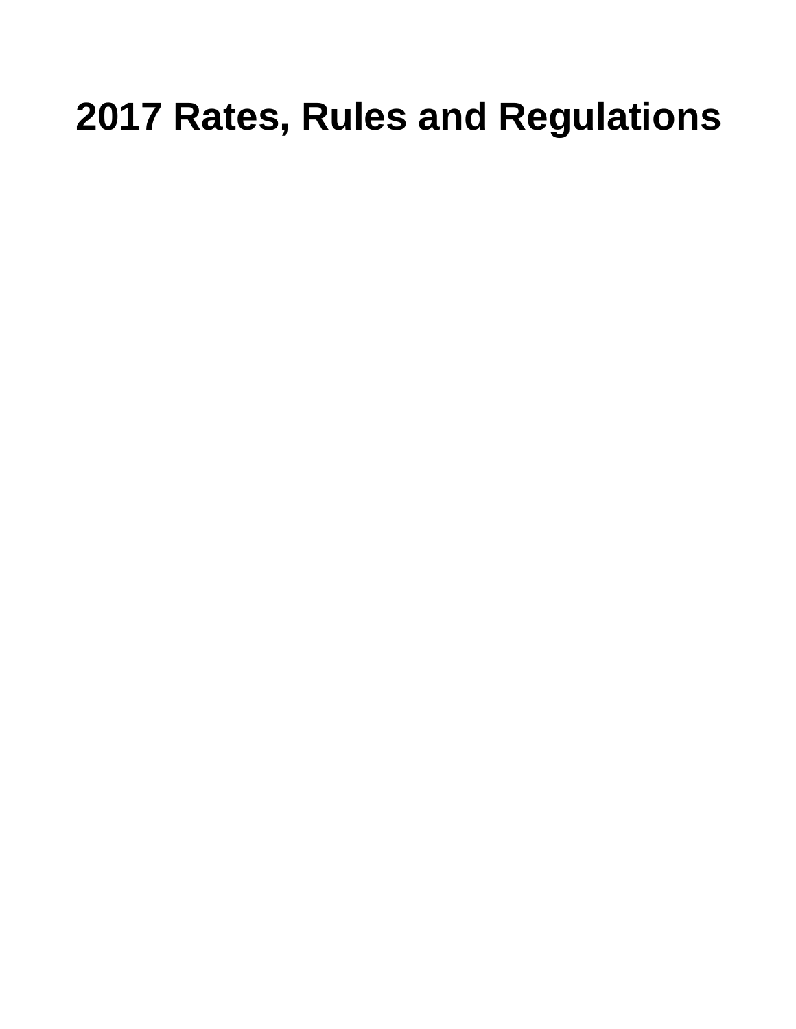# 2017 Rates, Rules and Regulations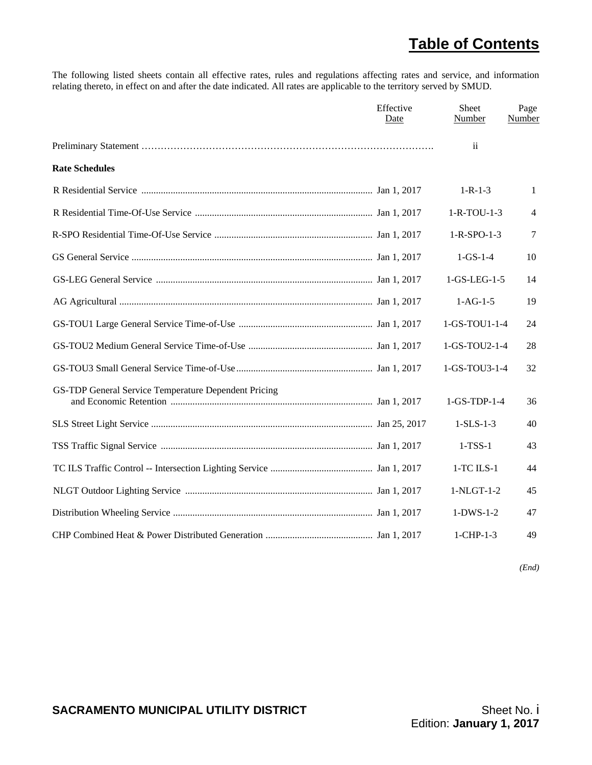# Table of Contents

The following listed sheets contain all effective rates, rules and regulations affecting rates and service, and information relating thereto, in effect on and after the date indicated. All rates are applicable to the territory served by SMUD.

| | Effective Date | Sheet Number | Page Number |
|---|---|---|---|
| Preliminary Statement | | ii | |
| **Rate Schedules** | | | |
| R Residential Service | Jan 1, 2017 | 1-R-1-3 | 1 |
| R Residential Time-Of-Use Service | Jan 1, 2017 | 1-R-TOU-1-3 | 4 |
| R-SPO Residential Time-Of-Use Service | Jan 1, 2017 | 1-R-SPO-1-3 | 7 |
| GS General Service | Jan 1, 2017 | 1-GS-1-4 | 10 |
| GS-LEG General Service | Jan 1, 2017 | 1-GS-LEG-1-5 | 14 |
| AG Agricultural | Jan 1, 2017 | 1-AG-1-5 | 19 |
| GS-TOU1 Large General Service Time-of-Use | Jan 1, 2017 | 1-GS-TOU1-1-4 | 24 |
| GS-TOU2 Medium General Service Time-of-Use | Jan 1, 2017 | 1-GS-TOU2-1-4 | 28 |
| GS-TOU3 Small General Service Time-of-Use | Jan 1, 2017 | 1-GS-TOU3-1-4 | 32 |
| GS-TDP General Service Temperature Dependent Pricing and Economic Retention | Jan 1, 2017 | 1-GS-TDP-1-4 | 36 |
| SLS Street Light Service | Jan 25, 2017 | 1-SLS-1-3 | 40 |
| TSS Traffic Signal Service | Jan 1, 2017 | 1-TSS-1 | 43 |
| TC ILS Traffic Control -- Intersection Lighting Service | Jan 1, 2017 | 1-TC ILS-1 | 44 |
| NLGT Outdoor Lighting Service | Jan 1, 2017 | 1-NLGT-1-2 | 45 |
| Distribution Wheeling Service | Jan 1, 2017 | 1-DWS-1-2 | 47 |
| CHP Combined Heat & Power Distributed Generation | Jan 1, 2017 | 1-CHP-1-3 | 49 |

*(End)*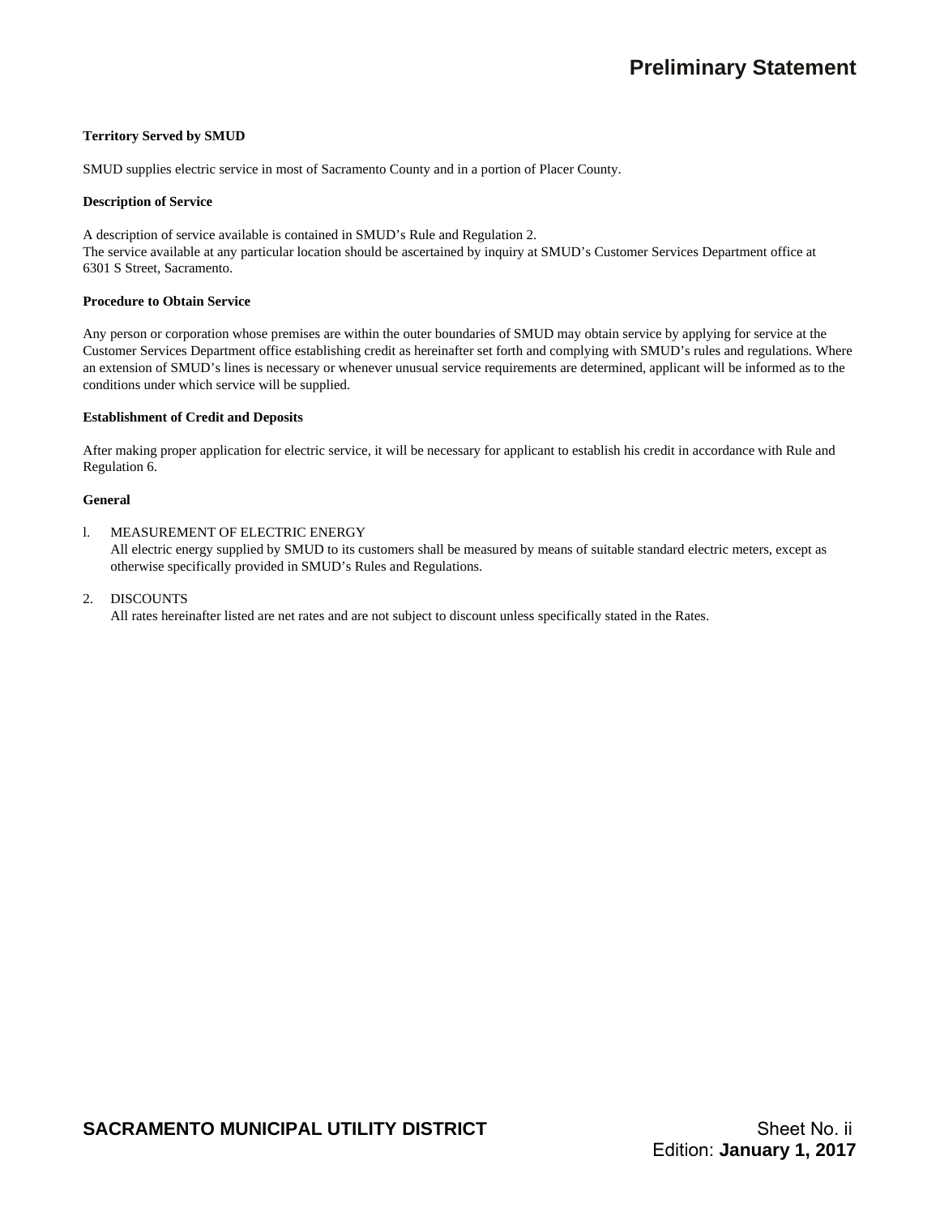# Preliminary Statement

**Territory Served by SMUD**

SMUD supplies electric service in most of Sacramento County and in a portion of Placer County.

**Description of Service**

A description of service available is contained in SMUD's Rule and Regulation 2.
The service available at any particular location should be ascertained by inquiry at SMUD's Customer Services Department office at 6301 S Street, Sacramento.

**Procedure to Obtain Service**

Any person or corporation whose premises are within the outer boundaries of SMUD may obtain service by applying for service at the Customer Services Department office establishing credit as hereinafter set forth and complying with SMUD's rules and regulations. Where an extension of SMUD's lines is necessary or whenever unusual service requirements are determined, applicant will be informed as to the conditions under which service will be supplied.

**Establishment of Credit and Deposits**

After making proper application for electric service, it will be necessary for applicant to establish his credit in accordance with Rule and Regulation 6.

**General**

1. MEASUREMENT OF ELECTRIC ENERGY
   All electric energy supplied by SMUD to its customers shall be measured by means of suitable standard electric meters, except as otherwise specifically provided in SMUD's Rules and Regulations.

2. DISCOUNTS
   All rates hereinafter listed are net rates and are not subject to discount unless specifically stated in the Rates.

**SACRAMENTO MUNICIPAL UTILITY DISTRICT**

Sheet No. ii
Edition: **January 1, 2017**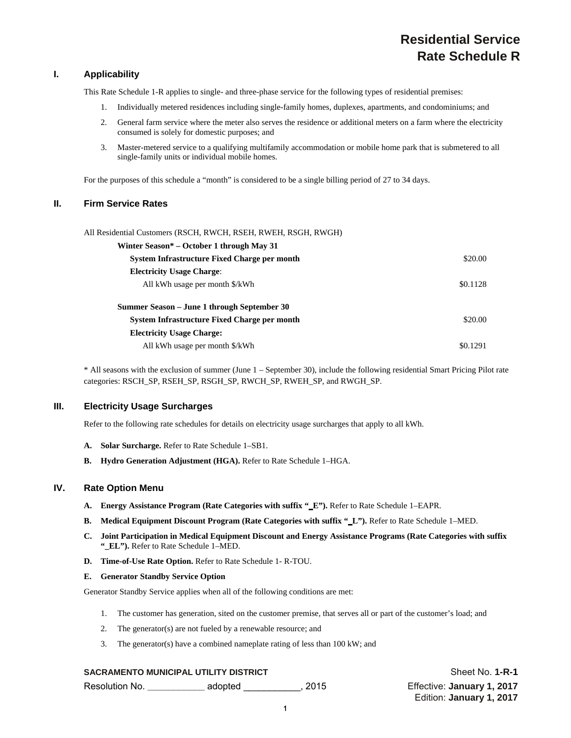# Residential Service
# Rate Schedule R

## I. Applicability

This Rate Schedule 1-R applies to single- and three-phase service for the following types of residential premises:

1. Individually metered residences including single-family homes, duplexes, apartments, and condominiums; and
2. General farm service where the meter also serves the residence or additional meters on a farm where the electricity consumed is solely for domestic purposes; and
3. Master-metered service to a qualifying multifamily accommodation or mobile home park that is submetered to all single-family units or individual mobile homes.

For the purposes of this schedule a "month" is considered to be a single billing period of 27 to 34 days.

## II. Firm Service Rates

All Residential Customers (RSCH, RWCH, RSEH, RWEH, RSGH, RWGH)

| | |
|---|---|
| **Winter Season\* – October 1 through May 31** | |
| **System Infrastructure Fixed Charge per month** | $20.00 |
| **Electricity Usage Charge**: | |
| All kWh usage per month $/kWh | $0.1128 |
| | |
| **Summer Season – June 1 through September 30** | |
| **System Infrastructure Fixed Charge per month** | $20.00 |
| **Electricity Usage Charge:** | |
| All kWh usage per month $/kWh | $0.1291 |

\* All seasons with the exclusion of summer (June 1 – September 30), include the following residential Smart Pricing Pilot rate categories: RSCH_SP, RSEH_SP, RSGH_SP, RWCH_SP, RWEH_SP, and RWGH_SP.

## III. Electricity Usage Surcharges

Refer to the following rate schedules for details on electricity usage surcharges that apply to all kWh.

**A. Solar Surcharge.** Refer to Rate Schedule 1–SB1.

**B. Hydro Generation Adjustment (HGA).** Refer to Rate Schedule 1–HGA.

## IV. Rate Option Menu

**A. Energy Assistance Program (Rate Categories with suffix "_E").** Refer to Rate Schedule 1–EAPR.

**B. Medical Equipment Discount Program (Rate Categories with suffix "_L").** Refer to Rate Schedule 1–MED.

**C. Joint Participation in Medical Equipment Discount and Energy Assistance Programs (Rate Categories with suffix "_EL").** Refer to Rate Schedule 1–MED.

**D. Time-of-Use Rate Option.** Refer to Rate Schedule 1- R-TOU.

**E. Generator Standby Service Option**

Generator Standby Service applies when all of the following conditions are met:

1. The customer has generation, sited on the customer premise, that serves all or part of the customer's load; and
2. The generator(s) are not fueled by a renewable resource; and
3. The generator(s) have a combined nameplate rating of less than 100 kW; and

SACRAMENTO MUNICIPAL UTILITY DISTRICT — Sheet No. **1-R-1**

Resolution No. ___________ adopted ___________, 2015 — Effective: **January 1, 2017**; Edition: **January 1, 2017**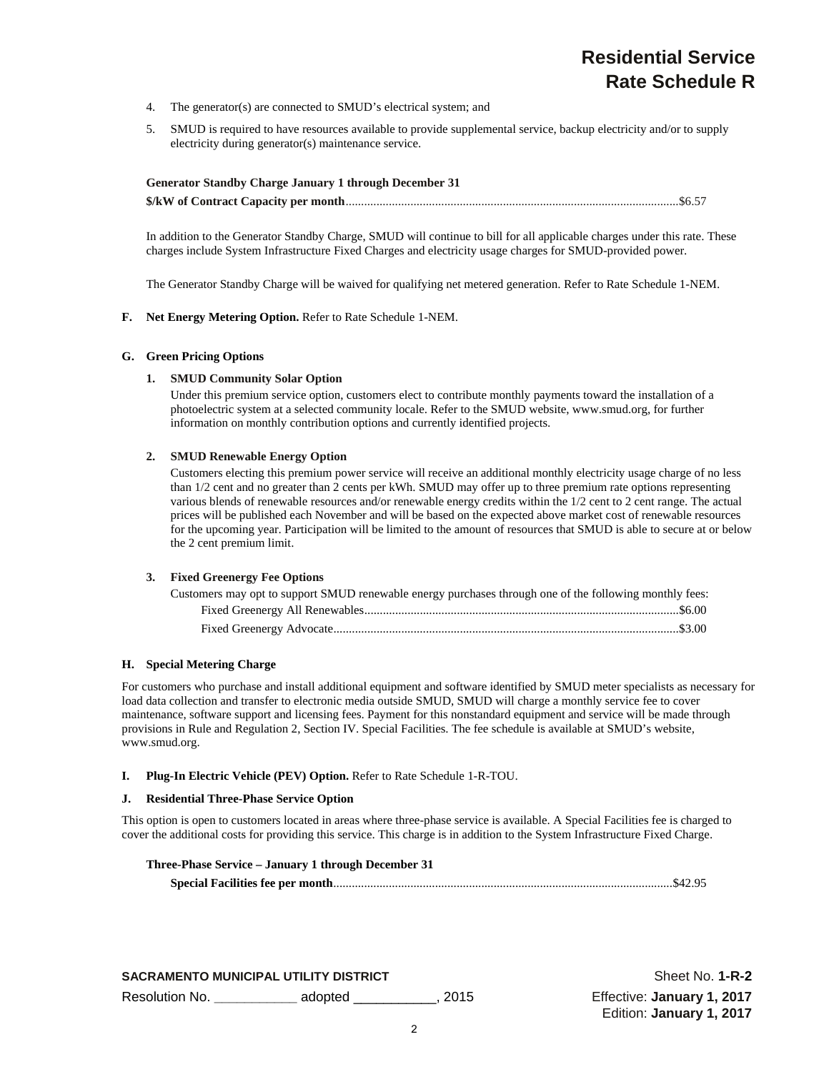4. The generator(s) are connected to SMUD's electrical system; and

5. SMUD is required to have resources available to provide supplemental service, backup electricity and/or to supply electricity during generator(s) maintenance service.

**Generator Standby Charge January 1 through December 31**

**$/kW of Contract Capacity per month**.........................................................................................................$6.57

In addition to the Generator Standby Charge, SMUD will continue to bill for all applicable charges under this rate. These charges include System Infrastructure Fixed Charges and electricity usage charges for SMUD-provided power.

The Generator Standby Charge will be waived for qualifying net metered generation. Refer to Rate Schedule 1-NEM.

**F. Net Energy Metering Option.** Refer to Rate Schedule 1-NEM.

**G. Green Pricing Options**

**1. SMUD Community Solar Option**

Under this premium service option, customers elect to contribute monthly payments toward the installation of a photoelectric system at a selected community locale. Refer to the SMUD website, www.smud.org, for further information on monthly contribution options and currently identified projects.

**2. SMUD Renewable Energy Option**

Customers electing this premium power service will receive an additional monthly electricity usage charge of no less than 1/2 cent and no greater than 2 cents per kWh. SMUD may offer up to three premium rate options representing various blends of renewable resources and/or renewable energy credits within the 1/2 cent to 2 cent range. The actual prices will be published each November and will be based on the expected above market cost of renewable resources for the upcoming year. Participation will be limited to the amount of resources that SMUD is able to secure at or below the 2 cent premium limit.

**3. Fixed Greenergy Fee Options**

Customers may opt to support SMUD renewable energy purchases through one of the following monthly fees:

Fixed Greenergy All Renewables.....................................................................................................$6.00

Fixed Greenergy Advocate...............................................................................................................$3.00

**H. Special Metering Charge**

For customers who purchase and install additional equipment and software identified by SMUD meter specialists as necessary for load data collection and transfer to electronic media outside SMUD, SMUD will charge a monthly service fee to cover maintenance, software support and licensing fees. Payment for this nonstandard equipment and service will be made through provisions in Rule and Regulation 2, Section IV. Special Facilities. The fee schedule is available at SMUD's website, www.smud.org.

**I. Plug-In Electric Vehicle (PEV) Option.** Refer to Rate Schedule 1-R-TOU.

**J. Residential Three-Phase Service Option**

This option is open to customers located in areas where three-phase service is available. A Special Facilities fee is charged to cover the additional costs for providing this service. This charge is in addition to the System Infrastructure Fixed Charge.

**Three-Phase Service – January 1 through December 31**

**Special Facilities fee per month**............................................................................................................$42.95

**SACRAMENTO MUNICIPAL UTILITY DISTRICT**

Resolution No. ___________ adopted __________, 2015

Sheet No. **1-R-2**

Effective: **January 1, 2017**

Edition: **January 1, 2017**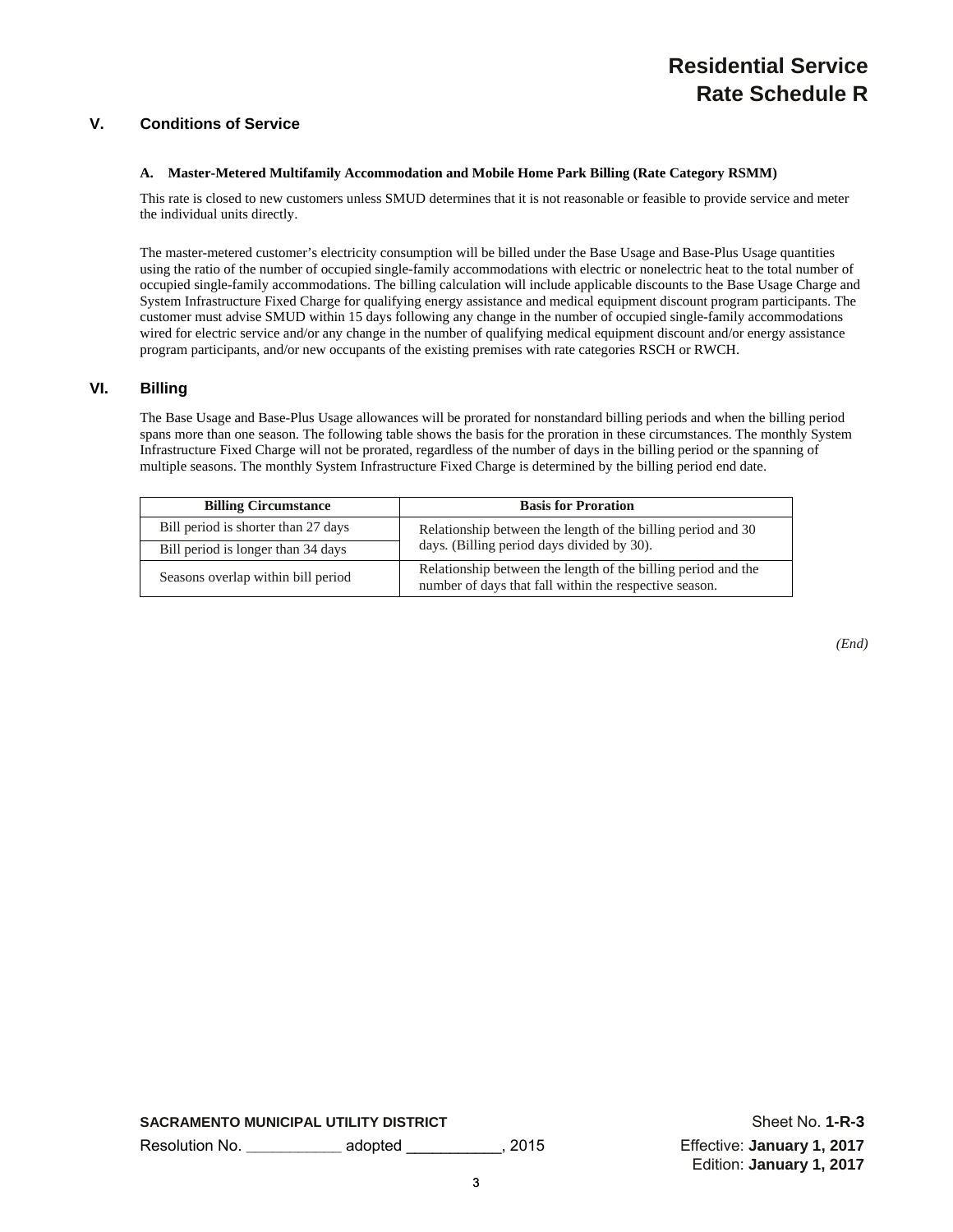## V. Conditions of Service

### A. Master-Metered Multifamily Accommodation and Mobile Home Park Billing (Rate Category RSMM)

This rate is closed to new customers unless SMUD determines that it is not reasonable or feasible to provide service and meter the individual units directly.

The master-metered customer's electricity consumption will be billed under the Base Usage and Base-Plus Usage quantities using the ratio of the number of occupied single-family accommodations with electric or nonelectric heat to the total number of occupied single-family accommodations. The billing calculation will include applicable discounts to the Base Usage Charge and System Infrastructure Fixed Charge for qualifying energy assistance and medical equipment discount program participants. The customer must advise SMUD within 15 days following any change in the number of occupied single-family accommodations wired for electric service and/or any change in the number of qualifying medical equipment discount and/or energy assistance program participants, and/or new occupants of the existing premises with rate categories RSCH or RWCH.

## VI. Billing

The Base Usage and Base-Plus Usage allowances will be prorated for nonstandard billing periods and when the billing period spans more than one season. The following table shows the basis for the proration in these circumstances. The monthly System Infrastructure Fixed Charge will not be prorated, regardless of the number of days in the billing period or the spanning of multiple seasons. The monthly System Infrastructure Fixed Charge is determined by the billing period end date.

| Billing Circumstance | Basis for Proration |
|---|---|
| Bill period is shorter than 27 days | Relationship between the length of the billing period and 30 days. (Billing period days divided by 30). |
| Bill period is longer than 34 days | |
| Seasons overlap within bill period | Relationship between the length of the billing period and the number of days that fall within the respective season. |

*(End)*

**SACRAMENTO MUNICIPAL UTILITY DISTRICT**

Resolution No. ___________ adopted ___________, 2015

Sheet No. **1-R-3**

Effective: **January 1, 2017**

Edition: **January 1, 2017**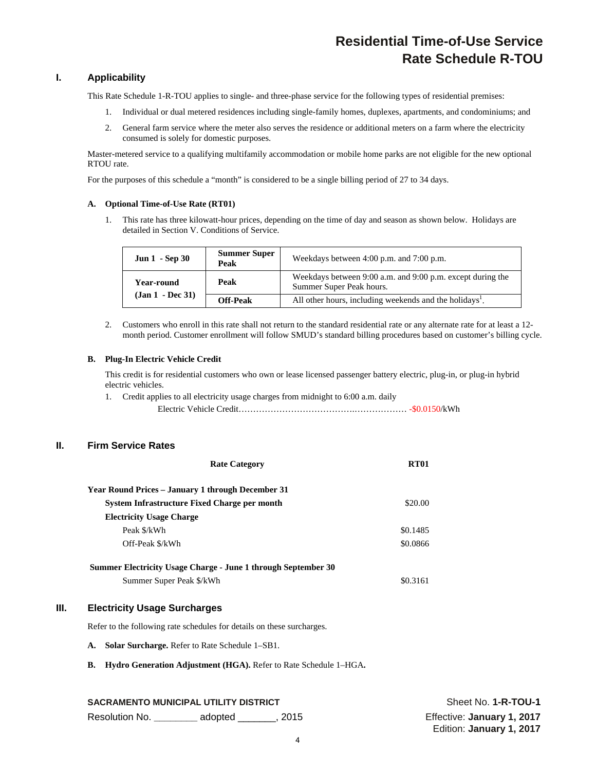# Residential Time-of-Use Service
# Rate Schedule R-TOU

## I. Applicability

This Rate Schedule 1-R-TOU applies to single- and three-phase service for the following types of residential premises:

1. Individual or dual metered residences including single-family homes, duplexes, apartments, and condominiums; and
2. General farm service where the meter also serves the residence or additional meters on a farm where the electricity consumed is solely for domestic purposes.

Master-metered service to a qualifying multifamily accommodation or mobile home parks are not eligible for the new optional RTOU rate.

For the purposes of this schedule a "month" is considered to be a single billing period of 27 to 34 days.

### A. Optional Time-of-Use Rate (RT01)

1. This rate has three kilowatt-hour prices, depending on the time of day and season as shown below. Holidays are detailed in Section V. Conditions of Service.

| | | |
|---|---|---|
| **Jun 1 - Sep 30** | **Summer Super Peak** | Weekdays between 4:00 p.m. and 7:00 p.m. |
| **Year-round (Jan 1 - Dec 31)** | **Peak** | Weekdays between 9:00 a.m. and 9:00 p.m. except during the Summer Super Peak hours. |
| | **Off-Peak** | All other hours, including weekends and the holidays[1]. |

2. Customers who enroll in this rate shall not return to the standard residential rate or any alternate rate for at least a 12-month period. Customer enrollment will follow SMUD's standard billing procedures based on customer's billing cycle.

### B. Plug-In Electric Vehicle Credit

This credit is for residential customers who own or lease licensed passenger battery electric, plug-in, or plug-in hybrid electric vehicles.

1. Credit applies to all electricity usage charges from midnight to 6:00 a.m. daily
   Electric Vehicle Credit……………………………………..……………… -$0.0150/kWh

## II. Firm Service Rates

| Rate Category | RT01 |
|---|---|
| **Year Round Prices – January 1 through December 31** | |
| **System Infrastructure Fixed Charge per month** | $20.00 |
| **Electricity Usage Charge** | |
| Peak $/kWh | $0.1485 |
| Off-Peak $/kWh | $0.0866 |
| **Summer Electricity Usage Charge - June 1 through September 30** | |
| Summer Super Peak $/kWh | $0.3161 |

## III. Electricity Usage Surcharges

Refer to the following rate schedules for details on these surcharges.

**A. Solar Surcharge.** Refer to Rate Schedule 1–SB1.

**B. Hydro Generation Adjustment (HGA).** Refer to Rate Schedule 1–HGA.

SACRAMENTO MUNICIPAL UTILITY DISTRICT
Resolution No. ________ adopted _______, 2015

Sheet No. **1-R-TOU-1**
Effective: **January 1, 2017**
Edition: **January 1, 2017**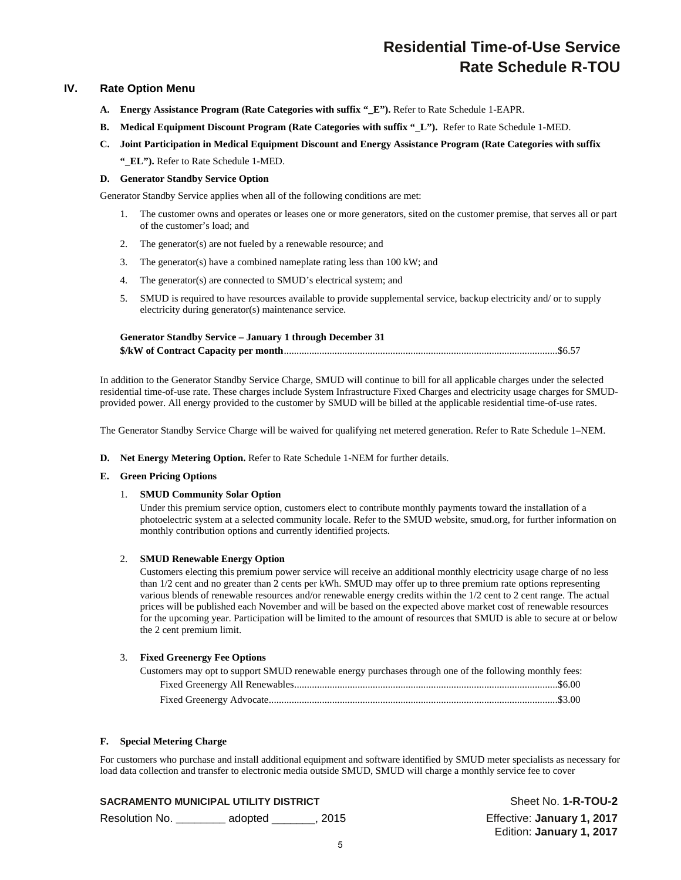# Residential Time-of-Use Service
# Rate Schedule R-TOU

## IV. Rate Option Menu

**A. Energy Assistance Program (Rate Categories with suffix "_E").** Refer to Rate Schedule 1-EAPR.

**B. Medical Equipment Discount Program (Rate Categories with suffix "_L").** Refer to Rate Schedule 1-MED.

**C. Joint Participation in Medical Equipment Discount and Energy Assistance Program (Rate Categories with suffix "_EL").** Refer to Rate Schedule 1-MED.

**D. Generator Standby Service Option**

Generator Standby Service applies when all of the following conditions are met:

1. The customer owns and operates or leases one or more generators, sited on the customer premise, that serves all or part of the customer's load; and
2. The generator(s) are not fueled by a renewable resource; and
3. The generator(s) have a combined nameplate rating less than 100 kW; and
4. The generator(s) are connected to SMUD's electrical system; and
5. SMUD is required to have resources available to provide supplemental service, backup electricity and/ or to supply electricity during generator(s) maintenance service.

**Generator Standby Service – January 1 through December 31**

**$/kW of Contract Capacity per month**............................................................................................................$6.57

In addition to the Generator Standby Service Charge, SMUD will continue to bill for all applicable charges under the selected residential time-of-use rate. These charges include System Infrastructure Fixed Charges and electricity usage charges for SMUD-provided power. All energy provided to the customer by SMUD will be billed at the applicable residential time-of-use rates.

The Generator Standby Service Charge will be waived for qualifying net metered generation. Refer to Rate Schedule 1–NEM.

**D. Net Energy Metering Option.** Refer to Rate Schedule 1-NEM for further details.

**E. Green Pricing Options**

1. **SMUD Community Solar Option**

   Under this premium service option, customers elect to contribute monthly payments toward the installation of a photoelectric system at a selected community locale. Refer to the SMUD website, smud.org, for further information on monthly contribution options and currently identified projects.

2. **SMUD Renewable Energy Option**

   Customers electing this premium power service will receive an additional monthly electricity usage charge of no less than 1/2 cent and no greater than 2 cents per kWh. SMUD may offer up to three premium rate options representing various blends of renewable resources and/or renewable energy credits within the 1/2 cent to 2 cent range. The actual prices will be published each November and will be based on the expected above market cost of renewable resources for the upcoming year. Participation will be limited to the amount of resources that SMUD is able to secure at or below the 2 cent premium limit.

3. **Fixed Greenergy Fee Options**

   Customers may opt to support SMUD renewable energy purchases through one of the following monthly fees:

   Fixed Greenergy All Renewables.......................................................................................................$6.00

   Fixed Greenergy Advocate.................................................................................................................$3.00

**F. Special Metering Charge**

For customers who purchase and install additional equipment and software identified by SMUD meter specialists as necessary for load data collection and transfer to electronic media outside SMUD, SMUD will charge a monthly service fee to cover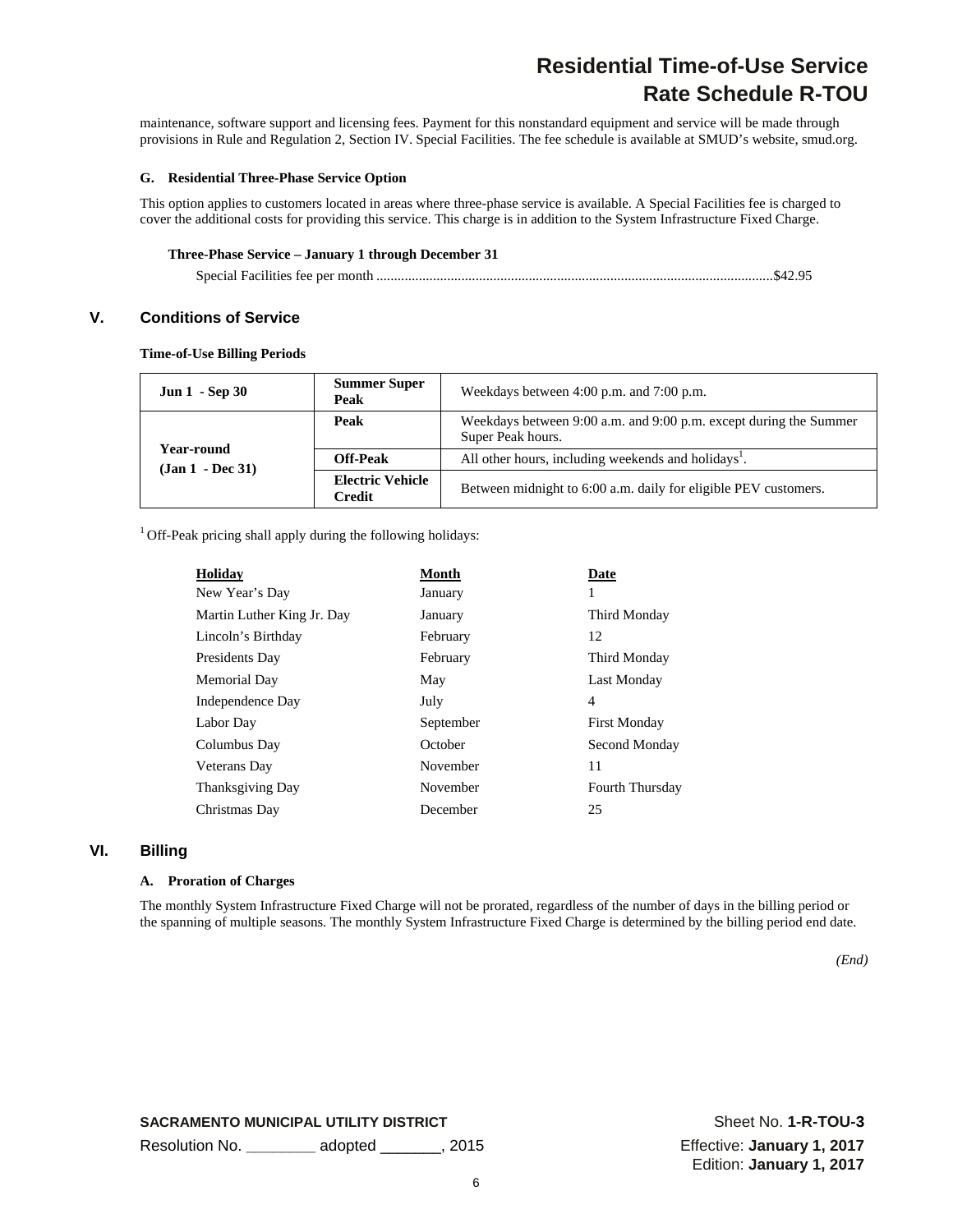maintenance, software support and licensing fees. Payment for this nonstandard equipment and service will be made through provisions in Rule and Regulation 2, Section IV. Special Facilities. The fee schedule is available at SMUD's website, smud.org.

**G. Residential Three-Phase Service Option**

This option applies to customers located in areas where three-phase service is available. A Special Facilities fee is charged to cover the additional costs for providing this service. This charge is in addition to the System Infrastructure Fixed Charge.

**Three-Phase Service – January 1 through December 31**

Special Facilities fee per month ....................................................................................................$42.95

## V. Conditions of Service

**Time-of-Use Billing Periods**

| | | |
|---|---|---|
| **Jun 1 - Sep 30** | **Summer Super Peak** | Weekdays between 4:00 p.m. and 7:00 p.m. |
| **Year-round (Jan 1 - Dec 31)** | **Peak** | Weekdays between 9:00 a.m. and 9:00 p.m. except during the Summer Super Peak hours. |
| | **Off-Peak** | All other hours, including weekends and holidays[1]. |
| | **Electric Vehicle Credit** | Between midnight to 6:00 a.m. daily for eligible PEV customers. |

[1] Off-Peak pricing shall apply during the following holidays:

| Holiday | Month | Date |
|---|---|---|
| New Year's Day | January | 1 |
| Martin Luther King Jr. Day | January | Third Monday |
| Lincoln's Birthday | February | 12 |
| Presidents Day | February | Third Monday |
| Memorial Day | May | Last Monday |
| Independence Day | July | 4 |
| Labor Day | September | First Monday |
| Columbus Day | October | Second Monday |
| Veterans Day | November | 11 |
| Thanksgiving Day | November | Fourth Thursday |
| Christmas Day | December | 25 |

## VI. Billing

**A. Proration of Charges**

The monthly System Infrastructure Fixed Charge will not be prorated, regardless of the number of days in the billing period or the spanning of multiple seasons. The monthly System Infrastructure Fixed Charge is determined by the billing period end date.

*(End)*

**SACRAMENTO MUNICIPAL UTILITY DISTRICT**
Resolution No. ________ adopted _______, 2015

Sheet No. **1-R-TOU-3**
Effective: **January 1, 2017**
Edition: **January 1, 2017**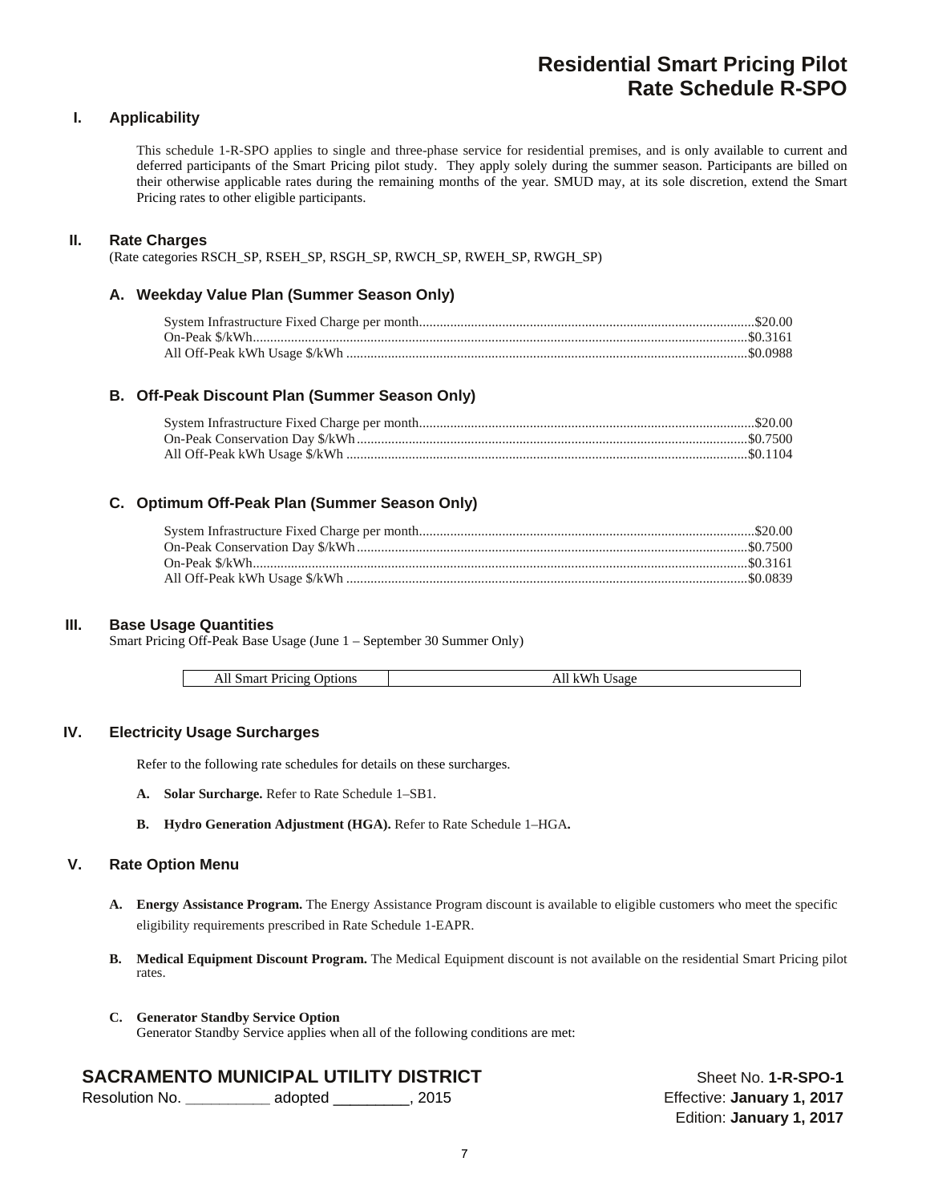# Residential Smart Pricing Pilot
# Rate Schedule R-SPO

## I. Applicability

This schedule 1-R-SPO applies to single and three-phase service for residential premises, and is only available to current and deferred participants of the Smart Pricing pilot study. They apply solely during the summer season. Participants are billed on their otherwise applicable rates during the remaining months of the year. SMUD may, at its sole discretion, extend the Smart Pricing rates to other eligible participants.

## II. Rate Charges

(Rate categories RSCH_SP, RSEH_SP, RSGH_SP, RWCH_SP, RWEH_SP, RWGH_SP)

### A. Weekday Value Plan (Summer Season Only)

| | |
|---|---|
| System Infrastructure Fixed Charge per month | $20.00 |
| On-Peak $/kWh | $0.3161 |
| All Off-Peak kWh Usage $/kWh | $0.0988 |

### B. Off-Peak Discount Plan (Summer Season Only)

| | |
|---|---|
| System Infrastructure Fixed Charge per month | $20.00 |
| On-Peak Conservation Day $/kWh | $0.7500 |
| All Off-Peak kWh Usage $/kWh | $0.1104 |

### C. Optimum Off-Peak Plan (Summer Season Only)

| | |
|---|---|
| System Infrastructure Fixed Charge per month | $20.00 |
| On-Peak Conservation Day $/kWh | $0.7500 |
| On-Peak $/kWh | $0.3161 |
| All Off-Peak kWh Usage $/kWh | $0.0839 |

## III. Base Usage Quantities

Smart Pricing Off-Peak Base Usage (June 1 – September 30 Summer Only)

| All Smart Pricing Options | All kWh Usage |
|---|---|

## IV. Electricity Usage Surcharges

Refer to the following rate schedules for details on these surcharges.

**A. Solar Surcharge.** Refer to Rate Schedule 1–SB1.

**B. Hydro Generation Adjustment (HGA).** Refer to Rate Schedule 1–HGA**.**

## V. Rate Option Menu

**A. Energy Assistance Program.** The Energy Assistance Program discount is available to eligible customers who meet the specific eligibility requirements prescribed in Rate Schedule 1-EAPR.

**B. Medical Equipment Discount Program.** The Medical Equipment discount is not available on the residential Smart Pricing pilot rates.

**C. Generator Standby Service Option**
Generator Standby Service applies when all of the following conditions are met:

**SACRAMENTO MUNICIPAL UTILITY DISTRICT**
Resolution No. __________ adopted _________, 2015

Sheet No. **1-R-SPO-1**
Effective: **January 1, 2017**
Edition: **January 1, 2017**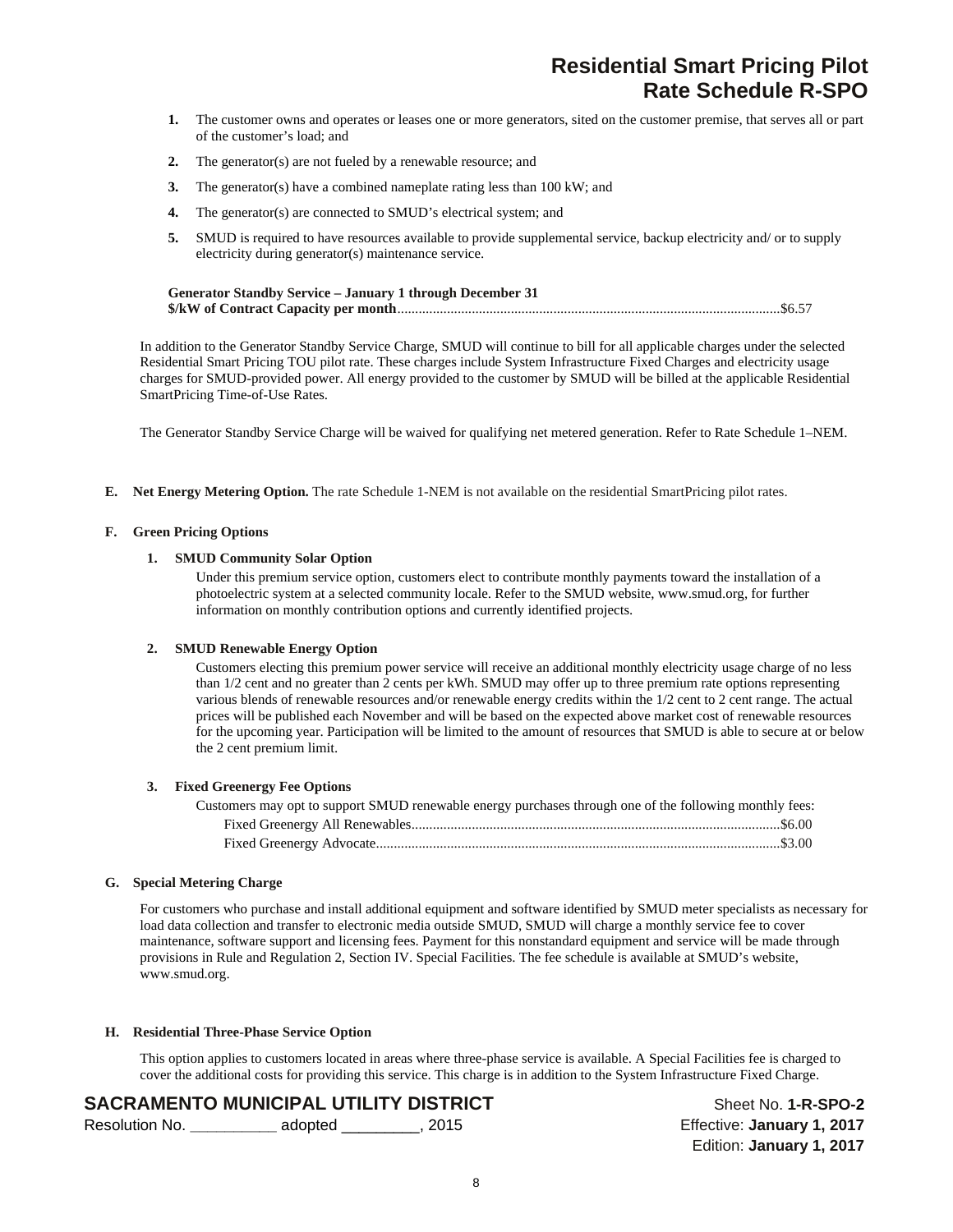1. The customer owns and operates or leases one or more generators, sited on the customer premise, that serves all or part of the customer's load; and
2. The generator(s) are not fueled by a renewable resource; and
3. The generator(s) have a combined nameplate rating less than 100 kW; and
4. The generator(s) are connected to SMUD's electrical system; and
5. SMUD is required to have resources available to provide supplemental service, backup electricity and/ or to supply electricity during generator(s) maintenance service.

**Generator Standby Service – January 1 through December 31**
**$/kW of Contract Capacity per month**............................................................................................................$6.57

In addition to the Generator Standby Service Charge, SMUD will continue to bill for all applicable charges under the selected Residential Smart Pricing TOU pilot rate. These charges include System Infrastructure Fixed Charges and electricity usage charges for SMUD-provided power. All energy provided to the customer by SMUD will be billed at the applicable Residential SmartPricing Time-of-Use Rates.

The Generator Standby Service Charge will be waived for qualifying net metered generation. Refer to Rate Schedule 1–NEM.

**E. Net Energy Metering Option.** The rate Schedule 1-NEM is not available on the residential SmartPricing pilot rates.

**F. Green Pricing Options**

**1. SMUD Community Solar Option**

Under this premium service option, customers elect to contribute monthly payments toward the installation of a photoelectric system at a selected community locale. Refer to the SMUD website, www.smud.org, for further information on monthly contribution options and currently identified projects.

**2. SMUD Renewable Energy Option**

Customers electing this premium power service will receive an additional monthly electricity usage charge of no less than 1/2 cent and no greater than 2 cents per kWh. SMUD may offer up to three premium rate options representing various blends of renewable resources and/or renewable energy credits within the 1/2 cent to 2 cent range. The actual prices will be published each November and will be based on the expected above market cost of renewable resources for the upcoming year. Participation will be limited to the amount of resources that SMUD is able to secure at or below the 2 cent premium limit.

**3. Fixed Greenergy Fee Options**

Customers may opt to support SMUD renewable energy purchases through one of the following monthly fees:

Fixed Greenergy All Renewables........................................................................................................$6.00
Fixed Greenergy Advocate..................................................................................................................$3.00

**G. Special Metering Charge**

For customers who purchase and install additional equipment and software identified by SMUD meter specialists as necessary for load data collection and transfer to electronic media outside SMUD, SMUD will charge a monthly service fee to cover maintenance, software support and licensing fees. Payment for this nonstandard equipment and service will be made through provisions in Rule and Regulation 2, Section IV. Special Facilities. The fee schedule is available at SMUD's website, www.smud.org.

**H. Residential Three-Phase Service Option**

This option applies to customers located in areas where three-phase service is available. A Special Facilities fee is charged to cover the additional costs for providing this service. This charge is in addition to the System Infrastructure Fixed Charge.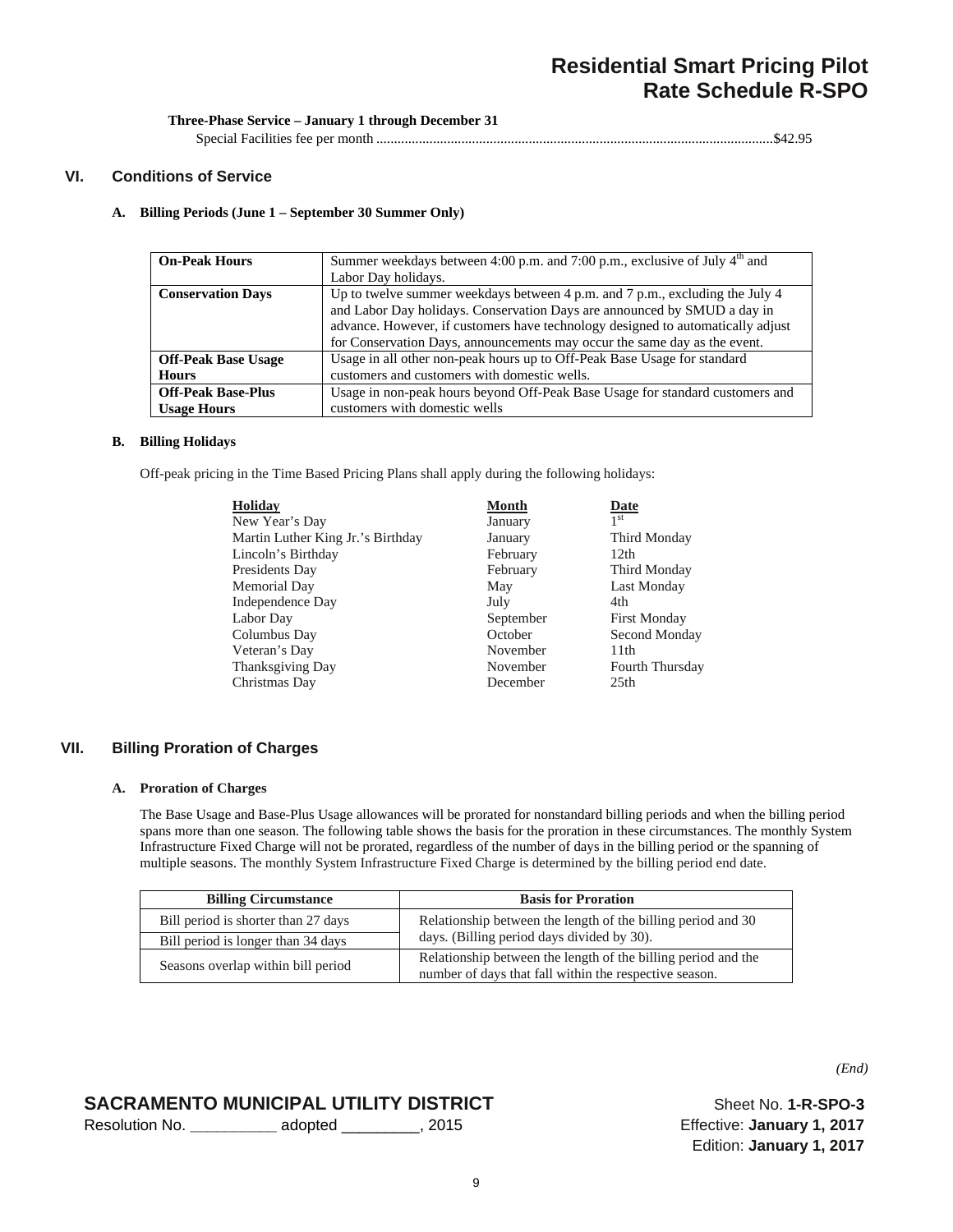**Three-Phase Service – January 1 through December 31**

Special Facilities fee per month ................................................................................................................$42.95

## VI. Conditions of Service

### A. Billing Periods (June 1 – September 30 Summer Only)

| | |
|---|---|
| **On-Peak Hours** | Summer weekdays between 4:00 p.m. and 7:00 p.m., exclusive of July 4th and Labor Day holidays. |
| **Conservation Days** | Up to twelve summer weekdays between 4 p.m. and 7 p.m., excluding the July 4 and Labor Day holidays. Conservation Days are announced by SMUD a day in advance. However, if customers have technology designed to automatically adjust for Conservation Days, announcements may occur the same day as the event. |
| **Off-Peak Base Usage Hours** | Usage in all other non-peak hours up to Off-Peak Base Usage for standard customers and customers with domestic wells. |
| **Off-Peak Base-Plus Usage Hours** | Usage in non-peak hours beyond Off-Peak Base Usage for standard customers and customers with domestic wells |

### B. Billing Holidays

Off-peak pricing in the Time Based Pricing Plans shall apply during the following holidays:

| Holiday | Month | Date |
|---|---|---|
| New Year's Day | January | 1st |
| Martin Luther King Jr.'s Birthday | January | Third Monday |
| Lincoln's Birthday | February | 12th |
| Presidents Day | February | Third Monday |
| Memorial Day | May | Last Monday |
| Independence Day | July | 4th |
| Labor Day | September | First Monday |
| Columbus Day | October | Second Monday |
| Veteran's Day | November | 11th |
| Thanksgiving Day | November | Fourth Thursday |
| Christmas Day | December | 25th |

## VII. Billing Proration of Charges

### A. Proration of Charges

The Base Usage and Base-Plus Usage allowances will be prorated for nonstandard billing periods and when the billing period spans more than one season. The following table shows the basis for the proration in these circumstances. The monthly System Infrastructure Fixed Charge will not be prorated, regardless of the number of days in the billing period or the spanning of multiple seasons. The monthly System Infrastructure Fixed Charge is determined by the billing period end date.

| Billing Circumstance | Basis for Proration |
|---|---|
| Bill period is shorter than 27 days | Relationship between the length of the billing period and 30 days. (Billing period days divided by 30). |
| Bill period is longer than 34 days | |
| Seasons overlap within bill period | Relationship between the length of the billing period and the number of days that fall within the respective season. |

*(End)*

**SACRAMENTO MUNICIPAL UTILITY DISTRICT**
Resolution No. __________ adopted _________, 2015

Sheet No. **1-R-SPO-3**
Effective: **January 1, 2017**
Edition: **January 1, 2017**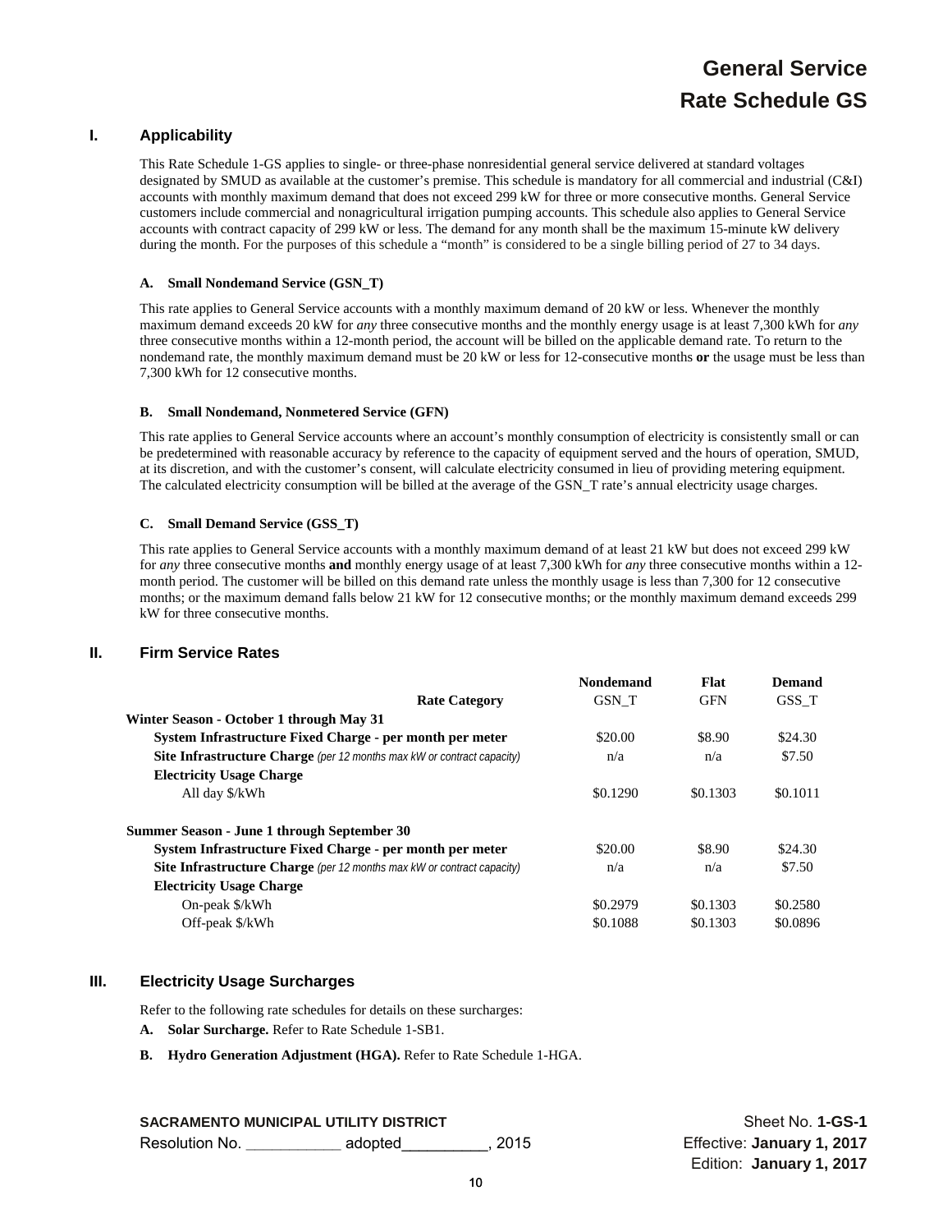# General Service
# Rate Schedule GS

## I. Applicability

This Rate Schedule 1-GS applies to single- or three-phase nonresidential general service delivered at standard voltages designated by SMUD as available at the customer's premise. This schedule is mandatory for all commercial and industrial (C&I) accounts with monthly maximum demand that does not exceed 299 kW for three or more consecutive months. General Service customers include commercial and nonagricultural irrigation pumping accounts. This schedule also applies to General Service accounts with contract capacity of 299 kW or less. The demand for any month shall be the maximum 15-minute kW delivery during the month. For the purposes of this schedule a "month" is considered to be a single billing period of 27 to 34 days.

### A. Small Nondemand Service (GSN_T)

This rate applies to General Service accounts with a monthly maximum demand of 20 kW or less. Whenever the monthly maximum demand exceeds 20 kW for *any* three consecutive months and the monthly energy usage is at least 7,300 kWh for *any* three consecutive months within a 12-month period, the account will be billed on the applicable demand rate. To return to the nondemand rate, the monthly maximum demand must be 20 kW or less for 12-consecutive months **or** the usage must be less than 7,300 kWh for 12 consecutive months.

### B. Small Nondemand, Nonmetered Service (GFN)

This rate applies to General Service accounts where an account's monthly consumption of electricity is consistently small or can be predetermined with reasonable accuracy by reference to the capacity of equipment served and the hours of operation, SMUD, at its discretion, and with the customer's consent, will calculate electricity consumed in lieu of providing metering equipment. The calculated electricity consumption will be billed at the average of the GSN_T rate's annual electricity usage charges.

### C. Small Demand Service (GSS_T)

This rate applies to General Service accounts with a monthly maximum demand of at least 21 kW but does not exceed 299 kW for *any* three consecutive months **and** monthly energy usage of at least 7,300 kWh for *any* three consecutive months within a 12-month period. The customer will be billed on this demand rate unless the monthly usage is less than 7,300 for 12 consecutive months; or the maximum demand falls below 21 kW for 12 consecutive months; or the monthly maximum demand exceeds 299 kW for three consecutive months.

## II. Firm Service Rates

| Rate Category | Nondemand GSN_T | Flat GFN | Demand GSS_T |
|---|---|---|---|
| **Winter Season - October 1 through May 31** | | | |
| **System Infrastructure Fixed Charge - per month per meter** | $20.00 | $8.90 | $24.30 |
| **Site Infrastructure Charge** *(per 12 months max kW or contract capacity)* | n/a | n/a | $7.50 |
| **Electricity Usage Charge** | | | |
| All day $/kWh | $0.1290 | $0.1303 | $0.1011 |
| **Summer Season - June 1 through September 30** | | | |
| **System Infrastructure Fixed Charge - per month per meter** | $20.00 | $8.90 | $24.30 |
| **Site Infrastructure Charge** *(per 12 months max kW or contract capacity)* | n/a | n/a | $7.50 |
| **Electricity Usage Charge** | | | |
| On-peak $/kWh | $0.2979 | $0.1303 | $0.2580 |
| Off-peak $/kWh | $0.1088 | $0.1303 | $0.0896 |

## III. Electricity Usage Surcharges

Refer to the following rate schedules for details on these surcharges:

**A. Solar Surcharge.** Refer to Rate Schedule 1-SB1.

**B. Hydro Generation Adjustment (HGA).** Refer to Rate Schedule 1-HGA.

**SACRAMENTO MUNICIPAL UTILITY DISTRICT**
Resolution No. ___________ adopted__________, 2015

Sheet No. **1-GS-1**
Effective: **January 1, 2017**
Edition: **January 1, 2017**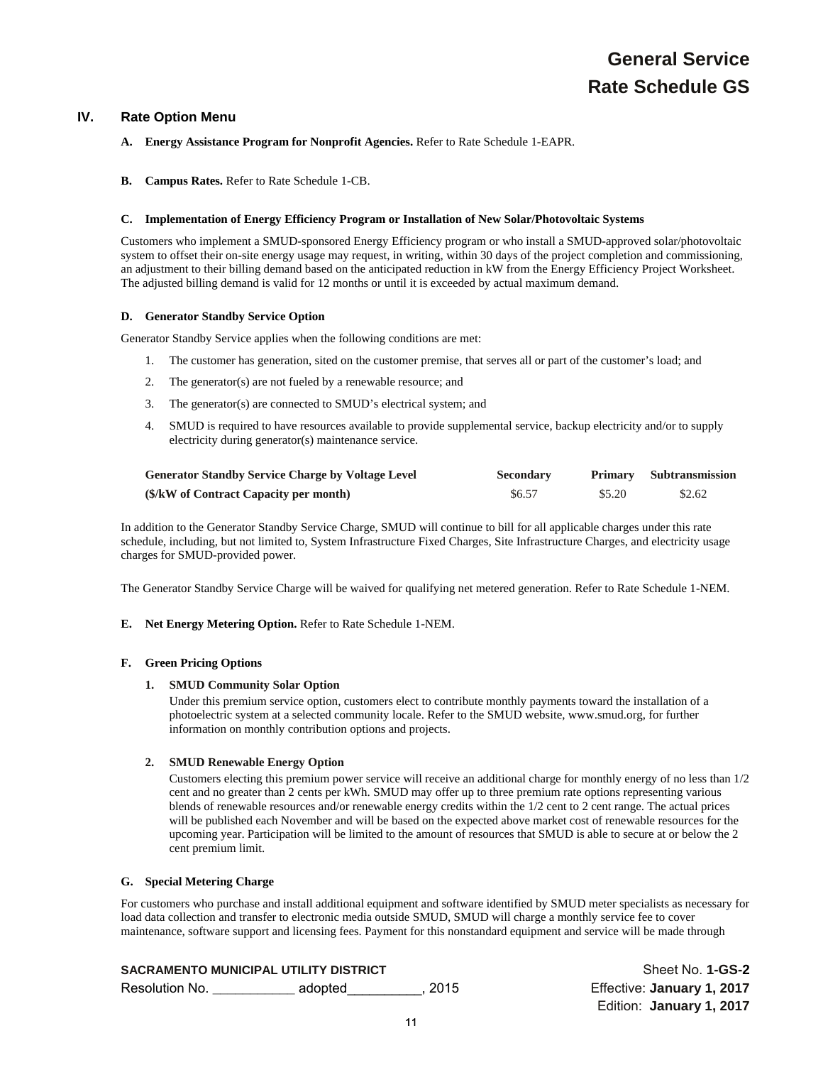# General Service
# Rate Schedule GS

## IV. Rate Option Menu

**A. Energy Assistance Program for Nonprofit Agencies.** Refer to Rate Schedule 1-EAPR.

**B. Campus Rates.** Refer to Rate Schedule 1-CB.

**C. Implementation of Energy Efficiency Program or Installation of New Solar/Photovoltaic Systems**

Customers who implement a SMUD-sponsored Energy Efficiency program or who install a SMUD-approved solar/photovoltaic system to offset their on-site energy usage may request, in writing, within 30 days of the project completion and commissioning, an adjustment to their billing demand based on the anticipated reduction in kW from the Energy Efficiency Project Worksheet. The adjusted billing demand is valid for 12 months or until it is exceeded by actual maximum demand.

**D. Generator Standby Service Option**

Generator Standby Service applies when the following conditions are met:

1. The customer has generation, sited on the customer premise, that serves all or part of the customer's load; and
2. The generator(s) are not fueled by a renewable resource; and
3. The generator(s) are connected to SMUD's electrical system; and
4. SMUD is required to have resources available to provide supplemental service, backup electricity and/or to supply electricity during generator(s) maintenance service.

| Generator Standby Service Charge by Voltage Level | Secondary | Primary | Subtransmission |
|---|---|---|---|
| **($/kW of Contract Capacity per month)** | $6.57 | $5.20 | $2.62 |

In addition to the Generator Standby Service Charge, SMUD will continue to bill for all applicable charges under this rate schedule, including, but not limited to, System Infrastructure Fixed Charges, Site Infrastructure Charges, and electricity usage charges for SMUD-provided power.

The Generator Standby Service Charge will be waived for qualifying net metered generation. Refer to Rate Schedule 1-NEM.

**E. Net Energy Metering Option.** Refer to Rate Schedule 1-NEM.

**F. Green Pricing Options**

**1. SMUD Community Solar Option**

Under this premium service option, customers elect to contribute monthly payments toward the installation of a photoelectric system at a selected community locale. Refer to the SMUD website, www.smud.org, for further information on monthly contribution options and projects.

**2. SMUD Renewable Energy Option**

Customers electing this premium power service will receive an additional charge for monthly energy of no less than 1/2 cent and no greater than 2 cents per kWh. SMUD may offer up to three premium rate options representing various blends of renewable resources and/or renewable energy credits within the 1/2 cent to 2 cent range. The actual prices will be published each November and will be based on the expected above market cost of renewable resources for the upcoming year. Participation will be limited to the amount of resources that SMUD is able to secure at or below the 2 cent premium limit.

**G. Special Metering Charge**

For customers who purchase and install additional equipment and software identified by SMUD meter specialists as necessary for load data collection and transfer to electronic media outside SMUD, SMUD will charge a monthly service fee to cover maintenance, software support and licensing fees. Payment for this nonstandard equipment and service will be made through

**SACRAMENTO MUNICIPAL UTILITY DISTRICT**
Resolution No. ___________ adopted__________, 2015

Sheet No. **1-GS-2**
Effective: **January 1, 2017**
Edition: **January 1, 2017**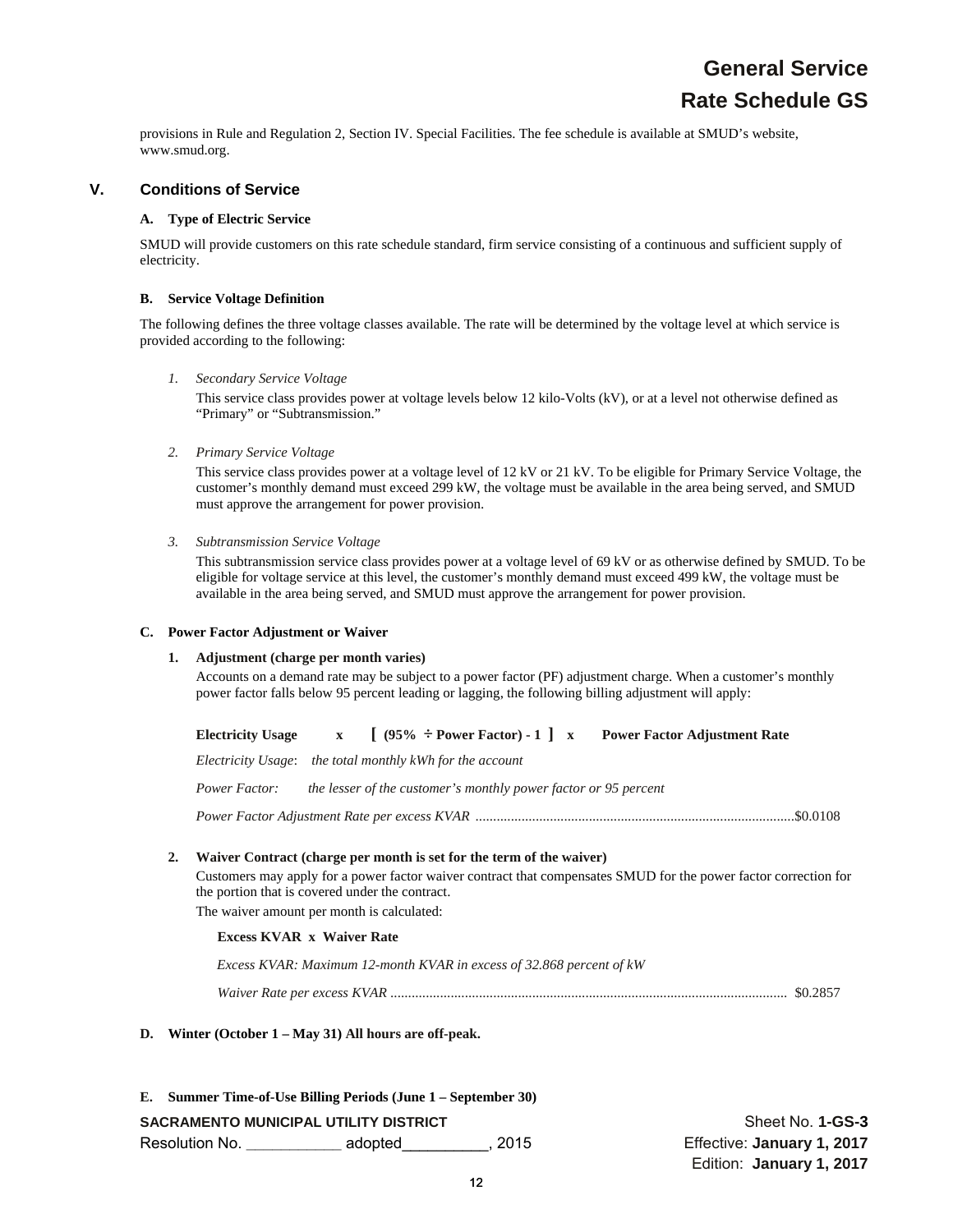provisions in Rule and Regulation 2, Section IV. Special Facilities. The fee schedule is available at SMUD's website, www.smud.org.

## V. Conditions of Service

### A. Type of Electric Service

SMUD will provide customers on this rate schedule standard, firm service consisting of a continuous and sufficient supply of electricity.

### B. Service Voltage Definition

The following defines the three voltage classes available. The rate will be determined by the voltage level at which service is provided according to the following:

1. *Secondary Service Voltage*

   This service class provides power at voltage levels below 12 kilo-Volts (kV), or at a level not otherwise defined as "Primary" or "Subtransmission."

2. *Primary Service Voltage*

   This service class provides power at a voltage level of 12 kV or 21 kV. To be eligible for Primary Service Voltage, the customer's monthly demand must exceed 299 kW, the voltage must be available in the area being served, and SMUD must approve the arrangement for power provision.

3. *Subtransmission Service Voltage*

   This subtransmission service class provides power at a voltage level of 69 kV or as otherwise defined by SMUD. To be eligible for voltage service at this level, the customer's monthly demand must exceed 499 kW, the voltage must be available in the area being served, and SMUD must approve the arrangement for power provision.

### C. Power Factor Adjustment or Waiver

1. **Adjustment (charge per month varies)**

   Accounts on a demand rate may be subject to a power factor (PF) adjustment charge. When a customer's monthly power factor falls below 95 percent leading or lagging, the following billing adjustment will apply:

   **Electricity Usage x [ (95% ÷ Power Factor) - 1 ] x Power Factor Adjustment Rate**

   *Electricity Usage*: *the total monthly kWh for the account*

   *Power Factor:* *the lesser of the customer's monthly power factor or 95 percent*

   *Power Factor Adjustment Rate per excess KVAR* ........................................................................................$0.0108

2. **Waiver Contract (charge per month is set for the term of the waiver)**

   Customers may apply for a power factor waiver contract that compensates SMUD for the power factor correction for the portion that is covered under the contract.

   The waiver amount per month is calculated:

   **Excess KVAR x Waiver Rate**

   *Excess KVAR: Maximum 12-month KVAR in excess of 32.868 percent of kW*

   *Waiver Rate per excess KVAR* ............................................................................................................... $0.2857

### D. Winter (October 1 – May 31) All hours are off-peak.

### E. Summer Time-of-Use Billing Periods (June 1 – September 30)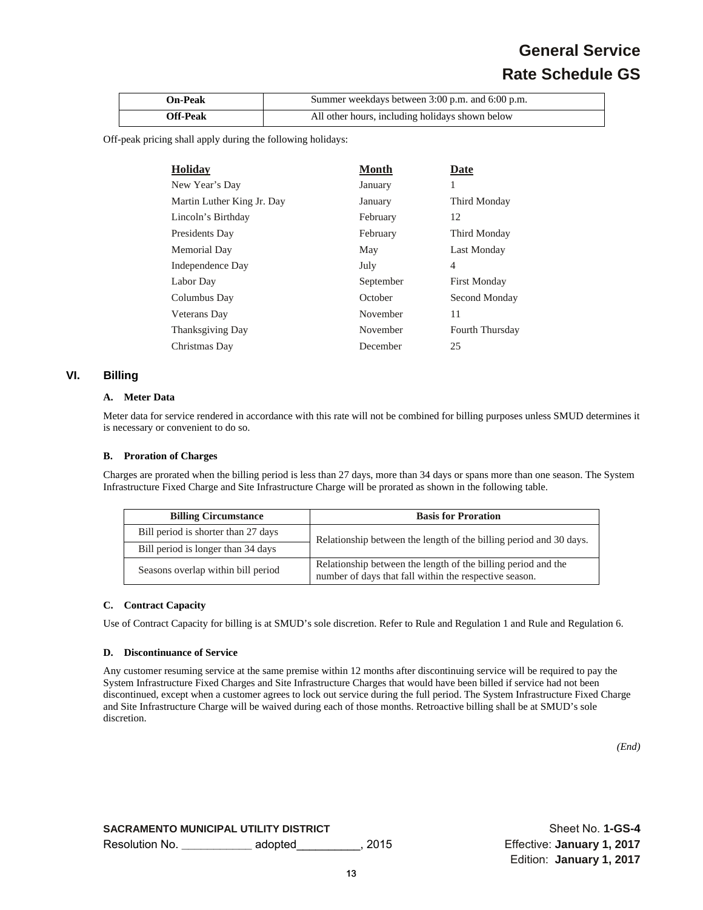| On-Peak | Summer weekdays between 3:00 p.m. and 6:00 p.m. |
| --- | --- |
| Off-Peak | All other hours, including holidays shown below |

Off-peak pricing shall apply during the following holidays:

| Holiday | Month | Date |
| --- | --- | --- |
| New Year's Day | January | 1 |
| Martin Luther King Jr. Day | January | Third Monday |
| Lincoln's Birthday | February | 12 |
| Presidents Day | February | Third Monday |
| Memorial Day | May | Last Monday |
| Independence Day | July | 4 |
| Labor Day | September | First Monday |
| Columbus Day | October | Second Monday |
| Veterans Day | November | 11 |
| Thanksgiving Day | November | Fourth Thursday |
| Christmas Day | December | 25 |

## VI. Billing

### A. Meter Data

Meter data for service rendered in accordance with this rate will not be combined for billing purposes unless SMUD determines it is necessary or convenient to do so.

### B. Proration of Charges

Charges are prorated when the billing period is less than 27 days, more than 34 days or spans more than one season. The System Infrastructure Fixed Charge and Site Infrastructure Charge will be prorated as shown in the following table.

| Billing Circumstance | Basis for Proration |
| --- | --- |
| Bill period is shorter than 27 days | Relationship between the length of the billing period and 30 days. |
| Bill period is longer than 34 days | |
| Seasons overlap within bill period | Relationship between the length of the billing period and the number of days that fall within the respective season. |

### C. Contract Capacity

Use of Contract Capacity for billing is at SMUD's sole discretion. Refer to Rule and Regulation 1 and Rule and Regulation 6.

### D. Discontinuance of Service

Any customer resuming service at the same premise within 12 months after discontinuing service will be required to pay the System Infrastructure Fixed Charges and Site Infrastructure Charges that would have been billed if service had not been discontinued, except when a customer agrees to lock out service during the full period. The System Infrastructure Fixed Charge and Site Infrastructure Charge will be waived during each of those months. Retroactive billing shall be at SMUD's sole discretion.

*(End)*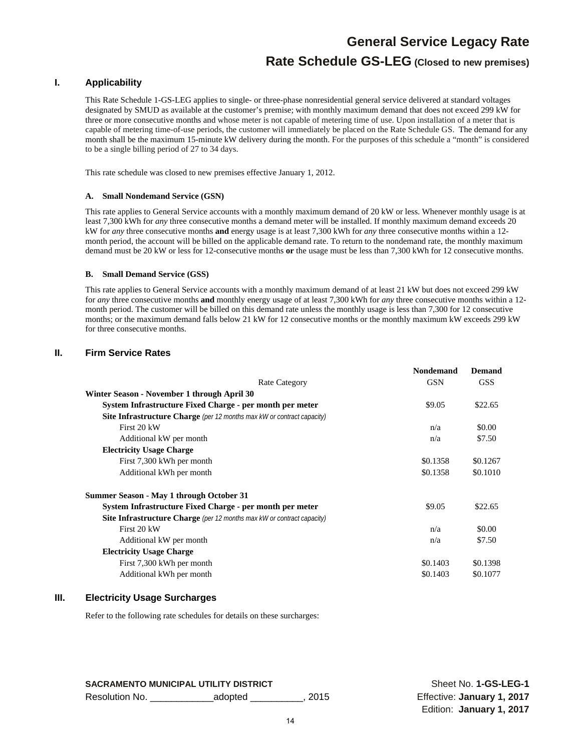# General Service Legacy Rate

## Rate Schedule GS-LEG (Closed to new premises)

### I. Applicability

This Rate Schedule 1-GS-LEG applies to single- or three-phase nonresidential general service delivered at standard voltages designated by SMUD as available at the customer's premise; with monthly maximum demand that does not exceed 299 kW for three or more consecutive months and whose meter is not capable of metering time of use. Upon installation of a meter that is capable of metering time-of-use periods, the customer will immediately be placed on the Rate Schedule GS. The demand for any month shall be the maximum 15-minute kW delivery during the month. For the purposes of this schedule a "month" is considered to be a single billing period of 27 to 34 days.

This rate schedule was closed to new premises effective January 1, 2012.

#### A. Small Nondemand Service (GSN)

This rate applies to General Service accounts with a monthly maximum demand of 20 kW or less. Whenever monthly usage is at least 7,300 kWh for *any* three consecutive months a demand meter will be installed. If monthly maximum demand exceeds 20 kW for *any* three consecutive months **and** energy usage is at least 7,300 kWh for *any* three consecutive months within a 12-month period, the account will be billed on the applicable demand rate. To return to the nondemand rate, the monthly maximum demand must be 20 kW or less for 12-consecutive months **or** the usage must be less than 7,300 kWh for 12 consecutive months.

#### B. Small Demand Service (GSS)

This rate applies to General Service accounts with a monthly maximum demand of at least 21 kW but does not exceed 299 kW for *any* three consecutive months **and** monthly energy usage of at least 7,300 kWh for *any* three consecutive months within a 12-month period. The customer will be billed on this demand rate unless the monthly usage is less than 7,300 for 12 consecutive months; or the maximum demand falls below 21 kW for 12 consecutive months or the monthly maximum kW exceeds 299 kW for three consecutive months.

### II. Firm Service Rates

| Rate Category | Nondemand GSN | Demand GSS |
|---|---|---|
| **Winter Season - November 1 through April 30** | | |
| **System Infrastructure Fixed Charge - per month per meter** | $9.05 | $22.65 |
| **Site Infrastructure Charge** *(per 12 months max kW or contract capacity)* | | |
| First 20 kW | n/a | $0.00 |
| Additional kW per month | n/a | $7.50 |
| **Electricity Usage Charge** | | |
| First 7,300 kWh per month | $0.1358 | $0.1267 |
| Additional kWh per month | $0.1358 | $0.1010 |
| **Summer Season - May 1 through October 31** | | |
| **System Infrastructure Fixed Charge - per month per meter** | $9.05 | $22.65 |
| **Site Infrastructure Charge** *(per 12 months max kW or contract capacity)* | | |
| First 20 kW | n/a | $0.00 |
| Additional kW per month | n/a | $7.50 |
| **Electricity Usage Charge** | | |
| First 7,300 kWh per month | $0.1403 | $0.1398 |
| Additional kWh per month | $0.1403 | $0.1077 |

### III. Electricity Usage Surcharges

Refer to the following rate schedules for details on these surcharges:

**SACRAMENTO MUNICIPAL UTILITY DISTRICT**
Resolution No. ____________adopted __________, 2015

Sheet No. **1-GS-LEG-1**
Effective: **January 1, 2017**
Edition: **January 1, 2017**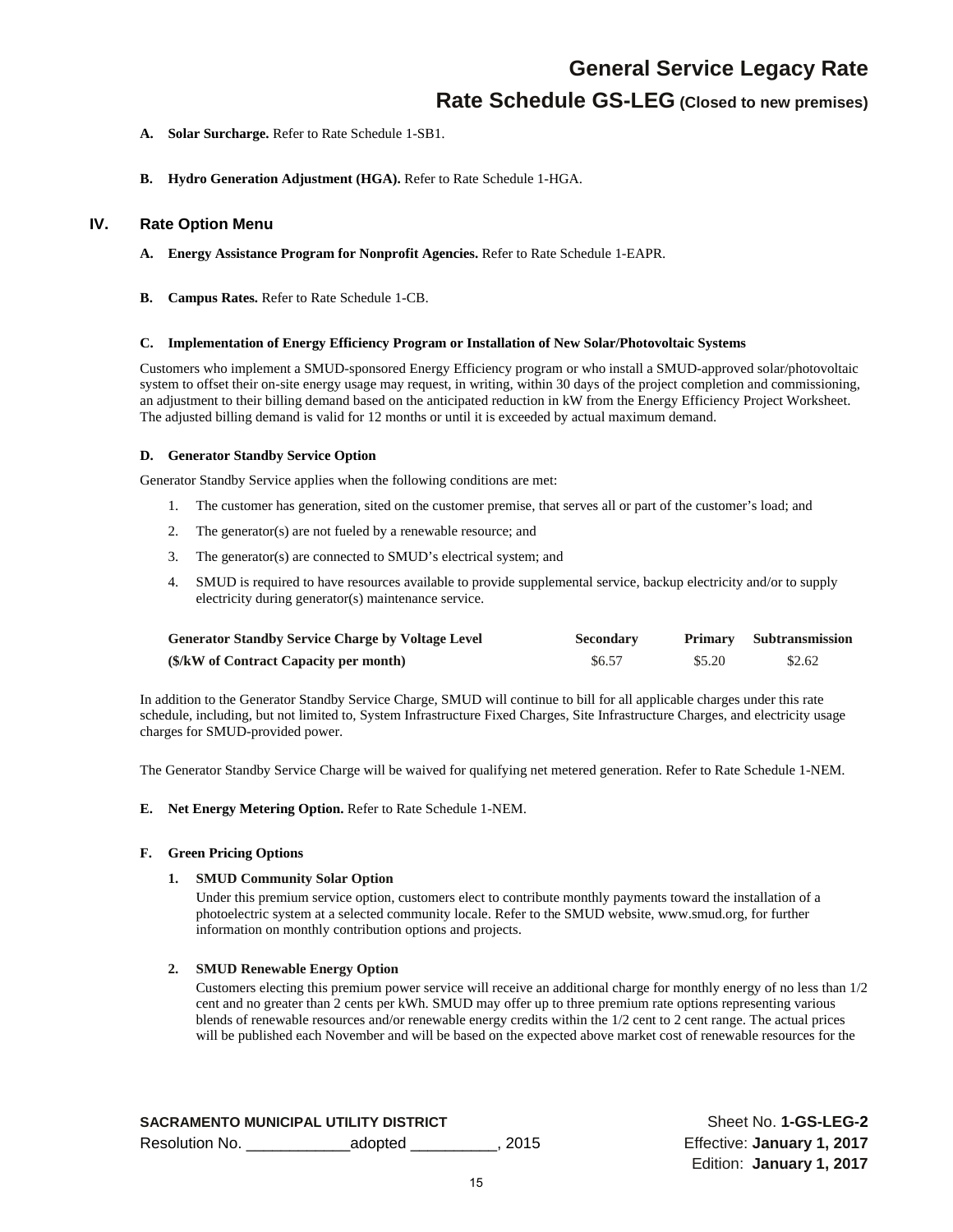**A. Solar Surcharge.** Refer to Rate Schedule 1-SB1.

**B. Hydro Generation Adjustment (HGA).** Refer to Rate Schedule 1-HGA.

## IV. Rate Option Menu

**A. Energy Assistance Program for Nonprofit Agencies.** Refer to Rate Schedule 1-EAPR.

**B. Campus Rates.** Refer to Rate Schedule 1-CB.

**C. Implementation of Energy Efficiency Program or Installation of New Solar/Photovoltaic Systems**

Customers who implement a SMUD-sponsored Energy Efficiency program or who install a SMUD-approved solar/photovoltaic system to offset their on-site energy usage may request, in writing, within 30 days of the project completion and commissioning, an adjustment to their billing demand based on the anticipated reduction in kW from the Energy Efficiency Project Worksheet. The adjusted billing demand is valid for 12 months or until it is exceeded by actual maximum demand.

**D. Generator Standby Service Option**

Generator Standby Service applies when the following conditions are met:

1. The customer has generation, sited on the customer premise, that serves all or part of the customer's load; and
2. The generator(s) are not fueled by a renewable resource; and
3. The generator(s) are connected to SMUD's electrical system; and
4. SMUD is required to have resources available to provide supplemental service, backup electricity and/or to supply electricity during generator(s) maintenance service.

| Generator Standby Service Charge by Voltage Level | Secondary | Primary | Subtransmission |
|---|---|---|---|
| ($/kW of Contract Capacity per month) | $6.57 | $5.20 | $2.62 |

In addition to the Generator Standby Service Charge, SMUD will continue to bill for all applicable charges under this rate schedule, including, but not limited to, System Infrastructure Fixed Charges, Site Infrastructure Charges, and electricity usage charges for SMUD-provided power.

The Generator Standby Service Charge will be waived for qualifying net metered generation. Refer to Rate Schedule 1-NEM.

**E. Net Energy Metering Option.** Refer to Rate Schedule 1-NEM.

**F. Green Pricing Options**

**1. SMUD Community Solar Option**

Under this premium service option, customers elect to contribute monthly payments toward the installation of a photoelectric system at a selected community locale. Refer to the SMUD website, www.smud.org, for further information on monthly contribution options and projects.

**2. SMUD Renewable Energy Option**

Customers electing this premium power service will receive an additional charge for monthly energy of no less than 1/2 cent and no greater than 2 cents per kWh. SMUD may offer up to three premium rate options representing various blends of renewable resources and/or renewable energy credits within the 1/2 cent to 2 cent range. The actual prices will be published each November and will be based on the expected above market cost of renewable resources for the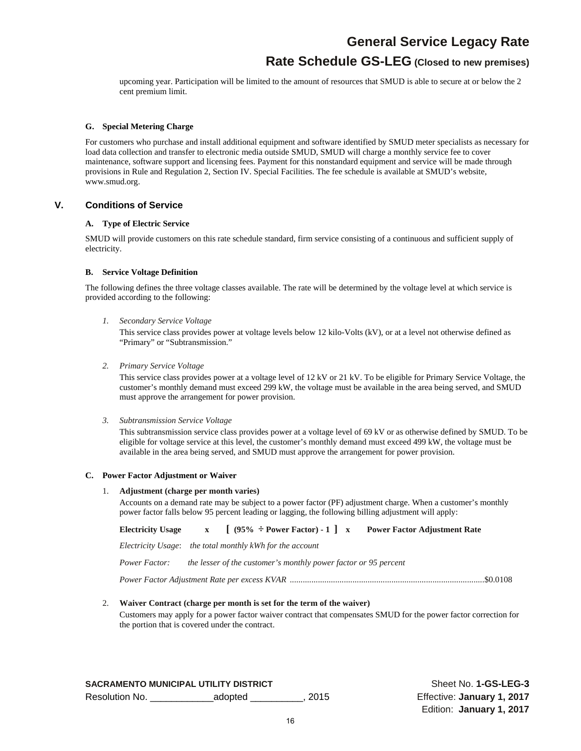upcoming year. Participation will be limited to the amount of resources that SMUD is able to secure at or below the 2 cent premium limit.

#### G. Special Metering Charge

For customers who purchase and install additional equipment and software identified by SMUD meter specialists as necessary for load data collection and transfer to electronic media outside SMUD, SMUD will charge a monthly service fee to cover maintenance, software support and licensing fees. Payment for this nonstandard equipment and service will be made through provisions in Rule and Regulation 2, Section IV. Special Facilities. The fee schedule is available at SMUD's website, www.smud.org.

## V. Conditions of Service

#### A. Type of Electric Service

SMUD will provide customers on this rate schedule standard, firm service consisting of a continuous and sufficient supply of electricity.

#### B. Service Voltage Definition

The following defines the three voltage classes available. The rate will be determined by the voltage level at which service is provided according to the following:

1. *Secondary Service Voltage*

   This service class provides power at voltage levels below 12 kilo-Volts (kV), or at a level not otherwise defined as "Primary" or "Subtransmission."

2. *Primary Service Voltage*

   This service class provides power at a voltage level of 12 kV or 21 kV. To be eligible for Primary Service Voltage, the customer's monthly demand must exceed 299 kW, the voltage must be available in the area being served, and SMUD must approve the arrangement for power provision.

3. *Subtransmission Service Voltage*

   This subtransmission service class provides power at a voltage level of 69 kV or as otherwise defined by SMUD. To be eligible for voltage service at this level, the customer's monthly demand must exceed 499 kW, the voltage must be available in the area being served, and SMUD must approve the arrangement for power provision.

#### C. Power Factor Adjustment or Waiver

1. **Adjustment (charge per month varies)**

   Accounts on a demand rate may be subject to a power factor (PF) adjustment charge. When a customer's monthly power factor falls below 95 percent leading or lagging, the following billing adjustment will apply:

   **Electricity Usage x [ (95% ÷ Power Factor) - 1 ] x Power Factor Adjustment Rate**

   *Electricity Usage*: *the total monthly kWh for the account*

   *Power Factor*: *the lesser of the customer's monthly power factor or 95 percent*

   *Power Factor Adjustment Rate per excess KVAR* .......................................................... $0.0108

2. **Waiver Contract (charge per month is set for the term of the waiver)**

   Customers may apply for a power factor waiver contract that compensates SMUD for the power factor correction for the portion that is covered under the contract.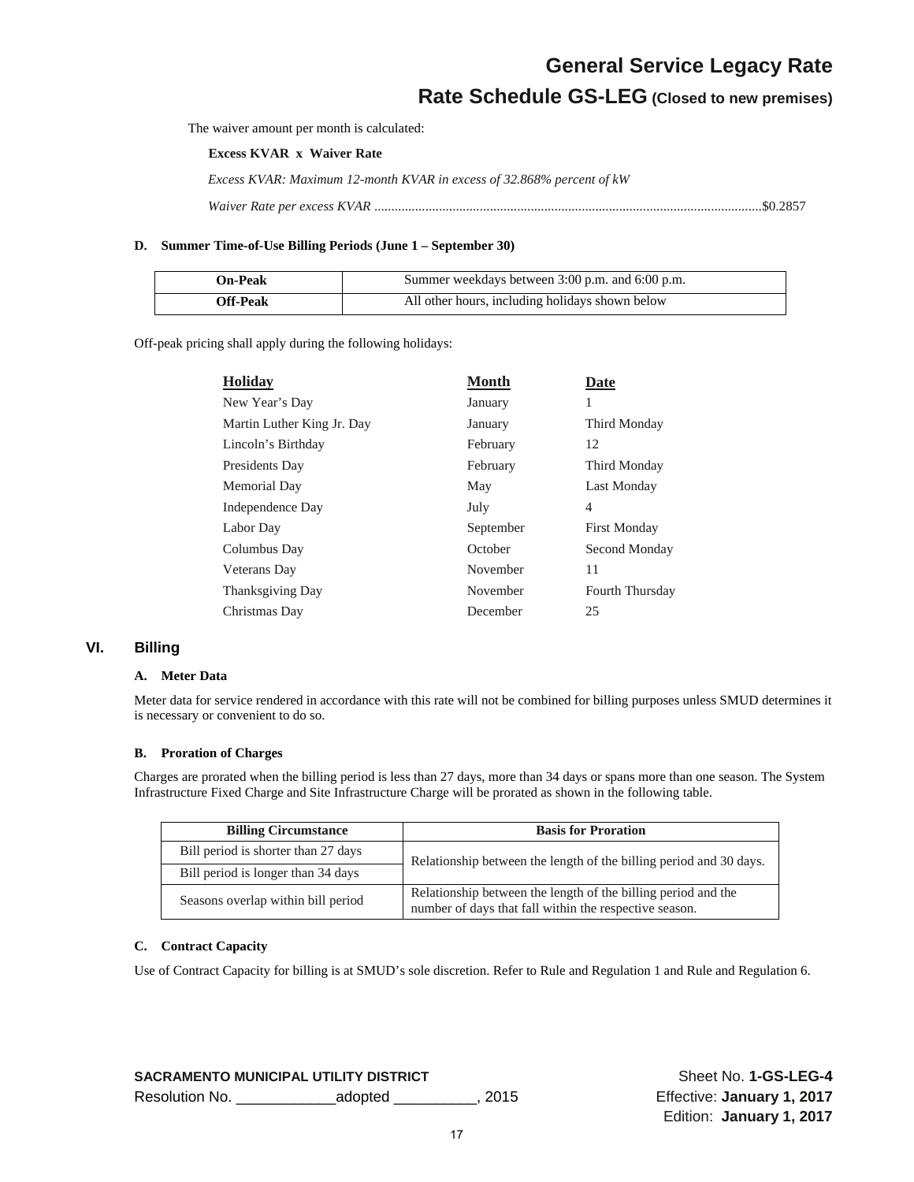The waiver amount per month is calculated:

**Excess KVAR x Waiver Rate**

*Excess KVAR: Maximum 12-month KVAR in excess of 32.868% percent of kW*

*Waiver Rate per excess KVAR* ....................................................................................................................$0.2857

#### D. Summer Time-of-Use Billing Periods (June 1 – September 30)

| | |
|---|---|
| **On-Peak** | Summer weekdays between 3:00 p.m. and 6:00 p.m. |
| **Off-Peak** | All other hours, including holidays shown below |

Off-peak pricing shall apply during the following holidays:

| Holiday | Month | Date |
|---|---|---|
| New Year's Day | January | 1 |
| Martin Luther King Jr. Day | January | Third Monday |
| Lincoln's Birthday | February | 12 |
| Presidents Day | February | Third Monday |
| Memorial Day | May | Last Monday |
| Independence Day | July | 4 |
| Labor Day | September | First Monday |
| Columbus Day | October | Second Monday |
| Veterans Day | November | 11 |
| Thanksgiving Day | November | Fourth Thursday |
| Christmas Day | December | 25 |

## VI. Billing

#### A. Meter Data

Meter data for service rendered in accordance with this rate will not be combined for billing purposes unless SMUD determines it is necessary or convenient to do so.

#### B. Proration of Charges

Charges are prorated when the billing period is less than 27 days, more than 34 days or spans more than one season. The System Infrastructure Fixed Charge and Site Infrastructure Charge will be prorated as shown in the following table.

| Billing Circumstance | Basis for Proration |
|---|---|
| Bill period is shorter than 27 days | Relationship between the length of the billing period and 30 days. |
| Bill period is longer than 34 days | |
| Seasons overlap within bill period | Relationship between the length of the billing period and the number of days that fall within the respective season. |

#### C. Contract Capacity

Use of Contract Capacity for billing is at SMUD's sole discretion. Refer to Rule and Regulation 1 and Rule and Regulation 6.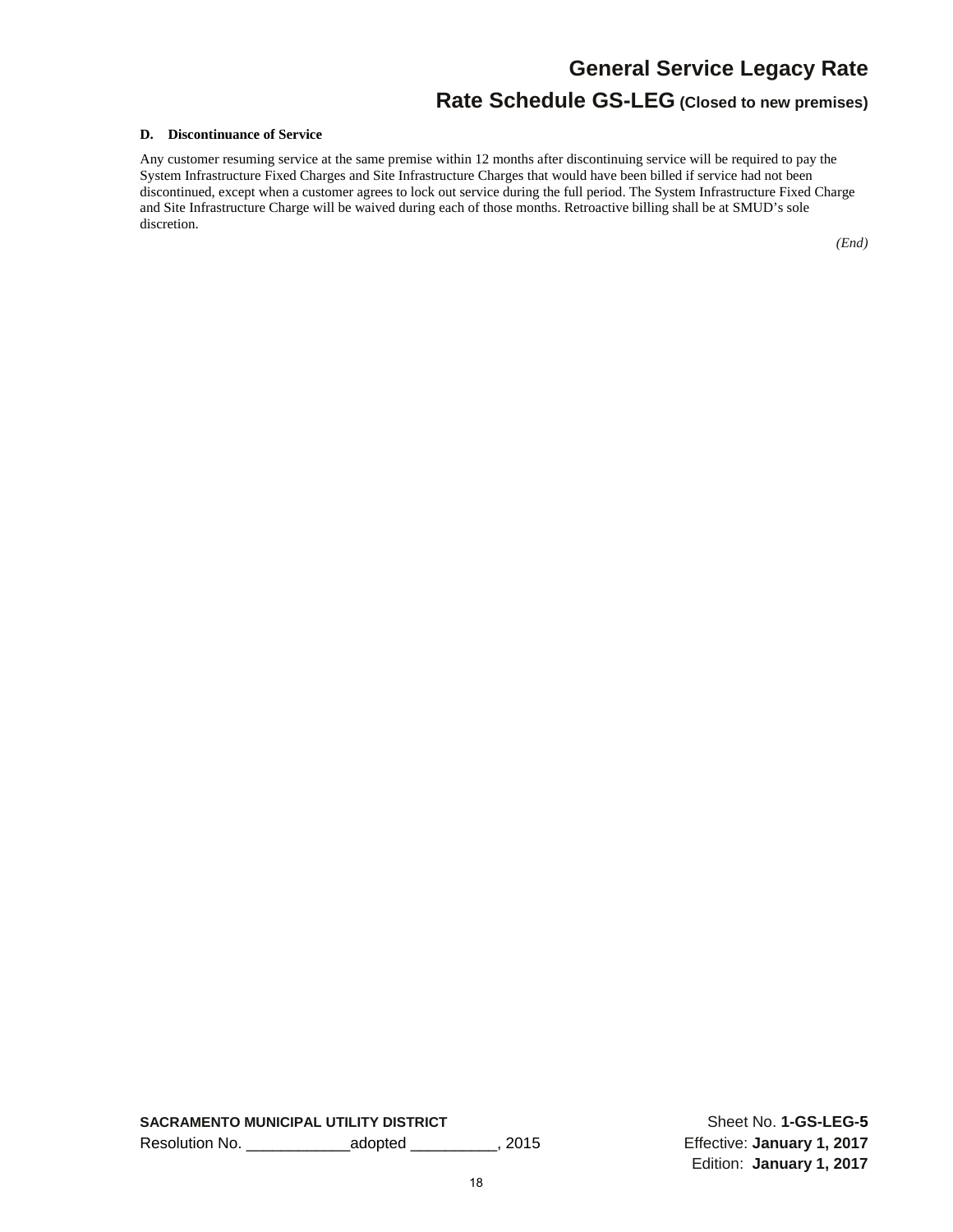**D. Discontinuance of Service**

Any customer resuming service at the same premise within 12 months after discontinuing service will be required to pay the System Infrastructure Fixed Charges and Site Infrastructure Charges that would have been billed if service had not been discontinued, except when a customer agrees to lock out service during the full period. The System Infrastructure Fixed Charge and Site Infrastructure Charge will be waived during each of those months. Retroactive billing shall be at SMUD's sole discretion.

*(End)*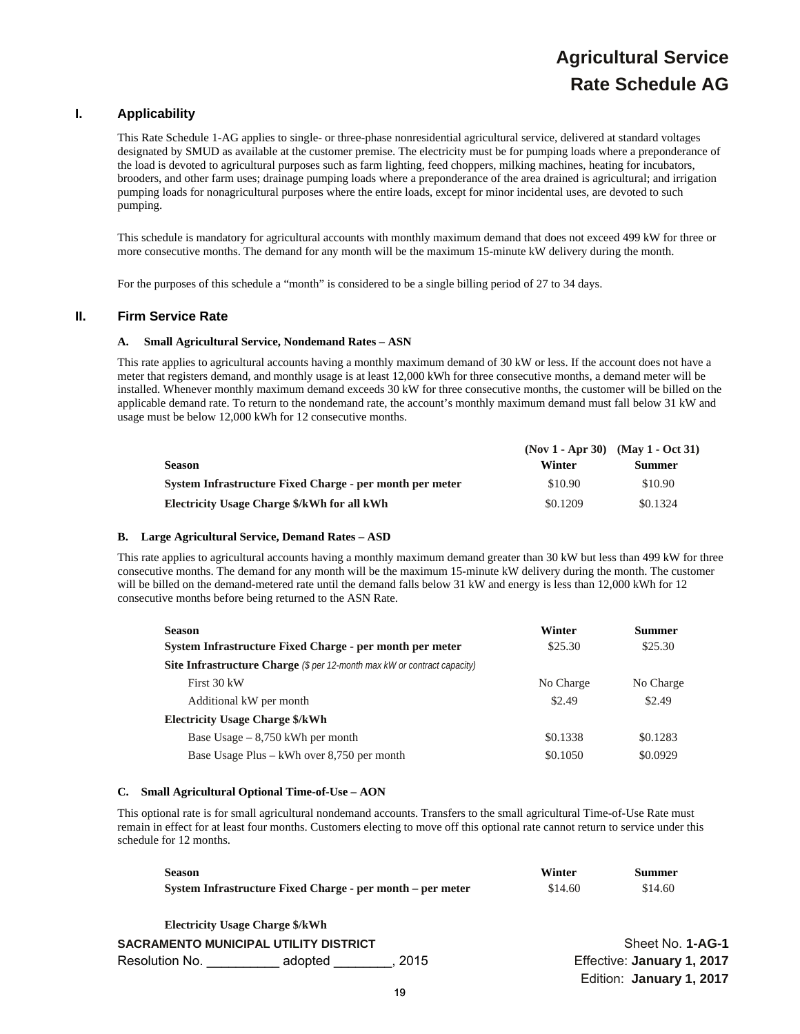# Agricultural Service
# Rate Schedule AG

## I. Applicability

This Rate Schedule 1-AG applies to single- or three-phase nonresidential agricultural service, delivered at standard voltages designated by SMUD as available at the customer premise. The electricity must be for pumping loads where a preponderance of the load is devoted to agricultural purposes such as farm lighting, feed choppers, milking machines, heating for incubators, brooders, and other farm uses; drainage pumping loads where a preponderance of the area drained is agricultural; and irrigation pumping loads for nonagricultural purposes where the entire loads, except for minor incidental uses, are devoted to such pumping.

This schedule is mandatory for agricultural accounts with monthly maximum demand that does not exceed 499 kW for three or more consecutive months. The demand for any month will be the maximum 15-minute kW delivery during the month.

For the purposes of this schedule a "month" is considered to be a single billing period of 27 to 34 days.

## II. Firm Service Rate

### A. Small Agricultural Service, Nondemand Rates – ASN

This rate applies to agricultural accounts having a monthly maximum demand of 30 kW or less. If the account does not have a meter that registers demand, and monthly usage is at least 12,000 kWh for three consecutive months, a demand meter will be installed. Whenever monthly maximum demand exceeds 30 kW for three consecutive months, the customer will be billed on the applicable demand rate. To return to the nondemand rate, the account's monthly maximum demand must fall below 31 kW and usage must be below 12,000 kWh for 12 consecutive months.

| | (Nov 1 - Apr 30) | (May 1 - Oct 31) |
|---|---|---|
| **Season** | **Winter** | **Summer** |
| **System Infrastructure Fixed Charge - per month per meter** | $10.90 | $10.90 |
| **Electricity Usage Charge $/kWh for all kWh** | $0.1209 | $0.1324 |

### B. Large Agricultural Service, Demand Rates – ASD

This rate applies to agricultural accounts having a monthly maximum demand greater than 30 kW but less than 499 kW for three consecutive months. The demand for any month will be the maximum 15-minute kW delivery during the month. The customer will be billed on the demand-metered rate until the demand falls below 31 kW and energy is less than 12,000 kWh for 12 consecutive months before being returned to the ASN Rate.

| Season | Winter | Summer |
|---|---|---|
| **System Infrastructure Fixed Charge - per month per meter** | $25.30 | $25.30 |
| **Site Infrastructure Charge** *($ per 12-month max kW or contract capacity)* | | |
| First 30 kW | No Charge | No Charge |
| Additional kW per month | $2.49 | $2.49 |
| **Electricity Usage Charge $/kWh** | | |
| Base Usage – 8,750 kWh per month | $0.1338 | $0.1283 |
| Base Usage Plus – kWh over 8,750 per month | $0.1050 | $0.0929 |

### C. Small Agricultural Optional Time-of-Use – AON

This optional rate is for small agricultural nondemand accounts. Transfers to the small agricultural Time-of-Use Rate must remain in effect for at least four months. Customers electing to move off this optional rate cannot return to service under this schedule for 12 months.

| Season | Winter | Summer |
|---|---|---|
| **System Infrastructure Fixed Charge - per month – per meter** | $14.60 | $14.60 |

**Electricity Usage Charge $/kWh**

SACRAMENTO MUNICIPAL UTILITY DISTRICT
Resolution No. __________ adopted ________, 2015

Sheet No. **1-AG-1**
Effective: **January 1, 2017**
Edition: **January 1, 2017**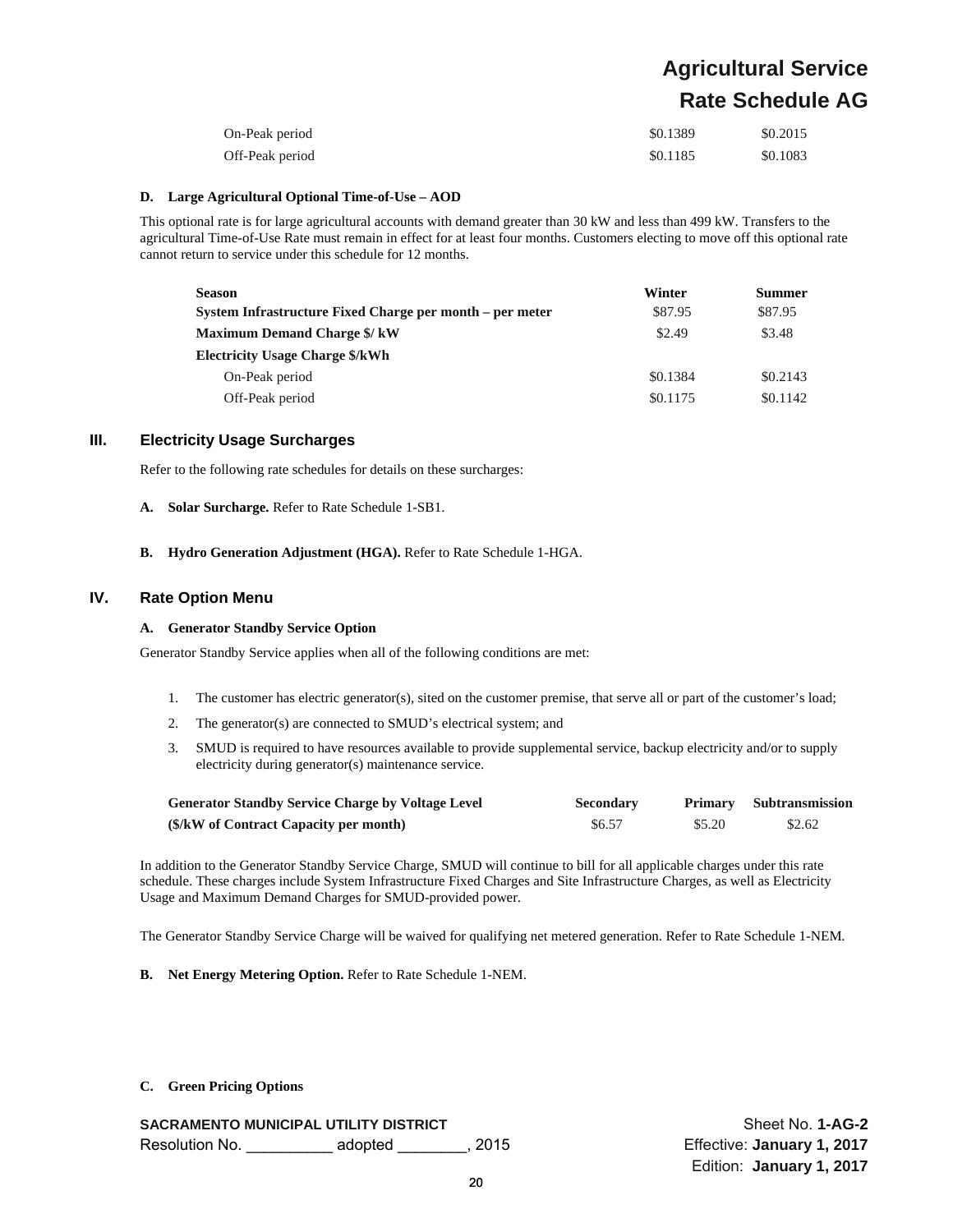| | | |
|---|---|---|
| On-Peak period | $0.1389 | $0.2015 |
| Off-Peak period | $0.1185 | $0.1083 |

**D. Large Agricultural Optional Time-of-Use – AOD**

This optional rate is for large agricultural accounts with demand greater than 30 kW and less than 499 kW. Transfers to the agricultural Time-of-Use Rate must remain in effect for at least four months. Customers electing to move off this optional rate cannot return to service under this schedule for 12 months.

| Season | Winter | Summer |
|---|---|---|
| **System Infrastructure Fixed Charge per month – per meter** | $87.95 | $87.95 |
| **Maximum Demand Charge $/ kW** | $2.49 | $3.48 |
| **Electricity Usage Charge $/kWh** | | |
| On-Peak period | $0.1384 | $0.2143 |
| Off-Peak period | $0.1175 | $0.1142 |

## III. Electricity Usage Surcharges

Refer to the following rate schedules for details on these surcharges:

**A. Solar Surcharge.** Refer to Rate Schedule 1-SB1.

**B. Hydro Generation Adjustment (HGA).** Refer to Rate Schedule 1-HGA.

## IV. Rate Option Menu

**A. Generator Standby Service Option**

Generator Standby Service applies when all of the following conditions are met:

1. The customer has electric generator(s), sited on the customer premise, that serve all or part of the customer's load;
2. The generator(s) are connected to SMUD's electrical system; and
3. SMUD is required to have resources available to provide supplemental service, backup electricity and/or to supply electricity during generator(s) maintenance service.

| Generator Standby Service Charge by Voltage Level | Secondary | Primary | Subtransmission |
|---|---|---|---|
| **($/kW of Contract Capacity per month)** | $6.57 | $5.20 | $2.62 |

In addition to the Generator Standby Service Charge, SMUD will continue to bill for all applicable charges under this rate schedule. These charges include System Infrastructure Fixed Charges and Site Infrastructure Charges, as well as Electricity Usage and Maximum Demand Charges for SMUD-provided power.

The Generator Standby Service Charge will be waived for qualifying net metered generation. Refer to Rate Schedule 1-NEM.

**B. Net Energy Metering Option.** Refer to Rate Schedule 1-NEM.

**C. Green Pricing Options**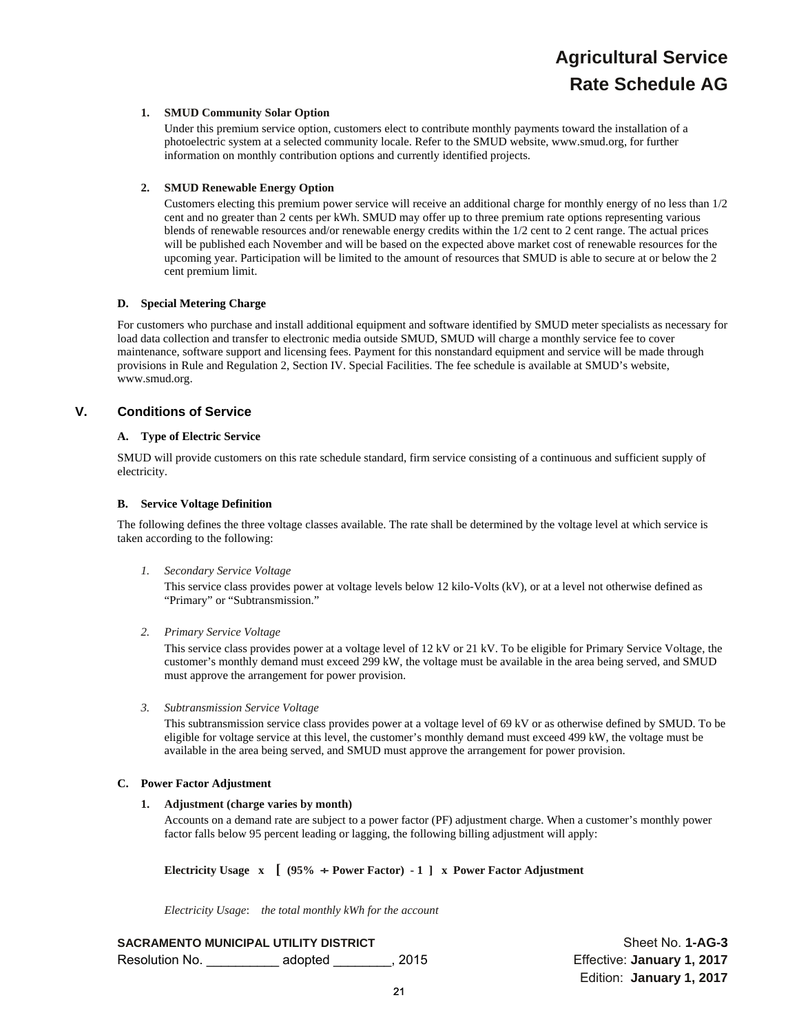1. **SMUD Community Solar Option**

   Under this premium service option, customers elect to contribute monthly payments toward the installation of a photoelectric system at a selected community locale. Refer to the SMUD website, www.smud.org, for further information on monthly contribution options and currently identified projects.

2. **SMUD Renewable Energy Option**

   Customers electing this premium power service will receive an additional charge for monthly energy of no less than 1/2 cent and no greater than 2 cents per kWh. SMUD may offer up to three premium rate options representing various blends of renewable resources and/or renewable energy credits within the 1/2 cent to 2 cent range. The actual prices will be published each November and will be based on the expected above market cost of renewable resources for the upcoming year. Participation will be limited to the amount of resources that SMUD is able to secure at or below the 2 cent premium limit.

### D. Special Metering Charge

For customers who purchase and install additional equipment and software identified by SMUD meter specialists as necessary for load data collection and transfer to electronic media outside SMUD, SMUD will charge a monthly service fee to cover maintenance, software support and licensing fees. Payment for this nonstandard equipment and service will be made through provisions in Rule and Regulation 2, Section IV. Special Facilities. The fee schedule is available at SMUD's website, www.smud.org.

## V. Conditions of Service

### A. Type of Electric Service

SMUD will provide customers on this rate schedule standard, firm service consisting of a continuous and sufficient supply of electricity.

### B. Service Voltage Definition

The following defines the three voltage classes available. The rate shall be determined by the voltage level at which service is taken according to the following:

1. *Secondary Service Voltage*

   This service class provides power at voltage levels below 12 kilo-Volts (kV), or at a level not otherwise defined as "Primary" or "Subtransmission."

2. *Primary Service Voltage*

   This service class provides power at a voltage level of 12 kV or 21 kV. To be eligible for Primary Service Voltage, the customer's monthly demand must exceed 299 kW, the voltage must be available in the area being served, and SMUD must approve the arrangement for power provision.

3. *Subtransmission Service Voltage*

   This subtransmission service class provides power at a voltage level of 69 kV or as otherwise defined by SMUD. To be eligible for voltage service at this level, the customer's monthly demand must exceed 499 kW, the voltage must be available in the area being served, and SMUD must approve the arrangement for power provision.

### C. Power Factor Adjustment

1. **Adjustment (charge varies by month)**

   Accounts on a demand rate are subject to a power factor (PF) adjustment charge. When a customer's monthly power factor falls below 95 percent leading or lagging, the following billing adjustment will apply:

   **Electricity Usage x [ (95% ÷ Power Factor) - 1 ] x Power Factor Adjustment**

   *Electricity Usage*: *the total monthly kWh for the account*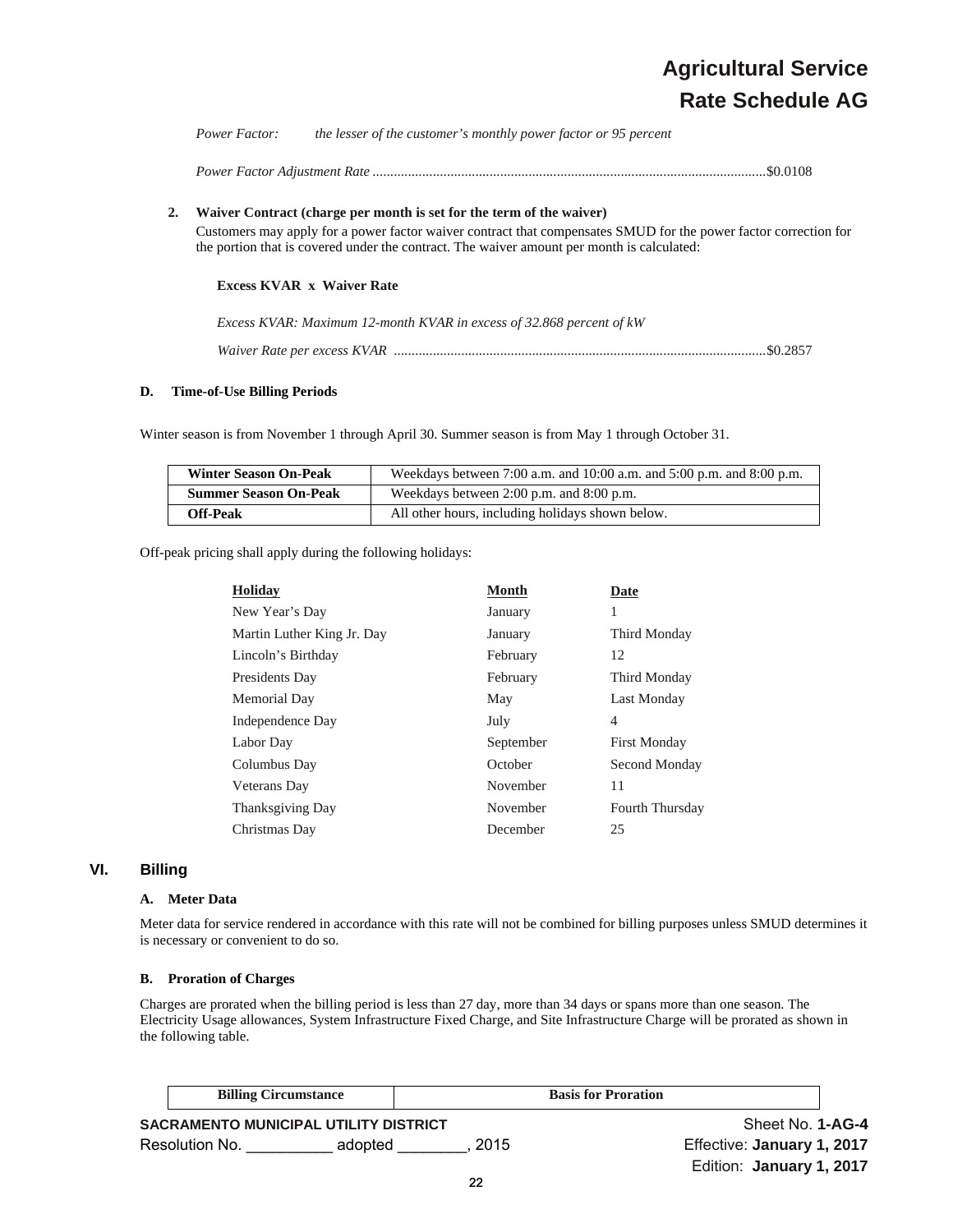*Power Factor:* *the lesser of the customer's monthly power factor or 95 percent*

*Power Factor Adjustment Rate* ..............................................................................................................$0.0108

**2. Waiver Contract (charge per month is set for the term of the waiver)**

Customers may apply for a power factor waiver contract that compensates SMUD for the power factor correction for the portion that is covered under the contract. The waiver amount per month is calculated:

**Excess KVAR x Waiver Rate**

*Excess KVAR: Maximum 12-month KVAR in excess of 32.868 percent of kW*

*Waiver Rate per excess KVAR* ........................................................................................................$0.2857

### D. Time-of-Use Billing Periods

Winter season is from November 1 through April 30. Summer season is from May 1 through October 31.

| | |
|---|---|
| **Winter Season On-Peak** | Weekdays between 7:00 a.m. and 10:00 a.m. and 5:00 p.m. and 8:00 p.m. |
| **Summer Season On-Peak** | Weekdays between 2:00 p.m. and 8:00 p.m. |
| **Off-Peak** | All other hours, including holidays shown below. |

Off-peak pricing shall apply during the following holidays:

| Holiday | Month | Date |
|---|---|---|
| New Year's Day | January | 1 |
| Martin Luther King Jr. Day | January | Third Monday |
| Lincoln's Birthday | February | 12 |
| Presidents Day | February | Third Monday |
| Memorial Day | May | Last Monday |
| Independence Day | July | 4 |
| Labor Day | September | First Monday |
| Columbus Day | October | Second Monday |
| Veterans Day | November | 11 |
| Thanksgiving Day | November | Fourth Thursday |
| Christmas Day | December | 25 |

## VI. Billing

### A. Meter Data

Meter data for service rendered in accordance with this rate will not be combined for billing purposes unless SMUD determines it is necessary or convenient to do so.

### B. Proration of Charges

Charges are prorated when the billing period is less than 27 day, more than 34 days or spans more than one season. The Electricity Usage allowances, System Infrastructure Fixed Charge, and Site Infrastructure Charge will be prorated as shown in the following table.

| Billing Circumstance | Basis for Proration |
|---|---|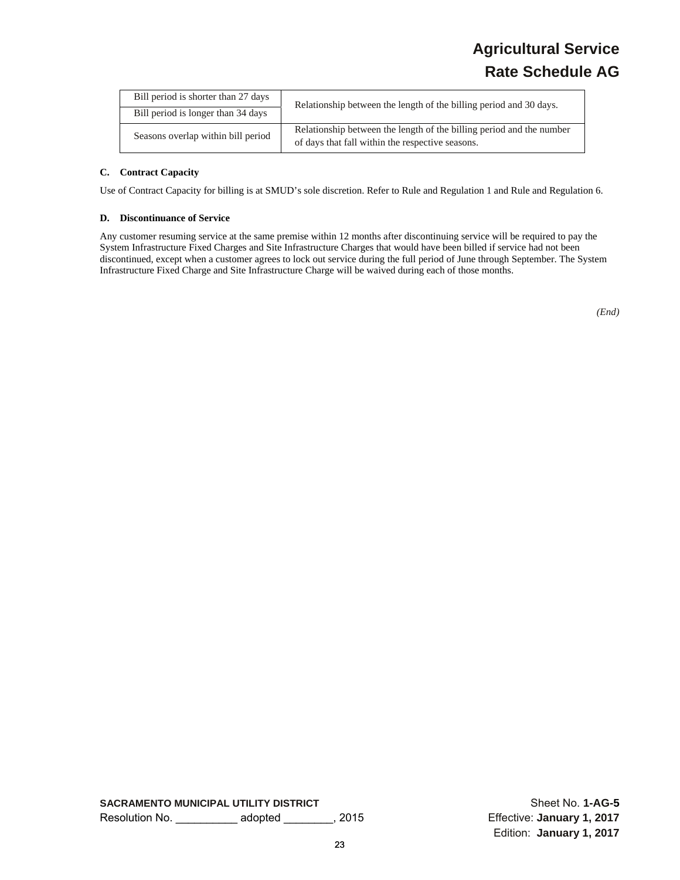| Bill period is shorter than 27 days | Relationship between the length of the billing period and 30 days. |
|---|---|
| Bill period is longer than 34 days | |
| Seasons overlap within bill period | Relationship between the length of the billing period and the number of days that fall within the respective seasons. |

#### C. Contract Capacity

Use of Contract Capacity for billing is at SMUD's sole discretion. Refer to Rule and Regulation 1 and Rule and Regulation 6.

#### D. Discontinuance of Service

Any customer resuming service at the same premise within 12 months after discontinuing service will be required to pay the System Infrastructure Fixed Charges and Site Infrastructure Charges that would have been billed if service had not been discontinued, except when a customer agrees to lock out service during the full period of June through September. The System Infrastructure Fixed Charge and Site Infrastructure Charge will be waived during each of those months.

*(End)*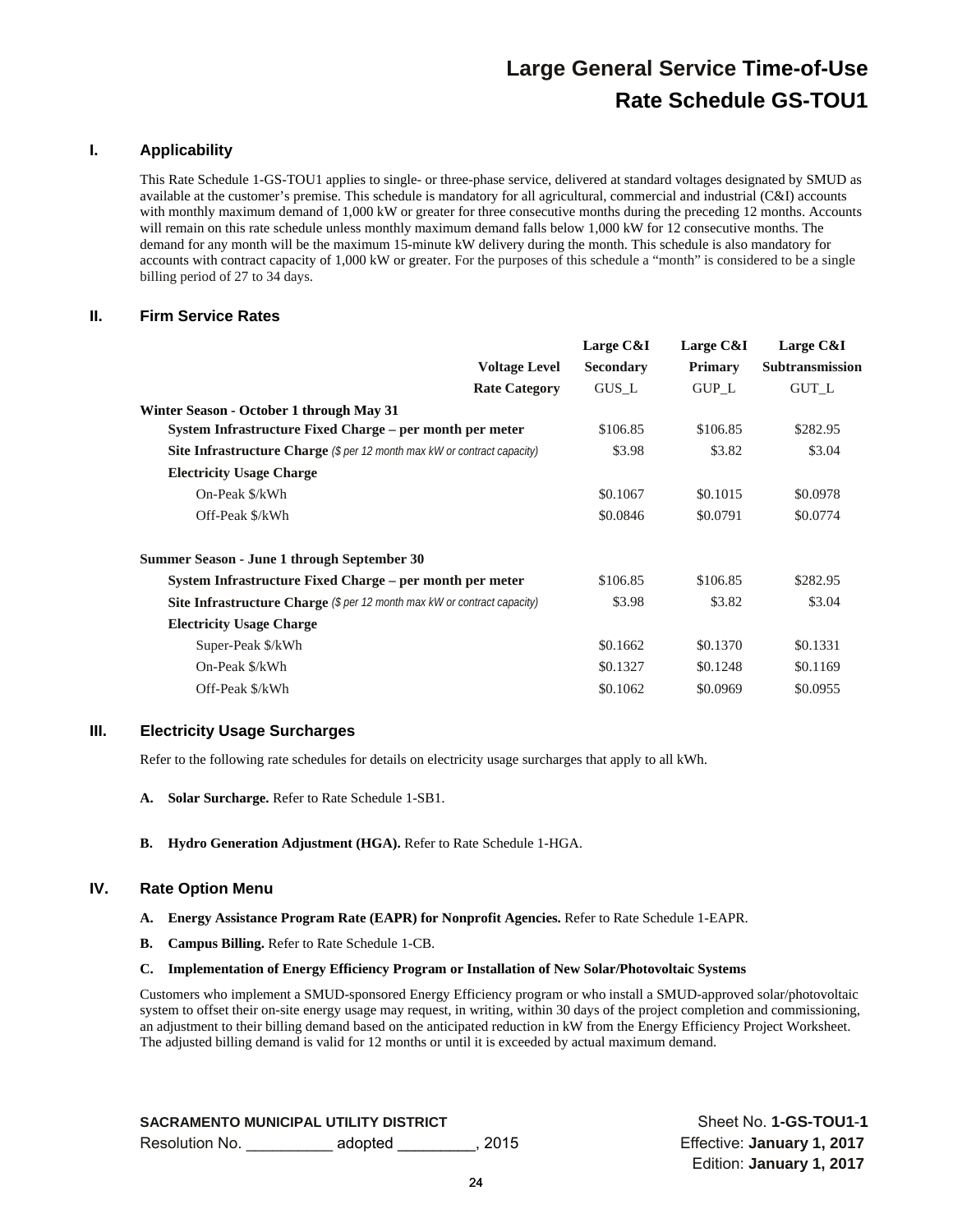# Large General Service Time-of-Use
# Rate Schedule GS-TOU1

## I. Applicability

This Rate Schedule 1-GS-TOU1 applies to single- or three-phase service, delivered at standard voltages designated by SMUD as available at the customer's premise. This schedule is mandatory for all agricultural, commercial and industrial (C&I) accounts with monthly maximum demand of 1,000 kW or greater for three consecutive months during the preceding 12 months. Accounts will remain on this rate schedule unless monthly maximum demand falls below 1,000 kW for 12 consecutive months. The demand for any month will be the maximum 15-minute kW delivery during the month. This schedule is also mandatory for accounts with contract capacity of 1,000 kW or greater. For the purposes of this schedule a "month" is considered to be a single billing period of 27 to 34 days.

## II. Firm Service Rates

| | Large C&I | Large C&I | Large C&I |
|---|---|---|---|
| **Voltage Level** | **Secondary** | **Primary** | **Subtransmission** |
| **Rate Category** | GUS_L | GUP_L | GUT_L |
| **Winter Season - October 1 through May 31** | | | |
| **System Infrastructure Fixed Charge – per month per meter** | $106.85 | $106.85 | $282.95 |
| **Site Infrastructure Charge** *($ per 12 month max kW or contract capacity)* | $3.98 | $3.82 | $3.04 |
| **Electricity Usage Charge** | | | |
| On-Peak $/kWh | $0.1067 | $0.1015 | $0.0978 |
| Off-Peak $/kWh | $0.0846 | $0.0791 | $0.0774 |
| **Summer Season - June 1 through September 30** | | | |
| **System Infrastructure Fixed Charge – per month per meter** | $106.85 | $106.85 | $282.95 |
| **Site Infrastructure Charge** *($ per 12 month max kW or contract capacity)* | $3.98 | $3.82 | $3.04 |
| **Electricity Usage Charge** | | | |
| Super-Peak $/kWh | $0.1662 | $0.1370 | $0.1331 |
| On-Peak $/kWh | $0.1327 | $0.1248 | $0.1169 |
| Off-Peak $/kWh | $0.1062 | $0.0969 | $0.0955 |

## III. Electricity Usage Surcharges

Refer to the following rate schedules for details on electricity usage surcharges that apply to all kWh.

**A. Solar Surcharge.** Refer to Rate Schedule 1-SB1.

**B. Hydro Generation Adjustment (HGA).** Refer to Rate Schedule 1-HGA.

## IV. Rate Option Menu

**A. Energy Assistance Program Rate (EAPR) for Nonprofit Agencies.** Refer to Rate Schedule 1-EAPR.

**B. Campus Billing.** Refer to Rate Schedule 1-CB.

**C. Implementation of Energy Efficiency Program or Installation of New Solar/Photovoltaic Systems**

Customers who implement a SMUD-sponsored Energy Efficiency program or who install a SMUD-approved solar/photovoltaic system to offset their on-site energy usage may request, in writing, within 30 days of the project completion and commissioning, an adjustment to their billing demand based on the anticipated reduction in kW from the Energy Efficiency Project Worksheet. The adjusted billing demand is valid for 12 months or until it is exceeded by actual maximum demand.

**SACRAMENTO MUNICIPAL UTILITY DISTRICT**
Resolution No. __________ adopted _________, 2015

Sheet No. **1-GS-TOU1-1**
Effective: **January 1, 2017**
Edition: **January 1, 2017**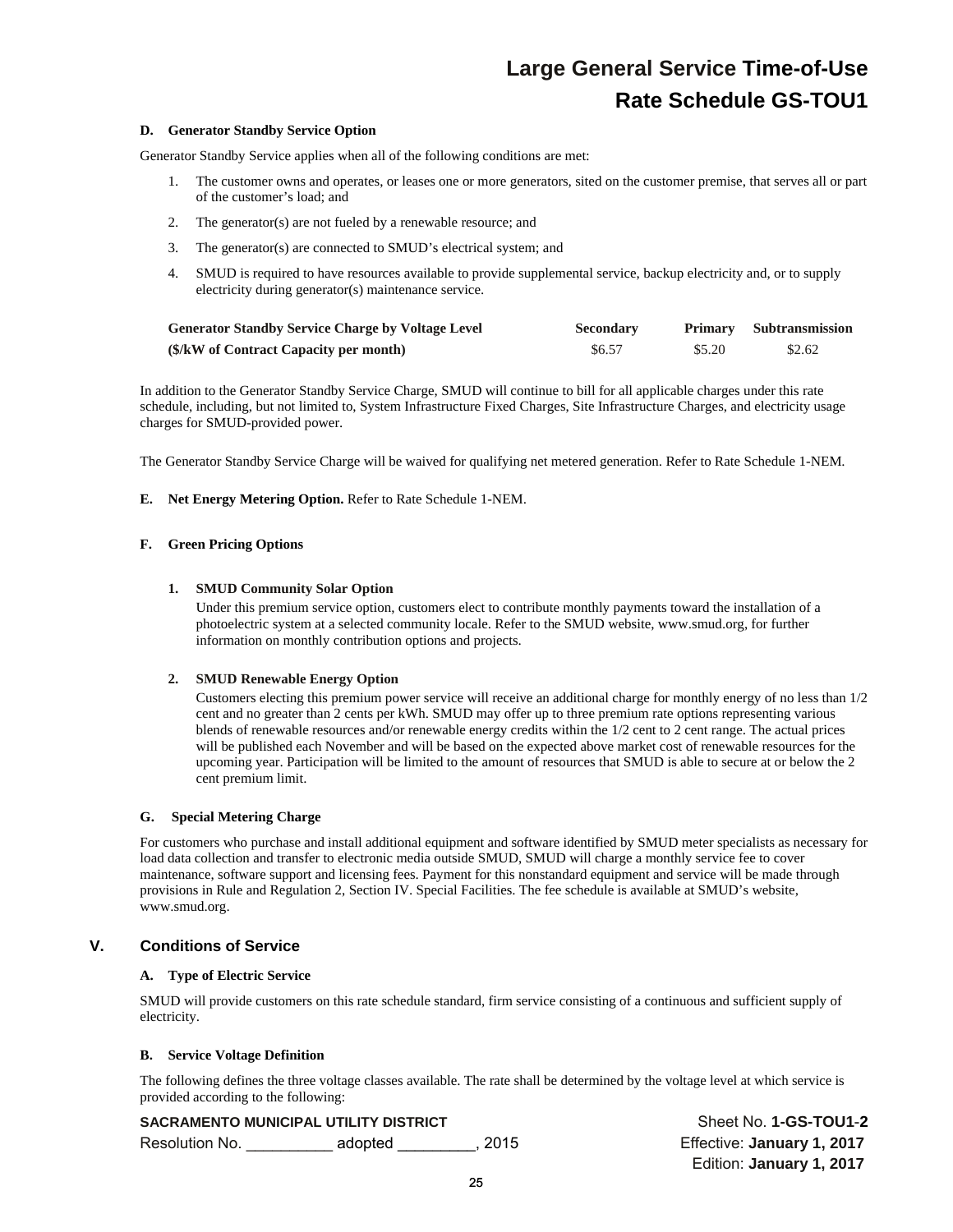#### D. Generator Standby Service Option

Generator Standby Service applies when all of the following conditions are met:

1. The customer owns and operates, or leases one or more generators, sited on the customer premise, that serves all or part of the customer's load; and
2. The generator(s) are not fueled by a renewable resource; and
3. The generator(s) are connected to SMUD's electrical system; and
4. SMUD is required to have resources available to provide supplemental service, backup electricity and, or to supply electricity during generator(s) maintenance service.

| Generator Standby Service Charge by Voltage Level | Secondary | Primary | Subtransmission |
|---|---|---|---|
| ($/kW of Contract Capacity per month) | $6.57 | $5.20 | $2.62 |

In addition to the Generator Standby Service Charge, SMUD will continue to bill for all applicable charges under this rate schedule, including, but not limited to, System Infrastructure Fixed Charges, Site Infrastructure Charges, and electricity usage charges for SMUD-provided power.

The Generator Standby Service Charge will be waived for qualifying net metered generation. Refer to Rate Schedule 1-NEM.

**E. Net Energy Metering Option.** Refer to Rate Schedule 1-NEM.

#### F. Green Pricing Options

**1. SMUD Community Solar Option**

Under this premium service option, customers elect to contribute monthly payments toward the installation of a photoelectric system at a selected community locale. Refer to the SMUD website, www.smud.org, for further information on monthly contribution options and projects.

**2. SMUD Renewable Energy Option**

Customers electing this premium power service will receive an additional charge for monthly energy of no less than 1/2 cent and no greater than 2 cents per kWh. SMUD may offer up to three premium rate options representing various blends of renewable resources and/or renewable energy credits within the 1/2 cent to 2 cent range. The actual prices will be published each November and will be based on the expected above market cost of renewable resources for the upcoming year. Participation will be limited to the amount of resources that SMUD is able to secure at or below the 2 cent premium limit.

#### G. Special Metering Charge

For customers who purchase and install additional equipment and software identified by SMUD meter specialists as necessary for load data collection and transfer to electronic media outside SMUD, SMUD will charge a monthly service fee to cover maintenance, software support and licensing fees. Payment for this nonstandard equipment and service will be made through provisions in Rule and Regulation 2, Section IV. Special Facilities. The fee schedule is available at SMUD's website, www.smud.org.

## V. Conditions of Service

#### A. Type of Electric Service

SMUD will provide customers on this rate schedule standard, firm service consisting of a continuous and sufficient supply of electricity.

#### B. Service Voltage Definition

The following defines the three voltage classes available. The rate shall be determined by the voltage level at which service is provided according to the following: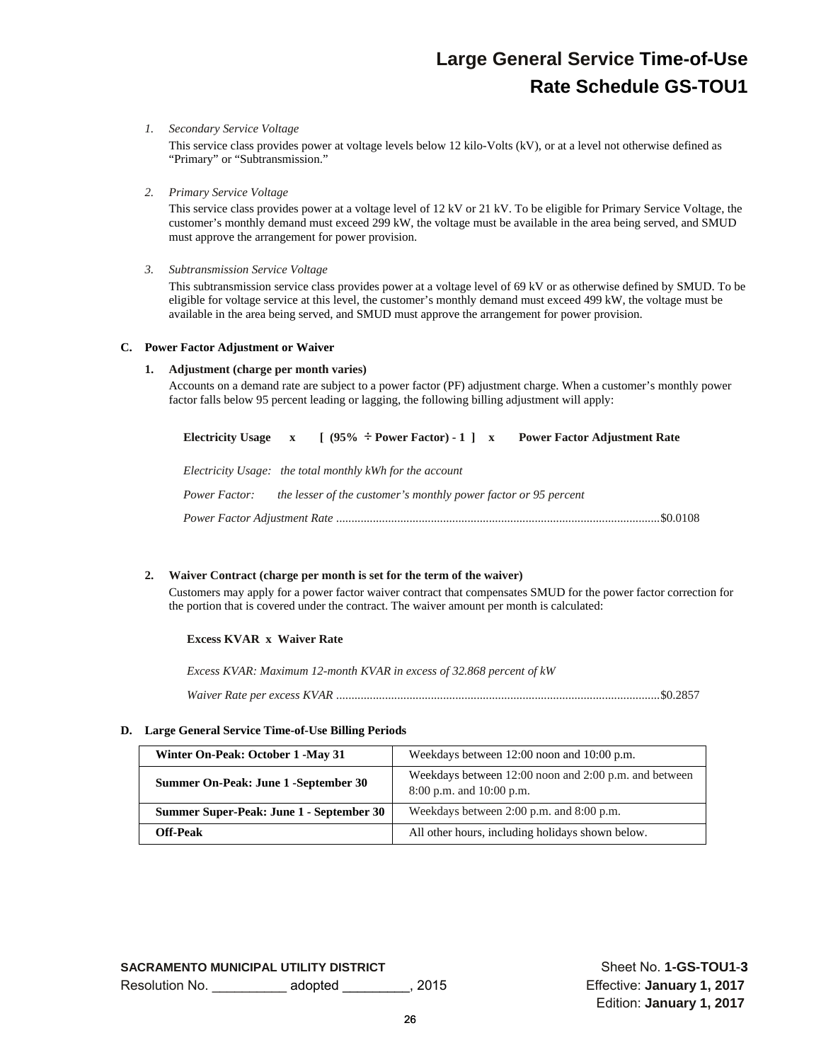# Large General Service Time-of-Use
# Rate Schedule GS-TOU1

1. *Secondary Service Voltage*

   This service class provides power at voltage levels below 12 kilo-Volts (kV), or at a level not otherwise defined as "Primary" or "Subtransmission."

2. *Primary Service Voltage*

   This service class provides power at a voltage level of 12 kV or 21 kV. To be eligible for Primary Service Voltage, the customer's monthly demand must exceed 299 kW, the voltage must be available in the area being served, and SMUD must approve the arrangement for power provision.

3. *Subtransmission Service Voltage*

   This subtransmission service class provides power at a voltage level of 69 kV or as otherwise defined by SMUD. To be eligible for voltage service at this level, the customer's monthly demand must exceed 499 kW, the voltage must be available in the area being served, and SMUD must approve the arrangement for power provision.

**C. Power Factor Adjustment or Waiver**

**1. Adjustment (charge per month varies)**

Accounts on a demand rate are subject to a power factor (PF) adjustment charge. When a customer's monthly power factor falls below 95 percent leading or lagging, the following billing adjustment will apply:

**Electricity Usage x [ (95% ÷ Power Factor) - 1 ] x Power Factor Adjustment Rate**

*Electricity Usage: the total monthly kWh for the account*

*Power Factor: the lesser of the customer's monthly power factor or 95 percent*

*Power Factor Adjustment Rate* ......................................................................................................... $0.0108

**2. Waiver Contract (charge per month is set for the term of the waiver)**

Customers may apply for a power factor waiver contract that compensates SMUD for the power factor correction for the portion that is covered under the contract. The waiver amount per month is calculated:

**Excess KVAR x Waiver Rate**

*Excess KVAR: Maximum 12-month KVAR in excess of 32.868 percent of kW*

*Waiver Rate per excess KVAR* ......................................................................................................... $0.2857

**D. Large General Service Time-of-Use Billing Periods**

| | |
|---|---|
| **Winter On-Peak: October 1 -May 31** | Weekdays between 12:00 noon and 10:00 p.m. |
| **Summer On-Peak: June 1 -September 30** | Weekdays between 12:00 noon and 2:00 p.m. and between 8:00 p.m. and 10:00 p.m. |
| **Summer Super-Peak: June 1 - September 30** | Weekdays between 2:00 p.m. and 8:00 p.m. |
| **Off-Peak** | All other hours, including holidays shown below. |

**SACRAMENTO MUNICIPAL UTILITY DISTRICT**
Resolution No. __________ adopted _________, 2015

Sheet No. **1-GS-TOU1-3**
Effective: **January 1, 2017**
Edition: **January 1, 2017**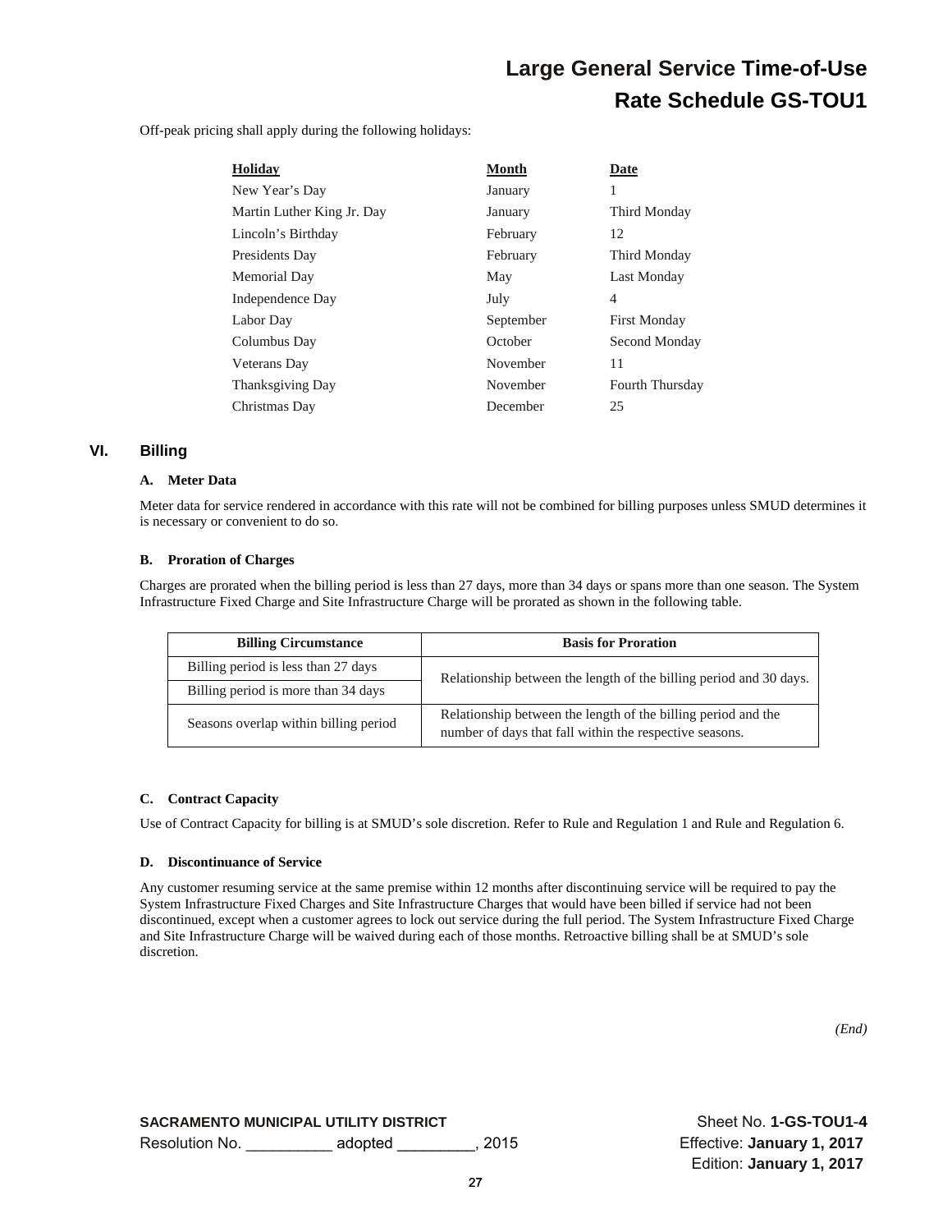# Large General Service Time-of-Use Rate Schedule GS-TOU1

Off-peak pricing shall apply during the following holidays:

| Holiday | Month | Date |
|---|---|---|
| New Year's Day | January | 1 |
| Martin Luther King Jr. Day | January | Third Monday |
| Lincoln's Birthday | February | 12 |
| Presidents Day | February | Third Monday |
| Memorial Day | May | Last Monday |
| Independence Day | July | 4 |
| Labor Day | September | First Monday |
| Columbus Day | October | Second Monday |
| Veterans Day | November | 11 |
| Thanksgiving Day | November | Fourth Thursday |
| Christmas Day | December | 25 |

## VI. Billing

### A. Meter Data

Meter data for service rendered in accordance with this rate will not be combined for billing purposes unless SMUD determines it is necessary or convenient to do so.

### B. Proration of Charges

Charges are prorated when the billing period is less than 27 days, more than 34 days or spans more than one season. The System Infrastructure Fixed Charge and Site Infrastructure Charge will be prorated as shown in the following table.

| Billing Circumstance | Basis for Proration |
|---|---|
| Billing period is less than 27 days | Relationship between the length of the billing period and 30 days. |
| Billing period is more than 34 days | |
| Seasons overlap within billing period | Relationship between the length of the billing period and the number of days that fall within the respective seasons. |

### C. Contract Capacity

Use of Contract Capacity for billing is at SMUD's sole discretion. Refer to Rule and Regulation 1 and Rule and Regulation 6.

### D. Discontinuance of Service

Any customer resuming service at the same premise within 12 months after discontinuing service will be required to pay the System Infrastructure Fixed Charges and Site Infrastructure Charges that would have been billed if service had not been discontinued, except when a customer agrees to lock out service during the full period. The System Infrastructure Fixed Charge and Site Infrastructure Charge will be waived during each of those months. Retroactive billing shall be at SMUD's sole discretion.

*(End)*

**SACRAMENTO MUNICIPAL UTILITY DISTRICT**
Resolution No. __________ adopted _________, 2015

Sheet No. **1-GS-TOU1-4**
Effective: **January 1, 2017**
Edition: **January 1, 2017**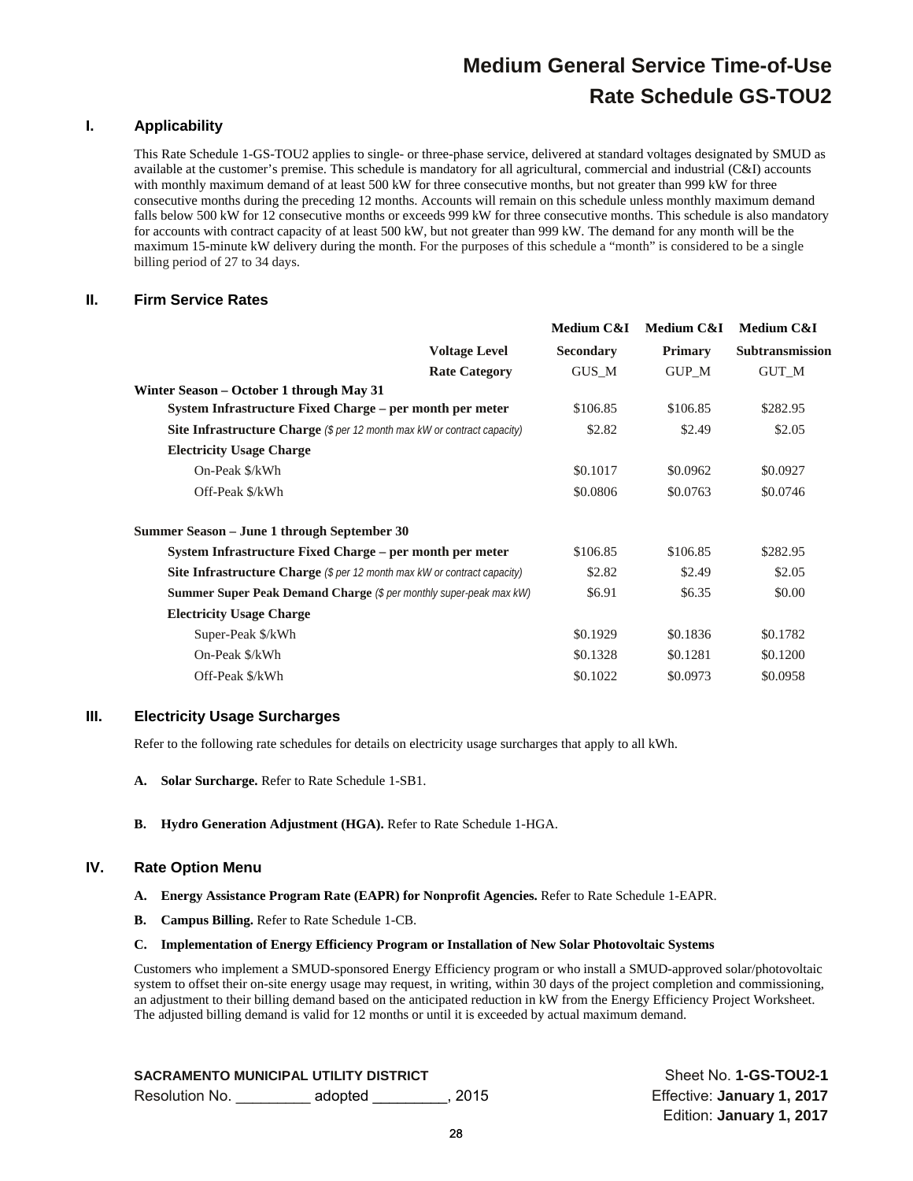# Medium General Service Time-of-Use
# Rate Schedule GS-TOU2

## I. Applicability

This Rate Schedule 1-GS-TOU2 applies to single- or three-phase service, delivered at standard voltages designated by SMUD as available at the customer's premise. This schedule is mandatory for all agricultural, commercial and industrial (C&I) accounts with monthly maximum demand of at least 500 kW for three consecutive months, but not greater than 999 kW for three consecutive months during the preceding 12 months. Accounts will remain on this schedule unless monthly maximum demand falls below 500 kW for 12 consecutive months or exceeds 999 kW for three consecutive months. This schedule is also mandatory for accounts with contract capacity of at least 500 kW, but not greater than 999 kW. The demand for any month will be the maximum 15-minute kW delivery during the month. For the purposes of this schedule a "month" is considered to be a single billing period of 27 to 34 days.

## II. Firm Service Rates

| | Medium C&I | Medium C&I | Medium C&I |
|---|---|---|---|
| **Voltage Level** | **Secondary** | **Primary** | **Subtransmission** |
| **Rate Category** | GUS_M | GUP_M | GUT_M |
| **Winter Season – October 1 through May 31** | | | |
| **System Infrastructure Fixed Charge – per month per meter** | $106.85 | $106.85 | $282.95 |
| **Site Infrastructure Charge** *($ per 12 month max kW or contract capacity)* | $2.82 | $2.49 | $2.05 |
| **Electricity Usage Charge** | | | |
| On-Peak $/kWh | $0.1017 | $0.0962 | $0.0927 |
| Off-Peak $/kWh | $0.0806 | $0.0763 | $0.0746 |
| **Summer Season – June 1 through September 30** | | | |
| **System Infrastructure Fixed Charge – per month per meter** | $106.85 | $106.85 | $282.95 |
| **Site Infrastructure Charge** *($ per 12 month max kW or contract capacity)* | $2.82 | $2.49 | $2.05 |
| **Summer Super Peak Demand Charge** *($ per monthly super-peak max kW)* | $6.91 | $6.35 | $0.00 |
| **Electricity Usage Charge** | | | |
| Super-Peak $/kWh | $0.1929 | $0.1836 | $0.1782 |
| On-Peak $/kWh | $0.1328 | $0.1281 | $0.1200 |
| Off-Peak $/kWh | $0.1022 | $0.0973 | $0.0958 |

## III. Electricity Usage Surcharges

Refer to the following rate schedules for details on electricity usage surcharges that apply to all kWh.

**A. Solar Surcharge.** Refer to Rate Schedule 1-SB1.

**B. Hydro Generation Adjustment (HGA).** Refer to Rate Schedule 1-HGA.

## IV. Rate Option Menu

**A. Energy Assistance Program Rate (EAPR) for Nonprofit Agencies.** Refer to Rate Schedule 1-EAPR.

**B. Campus Billing.** Refer to Rate Schedule 1-CB.

**C. Implementation of Energy Efficiency Program or Installation of New Solar Photovoltaic Systems**

Customers who implement a SMUD-sponsored Energy Efficiency program or who install a SMUD-approved solar/photovoltaic system to offset their on-site energy usage may request, in writing, within 30 days of the project completion and commissioning, an adjustment to their billing demand based on the anticipated reduction in kW from the Energy Efficiency Project Worksheet. The adjusted billing demand is valid for 12 months or until it is exceeded by actual maximum demand.

**SACRAMENTO MUNICIPAL UTILITY DISTRICT**
Resolution No. _________ adopted _________, 2015

Sheet No. **1-GS-TOU2-1**
Effective: **January 1, 2017**
Edition: **January 1, 2017**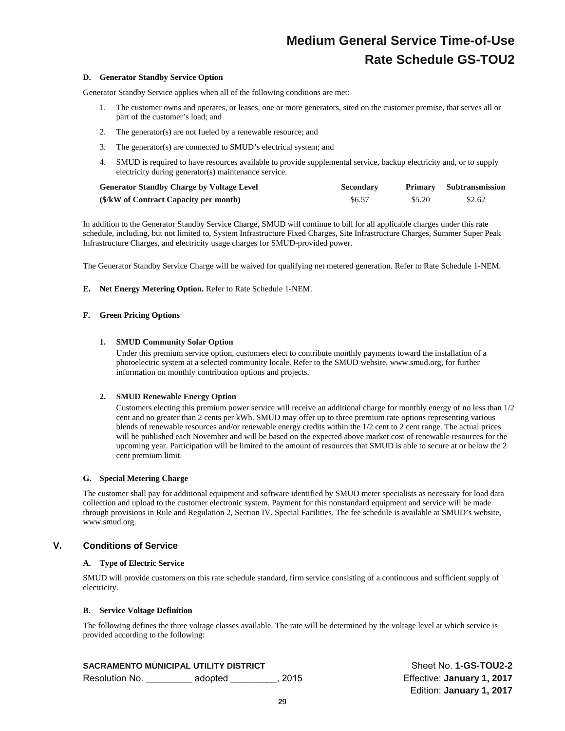**D. Generator Standby Service Option**

Generator Standby Service applies when all of the following conditions are met:

1. The customer owns and operates, or leases, one or more generators, sited on the customer premise, that serves all or part of the customer's load; and
2. The generator(s) are not fueled by a renewable resource; and
3. The generator(s) are connected to SMUD's electrical system; and
4. SMUD is required to have resources available to provide supplemental service, backup electricity and, or to supply electricity during generator(s) maintenance service.

| Generator Standby Charge by Voltage Level | Secondary | Primary | Subtransmission |
|---|---|---|---|
| ($/kW of Contract Capacity per month) | $6.57 | $5.20 | $2.62 |

In addition to the Generator Standby Service Charge, SMUD will continue to bill for all applicable charges under this rate schedule, including, but not limited to, System Infrastructure Fixed Charges, Site Infrastructure Charges, Summer Super Peak Infrastructure Charges, and electricity usage charges for SMUD-provided power.

The Generator Standby Service Charge will be waived for qualifying net metered generation. Refer to Rate Schedule 1-NEM.

**E. Net Energy Metering Option.** Refer to Rate Schedule 1-NEM.

**F. Green Pricing Options**

**1. SMUD Community Solar Option**

Under this premium service option, customers elect to contribute monthly payments toward the installation of a photoelectric system at a selected community locale. Refer to the SMUD website, www.smud.org, for further information on monthly contribution options and projects.

**2. SMUD Renewable Energy Option**

Customers electing this premium power service will receive an additional charge for monthly energy of no less than 1/2 cent and no greater than 2 cents per kWh. SMUD may offer up to three premium rate options representing various blends of renewable resources and/or renewable energy credits within the 1/2 cent to 2 cent range. The actual prices will be published each November and will be based on the expected above market cost of renewable resources for the upcoming year. Participation will be limited to the amount of resources that SMUD is able to secure at or below the 2 cent premium limit.

**G. Special Metering Charge**

The customer shall pay for additional equipment and software identified by SMUD meter specialists as necessary for load data collection and upload to the customer electronic system. Payment for this nonstandard equipment and service will be made through provisions in Rule and Regulation 2, Section IV. Special Facilities. The fee schedule is available at SMUD's website, www.smud.org.

## V. Conditions of Service

**A. Type of Electric Service**

SMUD will provide customers on this rate schedule standard, firm service consisting of a continuous and sufficient supply of electricity.

**B. Service Voltage Definition**

The following defines the three voltage classes available. The rate will be determined by the voltage level at which service is provided according to the following: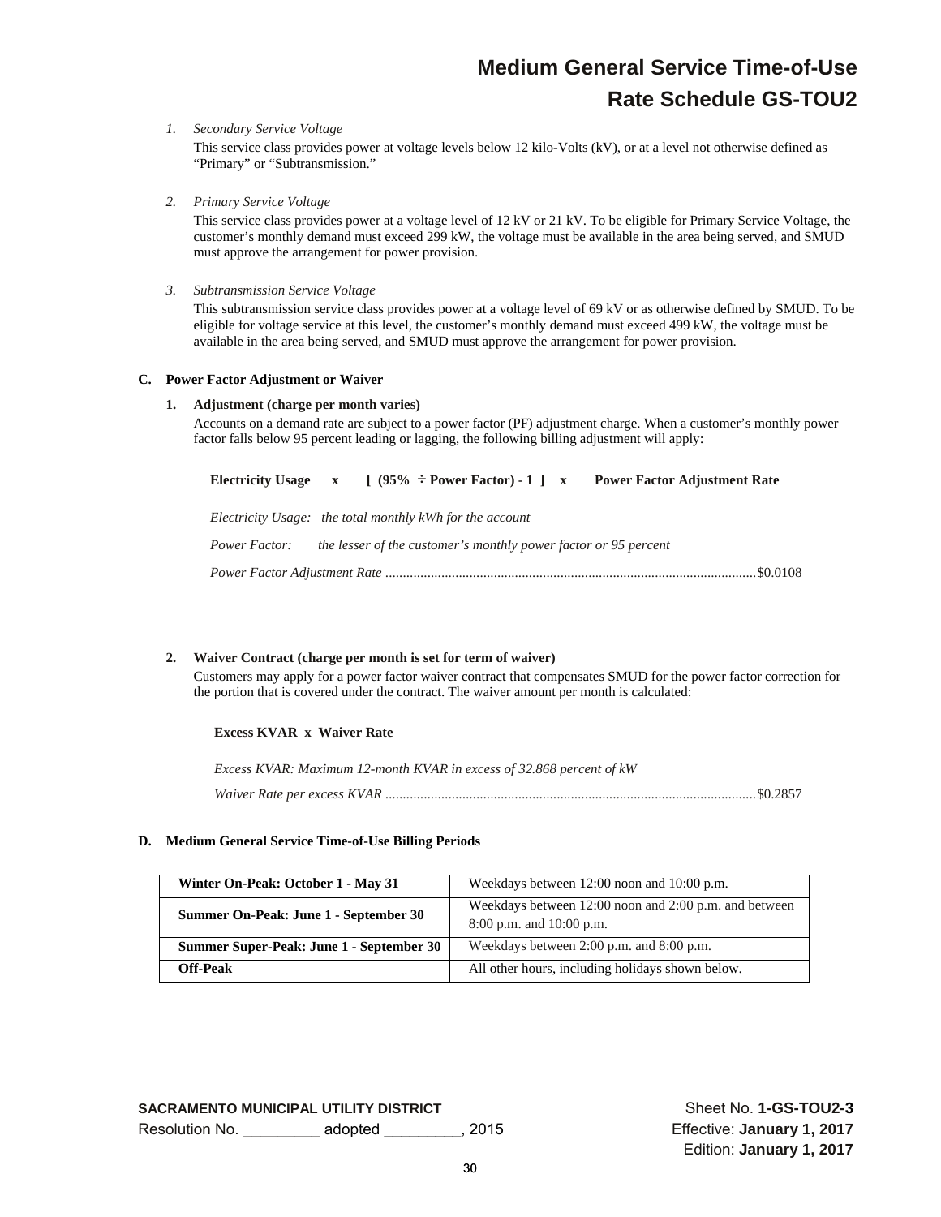1. *Secondary Service Voltage*

   This service class provides power at voltage levels below 12 kilo-Volts (kV), or at a level not otherwise defined as "Primary" or "Subtransmission."

2. *Primary Service Voltage*

   This service class provides power at a voltage level of 12 kV or 21 kV. To be eligible for Primary Service Voltage, the customer's monthly demand must exceed 299 kW, the voltage must be available in the area being served, and SMUD must approve the arrangement for power provision.

3. *Subtransmission Service Voltage*

   This subtransmission service class provides power at a voltage level of 69 kV or as otherwise defined by SMUD. To be eligible for voltage service at this level, the customer's monthly demand must exceed 499 kW, the voltage must be available in the area being served, and SMUD must approve the arrangement for power provision.

## C. Power Factor Adjustment or Waiver

### 1. Adjustment (charge per month varies)

Accounts on a demand rate are subject to a power factor (PF) adjustment charge. When a customer's monthly power factor falls below 95 percent leading or lagging, the following billing adjustment will apply:

**Electricity Usage x [ (95% ÷ Power Factor) - 1 ] x Power Factor Adjustment Rate**

*Electricity Usage: the total monthly kWh for the account*

*Power Factor: the lesser of the customer's monthly power factor or 95 percent*

*Power Factor Adjustment Rate* ........................................................................................................$0.0108

### 2. Waiver Contract (charge per month is set for term of waiver)

Customers may apply for a power factor waiver contract that compensates SMUD for the power factor correction for the portion that is covered under the contract. The waiver amount per month is calculated:

**Excess KVAR x Waiver Rate**

*Excess KVAR: Maximum 12-month KVAR in excess of 32.868 percent of kW*

*Waiver Rate per excess KVAR* ........................................................................................................$0.2857

## D. Medium General Service Time-of-Use Billing Periods

| | |
|---|---|
| **Winter On-Peak: October 1 - May 31** | Weekdays between 12:00 noon and 10:00 p.m. |
| **Summer On-Peak: June 1 - September 30** | Weekdays between 12:00 noon and 2:00 p.m. and between 8:00 p.m. and 10:00 p.m. |
| **Summer Super-Peak: June 1 - September 30** | Weekdays between 2:00 p.m. and 8:00 p.m. |
| **Off-Peak** | All other hours, including holidays shown below. |

**SACRAMENTO MUNICIPAL UTILITY DISTRICT**
Resolution No. _________ adopted _________, 2015

Sheet No. **1-GS-TOU2-3**
Effective: **January 1, 2017**
Edition: **January 1, 2017**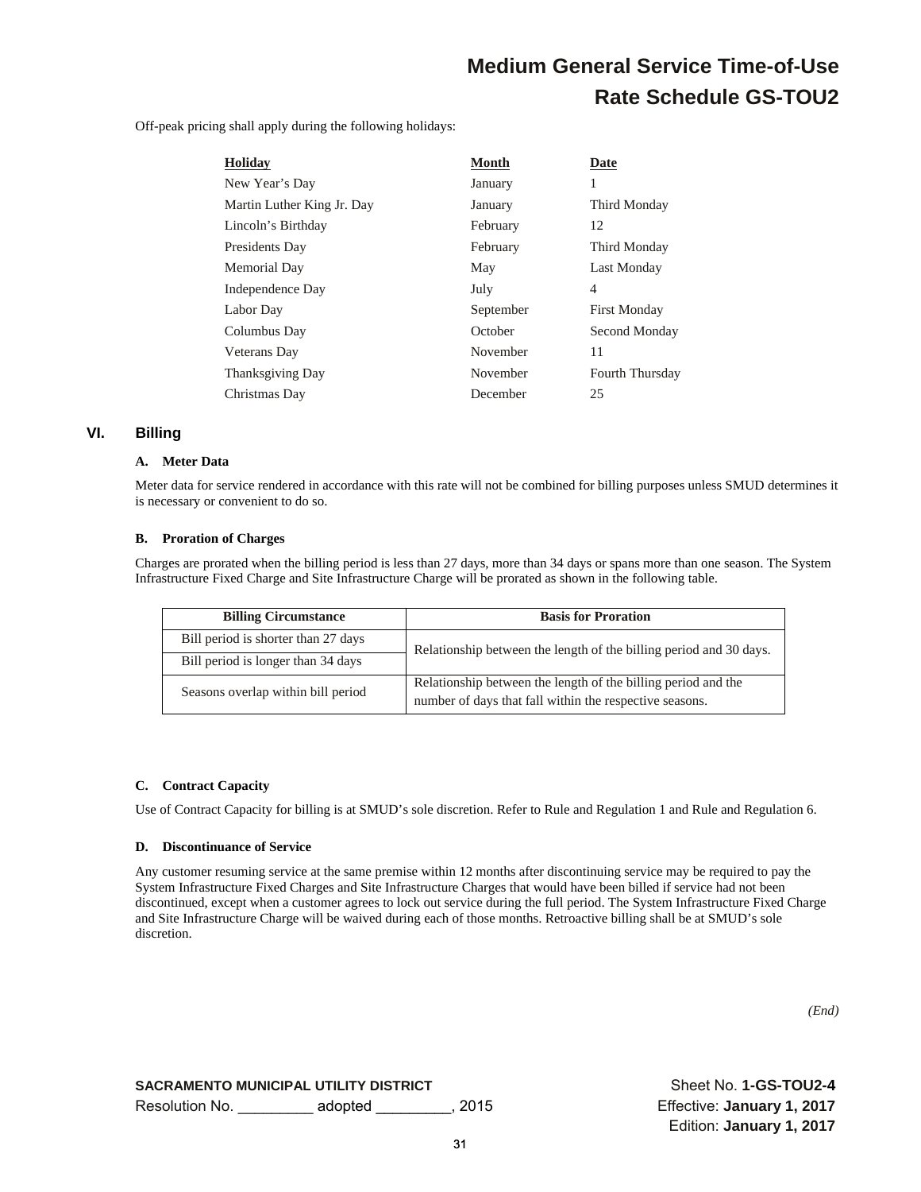Off-peak pricing shall apply during the following holidays:

| Holiday | Month | Date |
|---|---|---|
| New Year's Day | January | 1 |
| Martin Luther King Jr. Day | January | Third Monday |
| Lincoln's Birthday | February | 12 |
| Presidents Day | February | Third Monday |
| Memorial Day | May | Last Monday |
| Independence Day | July | 4 |
| Labor Day | September | First Monday |
| Columbus Day | October | Second Monday |
| Veterans Day | November | 11 |
| Thanksgiving Day | November | Fourth Thursday |
| Christmas Day | December | 25 |

## VI. Billing

### A. Meter Data

Meter data for service rendered in accordance with this rate will not be combined for billing purposes unless SMUD determines it is necessary or convenient to do so.

### B. Proration of Charges

Charges are prorated when the billing period is less than 27 days, more than 34 days or spans more than one season. The System Infrastructure Fixed Charge and Site Infrastructure Charge will be prorated as shown in the following table.

| Billing Circumstance | Basis for Proration |
|---|---|
| Bill period is shorter than 27 days | Relationship between the length of the billing period and 30 days. |
| Bill period is longer than 34 days | |
| Seasons overlap within bill period | Relationship between the length of the billing period and the number of days that fall within the respective seasons. |

### C. Contract Capacity

Use of Contract Capacity for billing is at SMUD's sole discretion. Refer to Rule and Regulation 1 and Rule and Regulation 6.

### D. Discontinuance of Service

Any customer resuming service at the same premise within 12 months after discontinuing service may be required to pay the System Infrastructure Fixed Charges and Site Infrastructure Charges that would have been billed if service had not been discontinued, except when a customer agrees to lock out service during the full period. The System Infrastructure Fixed Charge and Site Infrastructure Charge will be waived during each of those months. Retroactive billing shall be at SMUD's sole discretion.

*(End)*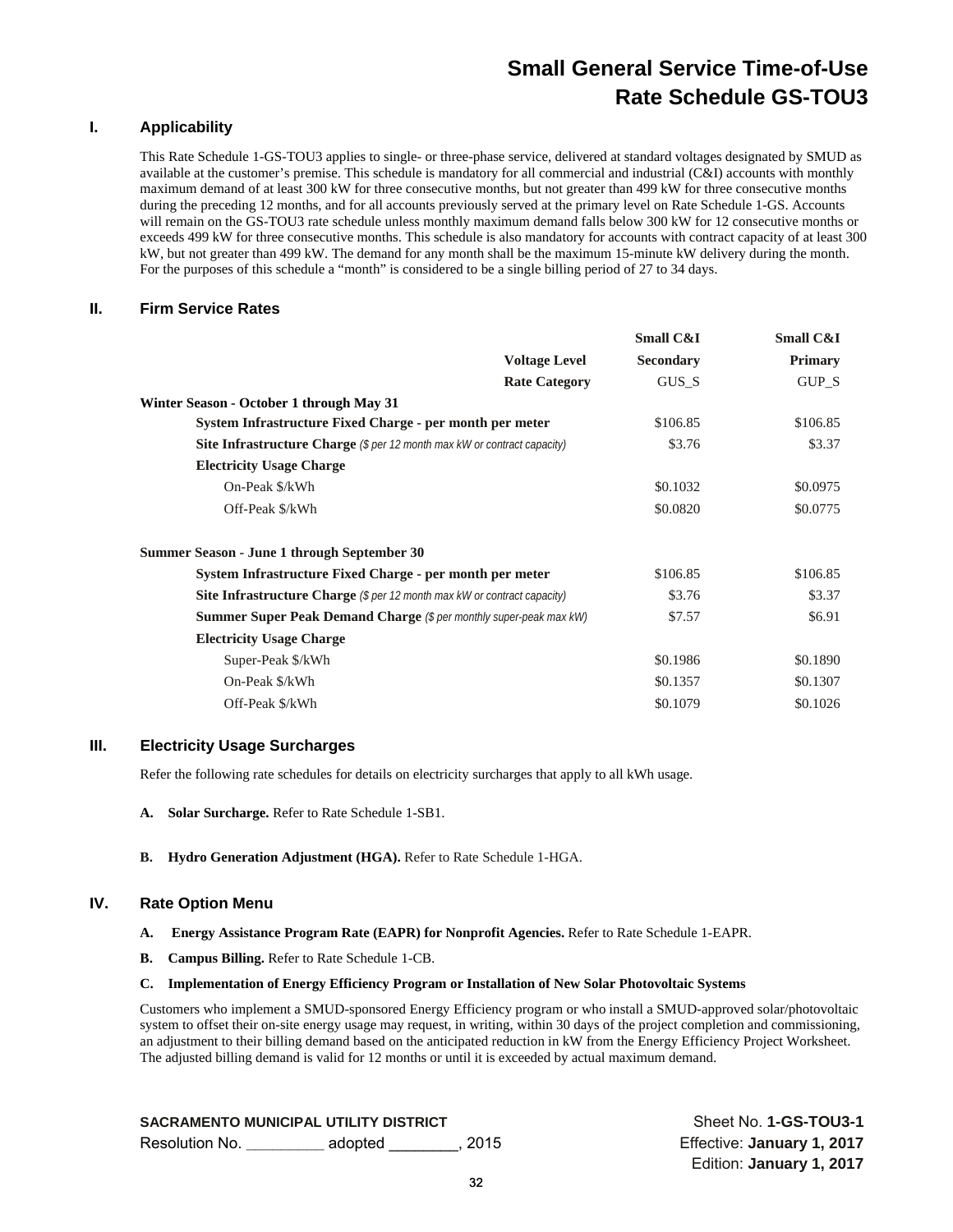# Small General Service Time-of-Use
# Rate Schedule GS-TOU3

## I. Applicability

This Rate Schedule 1-GS-TOU3 applies to single- or three-phase service, delivered at standard voltages designated by SMUD as available at the customer's premise. This schedule is mandatory for all commercial and industrial (C&I) accounts with monthly maximum demand of at least 300 kW for three consecutive months, but not greater than 499 kW for three consecutive months during the preceding 12 months, and for all accounts previously served at the primary level on Rate Schedule 1-GS. Accounts will remain on the GS-TOU3 rate schedule unless monthly maximum demand falls below 300 kW for 12 consecutive months or exceeds 499 kW for three consecutive months. This schedule is also mandatory for accounts with contract capacity of at least 300 kW, but not greater than 499 kW. The demand for any month shall be the maximum 15-minute kW delivery during the month. For the purposes of this schedule a "month" is considered to be a single billing period of 27 to 34 days.

## II. Firm Service Rates

| | Small C&I | Small C&I |
|---|---|---|
| **Voltage Level** | **Secondary** | **Primary** |
| **Rate Category** | GUS_S | GUP_S |
| **Winter Season - October 1 through May 31** | | |
| **System Infrastructure Fixed Charge - per month per meter** | $106.85 | $106.85 |
| **Site Infrastructure Charge** *($ per 12 month max kW or contract capacity)* | $3.76 | $3.37 |
| **Electricity Usage Charge** | | |
| On-Peak $/kWh | $0.1032 | $0.0975 |
| Off-Peak $/kWh | $0.0820 | $0.0775 |
| **Summer Season - June 1 through September 30** | | |
| **System Infrastructure Fixed Charge - per month per meter** | $106.85 | $106.85 |
| **Site Infrastructure Charge** *($ per 12 month max kW or contract capacity)* | $3.76 | $3.37 |
| **Summer Super Peak Demand Charge** *($ per monthly super-peak max kW)* | $7.57 | $6.91 |
| **Electricity Usage Charge** | | |
| Super-Peak $/kWh | $0.1986 | $0.1890 |
| On-Peak $/kWh | $0.1357 | $0.1307 |
| Off-Peak $/kWh | $0.1079 | $0.1026 |

## III. Electricity Usage Surcharges

Refer the following rate schedules for details on electricity surcharges that apply to all kWh usage.

**A. Solar Surcharge.** Refer to Rate Schedule 1-SB1.

**B. Hydro Generation Adjustment (HGA).** Refer to Rate Schedule 1-HGA.

## IV. Rate Option Menu

**A. Energy Assistance Program Rate (EAPR) for Nonprofit Agencies.** Refer to Rate Schedule 1-EAPR.

**B. Campus Billing.** Refer to Rate Schedule 1-CB.

**C. Implementation of Energy Efficiency Program or Installation of New Solar Photovoltaic Systems**

Customers who implement a SMUD-sponsored Energy Efficiency program or who install a SMUD-approved solar/photovoltaic system to offset their on-site energy usage may request, in writing, within 30 days of the project completion and commissioning, an adjustment to their billing demand based on the anticipated reduction in kW from the Energy Efficiency Project Worksheet. The adjusted billing demand is valid for 12 months or until it is exceeded by actual maximum demand.

**SACRAMENTO MUNICIPAL UTILITY DISTRICT**
Resolution No. _________ adopted ________, 2015

Sheet No. **1-GS-TOU3-1**
Effective: **January 1, 2017**
Edition: **January 1, 2017**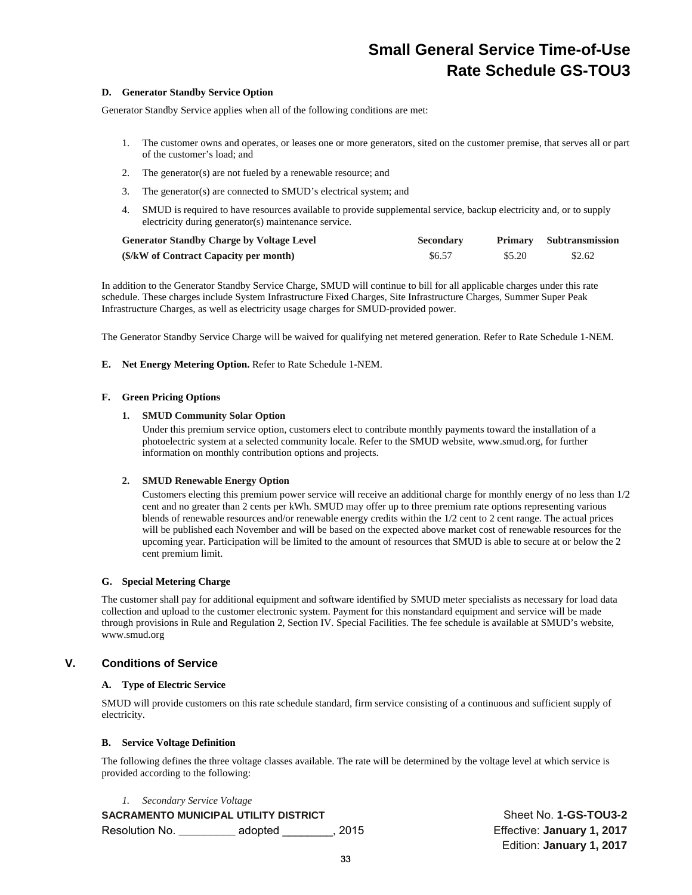### D. Generator Standby Service Option

Generator Standby Service applies when all of the following conditions are met:

1. The customer owns and operates, or leases one or more generators, sited on the customer premise, that serves all or part of the customer's load; and
2. The generator(s) are not fueled by a renewable resource; and
3. The generator(s) are connected to SMUD's electrical system; and
4. SMUD is required to have resources available to provide supplemental service, backup electricity and, or to supply electricity during generator(s) maintenance service.

| Generator Standby Charge by Voltage Level | Secondary | Primary | Subtransmission |
|---|---|---|---|
| ($/kW of Contract Capacity per month) | $6.57 | $5.20 | $2.62 |

In addition to the Generator Standby Service Charge, SMUD will continue to bill for all applicable charges under this rate schedule. These charges include System Infrastructure Fixed Charges, Site Infrastructure Charges, Summer Super Peak Infrastructure Charges, as well as electricity usage charges for SMUD-provided power.

The Generator Standby Service Charge will be waived for qualifying net metered generation. Refer to Rate Schedule 1-NEM.

### E. Net Energy Metering Option.

Refer to Rate Schedule 1-NEM.

### F. Green Pricing Options

**1. SMUD Community Solar Option**

Under this premium service option, customers elect to contribute monthly payments toward the installation of a photoelectric system at a selected community locale. Refer to the SMUD website, www.smud.org, for further information on monthly contribution options and projects.

**2. SMUD Renewable Energy Option**

Customers electing this premium power service will receive an additional charge for monthly energy of no less than 1/2 cent and no greater than 2 cents per kWh. SMUD may offer up to three premium rate options representing various blends of renewable resources and/or renewable energy credits within the 1/2 cent to 2 cent range. The actual prices will be published each November and will be based on the expected above market cost of renewable resources for the upcoming year. Participation will be limited to the amount of resources that SMUD is able to secure at or below the 2 cent premium limit.

### G. Special Metering Charge

The customer shall pay for additional equipment and software identified by SMUD meter specialists as necessary for load data collection and upload to the customer electronic system. Payment for this nonstandard equipment and service will be made through provisions in Rule and Regulation 2, Section IV. Special Facilities. The fee schedule is available at SMUD's website, www.smud.org

## V. Conditions of Service

### A. Type of Electric Service

SMUD will provide customers on this rate schedule standard, firm service consisting of a continuous and sufficient supply of electricity.

### B. Service Voltage Definition

The following defines the three voltage classes available. The rate will be determined by the voltage level at which service is provided according to the following:

*1. Secondary Service Voltage*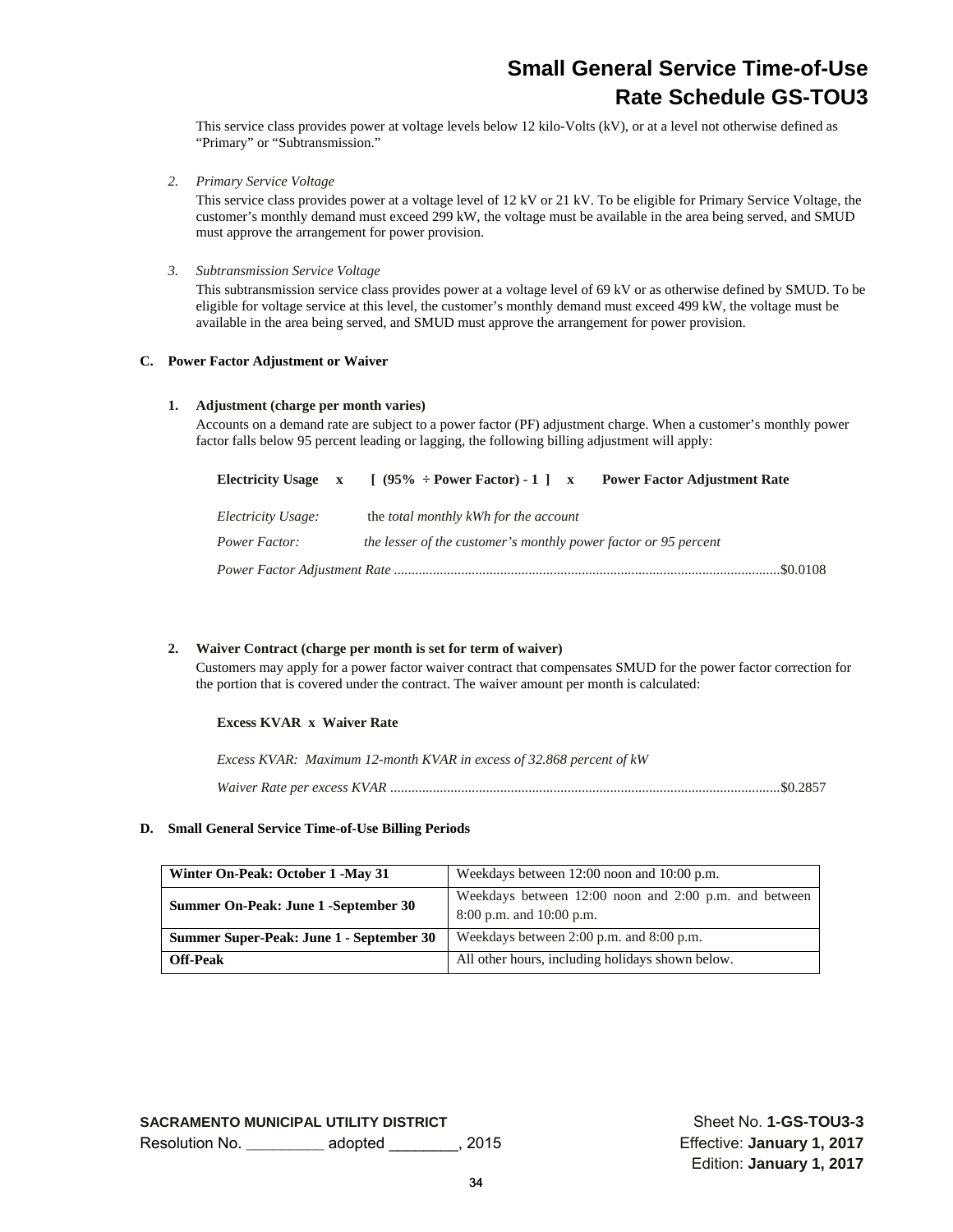# Small General Service Time-of-Use Rate Schedule GS-TOU3

This service class provides power at voltage levels below 12 kilo-Volts (kV), or at a level not otherwise defined as "Primary" or "Subtransmission."

2. *Primary Service Voltage*

   This service class provides power at a voltage level of 12 kV or 21 kV. To be eligible for Primary Service Voltage, the customer's monthly demand must exceed 299 kW, the voltage must be available in the area being served, and SMUD must approve the arrangement for power provision.

3. *Subtransmission Service Voltage*

   This subtransmission service class provides power at a voltage level of 69 kV or as otherwise defined by SMUD. To be eligible for voltage service at this level, the customer's monthly demand must exceed 499 kW, the voltage must be available in the area being served, and SMUD must approve the arrangement for power provision.

## C. Power Factor Adjustment or Waiver

### 1. Adjustment (charge per month varies)

Accounts on a demand rate are subject to a power factor (PF) adjustment charge. When a customer's monthly power factor falls below 95 percent leading or lagging, the following billing adjustment will apply:

**Electricity Usage x [ (95% ÷ Power Factor) - 1 ] x Power Factor Adjustment Rate**

*Electricity Usage:* the *total monthly kWh for the account*

*Power Factor:* *the lesser of the customer's monthly power factor or 95 percent*

*Power Factor Adjustment Rate* ............................................................ $0.0108

### 2. Waiver Contract (charge per month is set for term of waiver)

Customers may apply for a power factor waiver contract that compensates SMUD for the power factor correction for the portion that is covered under the contract. The waiver amount per month is calculated:

**Excess KVAR x Waiver Rate**

*Excess KVAR: Maximum 12-month KVAR in excess of 32.868 percent of kW*

*Waiver Rate per excess KVAR* ............................................................ $0.2857

## D. Small General Service Time-of-Use Billing Periods

| | |
|---|---|
| **Winter On-Peak: October 1 -May 31** | Weekdays between 12:00 noon and 10:00 p.m. |
| **Summer On-Peak: June 1 -September 30** | Weekdays between 12:00 noon and 2:00 p.m. and between 8:00 p.m. and 10:00 p.m. |
| **Summer Super-Peak: June 1 - September 30** | Weekdays between 2:00 p.m. and 8:00 p.m. |
| **Off-Peak** | All other hours, including holidays shown below. |

**SACRAMENTO MUNICIPAL UTILITY DISTRICT**
Resolution No. _________ adopted ________, 2015

Sheet No. **1-GS-TOU3-3**
Effective: **January 1, 2017**
Edition: **January 1, 2017**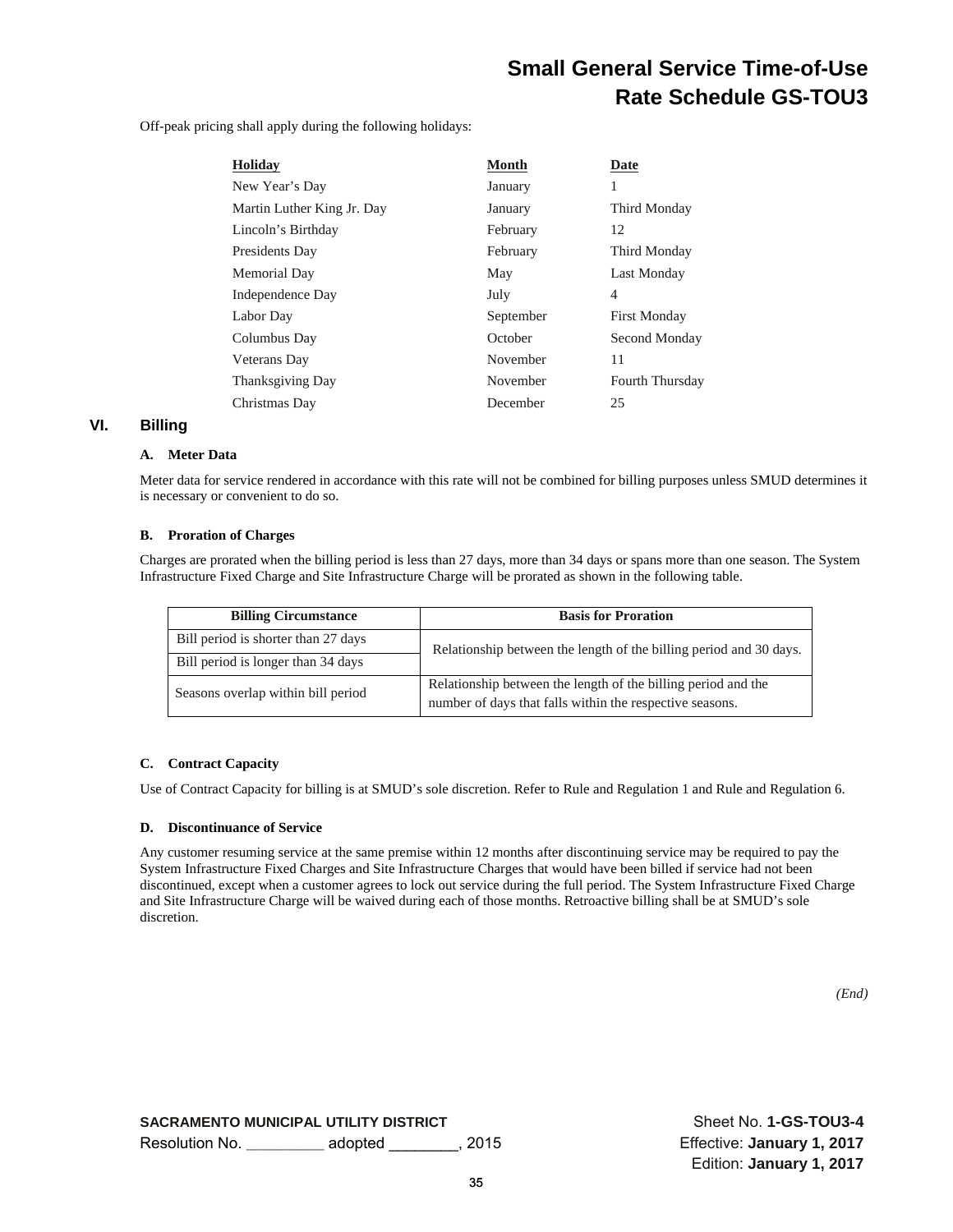Off-peak pricing shall apply during the following holidays:

| Holiday | Month | Date |
|---|---|---|
| New Year's Day | January | 1 |
| Martin Luther King Jr. Day | January | Third Monday |
| Lincoln's Birthday | February | 12 |
| Presidents Day | February | Third Monday |
| Memorial Day | May | Last Monday |
| Independence Day | July | 4 |
| Labor Day | September | First Monday |
| Columbus Day | October | Second Monday |
| Veterans Day | November | 11 |
| Thanksgiving Day | November | Fourth Thursday |
| Christmas Day | December | 25 |

## VI. Billing

### A. Meter Data

Meter data for service rendered in accordance with this rate will not be combined for billing purposes unless SMUD determines it is necessary or convenient to do so.

### B. Proration of Charges

Charges are prorated when the billing period is less than 27 days, more than 34 days or spans more than one season. The System Infrastructure Fixed Charge and Site Infrastructure Charge will be prorated as shown in the following table.

| Billing Circumstance | Basis for Proration |
|---|---|
| Bill period is shorter than 27 days | Relationship between the length of the billing period and 30 days. |
| Bill period is longer than 34 days | |
| Seasons overlap within bill period | Relationship between the length of the billing period and the number of days that falls within the respective seasons. |

### C. Contract Capacity

Use of Contract Capacity for billing is at SMUD's sole discretion. Refer to Rule and Regulation 1 and Rule and Regulation 6.

### D. Discontinuance of Service

Any customer resuming service at the same premise within 12 months after discontinuing service may be required to pay the System Infrastructure Fixed Charges and Site Infrastructure Charges that would have been billed if service had not been discontinued, except when a customer agrees to lock out service during the full period. The System Infrastructure Fixed Charge and Site Infrastructure Charge will be waived during each of those months. Retroactive billing shall be at SMUD's sole discretion.

*(End)*

**SACRAMENTO MUNICIPAL UTILITY DISTRICT**
Resolution No. _________ adopted ________, 2015

Sheet No. **1-GS-TOU3-4**
Effective: **January 1, 2017**
Edition: **January 1, 2017**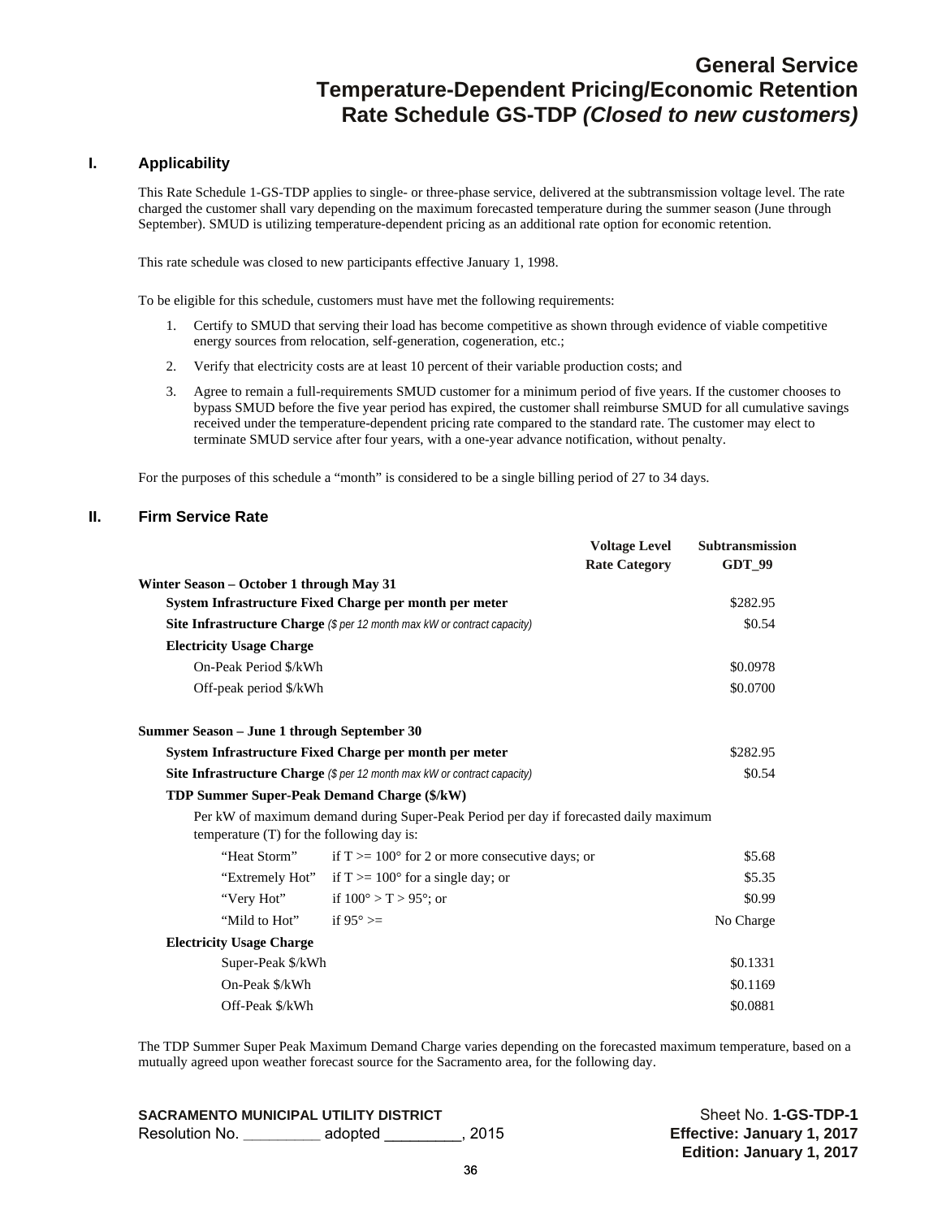# General Service
# Temperature-Dependent Pricing/Economic Retention
# Rate Schedule GS-TDP *(Closed to new customers)*

## I. Applicability

This Rate Schedule 1-GS-TDP applies to single- or three-phase service, delivered at the subtransmission voltage level. The rate charged the customer shall vary depending on the maximum forecasted temperature during the summer season (June through September). SMUD is utilizing temperature-dependent pricing as an additional rate option for economic retention.

This rate schedule was closed to new participants effective January 1, 1998.

To be eligible for this schedule, customers must have met the following requirements:

1. Certify to SMUD that serving their load has become competitive as shown through evidence of viable competitive energy sources from relocation, self-generation, cogeneration, etc.;
2. Verify that electricity costs are at least 10 percent of their variable production costs; and
3. Agree to remain a full-requirements SMUD customer for a minimum period of five years. If the customer chooses to bypass SMUD before the five year period has expired, the customer shall reimburse SMUD for all cumulative savings received under the temperature-dependent pricing rate compared to the standard rate. The customer may elect to terminate SMUD service after four years, with a one-year advance notification, without penalty.

For the purposes of this schedule a "month" is considered to be a single billing period of 27 to 34 days.

## II. Firm Service Rate

| | | Voltage Level<br>Rate Category | Subtransmission<br>GDT_99 |
|---|---|---|---|
| **Winter Season – October 1 through May 31** | | | |
| **System Infrastructure Fixed Charge per month per meter** | | | $282.95 |
| **Site Infrastructure Charge** *($ per 12 month max kW or contract capacity)* | | | $0.54 |
| **Electricity Usage Charge** | | | |
| On-Peak Period $/kWh | | | $0.0978 |
| Off-peak period $/kWh | | | $0.0700 |
| **Summer Season – June 1 through September 30** | | | |
| **System Infrastructure Fixed Charge per month per meter** | | | $282.95 |
| **Site Infrastructure Charge** *($ per 12 month max kW or contract capacity)* | | | $0.54 |
| **TDP Summer Super-Peak Demand Charge ($/kW)** | | | |
| Per kW of maximum demand during Super-Peak Period per day if forecasted daily maximum temperature (T) for the following day is: | | | |
| "Heat Storm" | if T >= 100° for 2 or more consecutive days; or | | $5.68 |
| "Extremely Hot" | if T >= 100° for a single day; or | | $5.35 |
| "Very Hot" | if 100° > T > 95°; or | | $0.99 |
| "Mild to Hot" | if 95° >= | | No Charge |
| **Electricity Usage Charge** | | | |
| Super-Peak $/kWh | | | $0.1331 |
| On-Peak $/kWh | | | $0.1169 |
| Off-Peak $/kWh | | | $0.0881 |

The TDP Summer Super Peak Maximum Demand Charge varies depending on the forecasted maximum temperature, based on a mutually agreed upon weather forecast source for the Sacramento area, for the following day.

**SACRAMENTO MUNICIPAL UTILITY DISTRICT**
Resolution No. _________ adopted _________, 2015

Sheet No. **1-GS-TDP-1**
**Effective: January 1, 2017**
**Edition: January 1, 2017**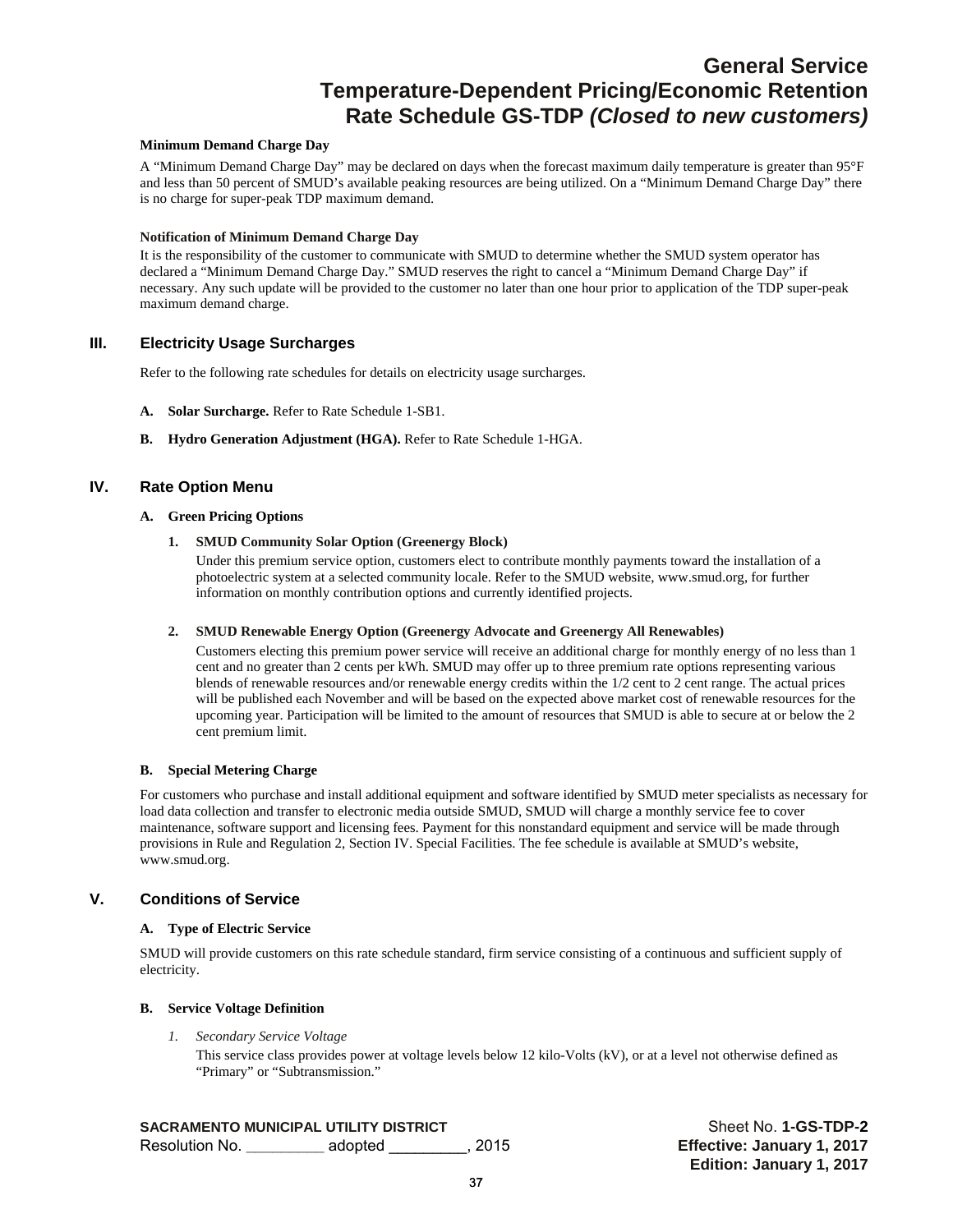# General Service
# Temperature-Dependent Pricing/Economic Retention
# Rate Schedule GS-TDP *(Closed to new customers)*

**Minimum Demand Charge Day**

A "Minimum Demand Charge Day" may be declared on days when the forecast maximum daily temperature is greater than 95°F and less than 50 percent of SMUD's available peaking resources are being utilized. On a "Minimum Demand Charge Day" there is no charge for super-peak TDP maximum demand.

**Notification of Minimum Demand Charge Day**

It is the responsibility of the customer to communicate with SMUD to determine whether the SMUD system operator has declared a "Minimum Demand Charge Day." SMUD reserves the right to cancel a "Minimum Demand Charge Day" if necessary. Any such update will be provided to the customer no later than one hour prior to application of the TDP super-peak maximum demand charge.

## III. Electricity Usage Surcharges

Refer to the following rate schedules for details on electricity usage surcharges.

**A. Solar Surcharge.** Refer to Rate Schedule 1-SB1.

**B. Hydro Generation Adjustment (HGA).** Refer to Rate Schedule 1-HGA.

## IV. Rate Option Menu

### A. Green Pricing Options

**1. SMUD Community Solar Option (Greenergy Block)**

Under this premium service option, customers elect to contribute monthly payments toward the installation of a photoelectric system at a selected community locale. Refer to the SMUD website, www.smud.org, for further information on monthly contribution options and currently identified projects.

**2. SMUD Renewable Energy Option (Greenergy Advocate and Greenergy All Renewables)**

Customers electing this premium power service will receive an additional charge for monthly energy of no less than 1 cent and no greater than 2 cents per kWh. SMUD may offer up to three premium rate options representing various blends of renewable resources and/or renewable energy credits within the 1/2 cent to 2 cent range. The actual prices will be published each November and will be based on the expected above market cost of renewable resources for the upcoming year. Participation will be limited to the amount of resources that SMUD is able to secure at or below the 2 cent premium limit.

### B. Special Metering Charge

For customers who purchase and install additional equipment and software identified by SMUD meter specialists as necessary for load data collection and transfer to electronic media outside SMUD, SMUD will charge a monthly service fee to cover maintenance, software support and licensing fees. Payment for this nonstandard equipment and service will be made through provisions in Rule and Regulation 2, Section IV. Special Facilities. The fee schedule is available at SMUD's website, www.smud.org.

## V. Conditions of Service

### A. Type of Electric Service

SMUD will provide customers on this rate schedule standard, firm service consisting of a continuous and sufficient supply of electricity.

### B. Service Voltage Definition

*1. Secondary Service Voltage*

This service class provides power at voltage levels below 12 kilo-Volts (kV), or at a level not otherwise defined as "Primary" or "Subtransmission."

SACRAMENTO MUNICIPAL UTILITY DISTRICT
Resolution No. _________ adopted _________, 2015

Sheet No. **1-GS-TDP-2**
**Effective: January 1, 2017**
**Edition: January 1, 2017**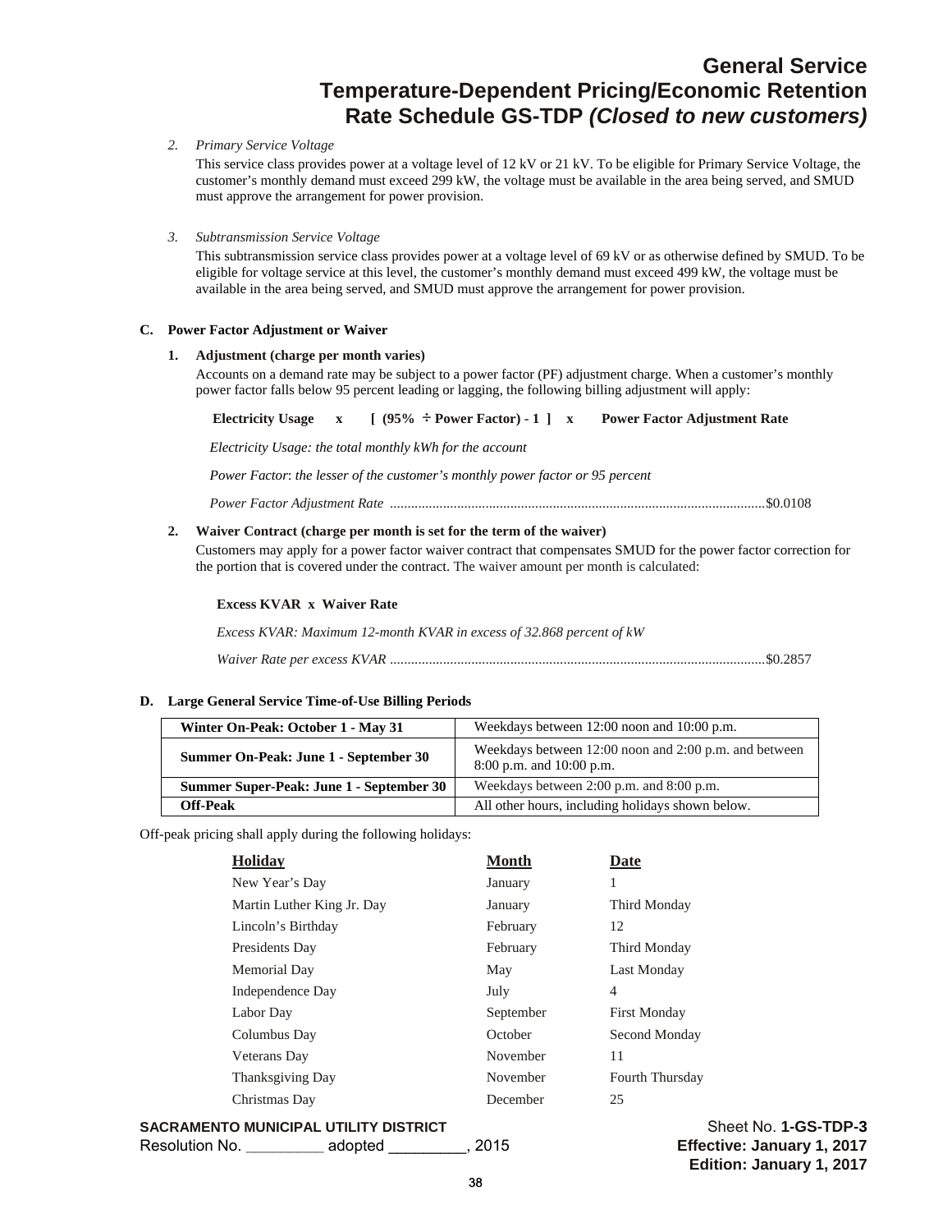# General Service
# Temperature-Dependent Pricing/Economic Retention
# Rate Schedule GS-TDP *(Closed to new customers)*

2. *Primary Service Voltage*

   This service class provides power at a voltage level of 12 kV or 21 kV. To be eligible for Primary Service Voltage, the customer's monthly demand must exceed 299 kW, the voltage must be available in the area being served, and SMUD must approve the arrangement for power provision.

3. *Subtransmission Service Voltage*

   This subtransmission service class provides power at a voltage level of 69 kV or as otherwise defined by SMUD. To be eligible for voltage service at this level, the customer's monthly demand must exceed 499 kW, the voltage must be available in the area being served, and SMUD must approve the arrangement for power provision.

**C. Power Factor Adjustment or Waiver**

**1. Adjustment (charge per month varies)**

Accounts on a demand rate may be subject to a power factor (PF) adjustment charge. When a customer's monthly power factor falls below 95 percent leading or lagging, the following billing adjustment will apply:

**Electricity Usage x [ (95% ÷ Power Factor) - 1 ] x Power Factor Adjustment Rate**

*Electricity Usage: the total monthly kWh for the account*

*Power Factor*: *the lesser of the customer's monthly power factor or 95 percent*

*Power Factor Adjustment Rate* ..........................................................................................................$0.0108

**2. Waiver Contract (charge per month is set for the term of the waiver)**

Customers may apply for a power factor waiver contract that compensates SMUD for the power factor correction for the portion that is covered under the contract. The waiver amount per month is calculated:

**Excess KVAR x Waiver Rate**

*Excess KVAR: Maximum 12-month KVAR in excess of 32.868 percent of kW*

*Waiver Rate per excess KVAR* ..........................................................................................................$0.2857

**D. Large General Service Time-of-Use Billing Periods**

| Period | Hours |
|---|---|
| **Winter On-Peak: October 1 - May 31** | Weekdays between 12:00 noon and 10:00 p.m. |
| **Summer On-Peak: June 1 - September 30** | Weekdays between 12:00 noon and 2:00 p.m. and between 8:00 p.m. and 10:00 p.m. |
| **Summer Super-Peak: June 1 - September 30** | Weekdays between 2:00 p.m. and 8:00 p.m. |
| **Off-Peak** | All other hours, including holidays shown below. |

Off-peak pricing shall apply during the following holidays:

| Holiday | Month | Date |
|---|---|---|
| New Year's Day | January | 1 |
| Martin Luther King Jr. Day | January | Third Monday |
| Lincoln's Birthday | February | 12 |
| Presidents Day | February | Third Monday |
| Memorial Day | May | Last Monday |
| Independence Day | July | 4 |
| Labor Day | September | First Monday |
| Columbus Day | October | Second Monday |
| Veterans Day | November | 11 |
| Thanksgiving Day | November | Fourth Thursday |
| Christmas Day | December | 25 |

**SACRAMENTO MUNICIPAL UTILITY DISTRICT**
Resolution No. _________ adopted _________, 2015

Sheet No. **1-GS-TDP-3**
**Effective: January 1, 2017**
**Edition: January 1, 2017**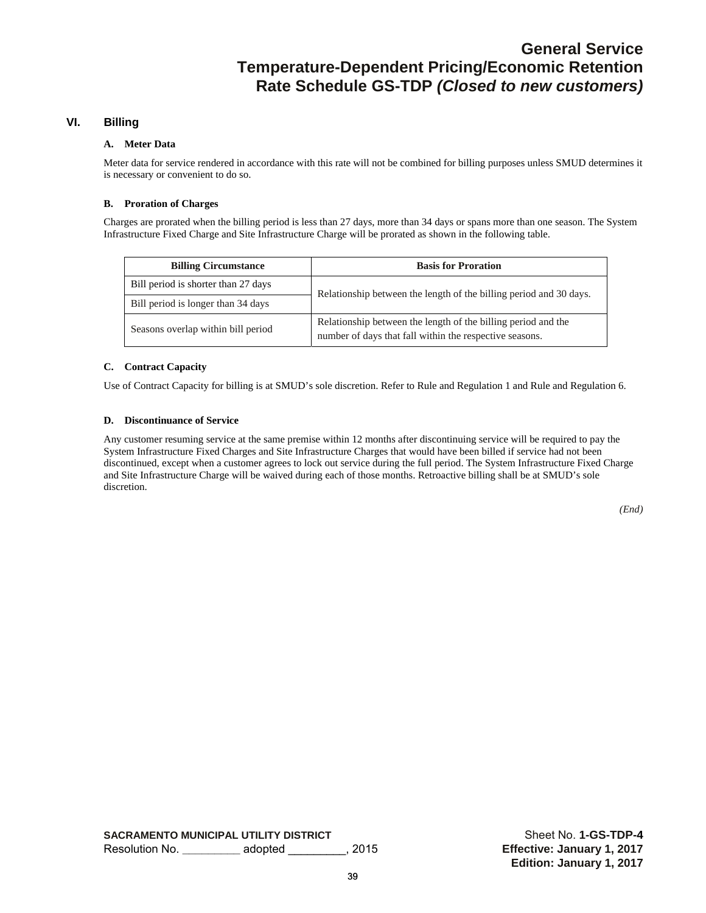# General Service
# Temperature-Dependent Pricing/Economic Retention
# Rate Schedule GS-TDP *(Closed to new customers)*

## VI. Billing

### A. Meter Data

Meter data for service rendered in accordance with this rate will not be combined for billing purposes unless SMUD determines it is necessary or convenient to do so.

### B. Proration of Charges

Charges are prorated when the billing period is less than 27 days, more than 34 days or spans more than one season. The System Infrastructure Fixed Charge and Site Infrastructure Charge will be prorated as shown in the following table.

| Billing Circumstance | Basis for Proration |
|---|---|
| Bill period is shorter than 27 days | Relationship between the length of the billing period and 30 days. |
| Bill period is longer than 34 days | |
| Seasons overlap within bill period | Relationship between the length of the billing period and the number of days that fall within the respective seasons. |

### C. Contract Capacity

Use of Contract Capacity for billing is at SMUD's sole discretion. Refer to Rule and Regulation 1 and Rule and Regulation 6.

### D. Discontinuance of Service

Any customer resuming service at the same premise within 12 months after discontinuing service will be required to pay the System Infrastructure Fixed Charges and Site Infrastructure Charges that would have been billed if service had not been discontinued, except when a customer agrees to lock out service during the full period. The System Infrastructure Fixed Charge and Site Infrastructure Charge will be waived during each of those months. Retroactive billing shall be at SMUD's sole discretion.

*(End)*

**SACRAMENTO MUNICIPAL UTILITY DISTRICT**
Resolution No. _________ adopted _________, 2015

Sheet No. **1-GS-TDP-4**
**Effective: January 1, 2017**
**Edition: January 1, 2017**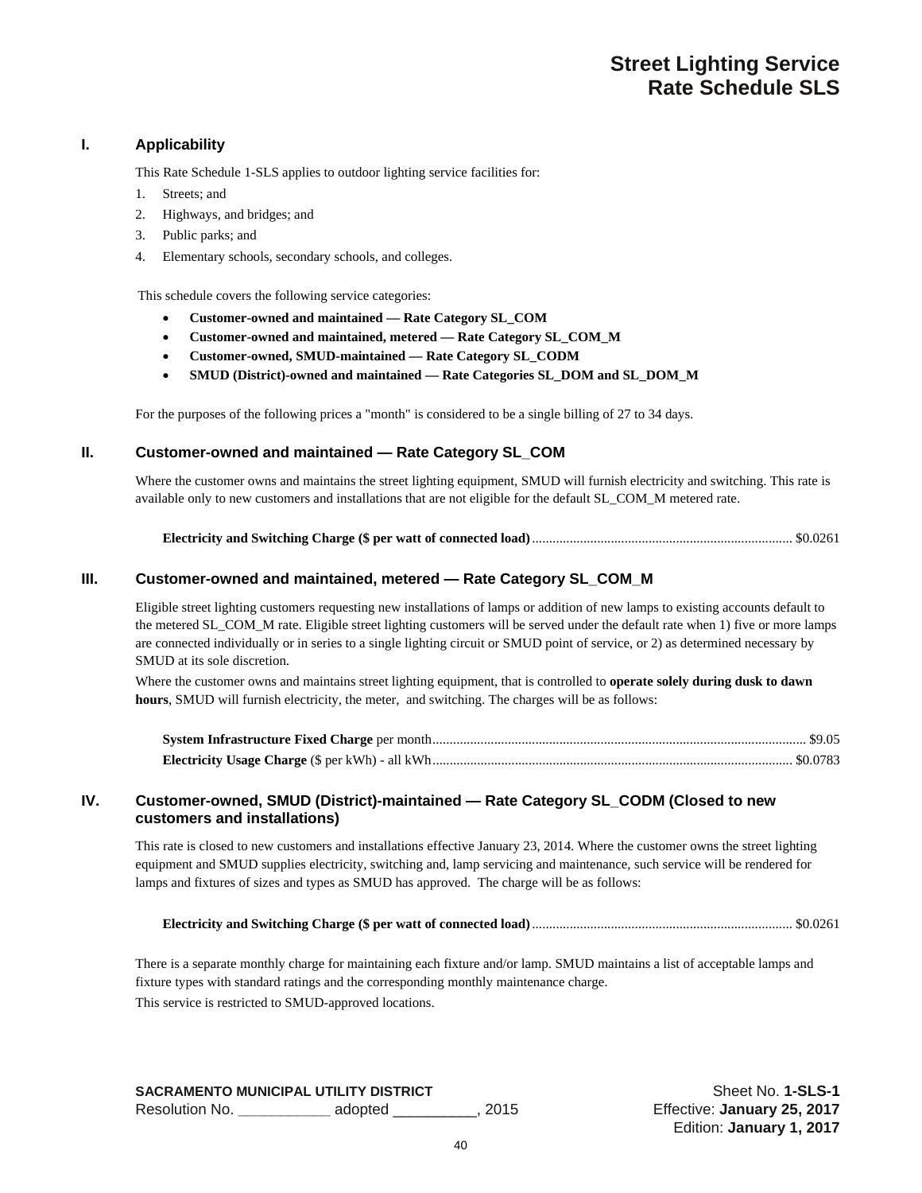# Street Lighting Service
# Rate Schedule SLS

## I. Applicability

This Rate Schedule 1-SLS applies to outdoor lighting service facilities for:

1. Streets; and
2. Highways, and bridges; and
3. Public parks; and
4. Elementary schools, secondary schools, and colleges.

This schedule covers the following service categories:

- **Customer-owned and maintained — Rate Category SL_COM**
- **Customer-owned and maintained, metered — Rate Category SL_COM_M**
- **Customer-owned, SMUD-maintained — Rate Category SL_CODM**
- **SMUD (District)-owned and maintained — Rate Categories SL_DOM and SL_DOM_M**

For the purposes of the following prices a "month" is considered to be a single billing of 27 to 34 days.

## II. Customer-owned and maintained — Rate Category SL_COM

Where the customer owns and maintains the street lighting equipment, SMUD will furnish electricity and switching. This rate is available only to new customers and installations that are not eligible for the default SL_COM_M metered rate.

**Electricity and Switching Charge ($ per watt of connected load)** ........................................ $0.0261

## III. Customer-owned and maintained, metered — Rate Category SL_COM_M

Eligible street lighting customers requesting new installations of lamps or addition of new lamps to existing accounts default to the metered SL_COM_M rate. Eligible street lighting customers will be served under the default rate when 1) five or more lamps are connected individually or in series to a single lighting circuit or SMUD point of service, or 2) as determined necessary by SMUD at its sole discretion.

Where the customer owns and maintains street lighting equipment, that is controlled to **operate solely during dusk to dawn hours**, SMUD will furnish electricity, the meter, and switching. The charges will be as follows:

**System Infrastructure Fixed Charge** per month........................................ $9.05
**Electricity Usage Charge** ($ per kWh) - all kWh........................................ $0.0783

## IV. Customer-owned, SMUD (District)-maintained — Rate Category SL_CODM (Closed to new customers and installations)

This rate is closed to new customers and installations effective January 23, 2014. Where the customer owns the street lighting equipment and SMUD supplies electricity, switching and, lamp servicing and maintenance, such service will be rendered for lamps and fixtures of sizes and types as SMUD has approved. The charge will be as follows:

**Electricity and Switching Charge ($ per watt of connected load)** ........................................ $0.0261

There is a separate monthly charge for maintaining each fixture and/or lamp. SMUD maintains a list of acceptable lamps and fixture types with standard ratings and the corresponding monthly maintenance charge.

This service is restricted to SMUD-approved locations.

**SACRAMENTO MUNICIPAL UTILITY DISTRICT**
Resolution No. ___________ adopted __________, 2015

Sheet No. **1-SLS-1**
Effective: **January 25, 2017**
Edition: **January 1, 2017**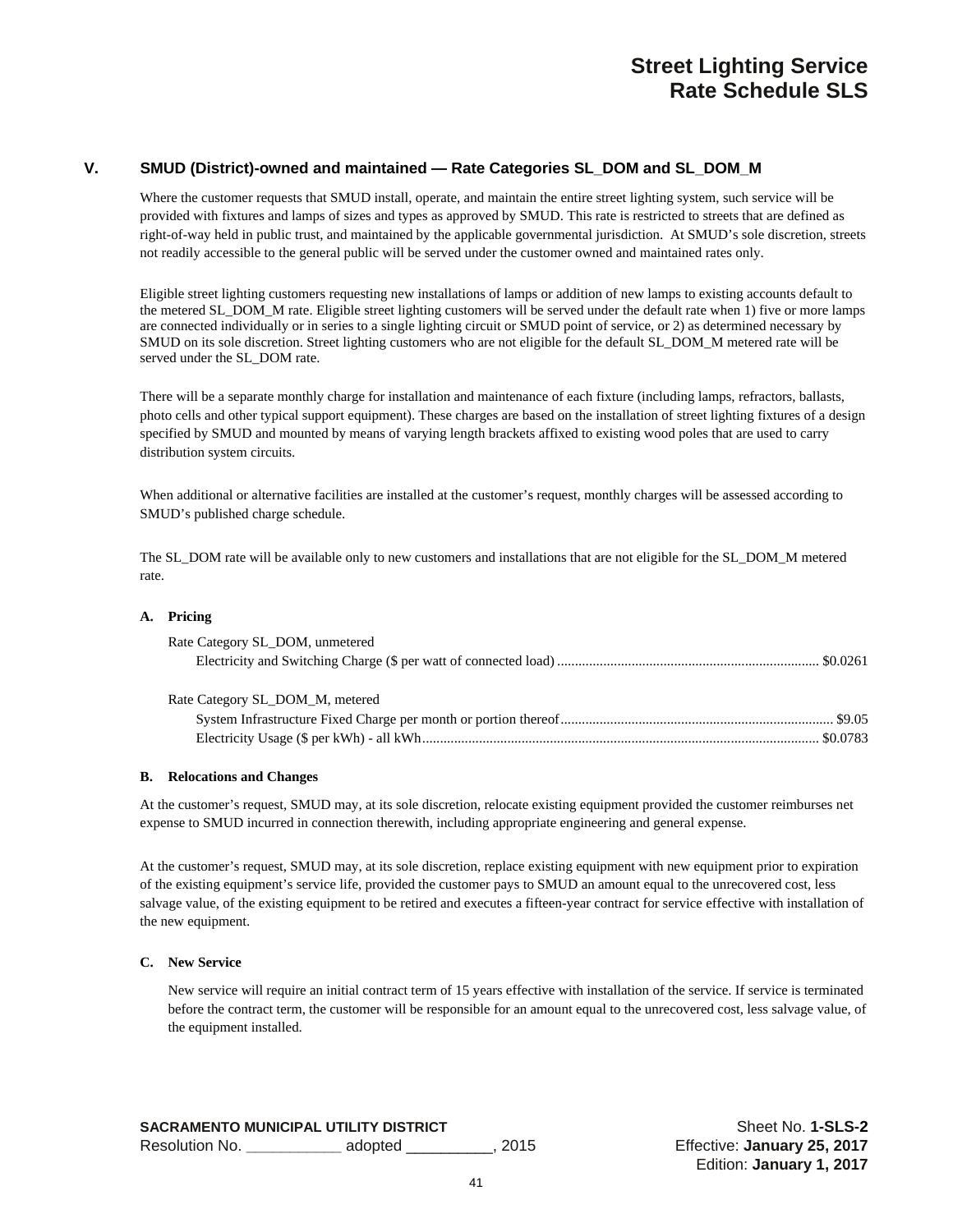## V. SMUD (District)-owned and maintained — Rate Categories SL_DOM and SL_DOM_M

Where the customer requests that SMUD install, operate, and maintain the entire street lighting system, such service will be provided with fixtures and lamps of sizes and types as approved by SMUD. This rate is restricted to streets that are defined as right-of-way held in public trust, and maintained by the applicable governmental jurisdiction. At SMUD's sole discretion, streets not readily accessible to the general public will be served under the customer owned and maintained rates only.

Eligible street lighting customers requesting new installations of lamps or addition of new lamps to existing accounts default to the metered SL_DOM_M rate. Eligible street lighting customers will be served under the default rate when 1) five or more lamps are connected individually or in series to a single lighting circuit or SMUD point of service, or 2) as determined necessary by SMUD on its sole discretion. Street lighting customers who are not eligible for the default SL_DOM_M metered rate will be served under the SL_DOM rate.

There will be a separate monthly charge for installation and maintenance of each fixture (including lamps, refractors, ballasts, photo cells and other typical support equipment). These charges are based on the installation of street lighting fixtures of a design specified by SMUD and mounted by means of varying length brackets affixed to existing wood poles that are used to carry distribution system circuits.

When additional or alternative facilities are installed at the customer's request, monthly charges will be assessed according to SMUD's published charge schedule.

The SL_DOM rate will be available only to new customers and installations that are not eligible for the SL_DOM_M metered rate.

### A. Pricing

Rate Category SL_DOM, unmetered

| | |
|---|---|
| Electricity and Switching Charge ($ per watt of connected load) | $0.0261 |

Rate Category SL_DOM_M, metered

| | |
|---|---|
| System Infrastructure Fixed Charge per month or portion thereof | $9.05 |
| Electricity Usage ($ per kWh) - all kWh | $0.0783 |

### B. Relocations and Changes

At the customer's request, SMUD may, at its sole discretion, relocate existing equipment provided the customer reimburses net expense to SMUD incurred in connection therewith, including appropriate engineering and general expense.

At the customer's request, SMUD may, at its sole discretion, replace existing equipment with new equipment prior to expiration of the existing equipment's service life, provided the customer pays to SMUD an amount equal to the unrecovered cost, less salvage value, of the existing equipment to be retired and executes a fifteen-year contract for service effective with installation of the new equipment.

### C. New Service

New service will require an initial contract term of 15 years effective with installation of the service. If service is terminated before the contract term, the customer will be responsible for an amount equal to the unrecovered cost, less salvage value, of the equipment installed.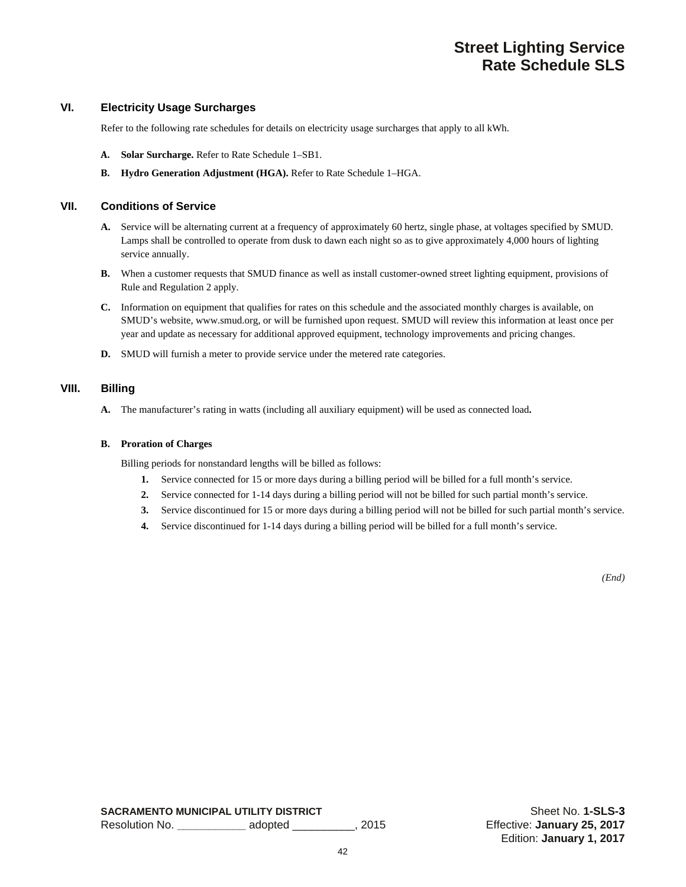## VI. Electricity Usage Surcharges

Refer to the following rate schedules for details on electricity usage surcharges that apply to all kWh.

**A. Solar Surcharge.** Refer to Rate Schedule 1–SB1.

**B. Hydro Generation Adjustment (HGA).** Refer to Rate Schedule 1–HGA.

## VII. Conditions of Service

**A.** Service will be alternating current at a frequency of approximately 60 hertz, single phase, at voltages specified by SMUD. Lamps shall be controlled to operate from dusk to dawn each night so as to give approximately 4,000 hours of lighting service annually.

**B.** When a customer requests that SMUD finance as well as install customer-owned street lighting equipment, provisions of Rule and Regulation 2 apply.

**C.** Information on equipment that qualifies for rates on this schedule and the associated monthly charges is available, on SMUD's website, www.smud.org, or will be furnished upon request. SMUD will review this information at least once per year and update as necessary for additional approved equipment, technology improvements and pricing changes.

**D.** SMUD will furnish a meter to provide service under the metered rate categories.

## VIII. Billing

**A.** The manufacturer's rating in watts (including all auxiliary equipment) will be used as connected load**.**

**B. Proration of Charges**

Billing periods for nonstandard lengths will be billed as follows:

1. Service connected for 15 or more days during a billing period will be billed for a full month's service.
2. Service connected for 1-14 days during a billing period will not be billed for such partial month's service.
3. Service discontinued for 15 or more days during a billing period will not be billed for such partial month's service.
4. Service discontinued for 1-14 days during a billing period will be billed for a full month's service.

*(End)*

**SACRAMENTO MUNICIPAL UTILITY DISTRICT**
Resolution No. ___________ adopted __________, 2015

Sheet No. **1-SLS-3**
Effective: **January 25, 2017**
Edition: **January 1, 2017**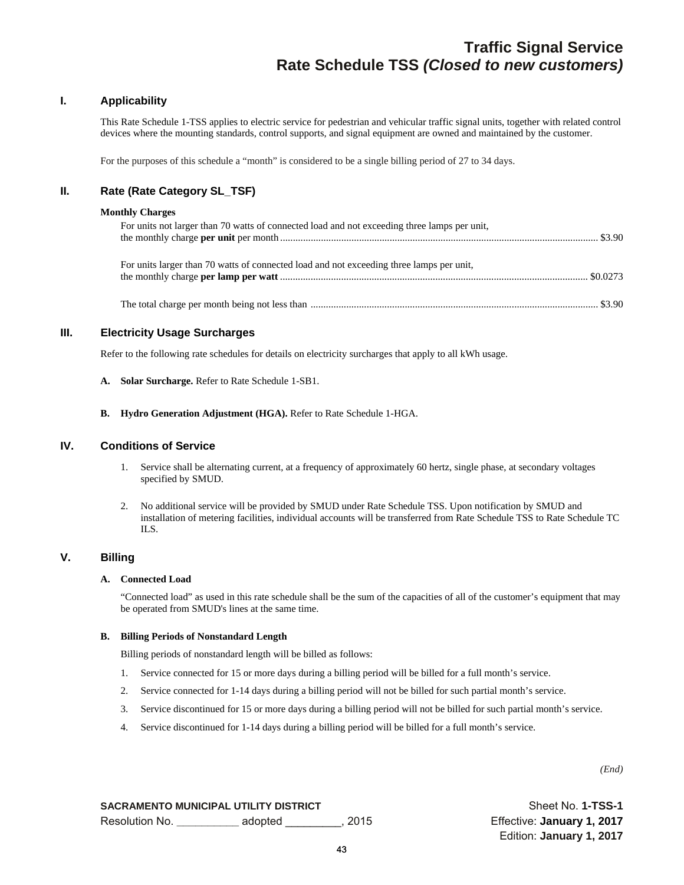# Traffic Signal Service
# Rate Schedule TSS *(Closed to new customers)*

## I. Applicability

This Rate Schedule 1-TSS applies to electric service for pedestrian and vehicular traffic signal units, together with related control devices where the mounting standards, control supports, and signal equipment are owned and maintained by the customer.

For the purposes of this schedule a "month" is considered to be a single billing period of 27 to 34 days.

## II. Rate (Rate Category SL_TSF)

**Monthly Charges**

For units not larger than 70 watts of connected load and not exceeding three lamps per unit, the monthly charge **per unit** per month ............................................................ $3.90

For units larger than 70 watts of connected load and not exceeding three lamps per unit, the monthly charge **per lamp per watt** ............................................................ $0.0273

The total charge per month being not less than ............................................................ $3.90

## III. Electricity Usage Surcharges

Refer to the following rate schedules for details on electricity surcharges that apply to all kWh usage.

**A. Solar Surcharge.** Refer to Rate Schedule 1-SB1.

**B. Hydro Generation Adjustment (HGA).** Refer to Rate Schedule 1-HGA.

## IV. Conditions of Service

1. Service shall be alternating current, at a frequency of approximately 60 hertz, single phase, at secondary voltages specified by SMUD.
2. No additional service will be provided by SMUD under Rate Schedule TSS. Upon notification by SMUD and installation of metering facilities, individual accounts will be transferred from Rate Schedule TSS to Rate Schedule TC ILS.

## V. Billing

**A. Connected Load**

"Connected load" as used in this rate schedule shall be the sum of the capacities of all of the customer's equipment that may be operated from SMUD's lines at the same time.

**B. Billing Periods of Nonstandard Length**

Billing periods of nonstandard length will be billed as follows:

1. Service connected for 15 or more days during a billing period will be billed for a full month's service.
2. Service connected for 1-14 days during a billing period will not be billed for such partial month's service.
3. Service discontinued for 15 or more days during a billing period will not be billed for such partial month's service.
4. Service discontinued for 1-14 days during a billing period will be billed for a full month's service.

*(End)*

**SACRAMENTO MUNICIPAL UTILITY DISTRICT**
Resolution No. __________ adopted _________, 2015

Sheet No. **1-TSS-1**
Effective: **January 1, 2017**
Edition: **January 1, 2017**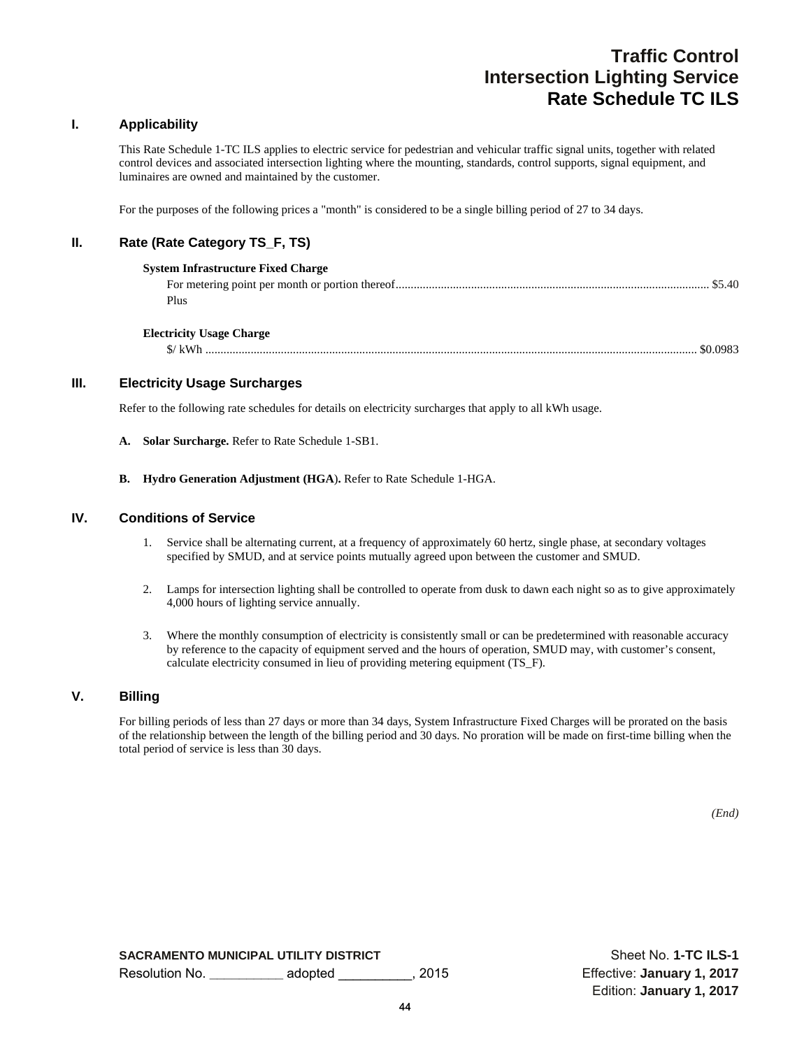# Traffic Control
# Intersection Lighting Service
# Rate Schedule TC ILS

## I. Applicability

This Rate Schedule 1-TC ILS applies to electric service for pedestrian and vehicular traffic signal units, together with related control devices and associated intersection lighting where the mounting, standards, control supports, signal equipment, and luminaires are owned and maintained by the customer.

For the purposes of the following prices a "month" is considered to be a single billing period of 27 to 34 days.

## II. Rate (Rate Category TS_F, TS)

**System Infrastructure Fixed Charge**

For metering point per month or portion thereof........................................................................................................ $5.40

Plus

**Electricity Usage Charge**

$/ kWh ................................................................................................................................................................. $0.0983

## III. Electricity Usage Surcharges

Refer to the following rate schedules for details on electricity surcharges that apply to all kWh usage.

**A. Solar Surcharge.** Refer to Rate Schedule 1-SB1.

**B. Hydro Generation Adjustment (HGA).** Refer to Rate Schedule 1-HGA.

## IV. Conditions of Service

1. Service shall be alternating current, at a frequency of approximately 60 hertz, single phase, at secondary voltages specified by SMUD, and at service points mutually agreed upon between the customer and SMUD.

2. Lamps for intersection lighting shall be controlled to operate from dusk to dawn each night so as to give approximately 4,000 hours of lighting service annually.

3. Where the monthly consumption of electricity is consistently small or can be predetermined with reasonable accuracy by reference to the capacity of equipment served and the hours of operation, SMUD may, with customer's consent, calculate electricity consumed in lieu of providing metering equipment (TS_F).

## V. Billing

For billing periods of less than 27 days or more than 34 days, System Infrastructure Fixed Charges will be prorated on the basis of the relationship between the length of the billing period and 30 days. No proration will be made on first-time billing when the total period of service is less than 30 days.

*(End)*

**SACRAMENTO MUNICIPAL UTILITY DISTRICT**
Resolution No. __________ adopted __________, 2015

Sheet No. **1-TC ILS-1**
Effective: **January 1, 2017**
Edition: **January 1, 2017**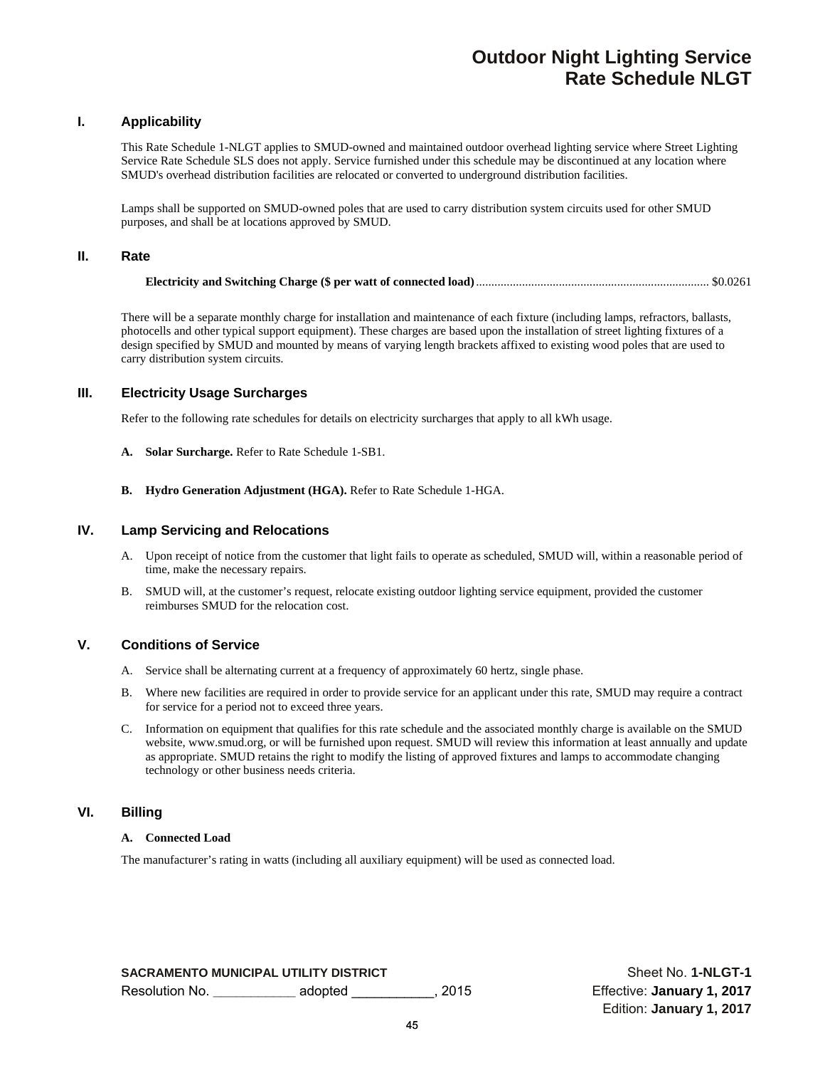# Outdoor Night Lighting Service
# Rate Schedule NLGT

## I. Applicability

This Rate Schedule 1-NLGT applies to SMUD-owned and maintained outdoor overhead lighting service where Street Lighting Service Rate Schedule SLS does not apply. Service furnished under this schedule may be discontinued at any location where SMUD's overhead distribution facilities are relocated or converted to underground distribution facilities.

Lamps shall be supported on SMUD-owned poles that are used to carry distribution system circuits used for other SMUD purposes, and shall be at locations approved by SMUD.

## II. Rate

**Electricity and Switching Charge ($ per watt of connected load)**.......................................................................... $0.0261

There will be a separate monthly charge for installation and maintenance of each fixture (including lamps, refractors, ballasts, photocells and other typical support equipment). These charges are based upon the installation of street lighting fixtures of a design specified by SMUD and mounted by means of varying length brackets affixed to existing wood poles that are used to carry distribution system circuits.

## III. Electricity Usage Surcharges

Refer to the following rate schedules for details on electricity surcharges that apply to all kWh usage.

**A. Solar Surcharge.** Refer to Rate Schedule 1-SB1.

**B. Hydro Generation Adjustment (HGA).** Refer to Rate Schedule 1-HGA.

## IV. Lamp Servicing and Relocations

A. Upon receipt of notice from the customer that light fails to operate as scheduled, SMUD will, within a reasonable period of time, make the necessary repairs.

B. SMUD will, at the customer's request, relocate existing outdoor lighting service equipment, provided the customer reimburses SMUD for the relocation cost.

## V. Conditions of Service

A. Service shall be alternating current at a frequency of approximately 60 hertz, single phase.

B. Where new facilities are required in order to provide service for an applicant under this rate, SMUD may require a contract for service for a period not to exceed three years.

C. Information on equipment that qualifies for this rate schedule and the associated monthly charge is available on the SMUD website, www.smud.org, or will be furnished upon request. SMUD will review this information at least annually and update as appropriate. SMUD retains the right to modify the listing of approved fixtures and lamps to accommodate changing technology or other business needs criteria.

## VI. Billing

**A. Connected Load**

The manufacturer's rating in watts (including all auxiliary equipment) will be used as connected load.

**SACRAMENTO MUNICIPAL UTILITY DISTRICT**
Resolution No. ___________ adopted ___________, 2015

Sheet No. **1-NLGT-1**
Effective: **January 1, 2017**
Edition: **January 1, 2017**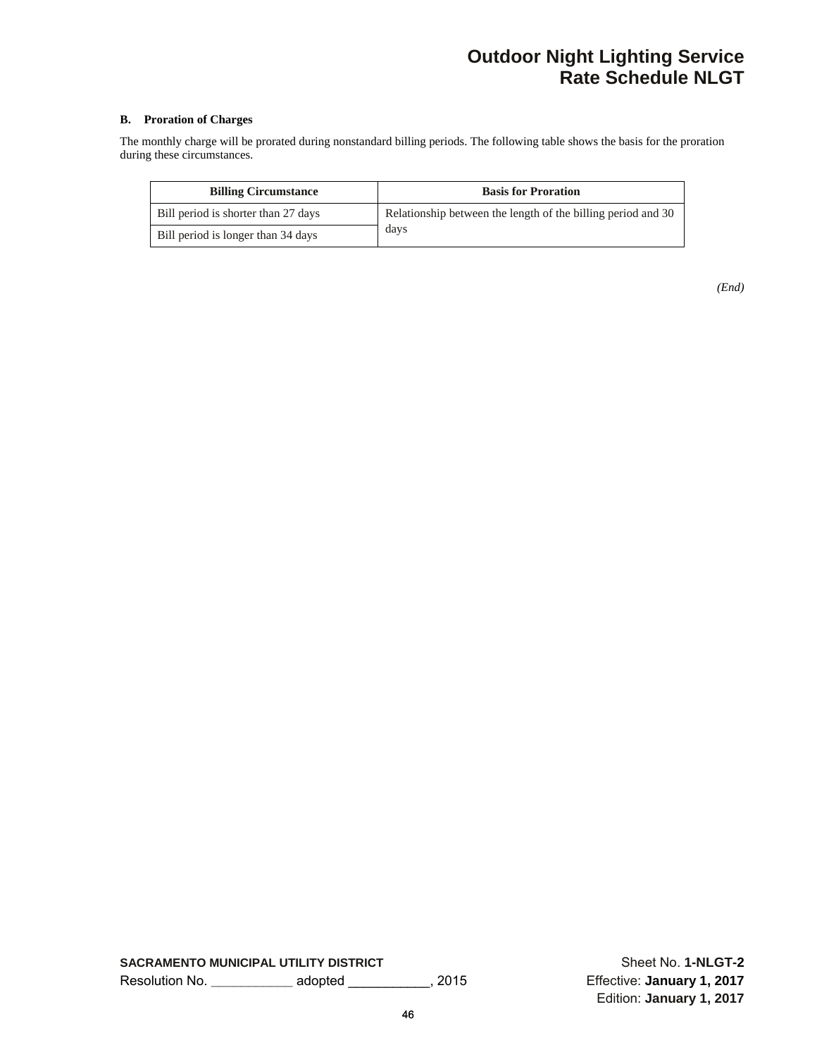# Outdoor Night Lighting Service
# Rate Schedule NLGT

### B. Proration of Charges

The monthly charge will be prorated during nonstandard billing periods. The following table shows the basis for the proration during these circumstances.

| Billing Circumstance | Basis for Proration |
|---|---|
| Bill period is shorter than 27 days | Relationship between the length of the billing period and 30 days |
| Bill period is longer than 34 days | |

*(End)*

**SACRAMENTO MUNICIPAL UTILITY DISTRICT**
Resolution No. ___________ adopted ___________, 2015

Sheet No. **1-NLGT-2**
Effective: **January 1, 2017**
Edition: **January 1, 2017**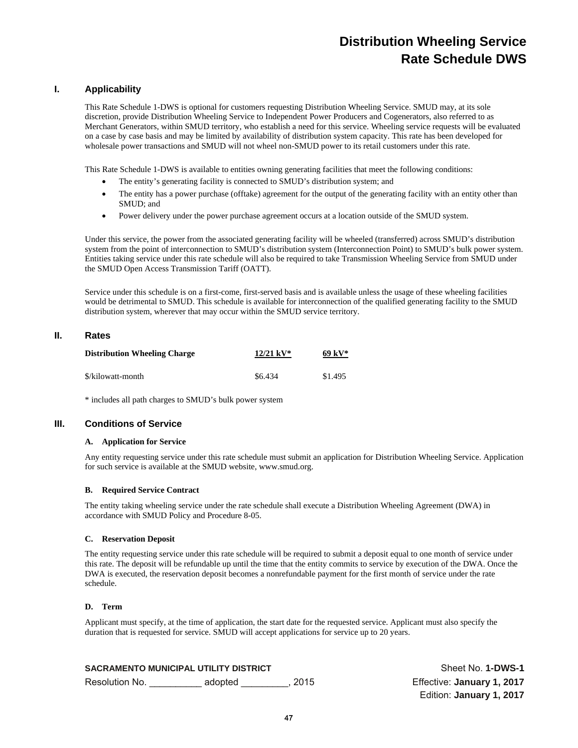# Distribution Wheeling Service
# Rate Schedule DWS

## I. Applicability

This Rate Schedule 1-DWS is optional for customers requesting Distribution Wheeling Service. SMUD may, at its sole discretion, provide Distribution Wheeling Service to Independent Power Producers and Cogenerators, also referred to as Merchant Generators, within SMUD territory, who establish a need for this service. Wheeling service requests will be evaluated on a case by case basis and may be limited by availability of distribution system capacity. This rate has been developed for wholesale power transactions and SMUD will not wheel non-SMUD power to its retail customers under this rate.

This Rate Schedule 1-DWS is available to entities owning generating facilities that meet the following conditions:

- The entity's generating facility is connected to SMUD's distribution system; and
- The entity has a power purchase (offtake) agreement for the output of the generating facility with an entity other than SMUD; and
- Power delivery under the power purchase agreement occurs at a location outside of the SMUD system.

Under this service, the power from the associated generating facility will be wheeled (transferred) across SMUD's distribution system from the point of interconnection to SMUD's distribution system (Interconnection Point) to SMUD's bulk power system. Entities taking service under this rate schedule will also be required to take Transmission Wheeling Service from SMUD under the SMUD Open Access Transmission Tariff (OATT).

Service under this schedule is on a first-come, first-served basis and is available unless the usage of these wheeling facilities would be detrimental to SMUD. This schedule is available for interconnection of the qualified generating facility to the SMUD distribution system, wherever that may occur within the SMUD service territory.

## II. Rates

| Distribution Wheeling Charge | 12/21 kV* | 69 kV* |
|---|---|---|
| $/kilowatt-month | $6.434 | $1.495 |

* includes all path charges to SMUD's bulk power system

## III. Conditions of Service

### A. Application for Service

Any entity requesting service under this rate schedule must submit an application for Distribution Wheeling Service. Application for such service is available at the SMUD website, www.smud.org.

### B. Required Service Contract

The entity taking wheeling service under the rate schedule shall execute a Distribution Wheeling Agreement (DWA) in accordance with SMUD Policy and Procedure 8-05.

### C. Reservation Deposit

The entity requesting service under this rate schedule will be required to submit a deposit equal to one month of service under this rate. The deposit will be refundable up until the time that the entity commits to service by execution of the DWA. Once the DWA is executed, the reservation deposit becomes a nonrefundable payment for the first month of service under the rate schedule.

### D. Term

Applicant must specify, at the time of application, the start date for the requested service. Applicant must also specify the duration that is requested for service. SMUD will accept applications for service up to 20 years.

**SACRAMENTO MUNICIPAL UTILITY DISTRICT**
Resolution No. __________ adopted _________, 2015

Sheet No. **1-DWS-1**
Effective: **January 1, 2017**
Edition: **January 1, 2017**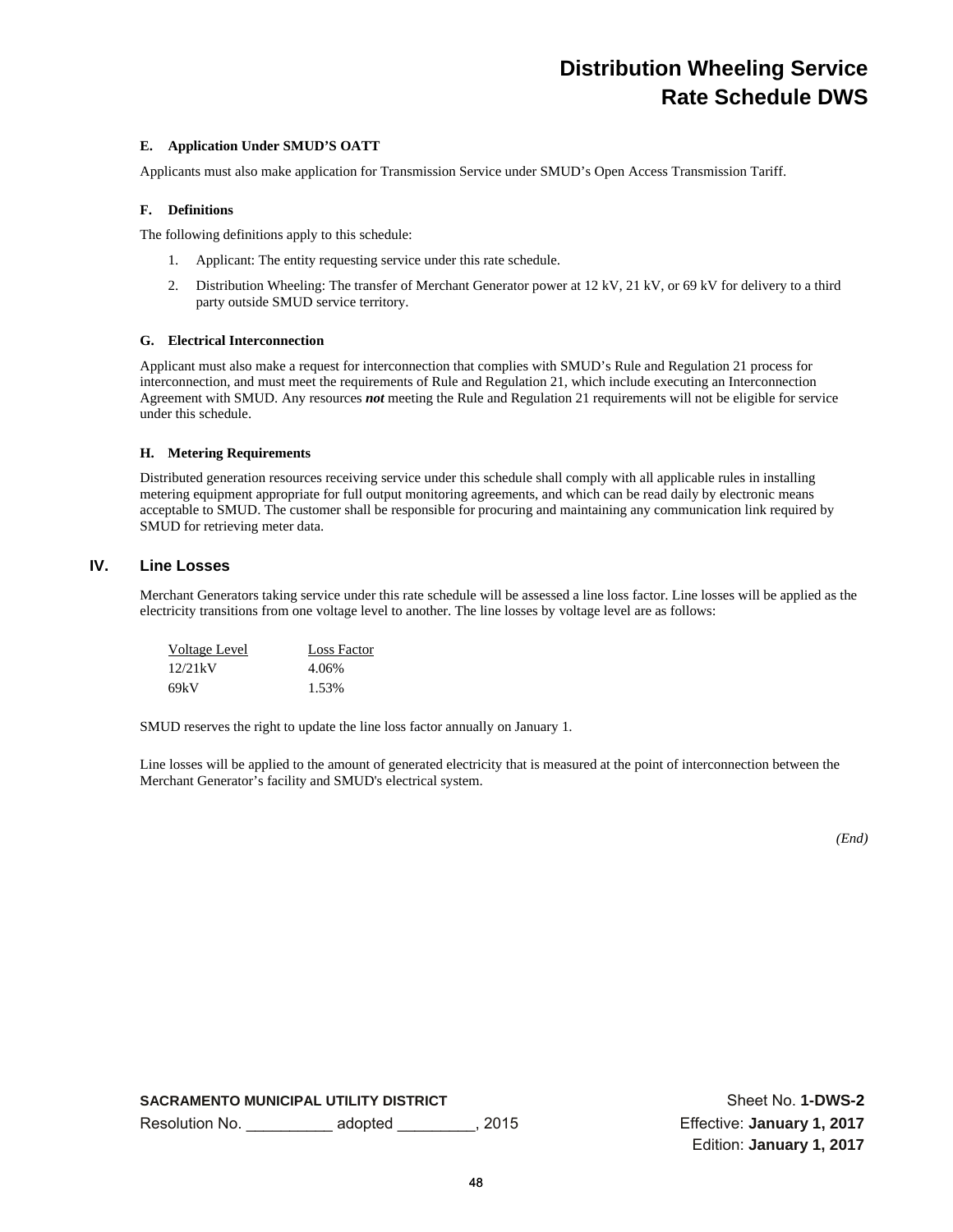# Distribution Wheeling Service
# Rate Schedule DWS

**E. Application Under SMUD'S OATT**

Applicants must also make application for Transmission Service under SMUD's Open Access Transmission Tariff.

**F. Definitions**

The following definitions apply to this schedule:

1. Applicant: The entity requesting service under this rate schedule.
2. Distribution Wheeling: The transfer of Merchant Generator power at 12 kV, 21 kV, or 69 kV for delivery to a third party outside SMUD service territory.

**G. Electrical Interconnection**

Applicant must also make a request for interconnection that complies with SMUD's Rule and Regulation 21 process for interconnection, and must meet the requirements of Rule and Regulation 21, which include executing an Interconnection Agreement with SMUD. Any resources ***not*** meeting the Rule and Regulation 21 requirements will not be eligible for service under this schedule.

**H. Metering Requirements**

Distributed generation resources receiving service under this schedule shall comply with all applicable rules in installing metering equipment appropriate for full output monitoring agreements, and which can be read daily by electronic means acceptable to SMUD. The customer shall be responsible for procuring and maintaining any communication link required by SMUD for retrieving meter data.

## IV. Line Losses

Merchant Generators taking service under this rate schedule will be assessed a line loss factor. Line losses will be applied as the electricity transitions from one voltage level to another. The line losses by voltage level are as follows:

| Voltage Level | Loss Factor |
|---|---|
| 12/21kV | 4.06% |
| 69kV | 1.53% |

SMUD reserves the right to update the line loss factor annually on January 1.

Line losses will be applied to the amount of generated electricity that is measured at the point of interconnection between the Merchant Generator's facility and SMUD's electrical system.

*(End)*

**SACRAMENTO MUNICIPAL UTILITY DISTRICT**
Resolution No. __________ adopted _________, 2015

Sheet No. **1-DWS-2**
Effective: **January 1, 2017**
Edition: **January 1, 2017**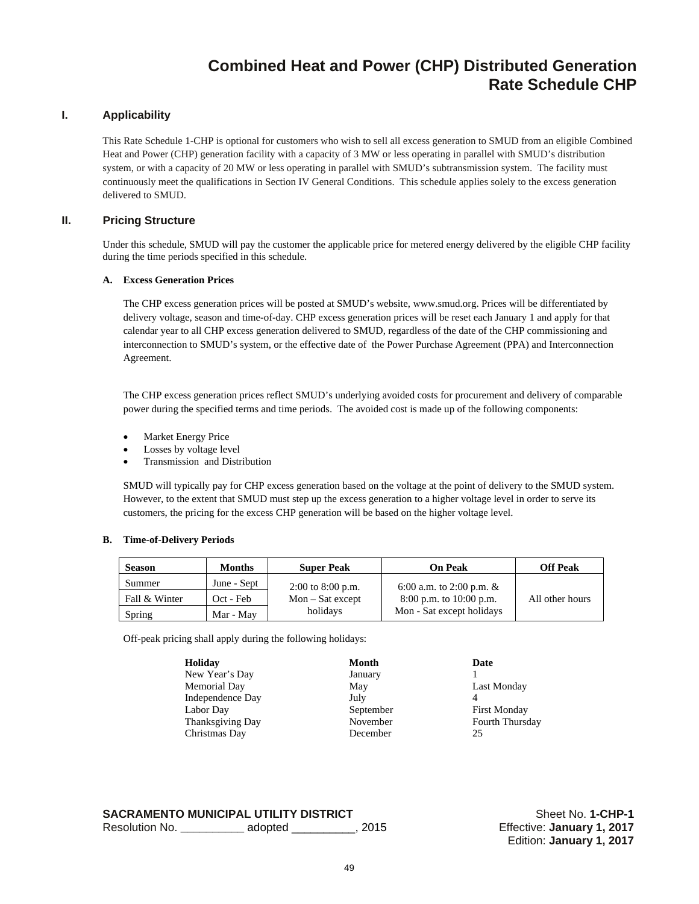# Combined Heat and Power (CHP) Distributed Generation Rate Schedule CHP

## I. Applicability

This Rate Schedule 1-CHP is optional for customers who wish to sell all excess generation to SMUD from an eligible Combined Heat and Power (CHP) generation facility with a capacity of 3 MW or less operating in parallel with SMUD's distribution system, or with a capacity of 20 MW or less operating in parallel with SMUD's subtransmission system. The facility must continuously meet the qualifications in Section IV General Conditions. This schedule applies solely to the excess generation delivered to SMUD.

## II. Pricing Structure

Under this schedule, SMUD will pay the customer the applicable price for metered energy delivered by the eligible CHP facility during the time periods specified in this schedule.

### A. Excess Generation Prices

The CHP excess generation prices will be posted at SMUD's website, www.smud.org. Prices will be differentiated by delivery voltage, season and time-of-day. CHP excess generation prices will be reset each January 1 and apply for that calendar year to all CHP excess generation delivered to SMUD, regardless of the date of the CHP commissioning and interconnection to SMUD's system, or the effective date of the Power Purchase Agreement (PPA) and Interconnection Agreement.

The CHP excess generation prices reflect SMUD's underlying avoided costs for procurement and delivery of comparable power during the specified terms and time periods. The avoided cost is made up of the following components:

- Market Energy Price
- Losses by voltage level
- Transmission and Distribution

SMUD will typically pay for CHP excess generation based on the voltage at the point of delivery to the SMUD system. However, to the extent that SMUD must step up the excess generation to a higher voltage level in order to serve its customers, the pricing for the excess CHP generation will be based on the higher voltage level.

### B. Time-of-Delivery Periods

| Season | Months | Super Peak | On Peak | Off Peak |
|---|---|---|---|---|
| Summer | June - Sept | 2:00 to 8:00 p.m. Mon – Sat except holidays | 6:00 a.m. to 2:00 p.m. & 8:00 p.m. to 10:00 p.m. Mon - Sat except holidays | All other hours |
| Fall & Winter | Oct - Feb | | | |
| Spring | Mar - May | | | |

Off-peak pricing shall apply during the following holidays:

| Holiday | Month | Date |
|---|---|---|
| New Year's Day | January | 1 |
| Memorial Day | May | Last Monday |
| Independence Day | July | 4 |
| Labor Day | September | First Monday |
| Thanksgiving Day | November | Fourth Thursday |
| Christmas Day | December | 25 |

**SACRAMENTO MUNICIPAL UTILITY DISTRICT**
Resolution No. __________ adopted __________, 2015

Sheet No. **1-CHP-1**
Effective: **January 1, 2017**
Edition: **January 1, 2017**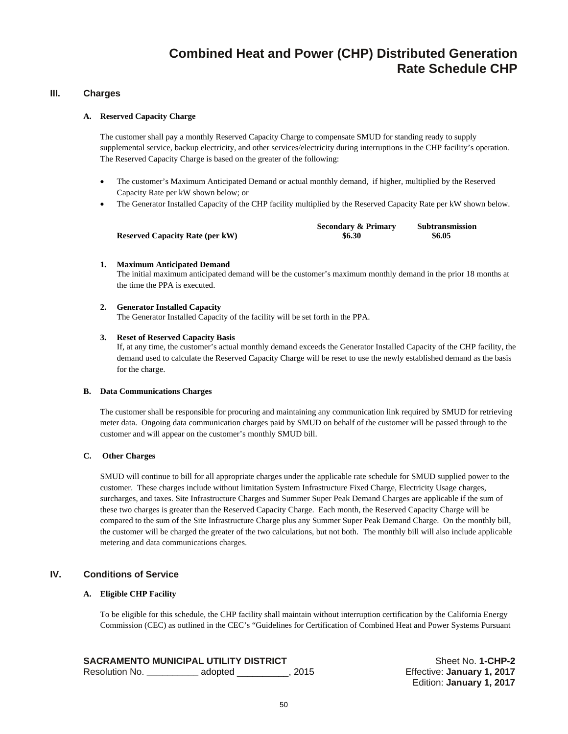# Combined Heat and Power (CHP) Distributed Generation
# Rate Schedule CHP

## III. Charges

### A. Reserved Capacity Charge

The customer shall pay a monthly Reserved Capacity Charge to compensate SMUD for standing ready to supply supplemental service, backup electricity, and other services/electricity during interruptions in the CHP facility's operation. The Reserved Capacity Charge is based on the greater of the following:

- The customer's Maximum Anticipated Demand or actual monthly demand, if higher, multiplied by the Reserved Capacity Rate per kW shown below; or
- The Generator Installed Capacity of the CHP facility multiplied by the Reserved Capacity Rate per kW shown below.

| | Secondary & Primary | Subtransmission |
|---|---|---|
| **Reserved Capacity Rate (per kW)** | **$6.30** | **$6.05** |

1. **Maximum Anticipated Demand**
   The initial maximum anticipated demand will be the customer's maximum monthly demand in the prior 18 months at the time the PPA is executed.

2. **Generator Installed Capacity**
   The Generator Installed Capacity of the facility will be set forth in the PPA.

3. **Reset of Reserved Capacity Basis**
   If, at any time, the customer's actual monthly demand exceeds the Generator Installed Capacity of the CHP facility, the demand used to calculate the Reserved Capacity Charge will be reset to use the newly established demand as the basis for the charge.

### B. Data Communications Charges

The customer shall be responsible for procuring and maintaining any communication link required by SMUD for retrieving meter data. Ongoing data communication charges paid by SMUD on behalf of the customer will be passed through to the customer and will appear on the customer's monthly SMUD bill.

### C. Other Charges

SMUD will continue to bill for all appropriate charges under the applicable rate schedule for SMUD supplied power to the customer. These charges include without limitation System Infrastructure Fixed Charge, Electricity Usage charges, surcharges, and taxes. Site Infrastructure Charges and Summer Super Peak Demand Charges are applicable if the sum of these two charges is greater than the Reserved Capacity Charge. Each month, the Reserved Capacity Charge will be compared to the sum of the Site Infrastructure Charge plus any Summer Super Peak Demand Charge. On the monthly bill, the customer will be charged the greater of the two calculations, but not both. The monthly bill will also include applicable metering and data communications charges.

## IV. Conditions of Service

### A. Eligible CHP Facility

To be eligible for this schedule, the CHP facility shall maintain without interruption certification by the California Energy Commission (CEC) as outlined in the CEC's "Guidelines for Certification of Combined Heat and Power Systems Pursuant

**SACRAMENTO MUNICIPAL UTILITY DISTRICT**
Resolution No. __________ adopted __________, 2015

Sheet No. **1-CHP-2**
Effective: **January 1, 2017**
Edition: **January 1, 2017**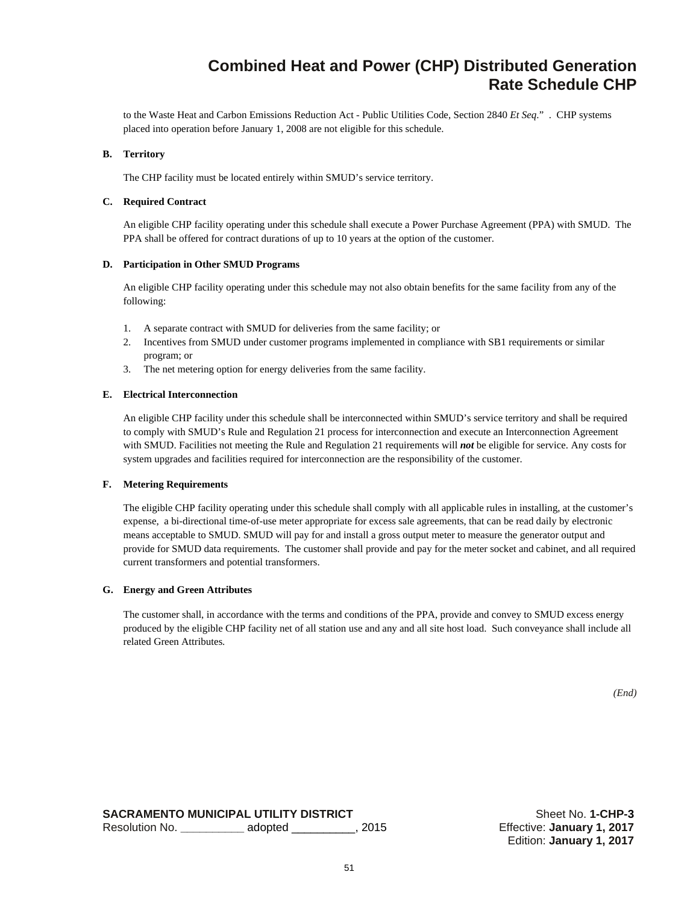to the Waste Heat and Carbon Emissions Reduction Act - Public Utilities Code, Section 2840 *Et Seq*." . CHP systems placed into operation before January 1, 2008 are not eligible for this schedule.

**B. Territory**

The CHP facility must be located entirely within SMUD's service territory.

**C. Required Contract**

An eligible CHP facility operating under this schedule shall execute a Power Purchase Agreement (PPA) with SMUD. The PPA shall be offered for contract durations of up to 10 years at the option of the customer.

**D. Participation in Other SMUD Programs**

An eligible CHP facility operating under this schedule may not also obtain benefits for the same facility from any of the following:

1. A separate contract with SMUD for deliveries from the same facility; or
2. Incentives from SMUD under customer programs implemented in compliance with SB1 requirements or similar program; or
3. The net metering option for energy deliveries from the same facility.

**E. Electrical Interconnection**

An eligible CHP facility under this schedule shall be interconnected within SMUD's service territory and shall be required to comply with SMUD's Rule and Regulation 21 process for interconnection and execute an Interconnection Agreement with SMUD. Facilities not meeting the Rule and Regulation 21 requirements will ***not*** be eligible for service. Any costs for system upgrades and facilities required for interconnection are the responsibility of the customer.

**F. Metering Requirements**

The eligible CHP facility operating under this schedule shall comply with all applicable rules in installing, at the customer's expense, a bi-directional time-of-use meter appropriate for excess sale agreements, that can be read daily by electronic means acceptable to SMUD. SMUD will pay for and install a gross output meter to measure the generator output and provide for SMUD data requirements. The customer shall provide and pay for the meter socket and cabinet, and all required current transformers and potential transformers.

**G. Energy and Green Attributes**

The customer shall, in accordance with the terms and conditions of the PPA, provide and convey to SMUD excess energy produced by the eligible CHP facility net of all station use and any and all site host load. Such conveyance shall include all related Green Attributes.

*(End)*